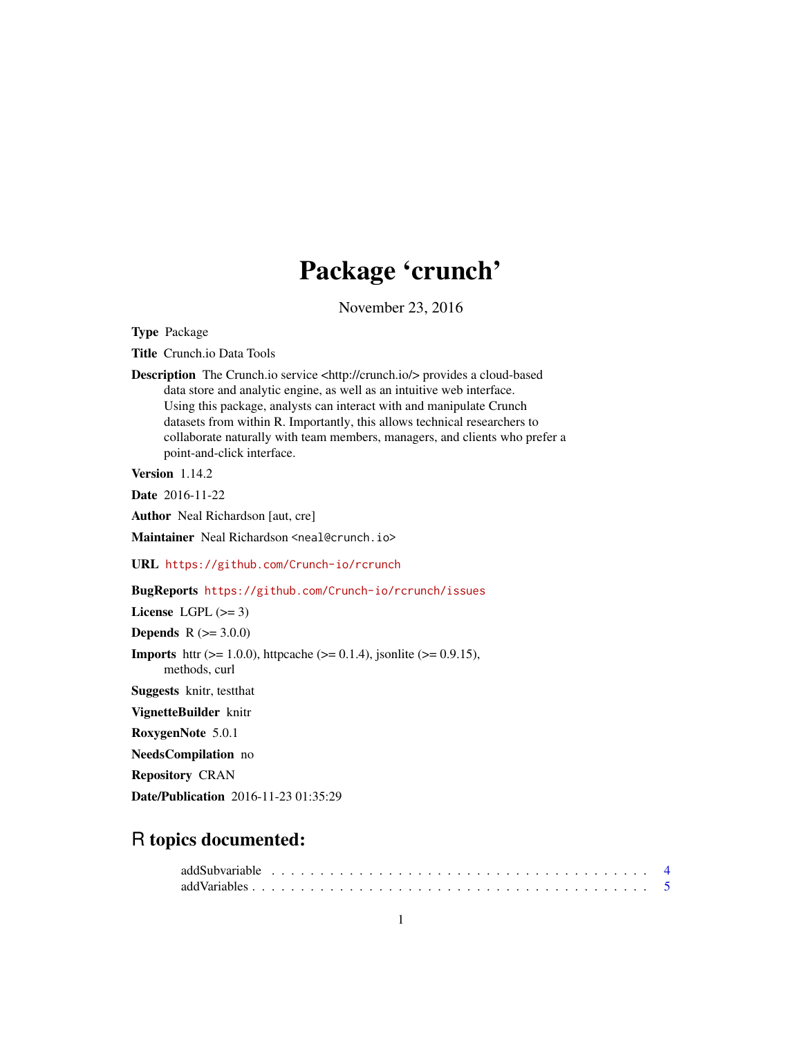# Package 'crunch'

November 23, 2016

**Type** Package

**Title** Crunch.io Data Tools

**Description** The Crunch.io service <http://crunch.io/> provides a cloud-based data store and analytic engine, as well as an intuitive web interface. Using this package, analysts can interact with and manipulate Crunch datasets from within R. Importantly, this allows technical researchers to collaborate naturally with team members, managers, and clients who prefer a point-and-click interface.

**Version** 1.14.2

**Date** 2016-11-22

**Author** Neal Richardson [aut, cre]

**Maintainer** Neal Richardson <neal@crunch.io>

**URL** https://github.com/Crunch-io/rcrunch

**BugReports** https://github.com/Crunch-io/rcrunch/issues

**License** LGPL (>= 3)

**Depends** R (>= 3.0.0)

**Imports** httr (>= 1.0.0), httpcache (>= 0.1.4), jsonlite (>= 0.9.15), methods, curl

**Suggests** knitr, testthat

**VignetteBuilder** knitr

**RoxygenNote** 5.0.1

**NeedsCompilation** no

**Repository** CRAN

**Date/Publication** 2016-11-23 01:35:29

## R topics documented:

addSubvariable . . . . . . . . . . . . . . . . . . . . . . . . . . . . . . . . . . . . . . . 4
addVariables . . . . . . . . . . . . . . . . . . . . . . . . . . . . . . . . . . . . . . . . 5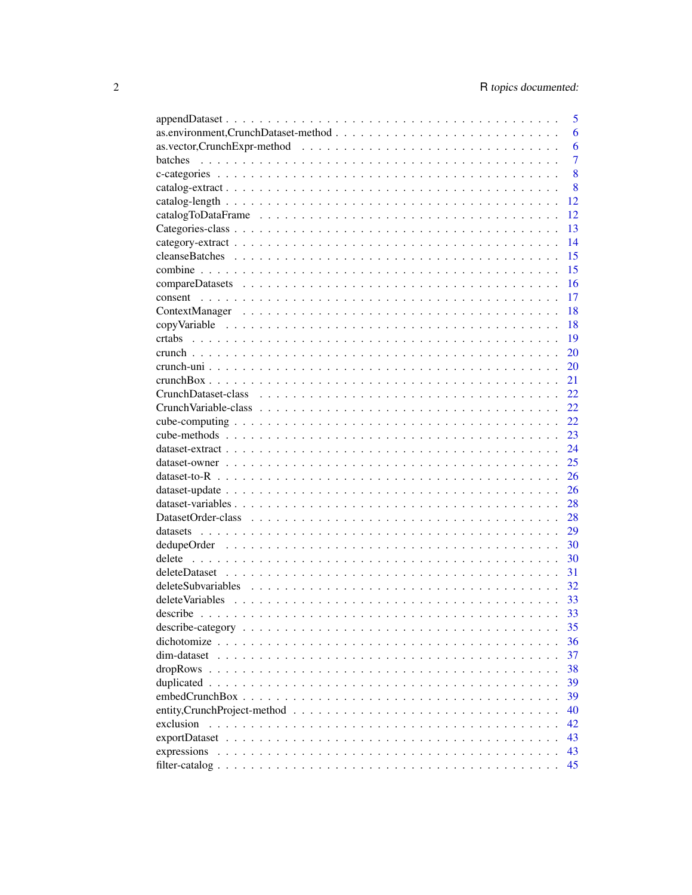| | |
|---|---|
| appendDataset | 5 |
| as.environment,CrunchDataset-method | 6 |
| as.vector,CrunchExpr-method | 6 |
| batches | 7 |
| c-categories | 8 |
| catalog-extract | 8 |
| catalog-length | 12 |
| catalogToDataFrame | 12 |
| Categories-class | 13 |
| category-extract | 14 |
| cleanseBatches | 15 |
| combine | 15 |
| compareDatasets | 16 |
| consent | 17 |
| ContextManager | 18 |
| copyVariable | 18 |
| crtabs | 19 |
| crunch | 20 |
| crunch-uni | 20 |
| crunchBox | 21 |
| CrunchDataset-class | 22 |
| CrunchVariable-class | 22 |
| cube-computing | 22 |
| cube-methods | 23 |
| dataset-extract | 24 |
| dataset-owner | 25 |
| dataset-to-R | 26 |
| dataset-update | 26 |
| dataset-variables | 28 |
| DatasetOrder-class | 28 |
| datasets | 29 |
| dedupeOrder | 30 |
| delete | 30 |
| deleteDataset | 31 |
| deleteSubvariables | 32 |
| deleteVariables | 33 |
| describe | 33 |
| describe-category | 35 |
| dichotomize | 36 |
| dim-dataset | 37 |
| dropRows | 38 |
| duplicated | 39 |
| embedCrunchBox | 39 |
| entity,CrunchProject-method | 40 |
| exclusion | 42 |
| exportDataset | 43 |
| expressions | 43 |
| filter-catalog | 45 |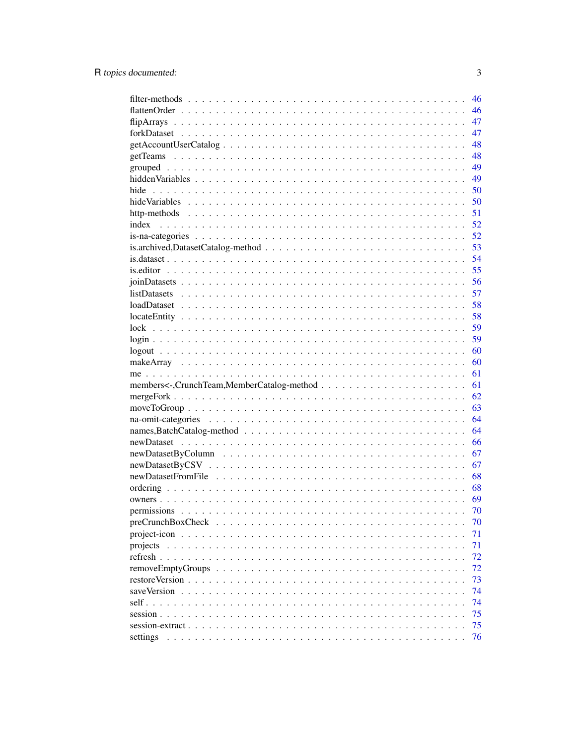| | |
|---|---|
| filter-methods | 46 |
| flattenOrder | 46 |
| flipArrays | 47 |
| forkDataset | 47 |
| getAccountUserCatalog | 48 |
| getTeams | 48 |
| grouped | 49 |
| hiddenVariables | 49 |
| hide | 50 |
| hideVariables | 50 |
| http-methods | 51 |
| index | 52 |
| is-na-categories | 52 |
| is.archived,DatasetCatalog-method | 53 |
| is.dataset | 54 |
| is.editor | 55 |
| joinDatasets | 56 |
| listDatasets | 57 |
| loadDataset | 58 |
| locateEntity | 58 |
| lock | 59 |
| login | 59 |
| logout | 60 |
| makeArray | 60 |
| me | 61 |
| members<-,CrunchTeam,MemberCatalog-method | 61 |
| mergeFork | 62 |
| moveToGroup | 63 |
| na-omit-categories | 64 |
| names,BatchCatalog-method | 64 |
| newDataset | 66 |
| newDatasetByColumn | 67 |
| newDatasetByCSV | 67 |
| newDatasetFromFile | 68 |
| ordering | 68 |
| owners | 69 |
| permissions | 70 |
| preCrunchBoxCheck | 70 |
| project-icon | 71 |
| projects | 71 |
| refresh | 72 |
| removeEmptyGroups | 72 |
| restoreVersion | 73 |
| saveVersion | 74 |
| self | 74 |
| session | 75 |
| session-extract | 75 |
| settings | 76 |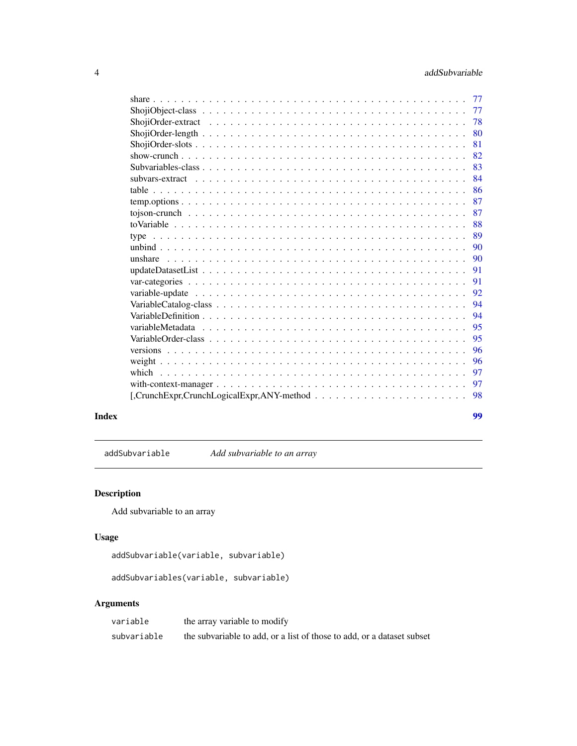share . . . . . . . . . . . . . . . . . . . . . . . . . . . . . . . . . . . . . . . . . . . 77
ShojiObject-class . . . . . . . . . . . . . . . . . . . . . . . . . . . . . . . . . . . . . 77
ShojiOrder-extract . . . . . . . . . . . . . . . . . . . . . . . . . . . . . . . . . . . . 78
ShojiOrder-length . . . . . . . . . . . . . . . . . . . . . . . . . . . . . . . . . . . . . 80
ShojiOrder-slots . . . . . . . . . . . . . . . . . . . . . . . . . . . . . . . . . . . . . . 81
show-crunch . . . . . . . . . . . . . . . . . . . . . . . . . . . . . . . . . . . . . . . . 82
Subvariables-class . . . . . . . . . . . . . . . . . . . . . . . . . . . . . . . . . . . . . 83
subvars-extract . . . . . . . . . . . . . . . . . . . . . . . . . . . . . . . . . . . . . . . 84
table . . . . . . . . . . . . . . . . . . . . . . . . . . . . . . . . . . . . . . . . . . . . 86
temp.options . . . . . . . . . . . . . . . . . . . . . . . . . . . . . . . . . . . . . . . . 87
tojson-crunch . . . . . . . . . . . . . . . . . . . . . . . . . . . . . . . . . . . . . . . . 87
toVariable . . . . . . . . . . . . . . . . . . . . . . . . . . . . . . . . . . . . . . . . . . 88
type . . . . . . . . . . . . . . . . . . . . . . . . . . . . . . . . . . . . . . . . . . . . . 89
unbind . . . . . . . . . . . . . . . . . . . . . . . . . . . . . . . . . . . . . . . . . . . . 90
unshare . . . . . . . . . . . . . . . . . . . . . . . . . . . . . . . . . . . . . . . . . . . 90
updateDatasetList . . . . . . . . . . . . . . . . . . . . . . . . . . . . . . . . . . . . . 91
var-categories . . . . . . . . . . . . . . . . . . . . . . . . . . . . . . . . . . . . . . . . 91
variable-update . . . . . . . . . . . . . . . . . . . . . . . . . . . . . . . . . . . . . . . 92
VariableCatalog-class . . . . . . . . . . . . . . . . . . . . . . . . . . . . . . . . . . . . 94
VariableDefinition . . . . . . . . . . . . . . . . . . . . . . . . . . . . . . . . . . . . . . 94
variableMetadata . . . . . . . . . . . . . . . . . . . . . . . . . . . . . . . . . . . . . . 95
VariableOrder-class . . . . . . . . . . . . . . . . . . . . . . . . . . . . . . . . . . . . . 95
versions . . . . . . . . . . . . . . . . . . . . . . . . . . . . . . . . . . . . . . . . . . . 96
weight . . . . . . . . . . . . . . . . . . . . . . . . . . . . . . . . . . . . . . . . . . . . 96
which . . . . . . . . . . . . . . . . . . . . . . . . . . . . . . . . . . . . . . . . . . . . . 97
with-context-manager . . . . . . . . . . . . . . . . . . . . . . . . . . . . . . . . . . . . 97
[,CrunchExpr,CrunchLogicalExpr,ANY-method . . . . . . . . . . . . . . . . . . . . . . 98

**Index** **99**

---

`addSubvariable` *Add subvariable to an array*

---

## Description

Add subvariable to an array

## Usage

```
addSubvariable(variable, subvariable)

addSubvariables(variable, subvariable)
```

## Arguments

| | |
|---|---|
| `variable` | the array variable to modify |
| `subvariable` | the subvariable to add, or a list of those to add, or a dataset subset |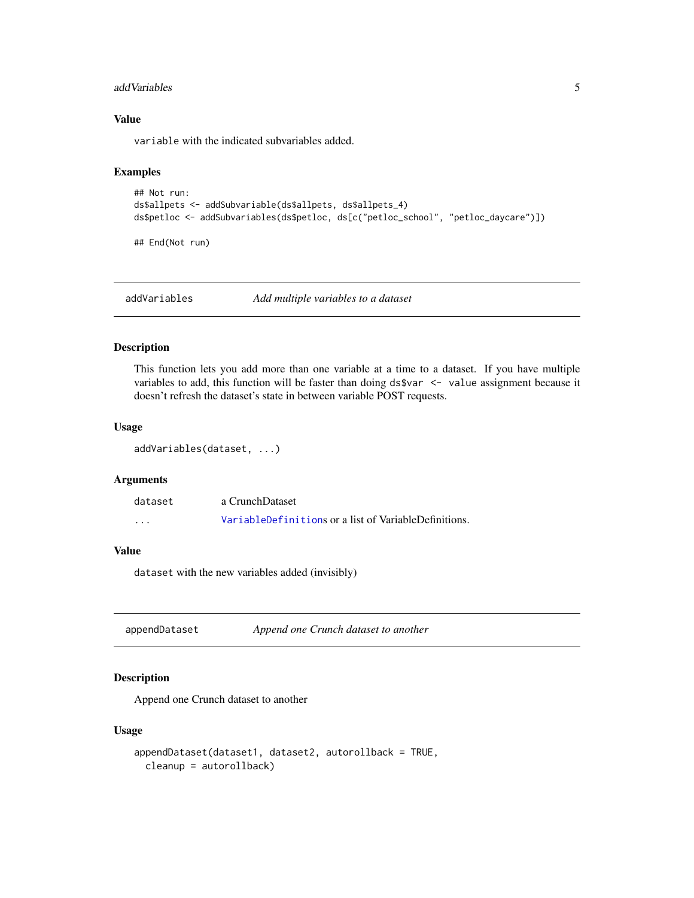### Value

`variable` with the indicated subvariables added.

### Examples

```
## Not run:
ds$allpets <- addSubvariable(ds$allpets, ds$allpets_4)
ds$petloc <- addSubvariables(ds$petloc, ds[c("petloc_school", "petloc_daycare")])

## End(Not run)
```

---

## addVariables — *Add multiple variables to a dataset*

### Description

This function lets you add more than one variable at a time to a dataset. If you have multiple variables to add, this function will be faster than doing `ds$var <- value` assignment because it doesn't refresh the dataset's state in between variable POST requests.

### Usage

```
addVariables(dataset, ...)
```

### Arguments

| | |
|---|---|
| `dataset` | a CrunchDataset |
| `...` | `VariableDefinition`s or a list of VariableDefinitions. |

### Value

`dataset` with the new variables added (invisibly)

---

## appendDataset — *Append one Crunch dataset to another*

### Description

Append one Crunch dataset to another

### Usage

```
appendDataset(dataset1, dataset2, autorollback = TRUE,
  cleanup = autorollback)
```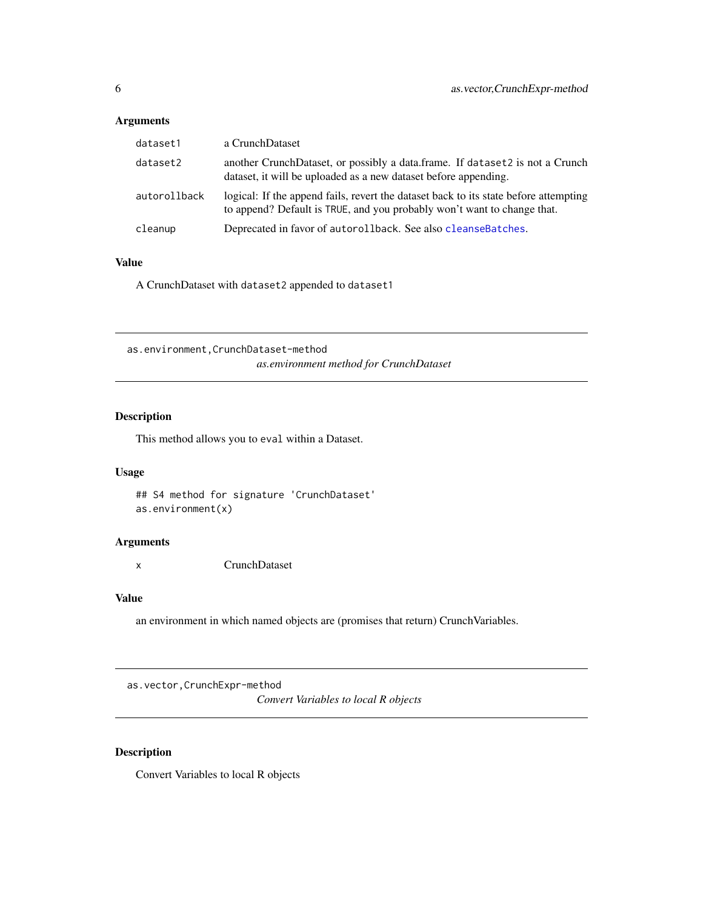### Arguments

| | |
|---|---|
| `dataset1` | a CrunchDataset |
| `dataset2` | another CrunchDataset, or possibly a data.frame. If `dataset2` is not a Crunch dataset, it will be uploaded as a new dataset before appending. |
| `autorollback` | logical: If the append fails, revert the dataset back to its state before attempting to append? Default is `TRUE`, and you probably won't want to change that. |
| `cleanup` | Deprecated in favor of `autorollback`. See also `cleanseBatches`. |

### Value

A CrunchDataset with `dataset2` appended to `dataset1`

---

## `as.environment,CrunchDataset-method` — *as.environment method for CrunchDataset*

---

### Description

This method allows you to `eval` within a Dataset.

### Usage

```
## S4 method for signature 'CrunchDataset'
as.environment(x)
```

### Arguments

| | |
|---|---|
| `x` | CrunchDataset |

### Value

an environment in which named objects are (promises that return) CrunchVariables.

---

## `as.vector,CrunchExpr-method` — *Convert Variables to local R objects*

---

### Description

Convert Variables to local R objects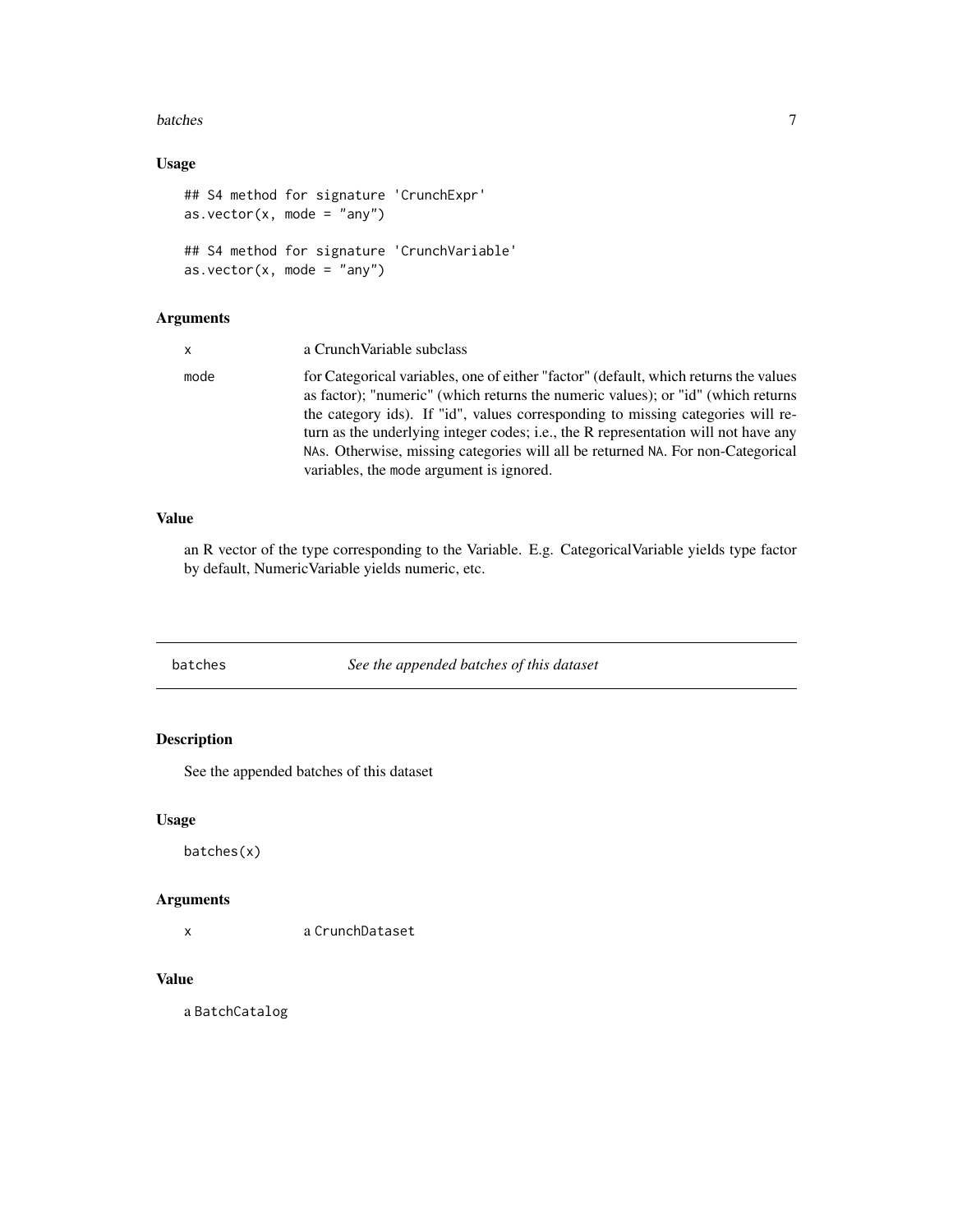### Usage

```
## S4 method for signature 'CrunchExpr'
as.vector(x, mode = "any")

## S4 method for signature 'CrunchVariable'
as.vector(x, mode = "any")
```

### Arguments

| | |
|---|---|
| x | a CrunchVariable subclass |
| mode | for Categorical variables, one of either "factor" (default, which returns the values as factor); "numeric" (which returns the numeric values); or "id" (which returns the category ids). If "id", values corresponding to missing categories will return as the underlying integer codes; i.e., the R representation will not have any `NA`s. Otherwise, missing categories will all be returned `NA`. For non-Categorical variables, the `mode` argument is ignored. |

### Value

an R vector of the type corresponding to the Variable. E.g. CategoricalVariable yields type factor by default, NumericVariable yields numeric, etc.

---

## batches — *See the appended batches of this dataset*

### Description

See the appended batches of this dataset

### Usage

```
batches(x)
```

### Arguments

| | |
|---|---|
| x | a `CrunchDataset` |

### Value

a `BatchCatalog`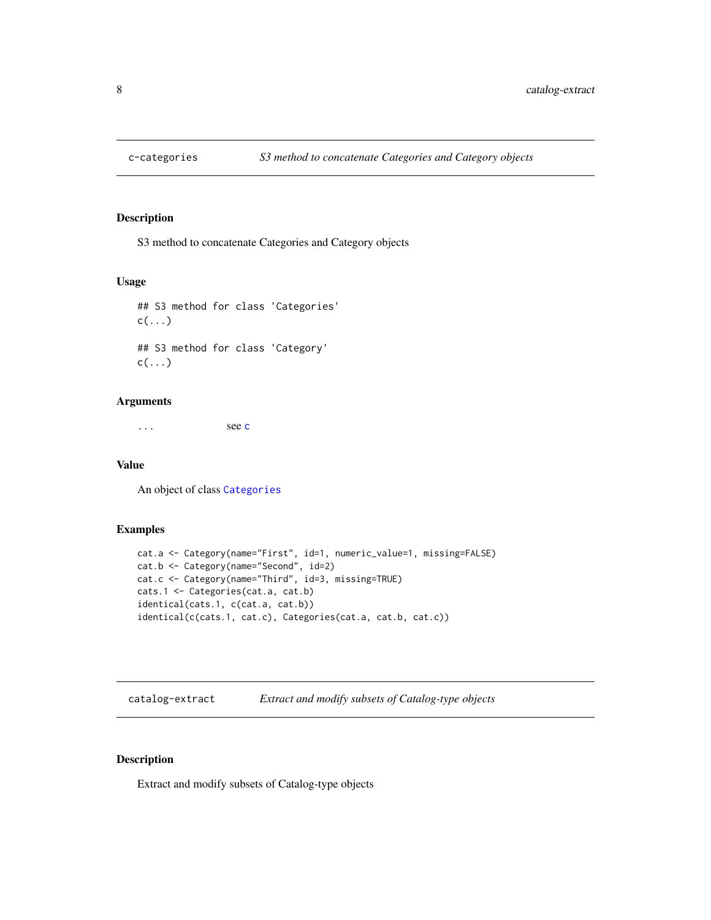## c-categories *S3 method to concatenate Categories and Category objects*

### Description

S3 method to concatenate Categories and Category objects

### Usage

```
## S3 method for class 'Categories'
c(...)

## S3 method for class 'Category'
c(...)
```

### Arguments

| | |
|---|---|
| ... | see c |

### Value

An object of class Categories

### Examples

```
cat.a <- Category(name="First", id=1, numeric_value=1, missing=FALSE)
cat.b <- Category(name="Second", id=2)
cat.c <- Category(name="Third", id=3, missing=TRUE)
cats.1 <- Categories(cat.a, cat.b)
identical(cats.1, c(cat.a, cat.b))
identical(c(cats.1, cat.c), Categories(cat.a, cat.b, cat.c))
```

## catalog-extract *Extract and modify subsets of Catalog-type objects*

### Description

Extract and modify subsets of Catalog-type objects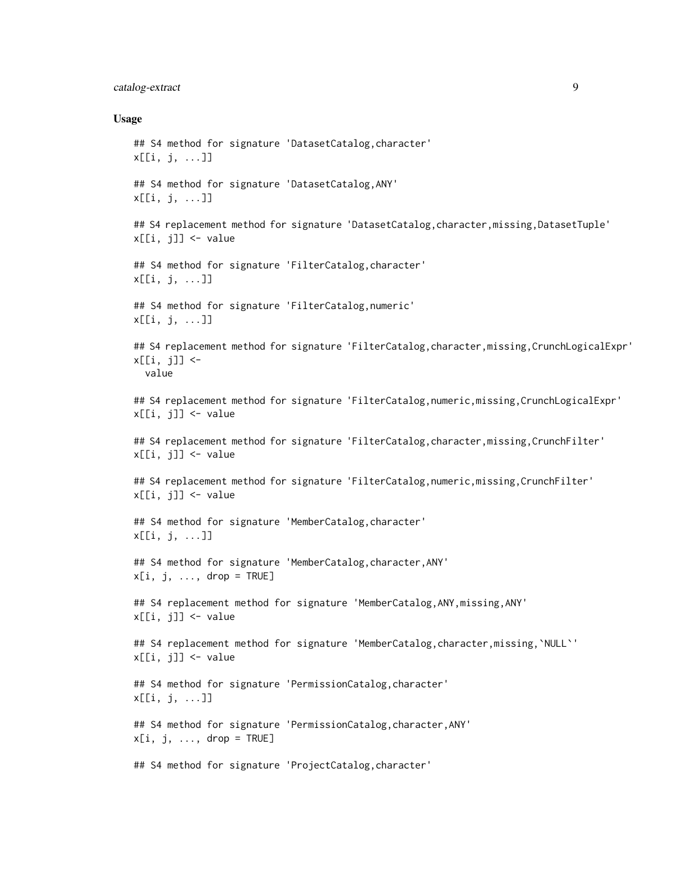## Usage

```
## S4 method for signature 'DatasetCatalog,character'
x[[i, j, ...]]

## S4 method for signature 'DatasetCatalog,ANY'
x[[i, j, ...]]

## S4 replacement method for signature 'DatasetCatalog,character,missing,DatasetTuple'
x[[i, j]] <- value

## S4 method for signature 'FilterCatalog,character'
x[[i, j, ...]]

## S4 method for signature 'FilterCatalog,numeric'
x[[i, j, ...]]

## S4 replacement method for signature 'FilterCatalog,character,missing,CrunchLogicalExpr'
x[[i, j]] <-
  value

## S4 replacement method for signature 'FilterCatalog,numeric,missing,CrunchLogicalExpr'
x[[i, j]] <- value

## S4 replacement method for signature 'FilterCatalog,character,missing,CrunchFilter'
x[[i, j]] <- value

## S4 replacement method for signature 'FilterCatalog,numeric,missing,CrunchFilter'
x[[i, j]] <- value

## S4 method for signature 'MemberCatalog,character'
x[[i, j, ...]]

## S4 method for signature 'MemberCatalog,character,ANY'
x[i, j, ..., drop = TRUE]

## S4 replacement method for signature 'MemberCatalog,ANY,missing,ANY'
x[[i, j]] <- value

## S4 replacement method for signature 'MemberCatalog,character,missing,`NULL`'
x[[i, j]] <- value

## S4 method for signature 'PermissionCatalog,character'
x[[i, j, ...]]

## S4 method for signature 'PermissionCatalog,character,ANY'
x[i, j, ..., drop = TRUE]

## S4 method for signature 'ProjectCatalog,character'
```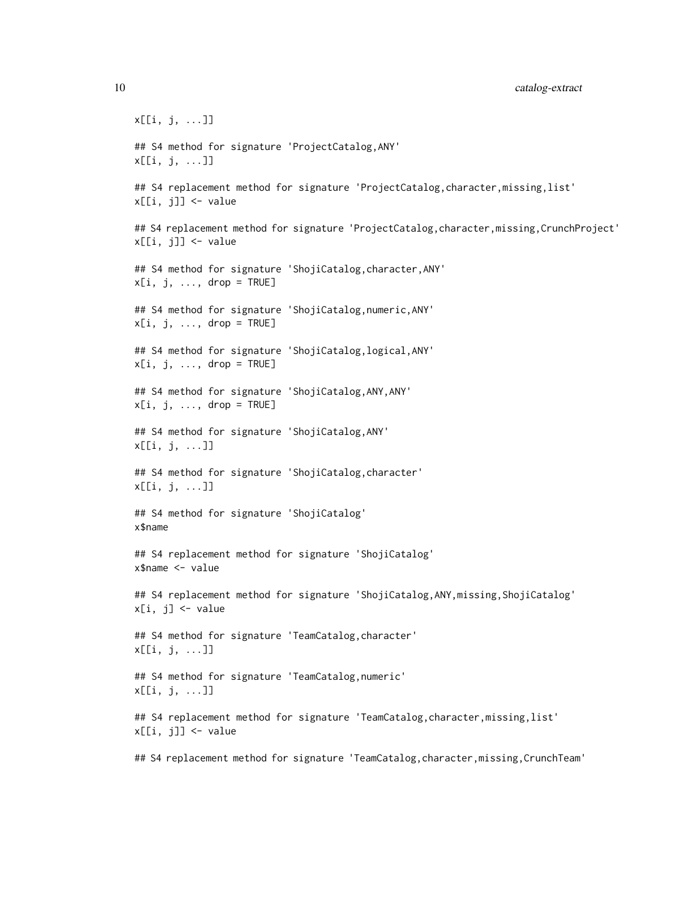```
x[[i, j, ...]]

## S4 method for signature 'ProjectCatalog,ANY'
x[[i, j, ...]]

## S4 replacement method for signature 'ProjectCatalog,character,missing,list'
x[[i, j]] <- value

## S4 replacement method for signature 'ProjectCatalog,character,missing,CrunchProject'
x[[i, j]] <- value

## S4 method for signature 'ShojiCatalog,character,ANY'
x[i, j, ..., drop = TRUE]

## S4 method for signature 'ShojiCatalog,numeric,ANY'
x[i, j, ..., drop = TRUE]

## S4 method for signature 'ShojiCatalog,logical,ANY'
x[i, j, ..., drop = TRUE]

## S4 method for signature 'ShojiCatalog,ANY,ANY'
x[i, j, ..., drop = TRUE]

## S4 method for signature 'ShojiCatalog,ANY'
x[[i, j, ...]]

## S4 method for signature 'ShojiCatalog,character'
x[[i, j, ...]]

## S4 method for signature 'ShojiCatalog'
x$name

## S4 replacement method for signature 'ShojiCatalog'
x$name <- value

## S4 replacement method for signature 'ShojiCatalog,ANY,missing,ShojiCatalog'
x[i, j] <- value

## S4 method for signature 'TeamCatalog,character'
x[[i, j, ...]]

## S4 method for signature 'TeamCatalog,numeric'
x[[i, j, ...]]

## S4 replacement method for signature 'TeamCatalog,character,missing,list'
x[[i, j]] <- value

## S4 replacement method for signature 'TeamCatalog,character,missing,CrunchTeam'
```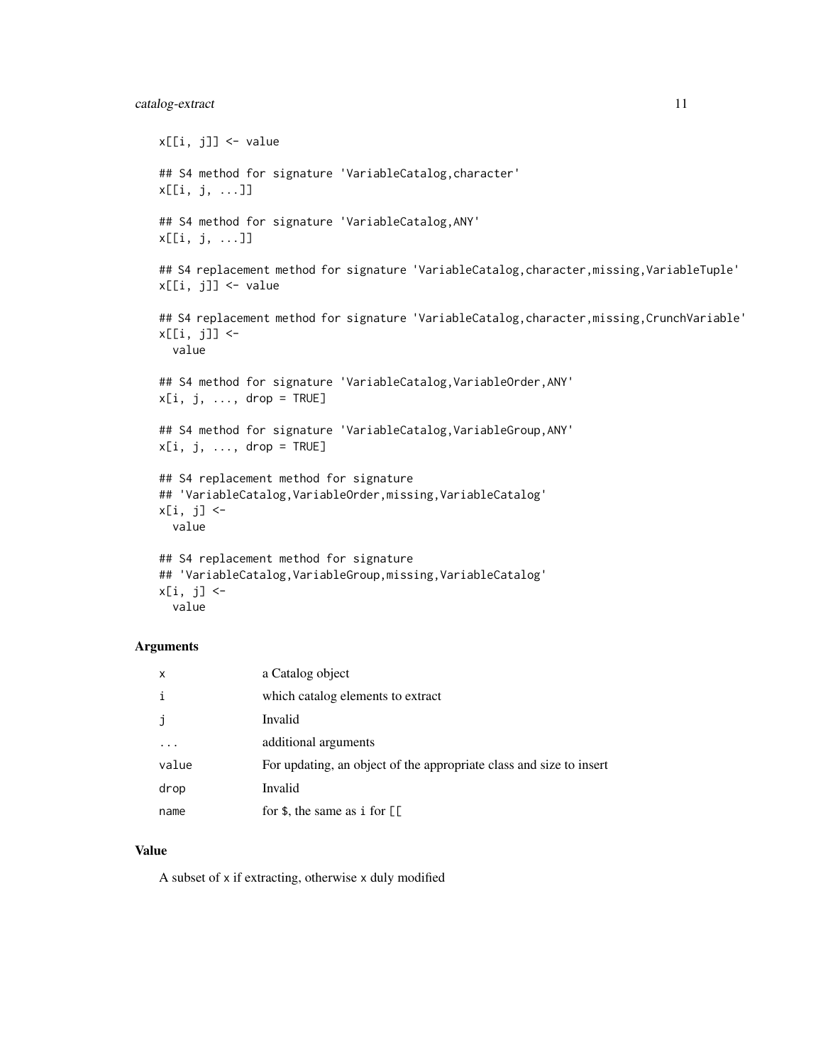```
x[[i, j]] <- value

## S4 method for signature 'VariableCatalog,character'
x[[i, j, ...]]

## S4 method for signature 'VariableCatalog,ANY'
x[[i, j, ...]]

## S4 replacement method for signature 'VariableCatalog,character,missing,VariableTuple'
x[[i, j]] <- value

## S4 replacement method for signature 'VariableCatalog,character,missing,CrunchVariable'
x[[i, j]] <-
  value

## S4 method for signature 'VariableCatalog,VariableOrder,ANY'
x[i, j, ..., drop = TRUE]

## S4 method for signature 'VariableCatalog,VariableGroup,ANY'
x[i, j, ..., drop = TRUE]

## S4 replacement method for signature
## 'VariableCatalog,VariableOrder,missing,VariableCatalog'
x[i, j] <-
  value

## S4 replacement method for signature
## 'VariableCatalog,VariableGroup,missing,VariableCatalog'
x[i, j] <-
  value
```

### Arguments

| | |
|---|---|
| `x` | a Catalog object |
| `i` | which catalog elements to extract |
| `j` | Invalid |
| `...` | additional arguments |
| `value` | For updating, an object of the appropriate class and size to insert |
| `drop` | Invalid |
| `name` | for `$`, the same as `i` for `[[` |

### Value

A subset of `x` if extracting, otherwise `x` duly modified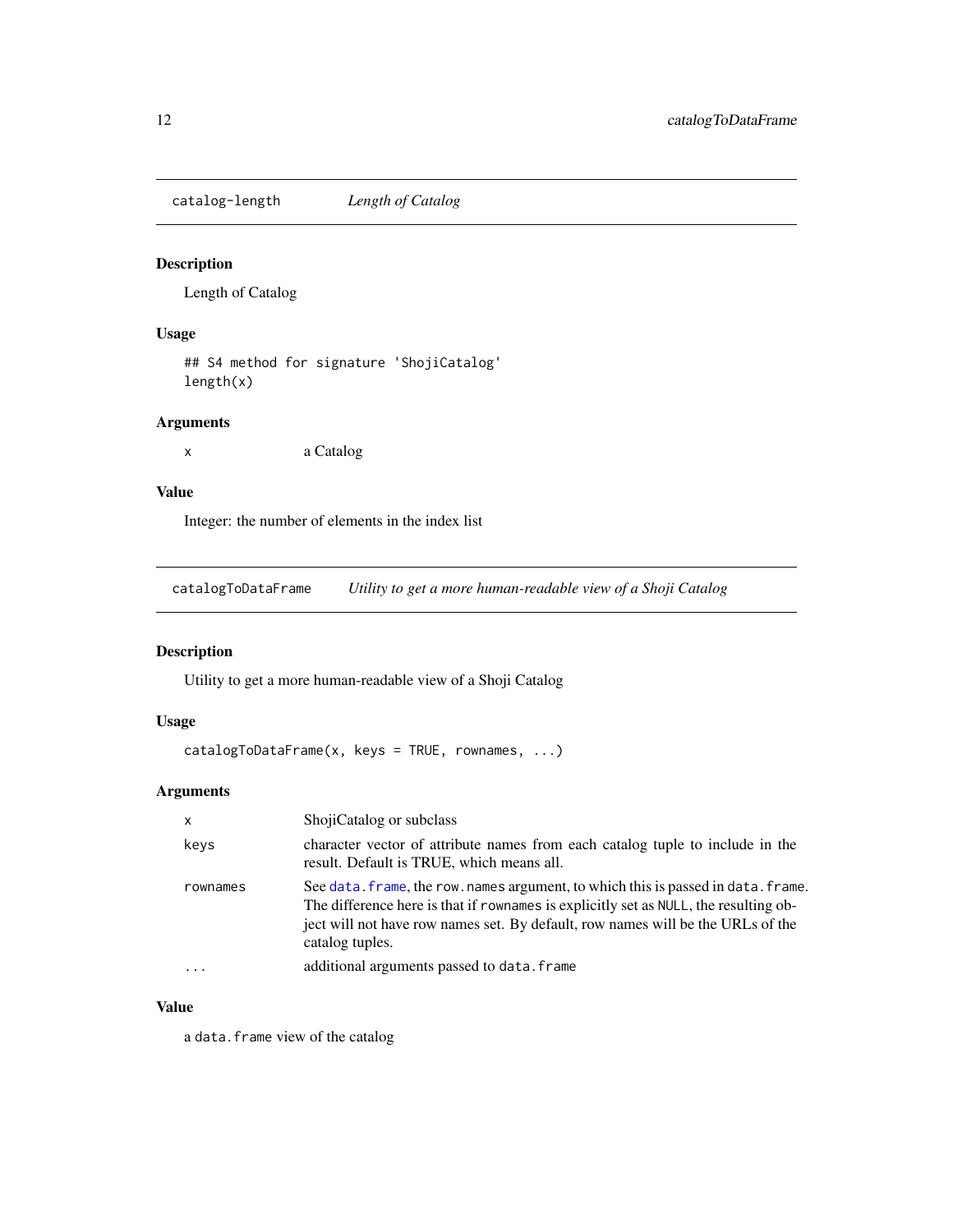## catalog-length *Length of Catalog*

### Description

Length of Catalog

### Usage

```
## S4 method for signature 'ShojiCatalog'
length(x)
```

### Arguments

| | |
|---|---|
| `x` | a Catalog |

### Value

Integer: the number of elements in the index list

## catalogToDataFrame *Utility to get a more human-readable view of a Shoji Catalog*

### Description

Utility to get a more human-readable view of a Shoji Catalog

### Usage

```
catalogToDataFrame(x, keys = TRUE, rownames, ...)
```

### Arguments

| | |
|---|---|
| `x` | ShojiCatalog or subclass |
| `keys` | character vector of attribute names from each catalog tuple to include in the result. Default is TRUE, which means all. |
| `rownames` | See `data.frame`, the `row.names` argument, to which this is passed in `data.frame`. The difference here is that if `rownames` is explicitly set as `NULL`, the resulting object will not have row names set. By default, row names will be the URLs of the catalog tuples. |
| `...` | additional arguments passed to `data.frame` |

### Value

a `data.frame` view of the catalog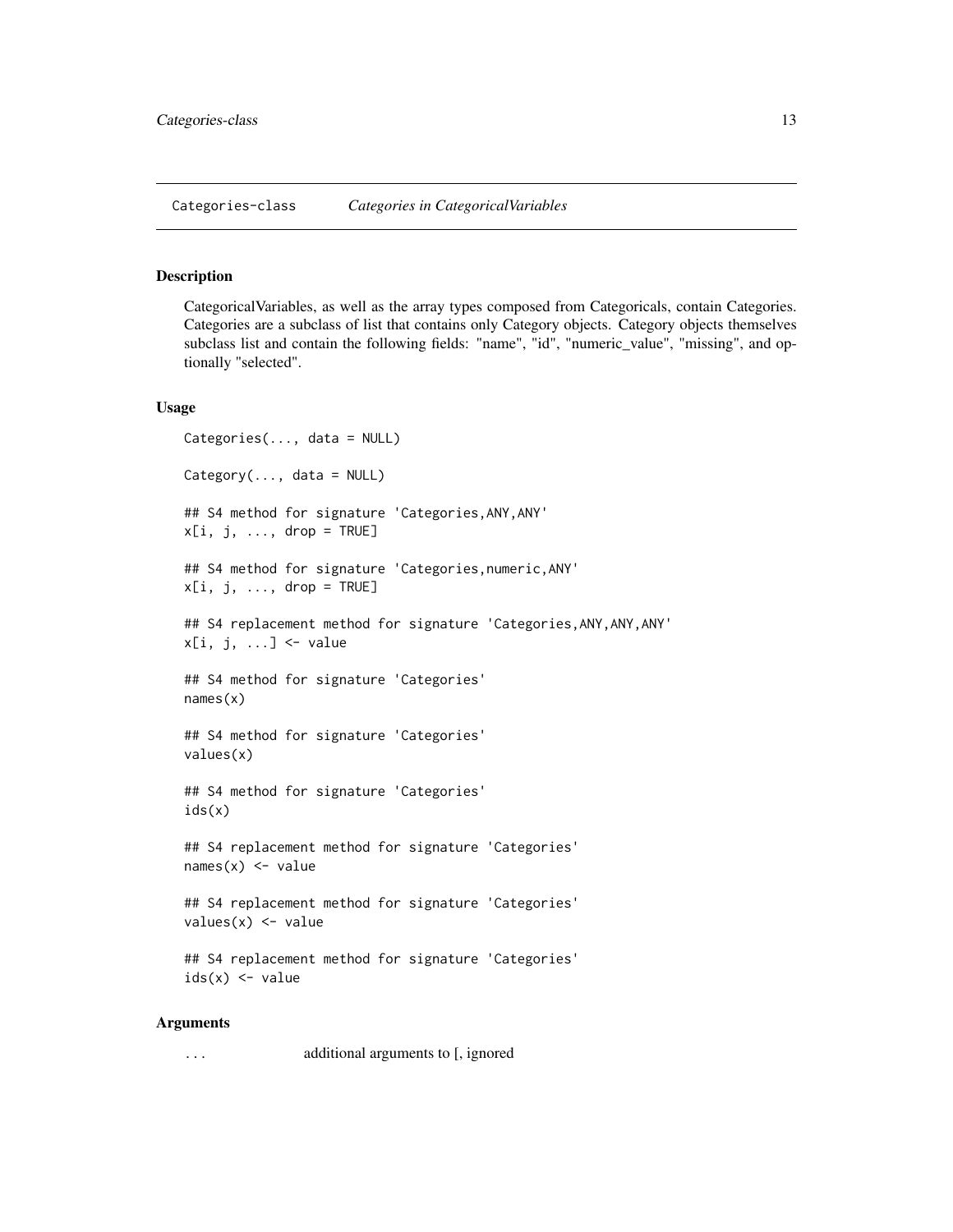Categories-class    *Categories in CategoricalVariables*

## Description

CategoricalVariables, as well as the array types composed from Categoricals, contain Categories. Categories are a subclass of list that contains only Category objects. Category objects themselves subclass list and contain the following fields: "name", "id", "numeric_value", "missing", and optionally "selected".

## Usage

```
Categories(..., data = NULL)

Category(..., data = NULL)

## S4 method for signature 'Categories,ANY,ANY'
x[i, j, ..., drop = TRUE]

## S4 method for signature 'Categories,numeric,ANY'
x[i, j, ..., drop = TRUE]

## S4 replacement method for signature 'Categories,ANY,ANY,ANY'
x[i, j, ...] <- value

## S4 method for signature 'Categories'
names(x)

## S4 method for signature 'Categories'
values(x)

## S4 method for signature 'Categories'
ids(x)

## S4 replacement method for signature 'Categories'
names(x) <- value

## S4 replacement method for signature 'Categories'
values(x) <- value

## S4 replacement method for signature 'Categories'
ids(x) <- value
```

## Arguments

| | |
|---|---|
| ... | additional arguments to [, ignored |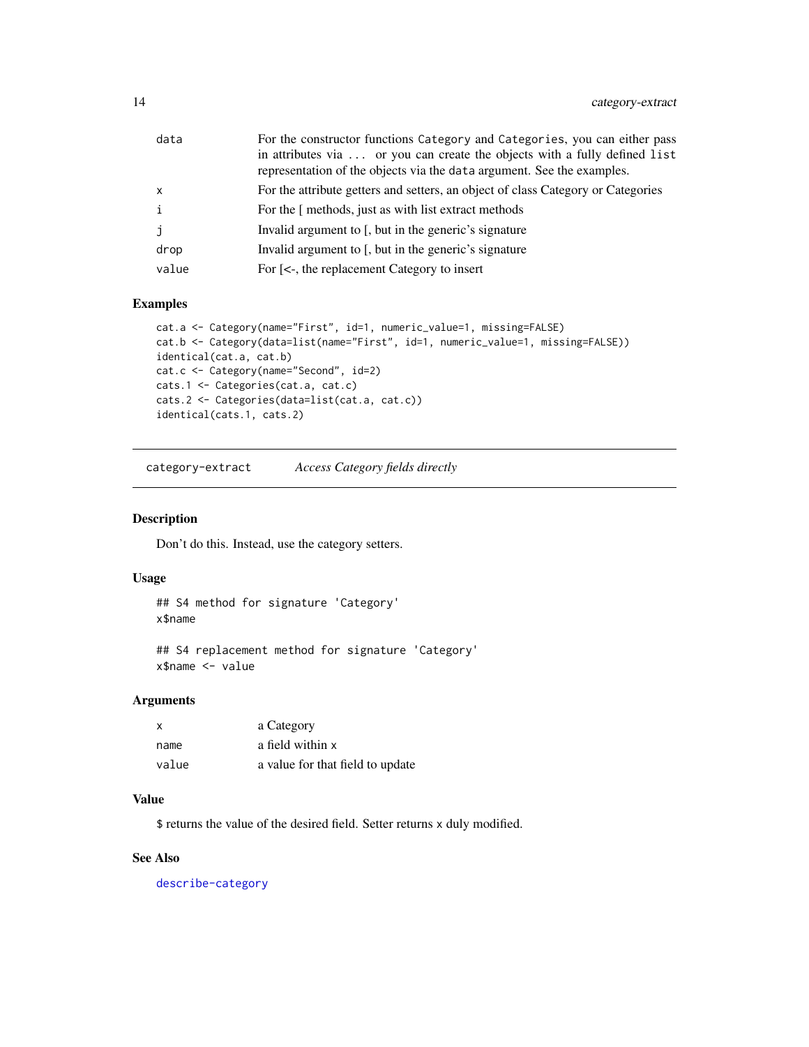| | |
|---|---|
| data | For the constructor functions `Category` and `Categories`, you can either pass in attributes via ... or you can create the objects with a fully defined `list` representation of the objects via the `data` argument. See the examples. |
| x | For the attribute getters and setters, an object of class Category or Categories |
| i | For the [ methods, just as with list extract methods |
| j | Invalid argument to [, but in the generic's signature |
| drop | Invalid argument to [, but in the generic's signature |
| value | For [<-, the replacement Category to insert |

### Examples

```
cat.a <- Category(name="First", id=1, numeric_value=1, missing=FALSE)
cat.b <- Category(data=list(name="First", id=1, numeric_value=1, missing=FALSE))
identical(cat.a, cat.b)
cat.c <- Category(name="Second", id=2)
cats.1 <- Categories(cat.a, cat.c)
cats.2 <- Categories(data=list(cat.a, cat.c))
identical(cats.1, cats.2)
```

---

## category-extract    *Access Category fields directly*

---

### Description

Don't do this. Instead, use the category setters.

### Usage

```
## S4 method for signature 'Category'
x$name

## S4 replacement method for signature 'Category'
x$name <- value
```

### Arguments

| | |
|---|---|
| x | a Category |
| name | a field within x |
| value | a value for that field to update |

### Value

$ returns the value of the desired field. Setter returns x duly modified.

### See Also

describe-category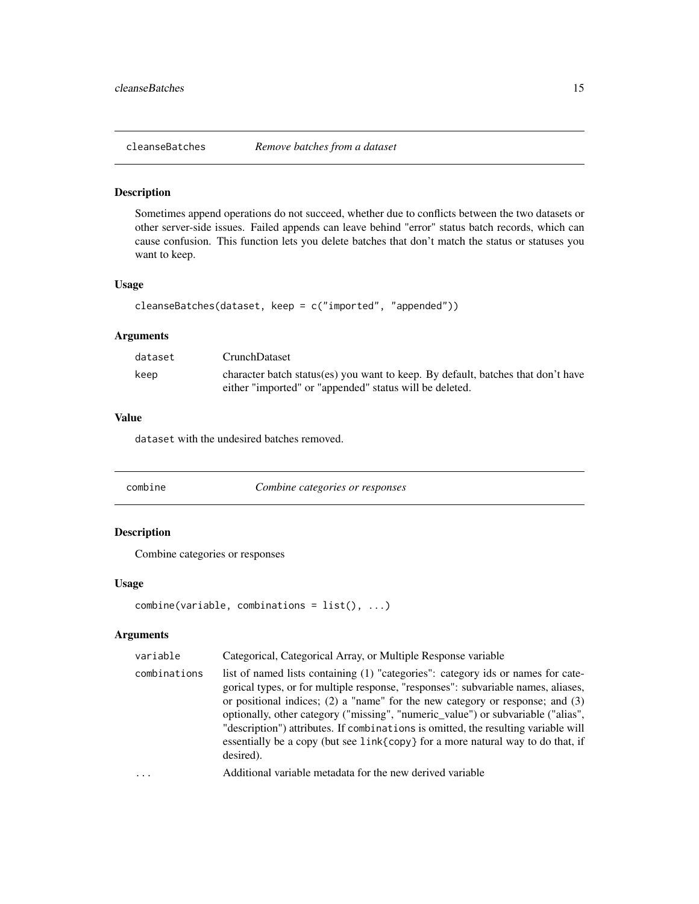## cleanseBatches — *Remove batches from a dataset*

### Description

Sometimes append operations do not succeed, whether due to conflicts between the two datasets or other server-side issues. Failed appends can leave behind "error" status batch records, which can cause confusion. This function lets you delete batches that don't match the status or statuses you want to keep.

### Usage

```
cleanseBatches(dataset, keep = c("imported", "appended"))
```

### Arguments

| | |
|---|---|
| `dataset` | CrunchDataset |
| `keep` | character batch status(es) you want to keep. By default, batches that don't have either "imported" or "appended" status will be deleted. |

### Value

`dataset` with the undesired batches removed.

## combine — *Combine categories or responses*

### Description

Combine categories or responses

### Usage

```
combine(variable, combinations = list(), ...)
```

### Arguments

| | |
|---|---|
| `variable` | Categorical, Categorical Array, or Multiple Response variable |
| `combinations` | list of named lists containing (1) "categories": category ids or names for categorical types, or for multiple response, "responses": subvariable names, aliases, or positional indices; (2) a "name" for the new category or response; and (3) optionally, other category ("missing", "numeric_value") or subvariable ("alias", "description") attributes. If `combinations` is omitted, the resulting variable will essentially be a copy (but see `link{copy}` for a more natural way to do that, if desired). |
| `...` | Additional variable metadata for the new derived variable |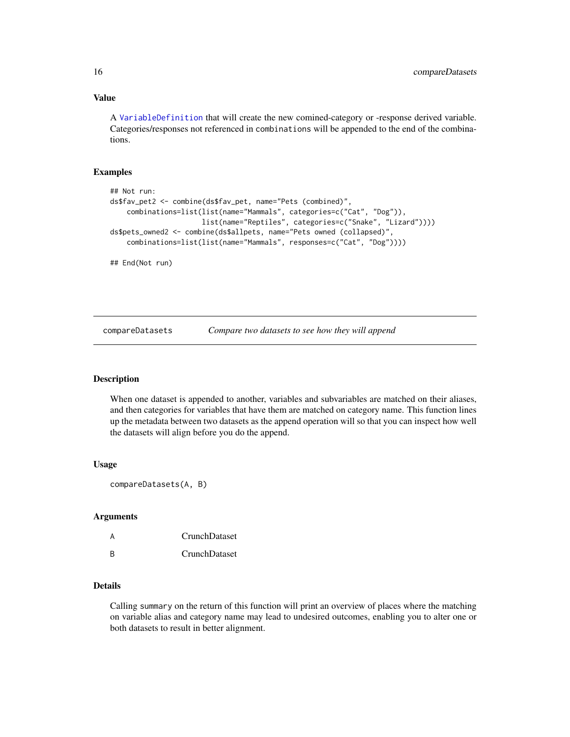### Value

A `VariableDefinition` that will create the new comined-category or -response derived variable. Categories/responses not referenced in `combinations` will be appended to the end of the combinations.

### Examples

```
## Not run:
ds$fav_pet2 <- combine(ds$fav_pet, name="Pets (combined)",
    combinations=list(list(name="Mammals", categories=c("Cat", "Dog")),
                      list(name="Reptiles", categories=c("Snake", "Lizard"))))
ds$pets_owned2 <- combine(ds$allpets, name="Pets owned (collapsed)",
    combinations=list(list(name="Mammals", responses=c("Cat", "Dog"))))

## End(Not run)
```

---

## compareDatasets *Compare two datasets to see how they will append*

### Description

When one dataset is appended to another, variables and subvariables are matched on their aliases, and then categories for variables that have them are matched on category name. This function lines up the metadata between two datasets as the append operation will so that you can inspect how well the datasets will align before you do the append.

### Usage

```
compareDatasets(A, B)
```

### Arguments

| | |
|---|---|
| A | CrunchDataset |
| B | CrunchDataset |

### Details

Calling `summary` on the return of this function will print an overview of places where the matching on variable alias and category name may lead to undesired outcomes, enabling you to alter one or both datasets to result in better alignment.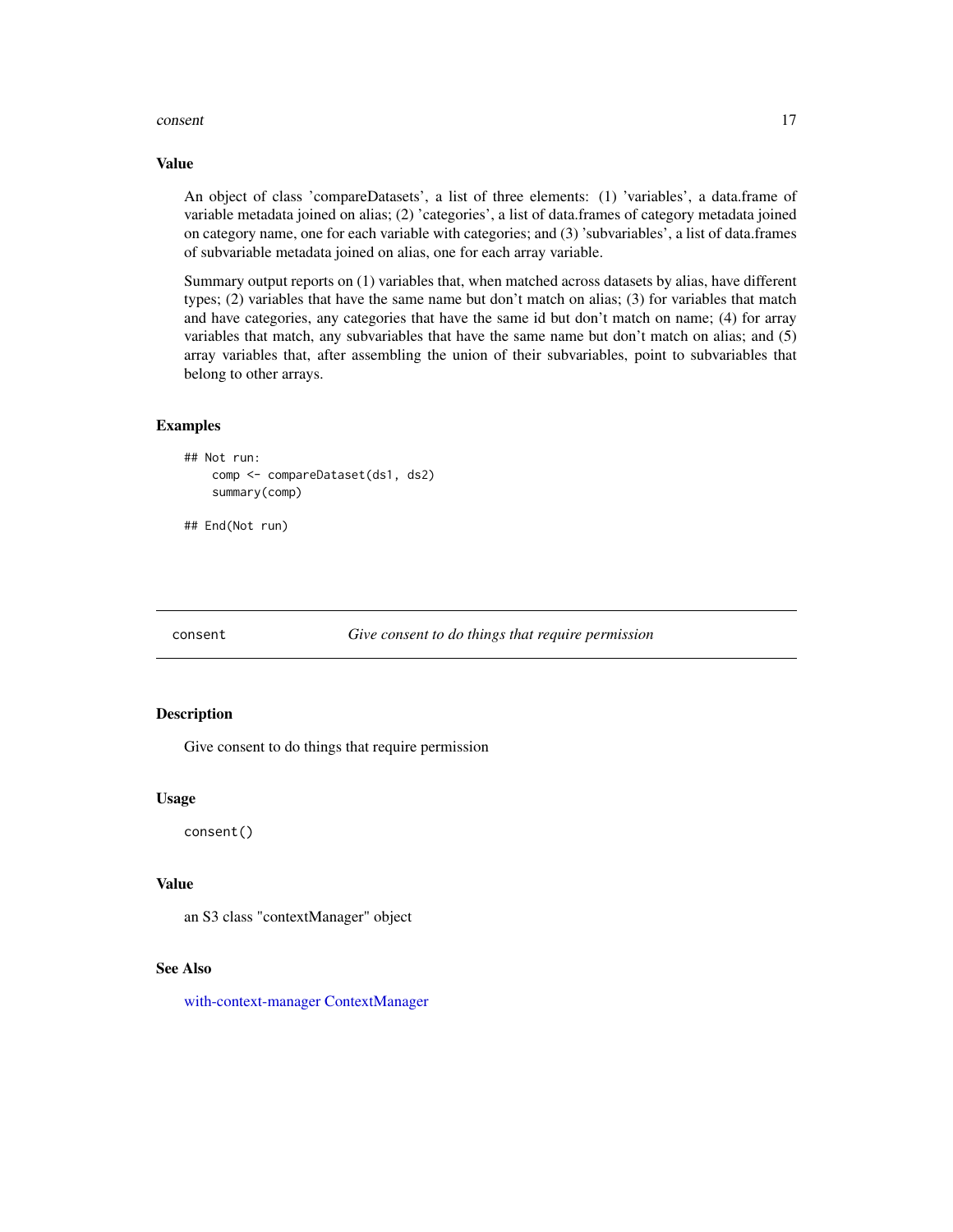## Value

An object of class 'compareDatasets', a list of three elements: (1) 'variables', a data.frame of variable metadata joined on alias; (2) 'categories', a list of data.frames of category metadata joined on category name, one for each variable with categories; and (3) 'subvariables', a list of data.frames of subvariable metadata joined on alias, one for each array variable.

Summary output reports on (1) variables that, when matched across datasets by alias, have different types; (2) variables that have the same name but don't match on alias; (3) for variables that match and have categories, any categories that have the same id but don't match on name; (4) for array variables that match, any subvariables that have the same name but don't match on alias; and (5) array variables that, after assembling the union of their subvariables, point to subvariables that belong to other arrays.

## Examples

```
## Not run:
    comp <- compareDataset(ds1, ds2)
    summary(comp)

## End(Not run)
```

---

# consent — *Give consent to do things that require permission*

## Description

Give consent to do things that require permission

## Usage

```
consent()
```

## Value

an S3 class "contextManager" object

## See Also

with-context-manager ContextManager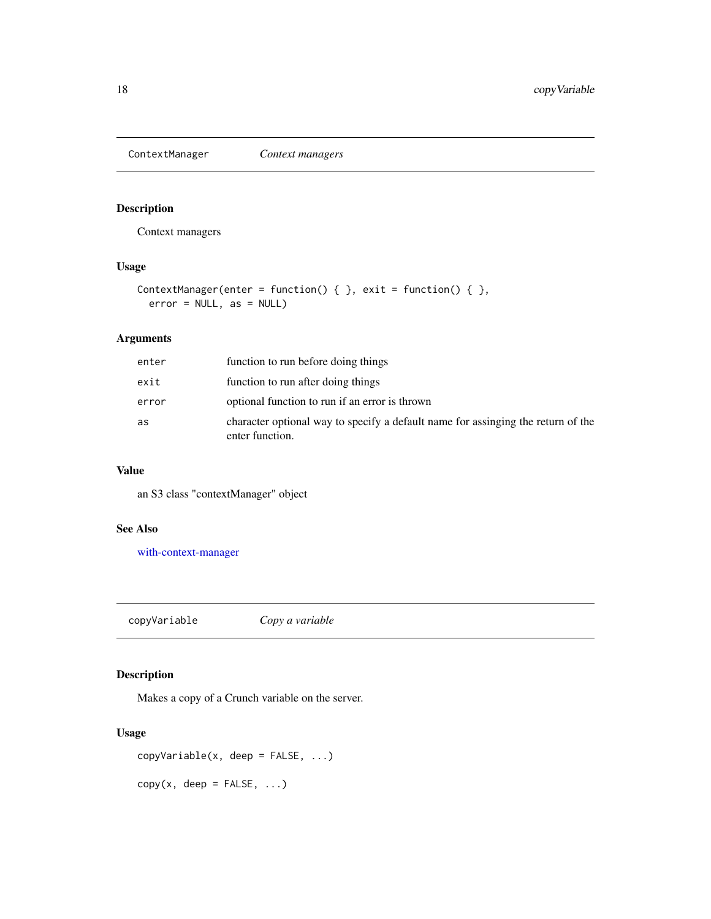## ContextManager *Context managers*

### Description

Context managers

### Usage

```
ContextManager(enter = function() { }, exit = function() { },
  error = NULL, as = NULL)
```

### Arguments

| | |
|---|---|
| `enter` | function to run before doing things |
| `exit` | function to run after doing things |
| `error` | optional function to run if an error is thrown |
| `as` | character optional way to specify a default name for assinging the return of the enter function. |

### Value

an S3 class "contextManager" object

### See Also

with-context-manager

## copyVariable *Copy a variable*

### Description

Makes a copy of a Crunch variable on the server.

### Usage

```
copyVariable(x, deep = FALSE, ...)

copy(x, deep = FALSE, ...)
```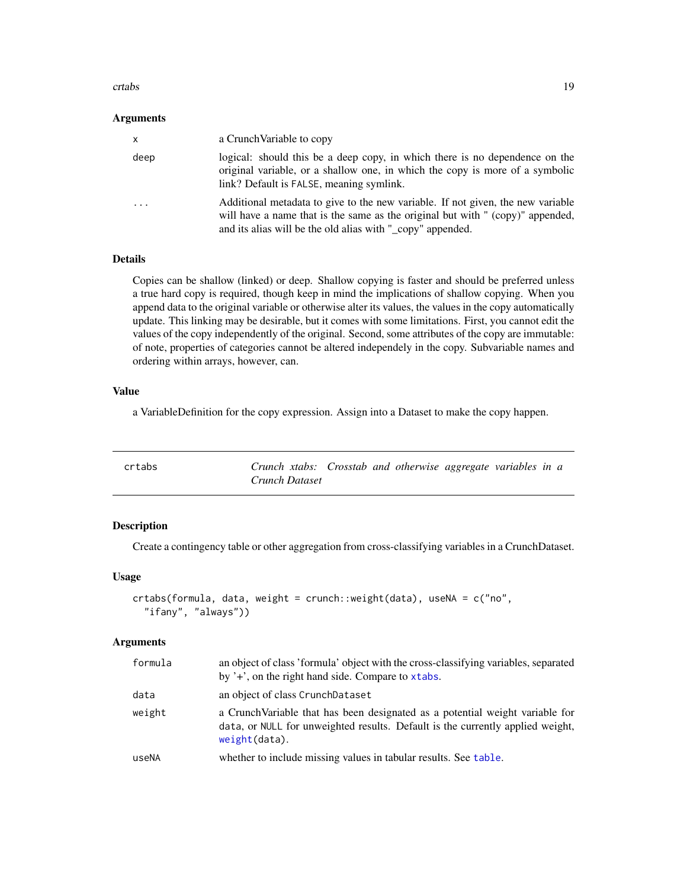### Arguments

| | |
|---|---|
| x | a CrunchVariable to copy |
| deep | logical: should this be a deep copy, in which there is no dependence on the original variable, or a shallow one, in which the copy is more of a symbolic link? Default is FALSE, meaning symlink. |
| ... | Additional metadata to give to the new variable. If not given, the new variable will have a name that is the same as the original but with " (copy)" appended, and its alias will be the old alias with "_copy" appended. |

### Details

Copies can be shallow (linked) or deep. Shallow copying is faster and should be preferred unless a true hard copy is required, though keep in mind the implications of shallow copying. When you append data to the original variable or otherwise alter its values, the values in the copy automatically update. This linking may be desirable, but it comes with some limitations. First, you cannot edit the values of the copy independently of the original. Second, some attributes of the copy are immutable: of note, properties of categories cannot be altered independely in the copy. Subvariable names and ordering within arrays, however, can.

### Value

a VariableDefinition for the copy expression. Assign into a Dataset to make the copy happen.

---

## crtabs — *Crunch xtabs: Crosstab and otherwise aggregate variables in a Crunch Dataset*

---

### Description

Create a contingency table or other aggregation from cross-classifying variables in a CrunchDataset.

### Usage

```
crtabs(formula, data, weight = crunch::weight(data), useNA = c("no",
  "ifany", "always"))
```

### Arguments

| | |
|---|---|
| formula | an object of class 'formula' object with the cross-classifying variables, separated by '+', on the right hand side. Compare to xtabs. |
| data | an object of class CrunchDataset |
| weight | a CrunchVariable that has been designated as a potential weight variable for data, or NULL for unweighted results. Default is the currently applied weight, weight(data). |
| useNA | whether to include missing values in tabular results. See table. |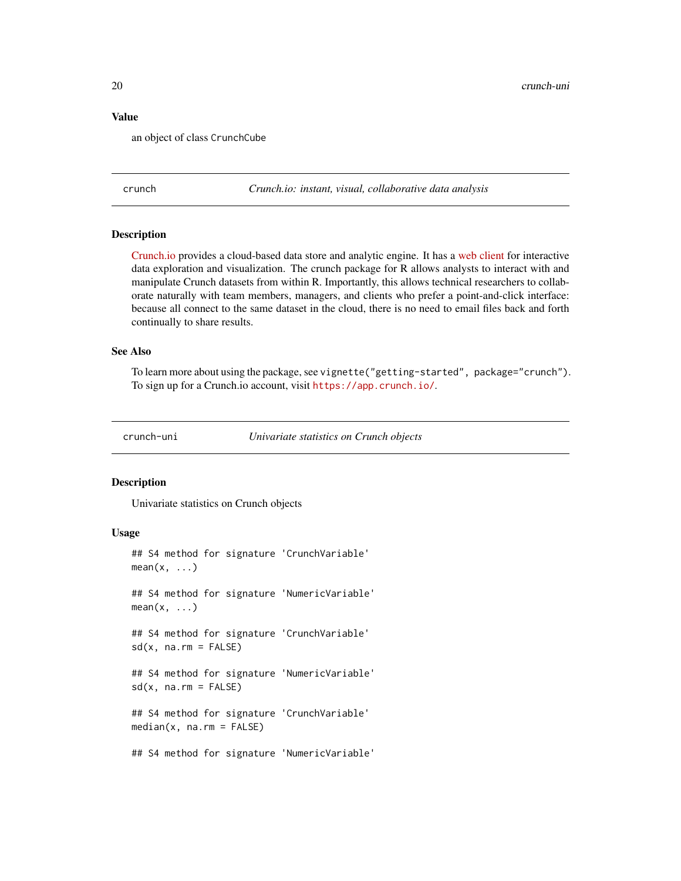### Value

an object of class `CrunchCube`

---

## crunch — *Crunch.io: instant, visual, collaborative data analysis*

### Description

Crunch.io provides a cloud-based data store and analytic engine. It has a web client for interactive data exploration and visualization. The crunch package for R allows analysts to interact with and manipulate Crunch datasets from within R. Importantly, this allows technical researchers to collaborate naturally with team members, managers, and clients who prefer a point-and-click interface: because all connect to the same dataset in the cloud, there is no need to email files back and forth continually to share results.

### See Also

To learn more about using the package, see `vignette("getting-started", package="crunch")`. To sign up for a Crunch.io account, visit `https://app.crunch.io/`.

---

## crunch-uni — *Univariate statistics on Crunch objects*

### Description

Univariate statistics on Crunch objects

### Usage

```
## S4 method for signature 'CrunchVariable'
mean(x, ...)

## S4 method for signature 'NumericVariable'
mean(x, ...)

## S4 method for signature 'CrunchVariable'
sd(x, na.rm = FALSE)

## S4 method for signature 'NumericVariable'
sd(x, na.rm = FALSE)

## S4 method for signature 'CrunchVariable'
median(x, na.rm = FALSE)

## S4 method for signature 'NumericVariable'
```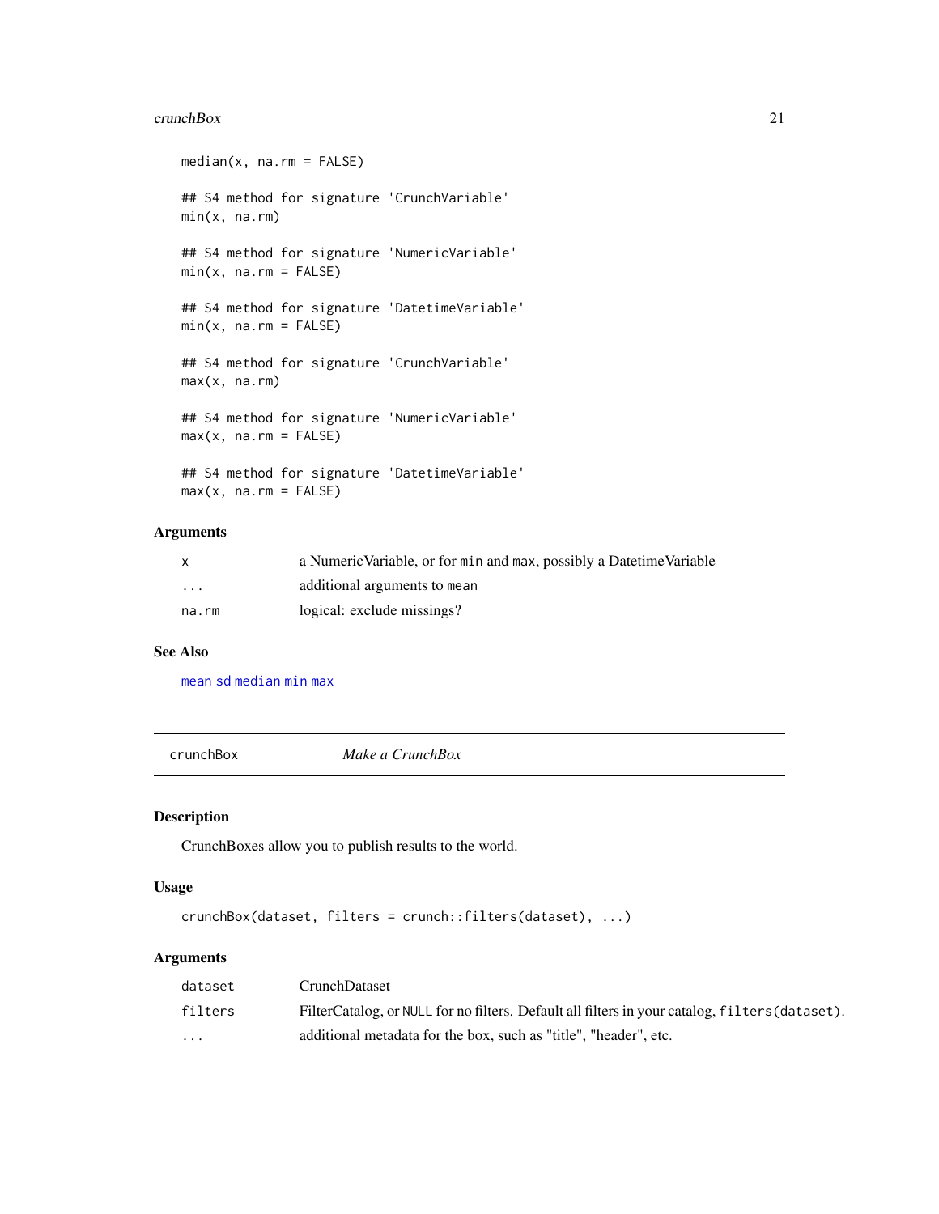```
median(x, na.rm = FALSE)

## S4 method for signature 'CrunchVariable'
min(x, na.rm)

## S4 method for signature 'NumericVariable'
min(x, na.rm = FALSE)

## S4 method for signature 'DatetimeVariable'
min(x, na.rm = FALSE)

## S4 method for signature 'CrunchVariable'
max(x, na.rm)

## S4 method for signature 'NumericVariable'
max(x, na.rm = FALSE)

## S4 method for signature 'DatetimeVariable'
max(x, na.rm = FALSE)
```

### Arguments

| | |
|---|---|
| x | a NumericVariable, or for `min` and `max`, possibly a DatetimeVariable |
| ... | additional arguments to `mean` |
| na.rm | logical: exclude missings? |

### See Also

`mean` `sd` `median` `min` `max`

---

## crunchBox — *Make a CrunchBox*

---

### Description

CrunchBoxes allow you to publish results to the world.

### Usage

```
crunchBox(dataset, filters = crunch::filters(dataset), ...)
```

### Arguments

| | |
|---|---|
| dataset | CrunchDataset |
| filters | FilterCatalog, or `NULL` for no filters. Default all filters in your catalog, `filters(dataset)`. |
| ... | additional metadata for the box, such as "title", "header", etc. |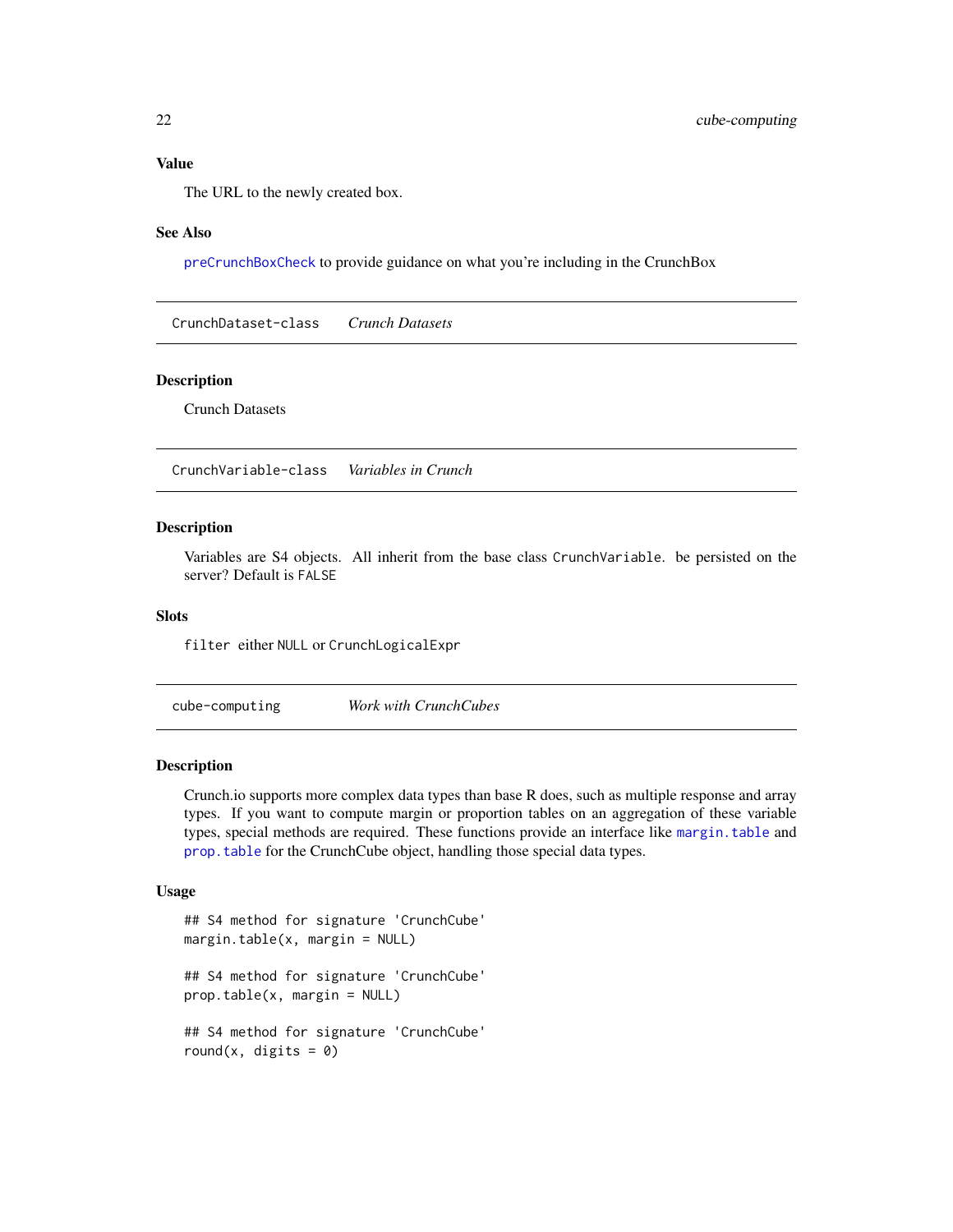### Value

The URL to the newly created box.

### See Also

preCrunchBoxCheck to provide guidance on what you're including in the CrunchBox

---

## CrunchDataset-class *Crunch Datasets*

### Description

Crunch Datasets

---

## CrunchVariable-class *Variables in Crunch*

### Description

Variables are S4 objects. All inherit from the base class CrunchVariable. be persisted on the server? Default is FALSE

### Slots

filter either NULL or CrunchLogicalExpr

---

## cube-computing *Work with CrunchCubes*

### Description

Crunch.io supports more complex data types than base R does, such as multiple response and array types. If you want to compute margin or proportion tables on an aggregation of these variable types, special methods are required. These functions provide an interface like margin.table and prop.table for the CrunchCube object, handling those special data types.

### Usage

```
## S4 method for signature 'CrunchCube'
margin.table(x, margin = NULL)

## S4 method for signature 'CrunchCube'
prop.table(x, margin = NULL)

## S4 method for signature 'CrunchCube'
round(x, digits = 0)
```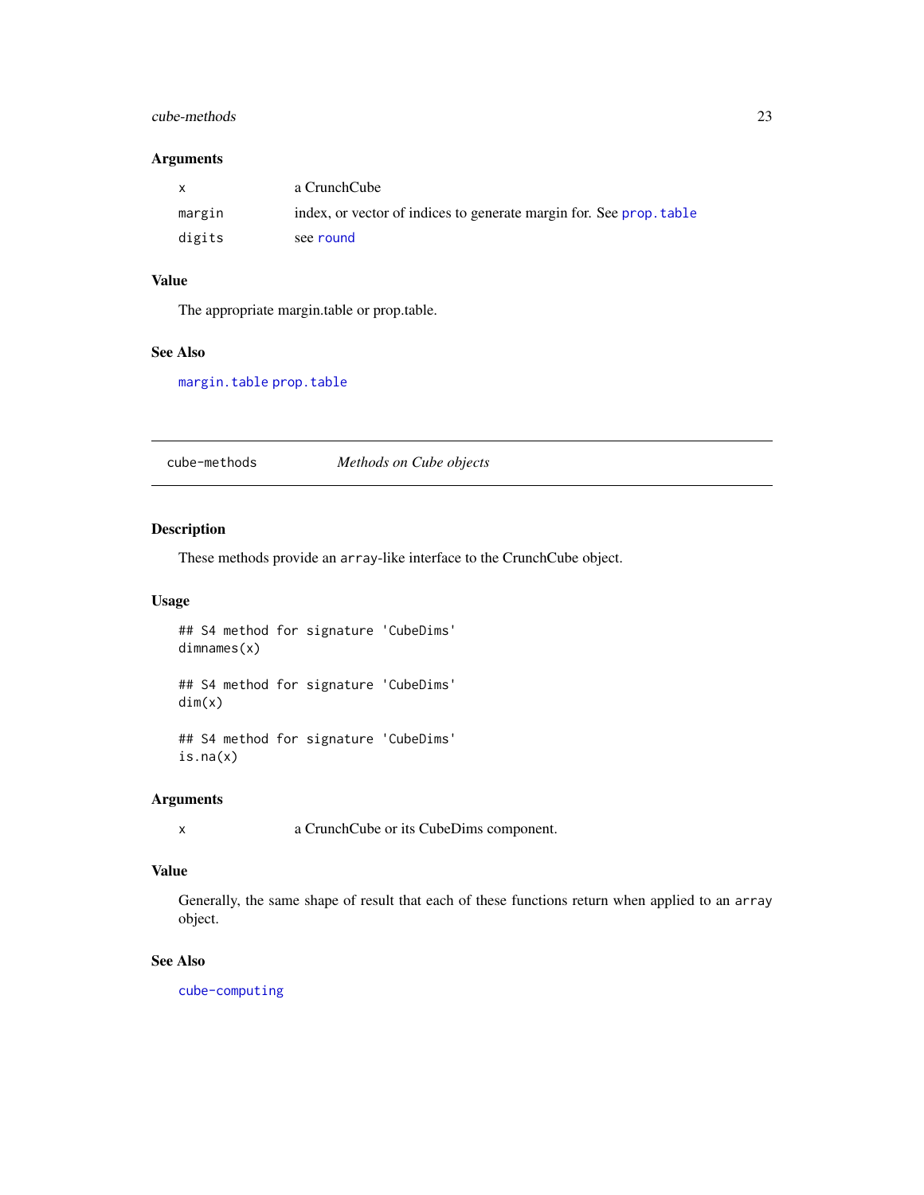### Arguments

| | |
|---|---|
| x | a CrunchCube |
| margin | index, or vector of indices to generate margin for. See prop.table |
| digits | see round |

### Value

The appropriate margin.table or prop.table.

### See Also

margin.table prop.table

---

## cube-methods — *Methods on Cube objects*

---

### Description

These methods provide an `array`-like interface to the CrunchCube object.

### Usage

```
## S4 method for signature 'CubeDims'
dimnames(x)

## S4 method for signature 'CubeDims'
dim(x)

## S4 method for signature 'CubeDims'
is.na(x)
```

### Arguments

| | |
|---|---|
| x | a CrunchCube or its CubeDims component. |

### Value

Generally, the same shape of result that each of these functions return when applied to an `array` object.

### See Also

cube-computing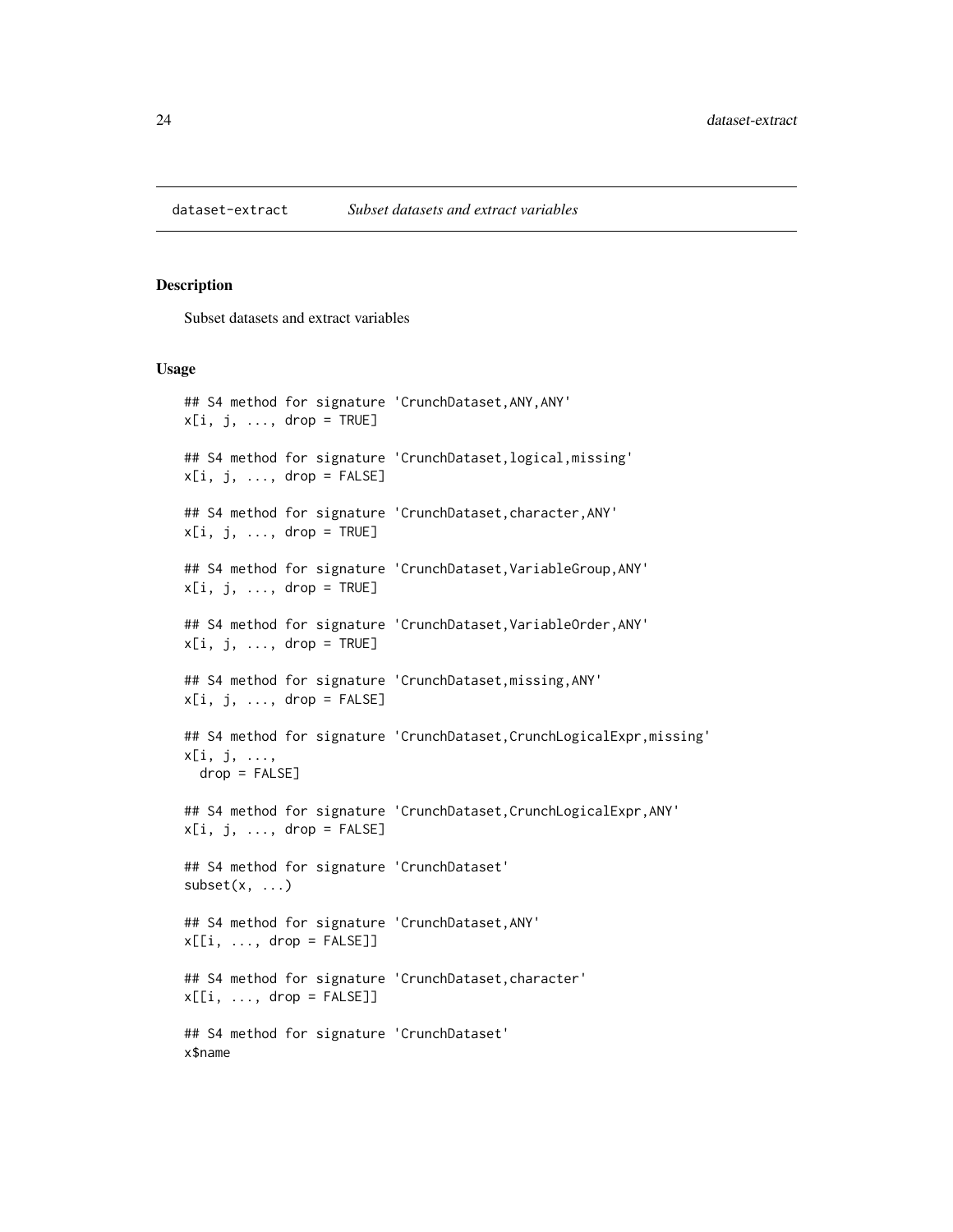dataset-extract *Subset datasets and extract variables*

## Description

Subset datasets and extract variables

## Usage

```
## S4 method for signature 'CrunchDataset,ANY,ANY'
x[i, j, ..., drop = TRUE]

## S4 method for signature 'CrunchDataset,logical,missing'
x[i, j, ..., drop = FALSE]

## S4 method for signature 'CrunchDataset,character,ANY'
x[i, j, ..., drop = TRUE]

## S4 method for signature 'CrunchDataset,VariableGroup,ANY'
x[i, j, ..., drop = TRUE]

## S4 method for signature 'CrunchDataset,VariableOrder,ANY'
x[i, j, ..., drop = TRUE]

## S4 method for signature 'CrunchDataset,missing,ANY'
x[i, j, ..., drop = FALSE]

## S4 method for signature 'CrunchDataset,CrunchLogicalExpr,missing'
x[i, j, ...,
  drop = FALSE]

## S4 method for signature 'CrunchDataset,CrunchLogicalExpr,ANY'
x[i, j, ..., drop = FALSE]

## S4 method for signature 'CrunchDataset'
subset(x, ...)

## S4 method for signature 'CrunchDataset,ANY'
x[[i, ..., drop = FALSE]]

## S4 method for signature 'CrunchDataset,character'
x[[i, ..., drop = FALSE]]

## S4 method for signature 'CrunchDataset'
x$name
```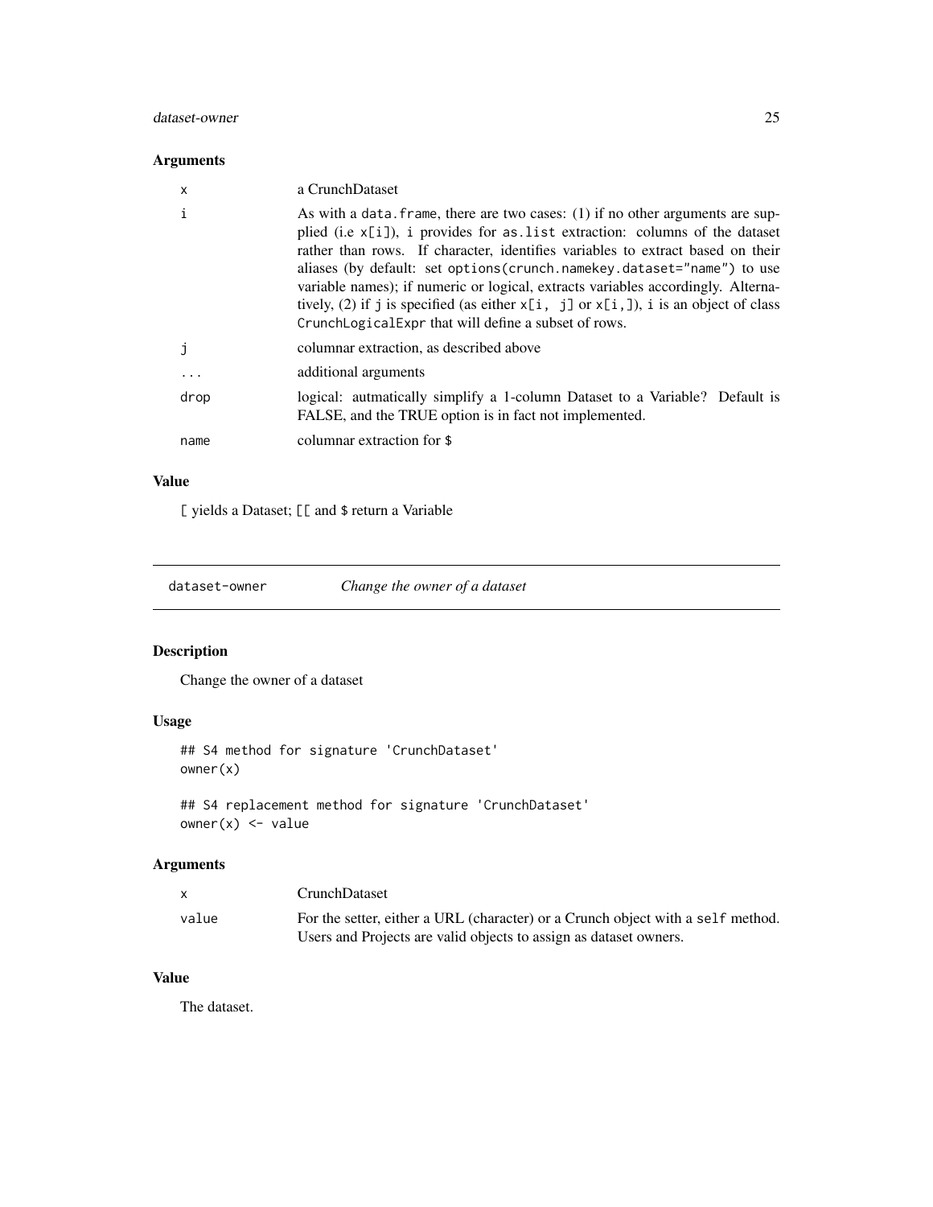### Arguments

| | |
|---|---|
| x | a CrunchDataset |
| i | As with a data.frame, there are two cases: (1) if no other arguments are supplied (i.e x[i]), i provides for as.list extraction: columns of the dataset rather than rows. If character, identifies variables to extract based on their aliases (by default: set options(crunch.namekey.dataset="name") to use variable names); if numeric or logical, extracts variables accordingly. Alternatively, (2) if j is specified (as either x[i, j] or x[i,]), i is an object of class CrunchLogicalExpr that will define a subset of rows. |
| j | columnar extraction, as described above |
| ... | additional arguments |
| drop | logical: autmatically simplify a 1-column Dataset to a Variable? Default is FALSE, and the TRUE option is in fact not implemented. |
| name | columnar extraction for $ |

### Value

[ yields a Dataset; [[ and $ return a Variable

---

## dataset-owner *Change the owner of a dataset*

---

### Description

Change the owner of a dataset

### Usage

```
## S4 method for signature 'CrunchDataset'
owner(x)

## S4 replacement method for signature 'CrunchDataset'
owner(x) <- value
```

### Arguments

| | |
|---|---|
| x | CrunchDataset |
| value | For the setter, either a URL (character) or a Crunch object with a self method. Users and Projects are valid objects to assign as dataset owners. |

### Value

The dataset.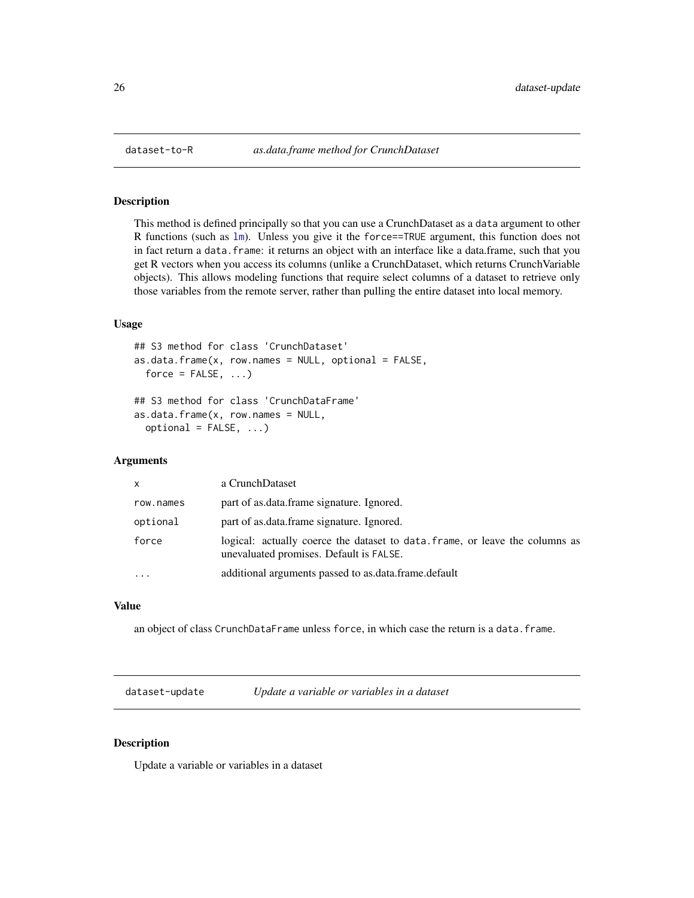## dataset-to-R *as.data.frame method for CrunchDataset*

### Description

This method is defined principally so that you can use a CrunchDataset as a `data` argument to other R functions (such as `lm`). Unless you give it the `force==TRUE` argument, this function does not in fact return a `data.frame`: it returns an object with an interface like a data.frame, such that you get R vectors when you access its columns (unlike a CrunchDataset, which returns CrunchVariable objects). This allows modeling functions that require select columns of a dataset to retrieve only those variables from the remote server, rather than pulling the entire dataset into local memory.

### Usage

```
## S3 method for class 'CrunchDataset'
as.data.frame(x, row.names = NULL, optional = FALSE,
  force = FALSE, ...)

## S3 method for class 'CrunchDataFrame'
as.data.frame(x, row.names = NULL,
  optional = FALSE, ...)
```

### Arguments

| | |
|---|---|
| `x` | a CrunchDataset |
| `row.names` | part of as.data.frame signature. Ignored. |
| `optional` | part of as.data.frame signature. Ignored. |
| `force` | logical: actually coerce the dataset to `data.frame`, or leave the columns as unevaluated promises. Default is `FALSE`. |
| `...` | additional arguments passed to as.data.frame.default |

### Value

an object of class `CrunchDataFrame` unless `force`, in which case the return is a `data.frame`.

## dataset-update *Update a variable or variables in a dataset*

### Description

Update a variable or variables in a dataset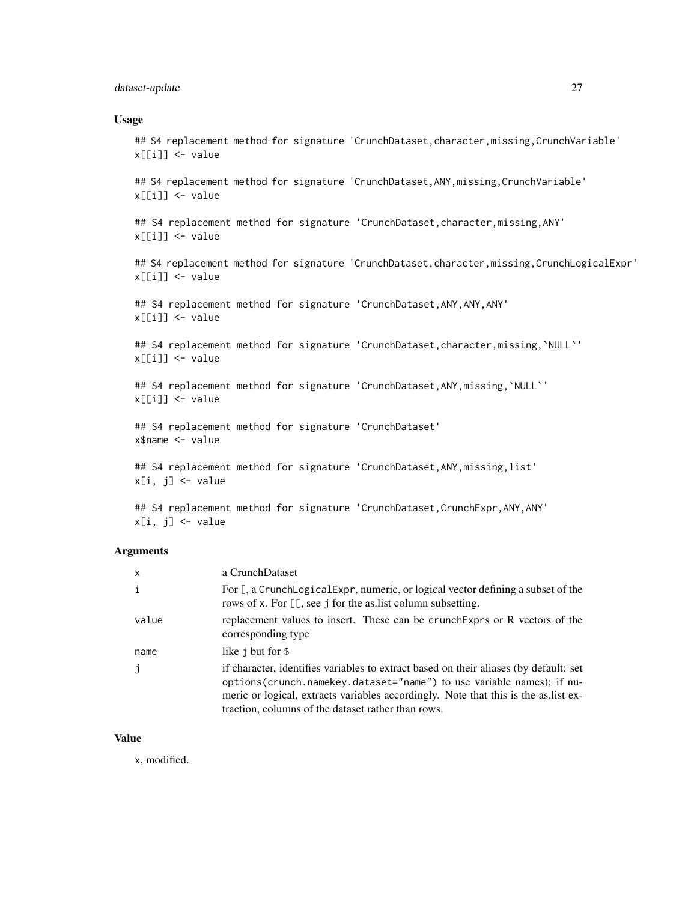### Usage

```
## S4 replacement method for signature 'CrunchDataset,character,missing,CrunchVariable'
x[[i]] <- value

## S4 replacement method for signature 'CrunchDataset,ANY,missing,CrunchVariable'
x[[i]] <- value

## S4 replacement method for signature 'CrunchDataset,character,missing,ANY'
x[[i]] <- value

## S4 replacement method for signature 'CrunchDataset,character,missing,CrunchLogicalExpr'
x[[i]] <- value

## S4 replacement method for signature 'CrunchDataset,ANY,ANY,ANY'
x[[i]] <- value

## S4 replacement method for signature 'CrunchDataset,character,missing,`NULL`'
x[[i]] <- value

## S4 replacement method for signature 'CrunchDataset,ANY,missing,`NULL`'
x[[i]] <- value

## S4 replacement method for signature 'CrunchDataset'
x$name <- value

## S4 replacement method for signature 'CrunchDataset,ANY,missing,list'
x[i, j] <- value

## S4 replacement method for signature 'CrunchDataset,CrunchExpr,ANY,ANY'
x[i, j] <- value
```

### Arguments

| | |
|---|---|
| x | a CrunchDataset |
| i | For [, a CrunchLogicalExpr, numeric, or logical vector defining a subset of the rows of x. For [[, see j for the as.list column subsetting. |
| value | replacement values to insert. These can be crunchExprs or R vectors of the corresponding type |
| name | like j but for $ |
| j | if character, identifies variables to extract based on their aliases (by default: set options(crunch.namekey.dataset="name") to use variable names); if numeric or logical, extracts variables accordingly. Note that this is the as.list extraction, columns of the dataset rather than rows. |

### Value

x, modified.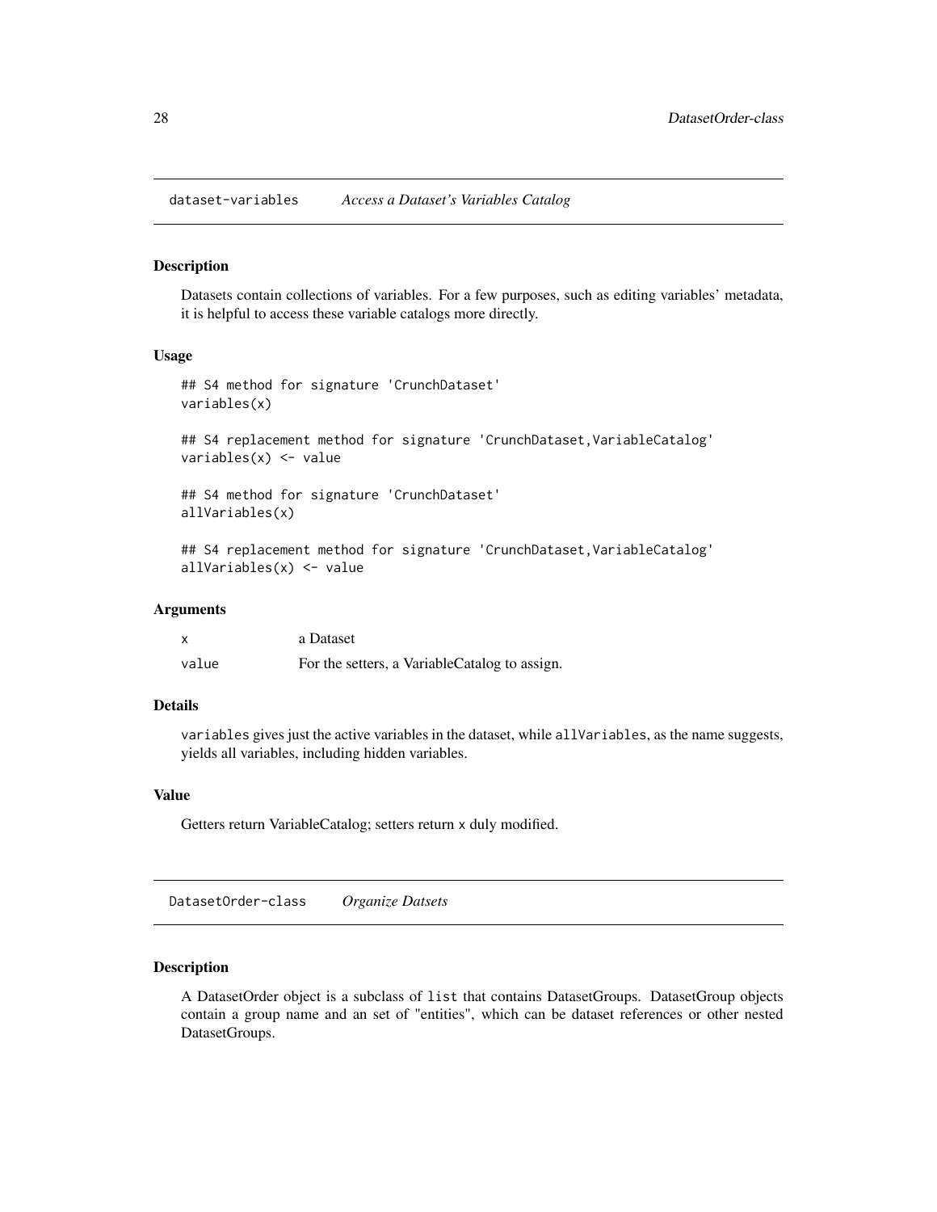## dataset-variables *Access a Dataset's Variables Catalog*

### Description

Datasets contain collections of variables. For a few purposes, such as editing variables' metadata, it is helpful to access these variable catalogs more directly.

### Usage

```
## S4 method for signature 'CrunchDataset'
variables(x)

## S4 replacement method for signature 'CrunchDataset,VariableCatalog'
variables(x) <- value

## S4 method for signature 'CrunchDataset'
allVariables(x)

## S4 replacement method for signature 'CrunchDataset,VariableCatalog'
allVariables(x) <- value
```

### Arguments

| | |
|---|---|
| x | a Dataset |
| value | For the setters, a VariableCatalog to assign. |

### Details

`variables` gives just the active variables in the dataset, while `allVariables`, as the name suggests, yields all variables, including hidden variables.

### Value

Getters return VariableCatalog; setters return `x` duly modified.

## DatasetOrder-class *Organize Datsets*

### Description

A DatasetOrder object is a subclass of `list` that contains DatasetGroups. DatasetGroup objects contain a group name and an set of "entities", which can be dataset references or other nested DatasetGroups.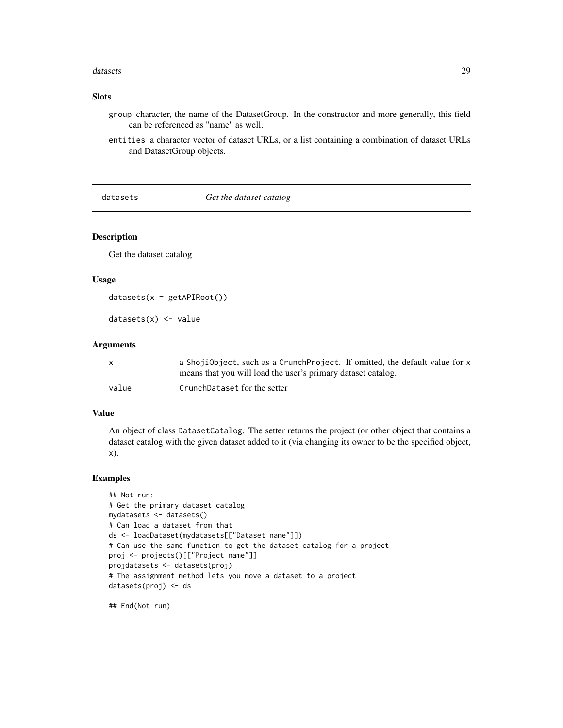### Slots

- `group` character, the name of the DatasetGroup. In the constructor and more generally, this field can be referenced as "name" as well.
- `entities` a character vector of dataset URLs, or a list containing a combination of dataset URLs and DatasetGroup objects.

## datasets *Get the dataset catalog*

### Description

Get the dataset catalog

### Usage

```
datasets(x = getAPIRoot())

datasets(x) <- value
```

### Arguments

| | |
|---|---|
| x | a `ShojiObject`, such as a `CrunchProject`. If omitted, the default value for x means that you will load the user's primary dataset catalog. |
| value | `CrunchDataset` for the setter |

### Value

An object of class `DatasetCatalog`. The setter returns the project (or other object that contains a dataset catalog with the given dataset added to it (via changing its owner to be the specified object, x).

### Examples

```
## Not run:
# Get the primary dataset catalog
mydatasets <- datasets()
# Can load a dataset from that
ds <- loadDataset(mydatasets[["Dataset name"]])
# Can use the same function to get the dataset catalog for a project
proj <- projects()[["Project name"]]
projdatasets <- datasets(proj)
# The assignment method lets you move a dataset to a project
datasets(proj) <- ds

## End(Not run)
```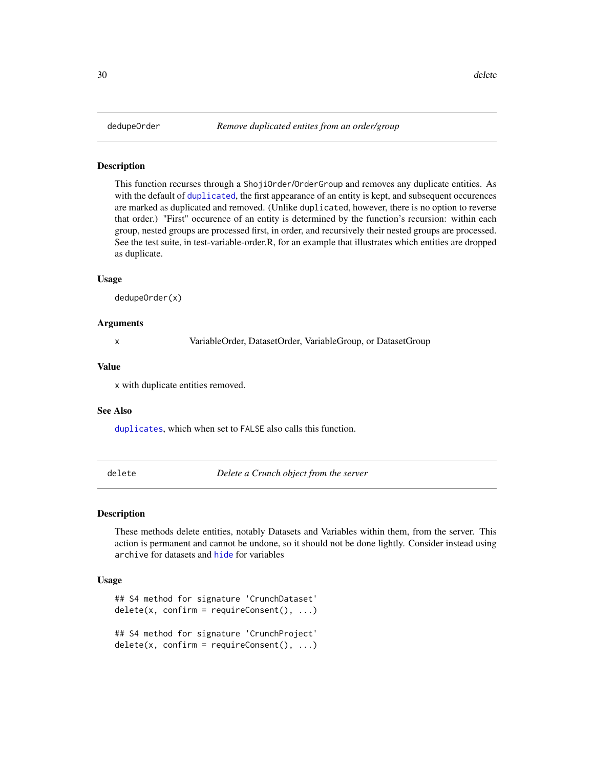## dedupeOrder — *Remove duplicated entites from an order/group*

### Description

This function recurses through a `ShojiOrder`/`OrderGroup` and removes any duplicate entities. As with the default of `duplicated`, the first appearance of an entity is kept, and subsequent occurences are marked as duplicated and removed. (Unlike `duplicated`, however, there is no option to reverse that order.) "First" occurence of an entity is determined by the function's recursion: within each group, nested groups are processed first, in order, and recursively their nested groups are processed. See the test suite, in test-variable-order.R, for an example that illustrates which entities are dropped as duplicate.

### Usage

```
dedupeOrder(x)
```

### Arguments

| | |
|---|---|
| x | VariableOrder, DatasetOrder, VariableGroup, or DatasetGroup |

### Value

`x` with duplicate entities removed.

### See Also

`duplicates`, which when set to `FALSE` also calls this function.

## delete — *Delete a Crunch object from the server*

### Description

These methods delete entities, notably Datasets and Variables within them, from the server. This action is permanent and cannot be undone, so it should not be done lightly. Consider instead using `archive` for datasets and `hide` for variables

### Usage

```
## S4 method for signature 'CrunchDataset'
delete(x, confirm = requireConsent(), ...)

## S4 method for signature 'CrunchProject'
delete(x, confirm = requireConsent(), ...)
```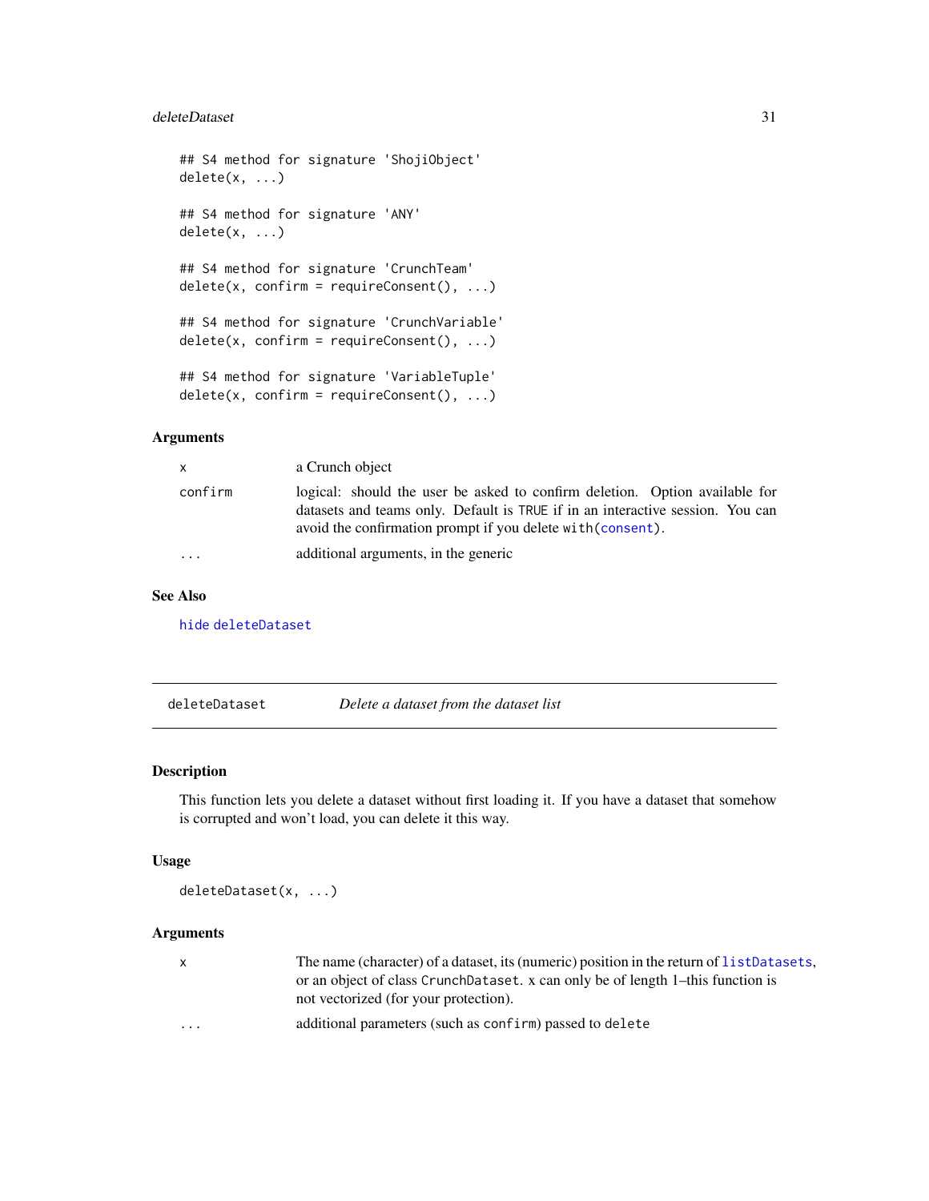```
## S4 method for signature 'ShojiObject'
delete(x, ...)

## S4 method for signature 'ANY'
delete(x, ...)

## S4 method for signature 'CrunchTeam'
delete(x, confirm = requireConsent(), ...)

## S4 method for signature 'CrunchVariable'
delete(x, confirm = requireConsent(), ...)

## S4 method for signature 'VariableTuple'
delete(x, confirm = requireConsent(), ...)
```

### Arguments

| | |
|---|---|
| `x` | a Crunch object |
| `confirm` | logical: should the user be asked to confirm deletion. Option available for datasets and teams only. Default is `TRUE` if in an interactive session. You can avoid the confirmation prompt if you delete `with(consent)`. |
| `...` | additional arguments, in the generic |

### See Also

`hide` `deleteDataset`

---

## deleteDataset — *Delete a dataset from the dataset list*

### Description

This function lets you delete a dataset without first loading it. If you have a dataset that somehow is corrupted and won't load, you can delete it this way.

### Usage

```
deleteDataset(x, ...)
```

### Arguments

| | |
|---|---|
| `x` | The name (character) of a dataset, its (numeric) position in the return of `listDatasets`, or an object of class `CrunchDataset`. x can only be of length 1–this function is not vectorized (for your protection). |
| `...` | additional parameters (such as `confirm`) passed to `delete` |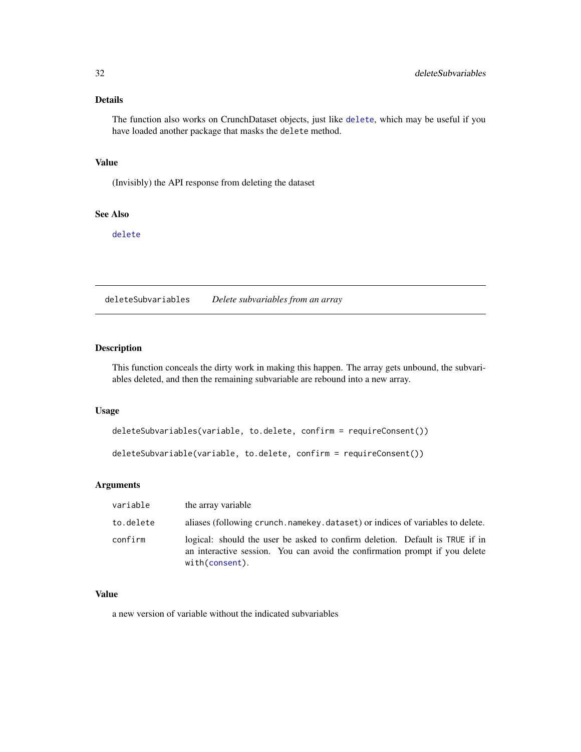### Details

The function also works on CrunchDataset objects, just like `delete`, which may be useful if you have loaded another package that masks the `delete` method.

### Value

(Invisibly) the API response from deleting the dataset

### See Also

`delete`

---

## deleteSubvariables — *Delete subvariables from an array*

### Description

This function conceals the dirty work in making this happen. The array gets unbound, the subvariables deleted, and then the remaining subvariable are rebound into a new array.

### Usage

```
deleteSubvariables(variable, to.delete, confirm = requireConsent())

deleteSubvariable(variable, to.delete, confirm = requireConsent())
```

### Arguments

| | |
|---|---|
| `variable` | the array variable |
| `to.delete` | aliases (following `crunch.namekey.dataset`) or indices of variables to delete. |
| `confirm` | logical: should the user be asked to confirm deletion. Default is `TRUE` if in an interactive session. You can avoid the confirmation prompt if you delete `with(consent)`. |

### Value

a new version of variable without the indicated subvariables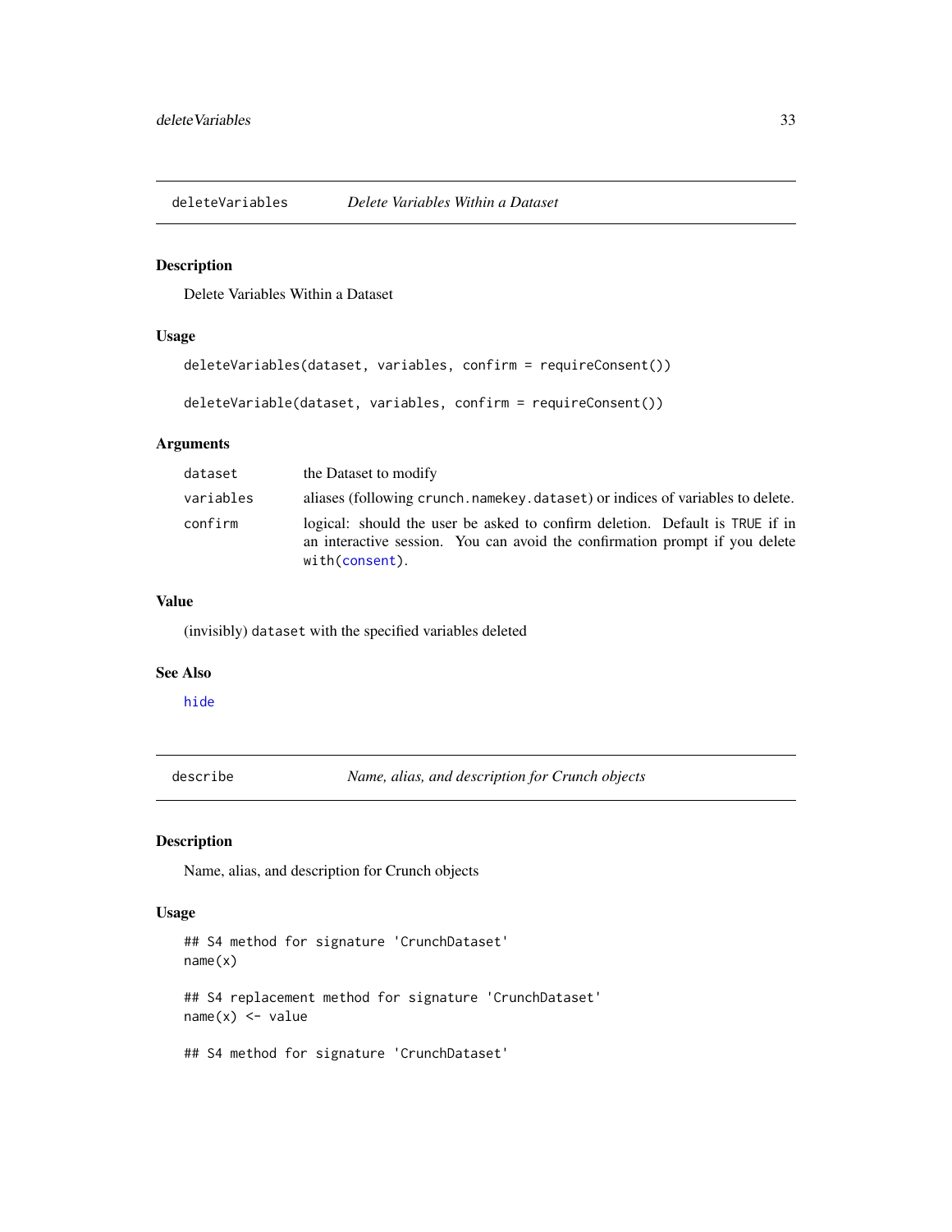## deleteVariables    *Delete Variables Within a Dataset*

### Description

Delete Variables Within a Dataset

### Usage

```
deleteVariables(dataset, variables, confirm = requireConsent())

deleteVariable(dataset, variables, confirm = requireConsent())
```

### Arguments

| | |
|---|---|
| `dataset` | the Dataset to modify |
| `variables` | aliases (following `crunch.namekey.dataset`) or indices of variables to delete. |
| `confirm` | logical: should the user be asked to confirm deletion. Default is `TRUE` if in an interactive session. You can avoid the confirmation prompt if you delete `with(consent)`. |

### Value

(invisibly) `dataset` with the specified variables deleted

### See Also

`hide`

## describe    *Name, alias, and description for Crunch objects*

### Description

Name, alias, and description for Crunch objects

### Usage

```
## S4 method for signature 'CrunchDataset'
name(x)

## S4 replacement method for signature 'CrunchDataset'
name(x) <- value

## S4 method for signature 'CrunchDataset'
```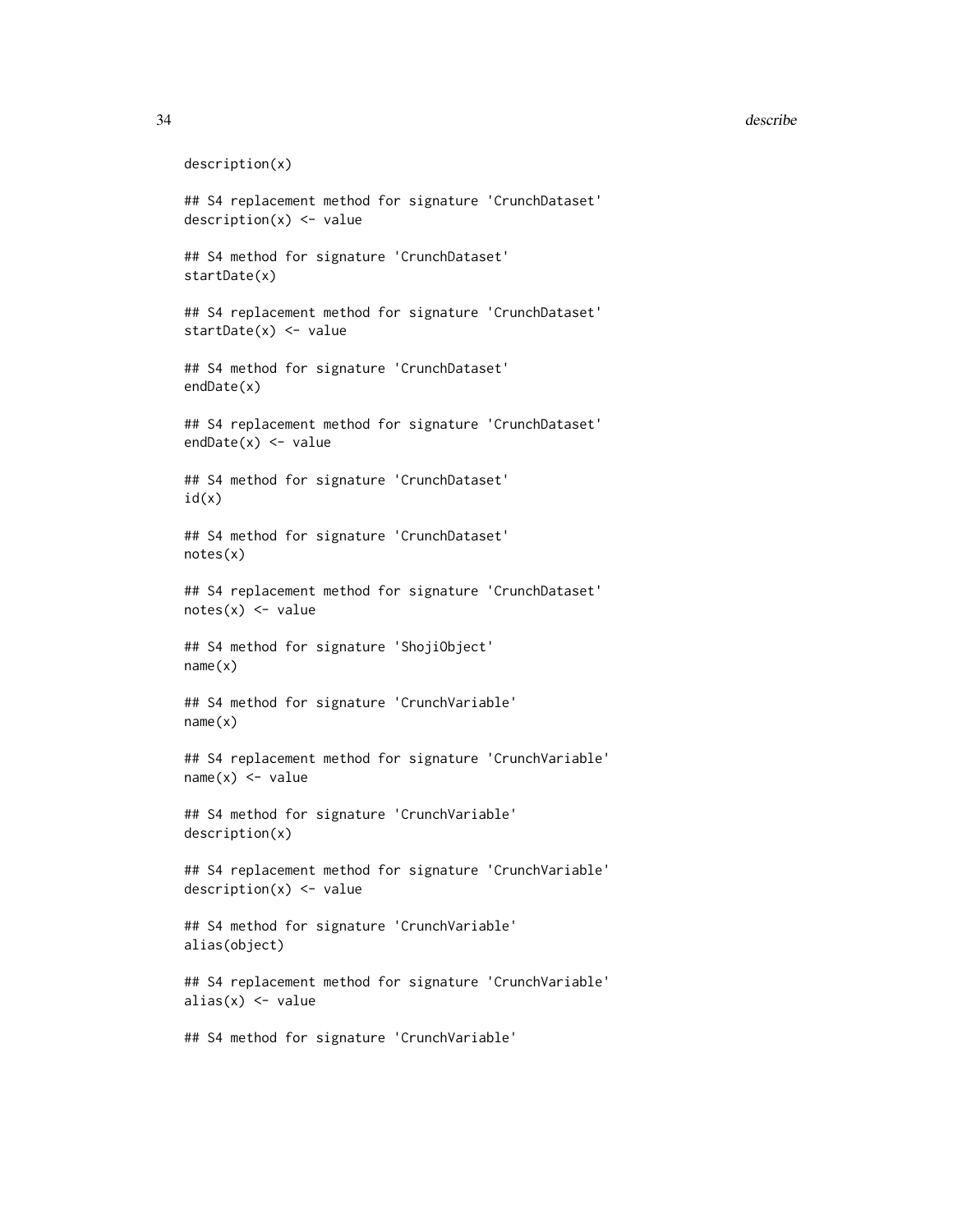```
description(x)

## S4 replacement method for signature 'CrunchDataset'
description(x) <- value

## S4 method for signature 'CrunchDataset'
startDate(x)

## S4 replacement method for signature 'CrunchDataset'
startDate(x) <- value

## S4 method for signature 'CrunchDataset'
endDate(x)

## S4 replacement method for signature 'CrunchDataset'
endDate(x) <- value

## S4 method for signature 'CrunchDataset'
id(x)

## S4 method for signature 'CrunchDataset'
notes(x)

## S4 replacement method for signature 'CrunchDataset'
notes(x) <- value

## S4 method for signature 'ShojiObject'
name(x)

## S4 method for signature 'CrunchVariable'
name(x)

## S4 replacement method for signature 'CrunchVariable'
name(x) <- value

## S4 method for signature 'CrunchVariable'
description(x)

## S4 replacement method for signature 'CrunchVariable'
description(x) <- value

## S4 method for signature 'CrunchVariable'
alias(object)

## S4 replacement method for signature 'CrunchVariable'
alias(x) <- value

## S4 method for signature 'CrunchVariable'
```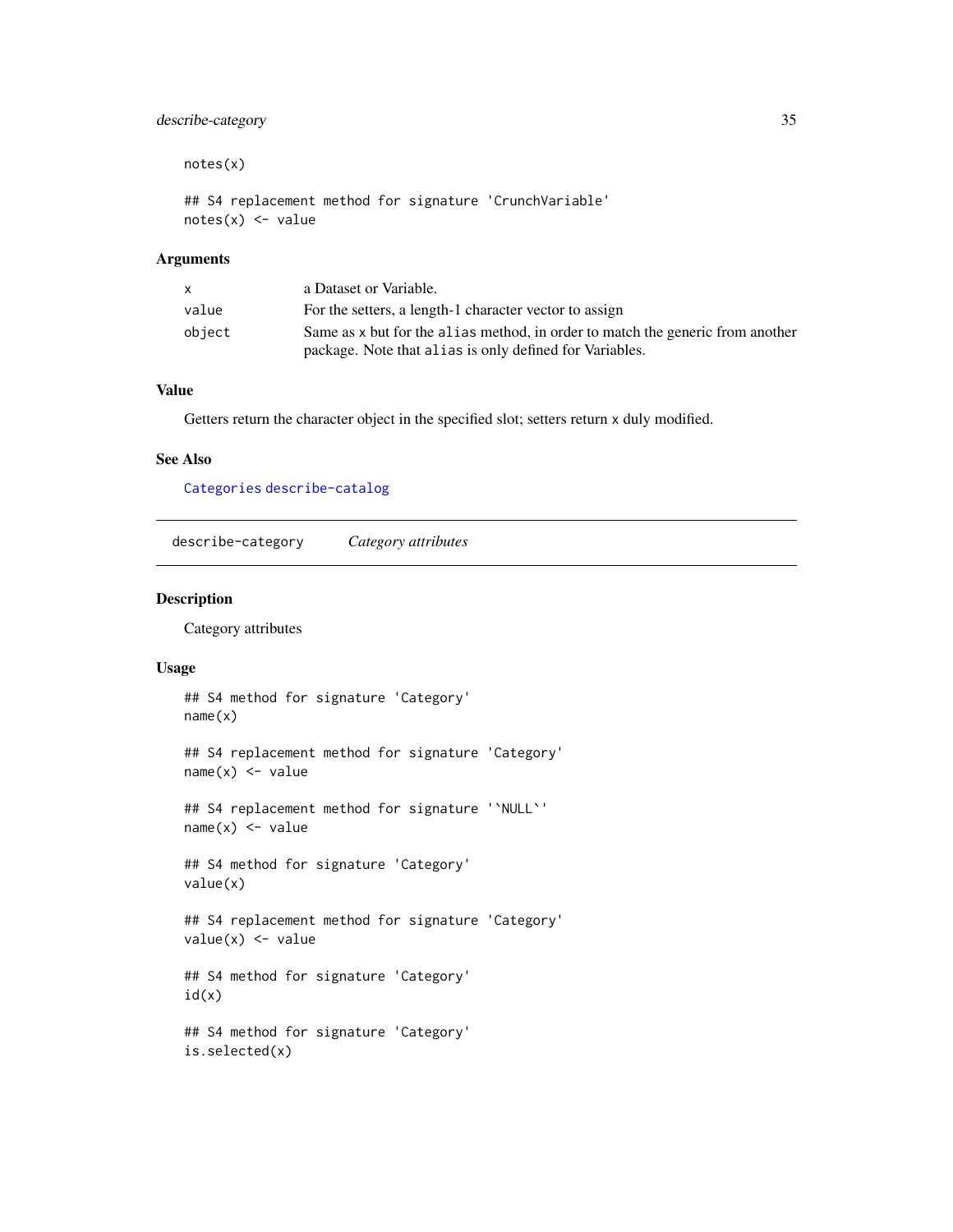```
notes(x)

## S4 replacement method for signature 'CrunchVariable'
notes(x) <- value
```

### Arguments

| | |
|---|---|
| `x` | a Dataset or Variable. |
| `value` | For the setters, a length-1 character vector to assign |
| `object` | Same as x but for the `alias` method, in order to match the generic from another package. Note that `alias` is only defined for Variables. |

### Value

Getters return the character object in the specified slot; setters return x duly modified.

### See Also

Categories describe-catalog

---

## describe-category    *Category attributes*

---

### Description

Category attributes

### Usage

```
## S4 method for signature 'Category'
name(x)

## S4 replacement method for signature 'Category'
name(x) <- value

## S4 replacement method for signature '`NULL`'
name(x) <- value

## S4 method for signature 'Category'
value(x)

## S4 replacement method for signature 'Category'
value(x) <- value

## S4 method for signature 'Category'
id(x)

## S4 method for signature 'Category'
is.selected(x)
```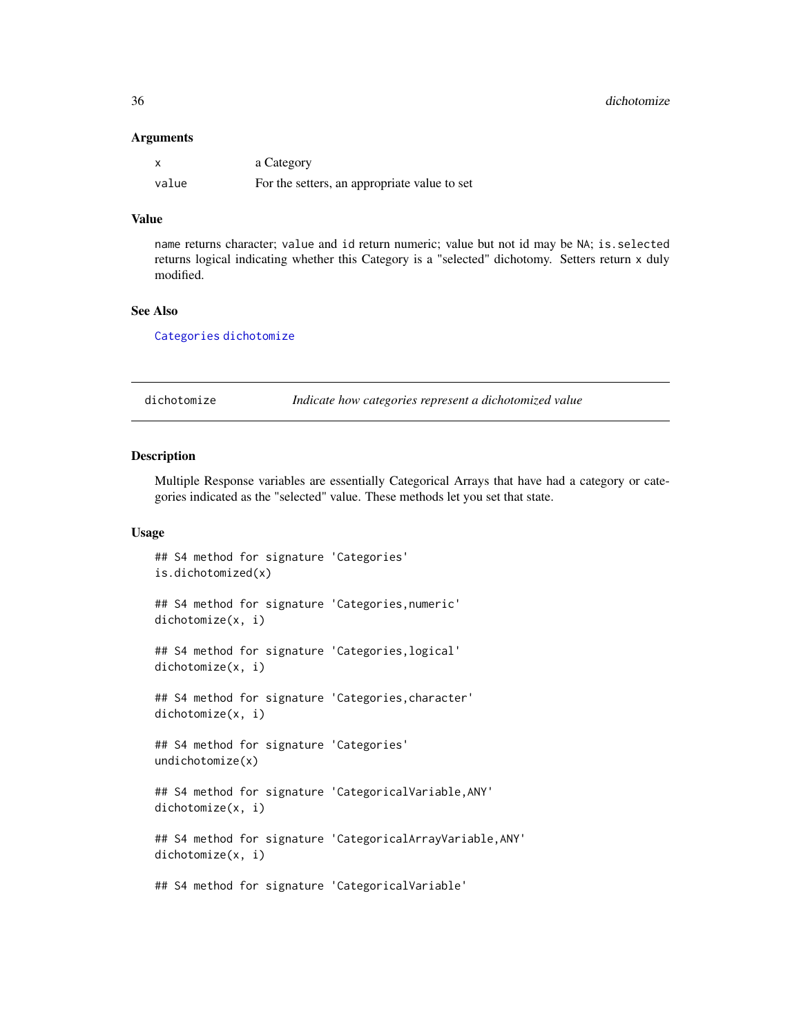### Arguments

| | |
|---|---|
| `x` | a Category |
| `value` | For the setters, an appropriate value to set |

### Value

`name` returns character; `value` and `id` return numeric; value but not id may be `NA`; `is.selected` returns logical indicating whether this Category is a "selected" dichotomy. Setters return `x` duly modified.

### See Also

`Categories` `dichotomize`

---

## dichotomize — *Indicate how categories represent a dichotomized value*

### Description

Multiple Response variables are essentially Categorical Arrays that have had a category or categories indicated as the "selected" value. These methods let you set that state.

### Usage

```
## S4 method for signature 'Categories'
is.dichotomized(x)

## S4 method for signature 'Categories,numeric'
dichotomize(x, i)

## S4 method for signature 'Categories,logical'
dichotomize(x, i)

## S4 method for signature 'Categories,character'
dichotomize(x, i)

## S4 method for signature 'Categories'
undichotomize(x)

## S4 method for signature 'CategoricalVariable,ANY'
dichotomize(x, i)

## S4 method for signature 'CategoricalArrayVariable,ANY'
dichotomize(x, i)

## S4 method for signature 'CategoricalVariable'
```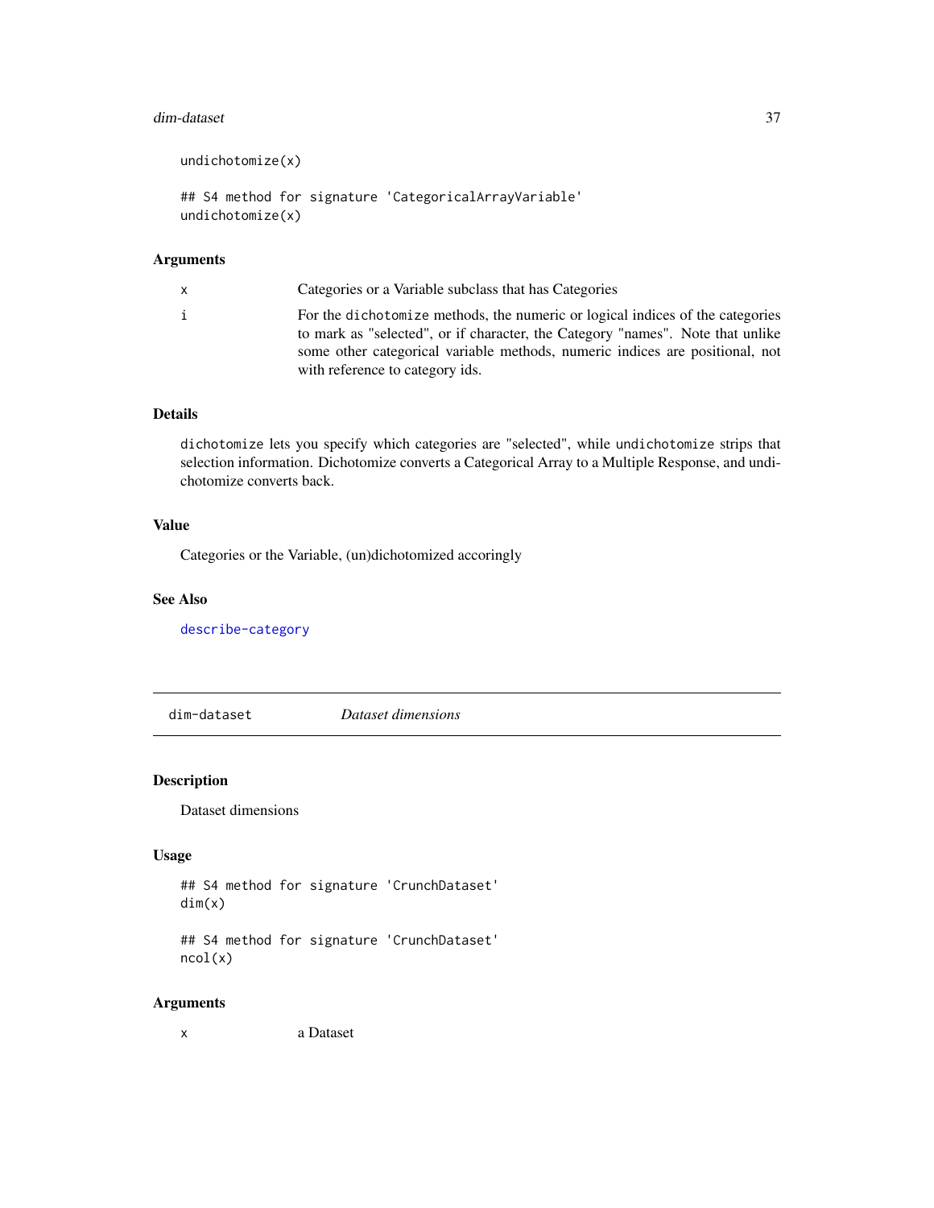```
undichotomize(x)

## S4 method for signature 'CategoricalArrayVariable'
undichotomize(x)
```

### Arguments

| | |
|---|---|
| x | Categories or a Variable subclass that has Categories |
| i | For the dichotomize methods, the numeric or logical indices of the categories to mark as "selected", or if character, the Category "names". Note that unlike some other categorical variable methods, numeric indices are positional, not with reference to category ids. |

### Details

dichotomize lets you specify which categories are "selected", while undichotomize strips that selection information. Dichotomize converts a Categorical Array to a Multiple Response, and undichotomize converts back.

### Value

Categories or the Variable, (un)dichotomized accoringly

### See Also

describe-category

---

## dim-dataset *Dataset dimensions*

---

### Description

Dataset dimensions

### Usage

```
## S4 method for signature 'CrunchDataset'
dim(x)

## S4 method for signature 'CrunchDataset'
ncol(x)
```

### Arguments

| | |
|---|---|
| x | a Dataset |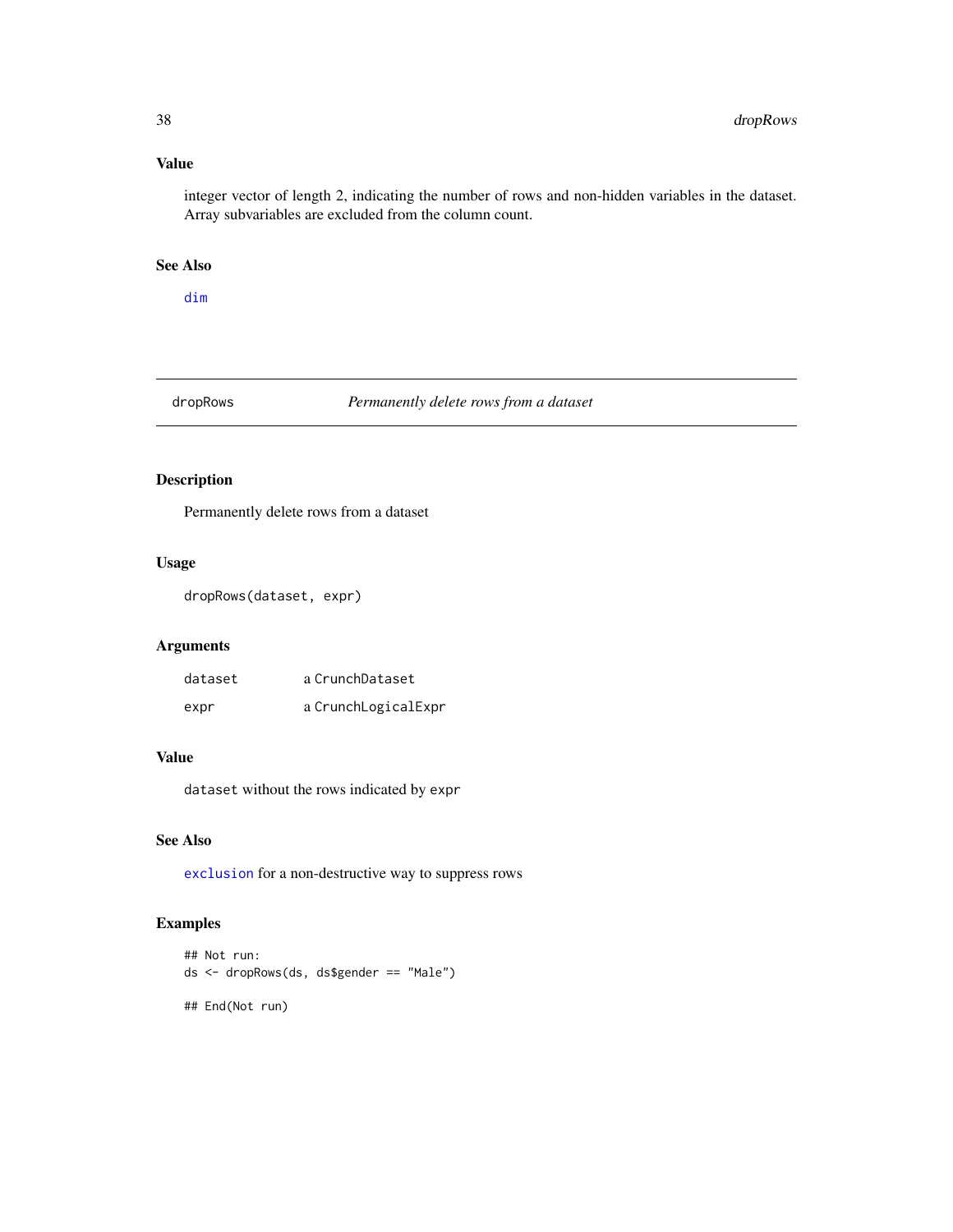### Value

integer vector of length 2, indicating the number of rows and non-hidden variables in the dataset. Array subvariables are excluded from the column count.

### See Also

`dim`

---

## dropRows — *Permanently delete rows from a dataset*

---

### Description

Permanently delete rows from a dataset

### Usage

```
dropRows(dataset, expr)
```

### Arguments

| | |
|---|---|
| `dataset` | a `CrunchDataset` |
| `expr` | a `CrunchLogicalExpr` |

### Value

`dataset` without the rows indicated by `expr`

### See Also

`exclusion` for a non-destructive way to suppress rows

### Examples

```
## Not run:
ds <- dropRows(ds, ds$gender == "Male")

## End(Not run)
```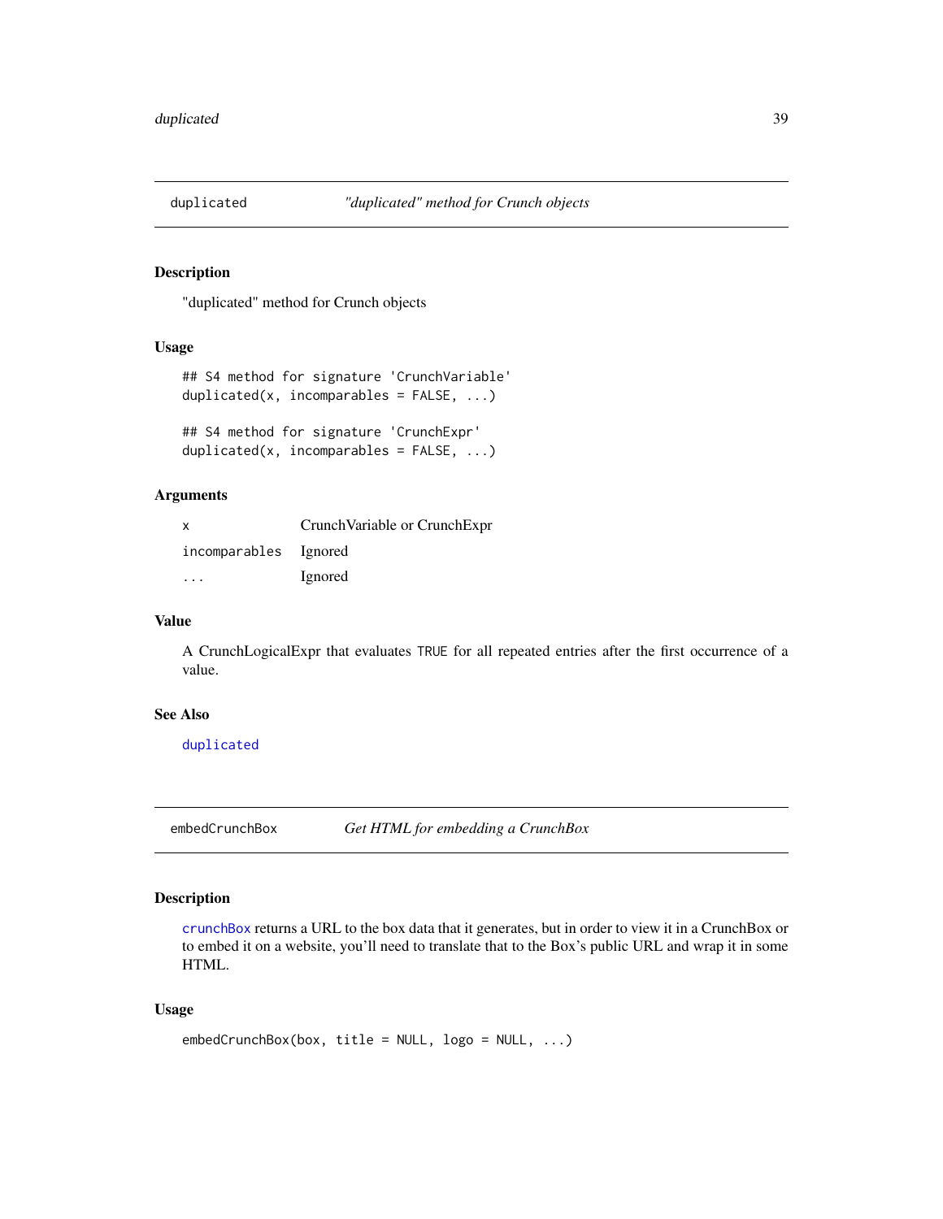## duplicated — *"duplicated" method for Crunch objects*

### Description

"duplicated" method for Crunch objects

### Usage

```
## S4 method for signature 'CrunchVariable'
duplicated(x, incomparables = FALSE, ...)

## S4 method for signature 'CrunchExpr'
duplicated(x, incomparables = FALSE, ...)
```

### Arguments

| | |
|---|---|
| `x` | CrunchVariable or CrunchExpr |
| `incomparables` | Ignored |
| `...` | Ignored |

### Value

A CrunchLogicalExpr that evaluates `TRUE` for all repeated entries after the first occurrence of a value.

### See Also

`duplicated`

## embedCrunchBox — *Get HTML for embedding a CrunchBox*

### Description

`crunchBox` returns a URL to the box data that it generates, but in order to view it in a CrunchBox or to embed it on a website, you'll need to translate that to the Box's public URL and wrap it in some HTML.

### Usage

```
embedCrunchBox(box, title = NULL, logo = NULL, ...)
```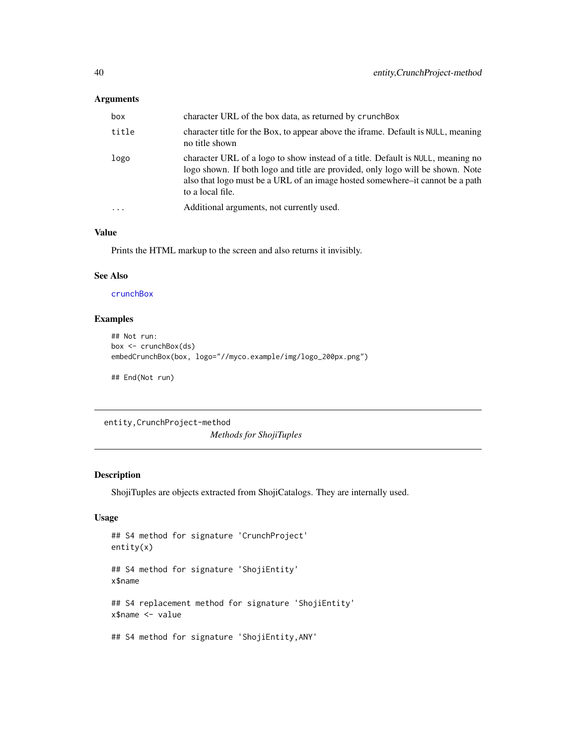### Arguments

| | |
|---|---|
| `box` | character URL of the box data, as returned by `crunchBox` |
| `title` | character title for the Box, to appear above the iframe. Default is `NULL`, meaning no title shown |
| `logo` | character URL of a logo to show instead of a title. Default is `NULL`, meaning no logo shown. If both logo and title are provided, only logo will be shown. Note also that logo must be a URL of an image hosted somewhere–it cannot be a path to a local file. |
| `...` | Additional arguments, not currently used. |

### Value

Prints the HTML markup to the screen and also returns it invisibly.

### See Also

`crunchBox`

### Examples

```
## Not run:
box <- crunchBox(ds)
embedCrunchBox(box, logo="//myco.example/img/logo_200px.png")

## End(Not run)
```

---

## entity,CrunchProject-method

*Methods for ShojiTuples*

---

### Description

ShojiTuples are objects extracted from ShojiCatalogs. They are internally used.

### Usage

```
## S4 method for signature 'CrunchProject'
entity(x)

## S4 method for signature 'ShojiEntity'
x$name

## S4 replacement method for signature 'ShojiEntity'
x$name <- value

## S4 method for signature 'ShojiEntity,ANY'
```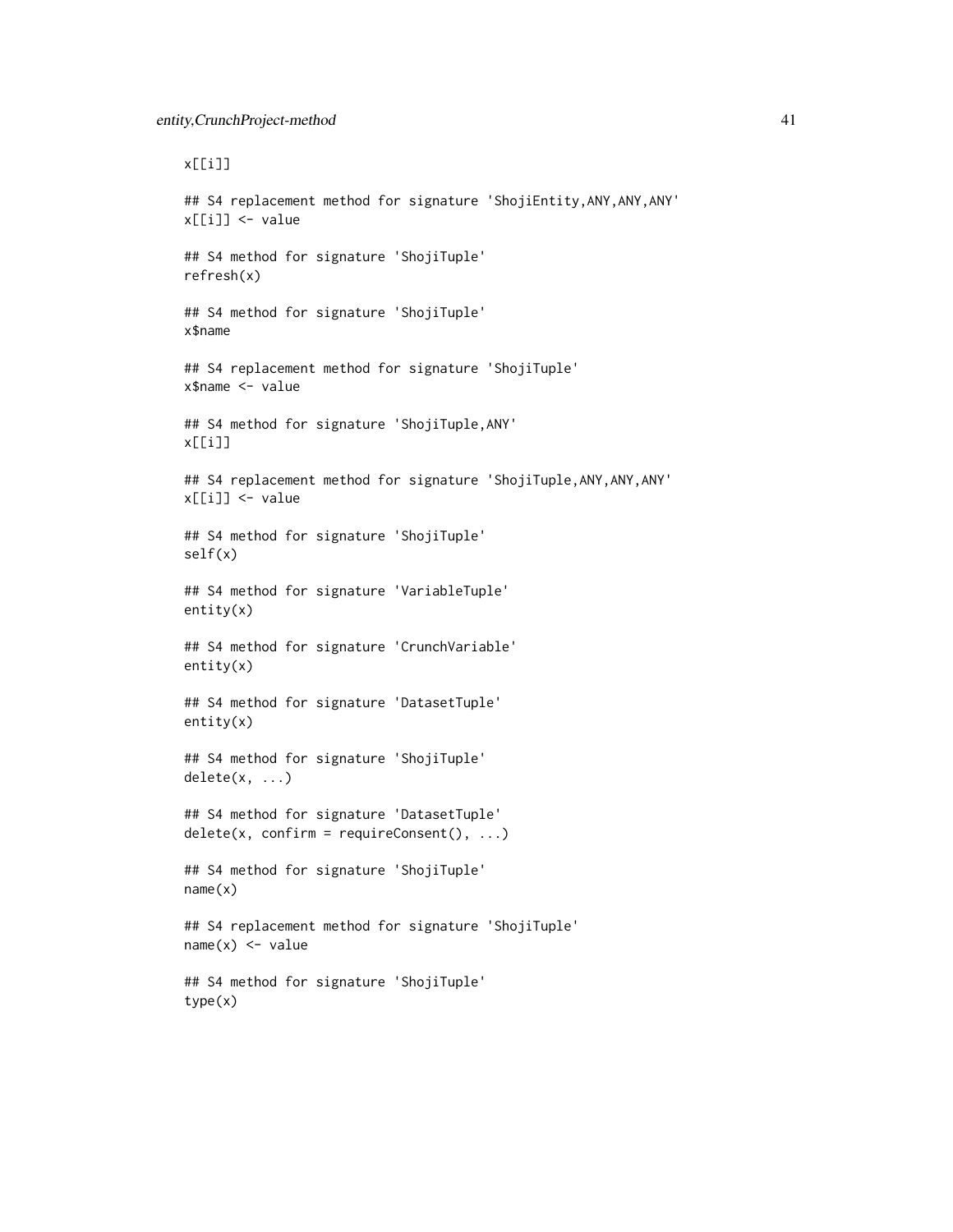```
x[[i]]

## S4 replacement method for signature 'ShojiEntity,ANY,ANY,ANY'
x[[i]] <- value

## S4 method for signature 'ShojiTuple'
refresh(x)

## S4 method for signature 'ShojiTuple'
x$name

## S4 replacement method for signature 'ShojiTuple'
x$name <- value

## S4 method for signature 'ShojiTuple,ANY'
x[[i]]

## S4 replacement method for signature 'ShojiTuple,ANY,ANY,ANY'
x[[i]] <- value

## S4 method for signature 'ShojiTuple'
self(x)

## S4 method for signature 'VariableTuple'
entity(x)

## S4 method for signature 'CrunchVariable'
entity(x)

## S4 method for signature 'DatasetTuple'
entity(x)

## S4 method for signature 'ShojiTuple'
delete(x, ...)

## S4 method for signature 'DatasetTuple'
delete(x, confirm = requireConsent(), ...)

## S4 method for signature 'ShojiTuple'
name(x)

## S4 replacement method for signature 'ShojiTuple'
name(x) <- value

## S4 method for signature 'ShojiTuple'
type(x)
```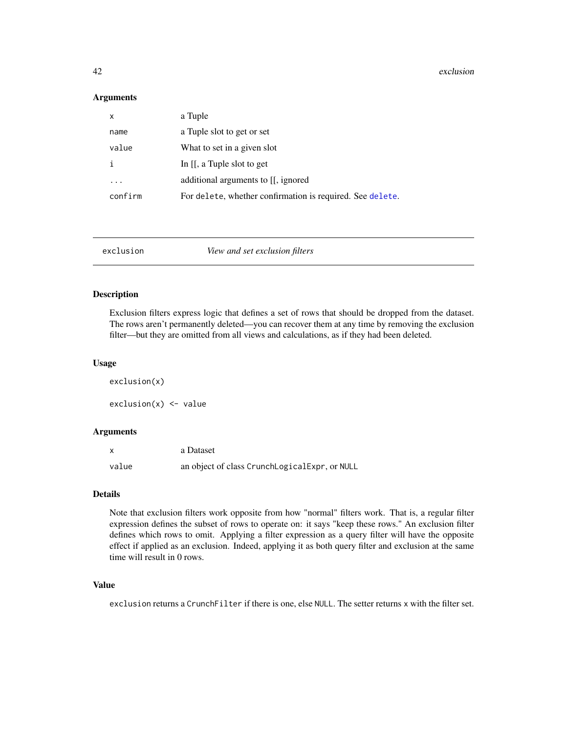### Arguments

| | |
|---|---|
| x | a Tuple |
| name | a Tuple slot to get or set |
| value | What to set in a given slot |
| i | In [[, a Tuple slot to get |
| ... | additional arguments to [[, ignored |
| confirm | For `delete`, whether confirmation is required. See `delete`. |

---

## exclusion — *View and set exclusion filters*

---

### Description

Exclusion filters express logic that defines a set of rows that should be dropped from the dataset. The rows aren't permanently deleted—you can recover them at any time by removing the exclusion filter—but they are omitted from all views and calculations, as if they had been deleted.

### Usage

```
exclusion(x)

exclusion(x) <- value
```

### Arguments

| | |
|---|---|
| x | a Dataset |
| value | an object of class `CrunchLogicalExpr`, or `NULL` |

### Details

Note that exclusion filters work opposite from how "normal" filters work. That is, a regular filter expression defines the subset of rows to operate on: it says "keep these rows." An exclusion filter defines which rows to omit. Applying a filter expression as a query filter will have the opposite effect if applied as an exclusion. Indeed, applying it as both query filter and exclusion at the same time will result in 0 rows.

### Value

`exclusion` returns a `CrunchFilter` if there is one, else `NULL`. The setter returns `x` with the filter set.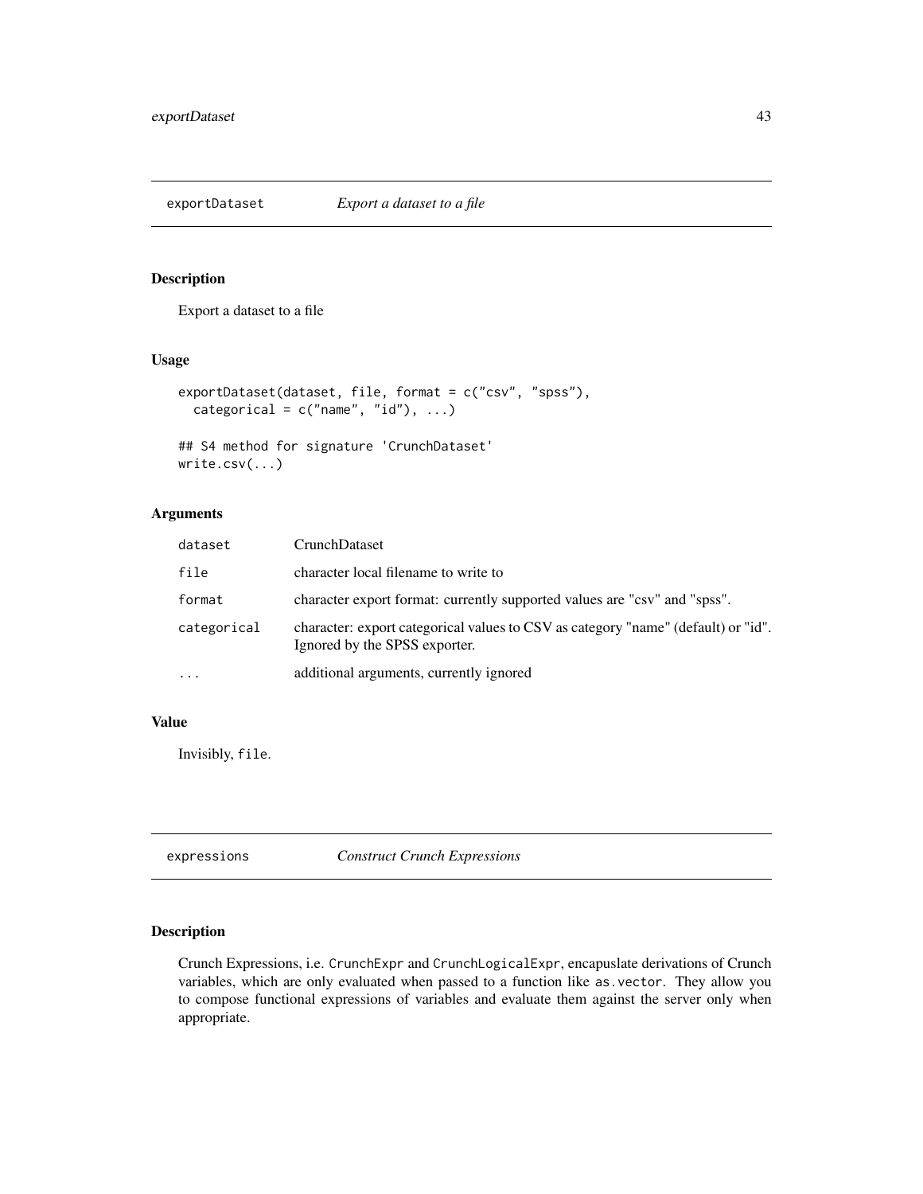## exportDataset *Export a dataset to a file*

### Description

Export a dataset to a file

### Usage

```
exportDataset(dataset, file, format = c("csv", "spss"),
  categorical = c("name", "id"), ...)

## S4 method for signature 'CrunchDataset'
write.csv(...)
```

### Arguments

| | |
|---|---|
| dataset | CrunchDataset |
| file | character local filename to write to |
| format | character export format: currently supported values are "csv" and "spss". |
| categorical | character: export categorical values to CSV as category "name" (default) or "id". Ignored by the SPSS exporter. |
| ... | additional arguments, currently ignored |

### Value

Invisibly, `file`.

## expressions *Construct Crunch Expressions*

### Description

Crunch Expressions, i.e. `CrunchExpr` and `CrunchLogicalExpr`, encapuslate derivations of Crunch variables, which are only evaluated when passed to a function like `as.vector`. They allow you to compose functional expressions of variables and evaluate them against the server only when appropriate.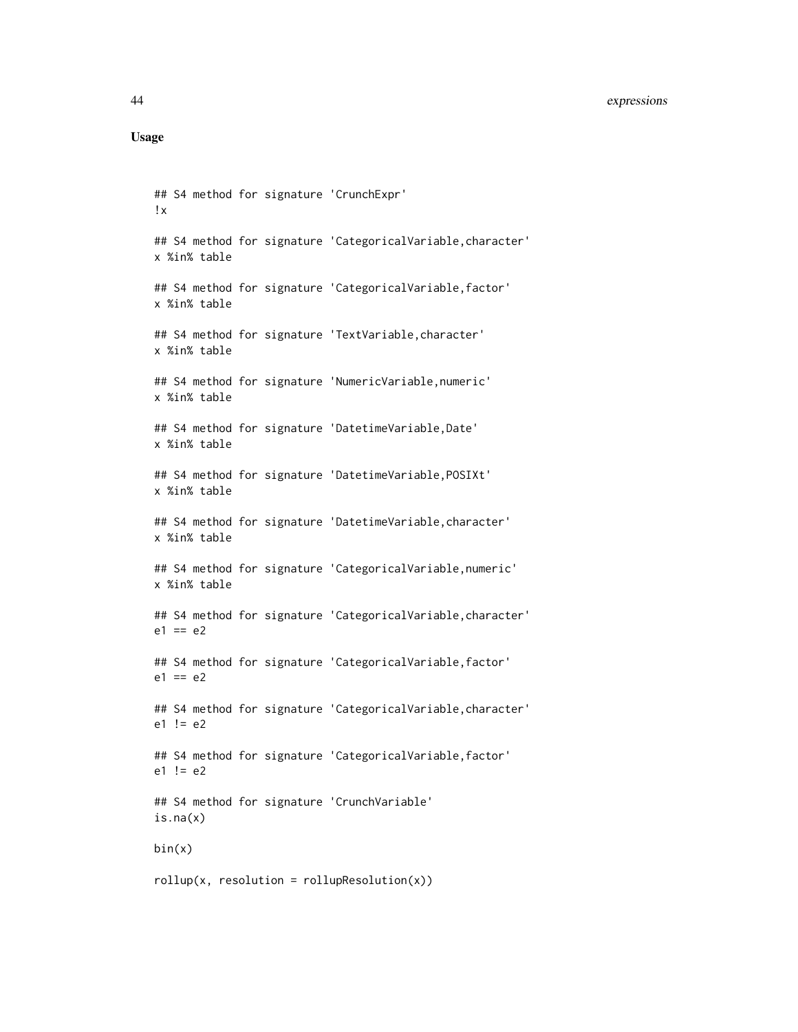### Usage

```
## S4 method for signature 'CrunchExpr'
!x

## S4 method for signature 'CategoricalVariable,character'
x %in% table

## S4 method for signature 'CategoricalVariable,factor'
x %in% table

## S4 method for signature 'TextVariable,character'
x %in% table

## S4 method for signature 'NumericVariable,numeric'
x %in% table

## S4 method for signature 'DatetimeVariable,Date'
x %in% table

## S4 method for signature 'DatetimeVariable,POSIXt'
x %in% table

## S4 method for signature 'DatetimeVariable,character'
x %in% table

## S4 method for signature 'CategoricalVariable,numeric'
x %in% table

## S4 method for signature 'CategoricalVariable,character'
e1 == e2

## S4 method for signature 'CategoricalVariable,factor'
e1 == e2

## S4 method for signature 'CategoricalVariable,character'
e1 != e2

## S4 method for signature 'CategoricalVariable,factor'
e1 != e2

## S4 method for signature 'CrunchVariable'
is.na(x)

bin(x)

rollup(x, resolution = rollupResolution(x))
```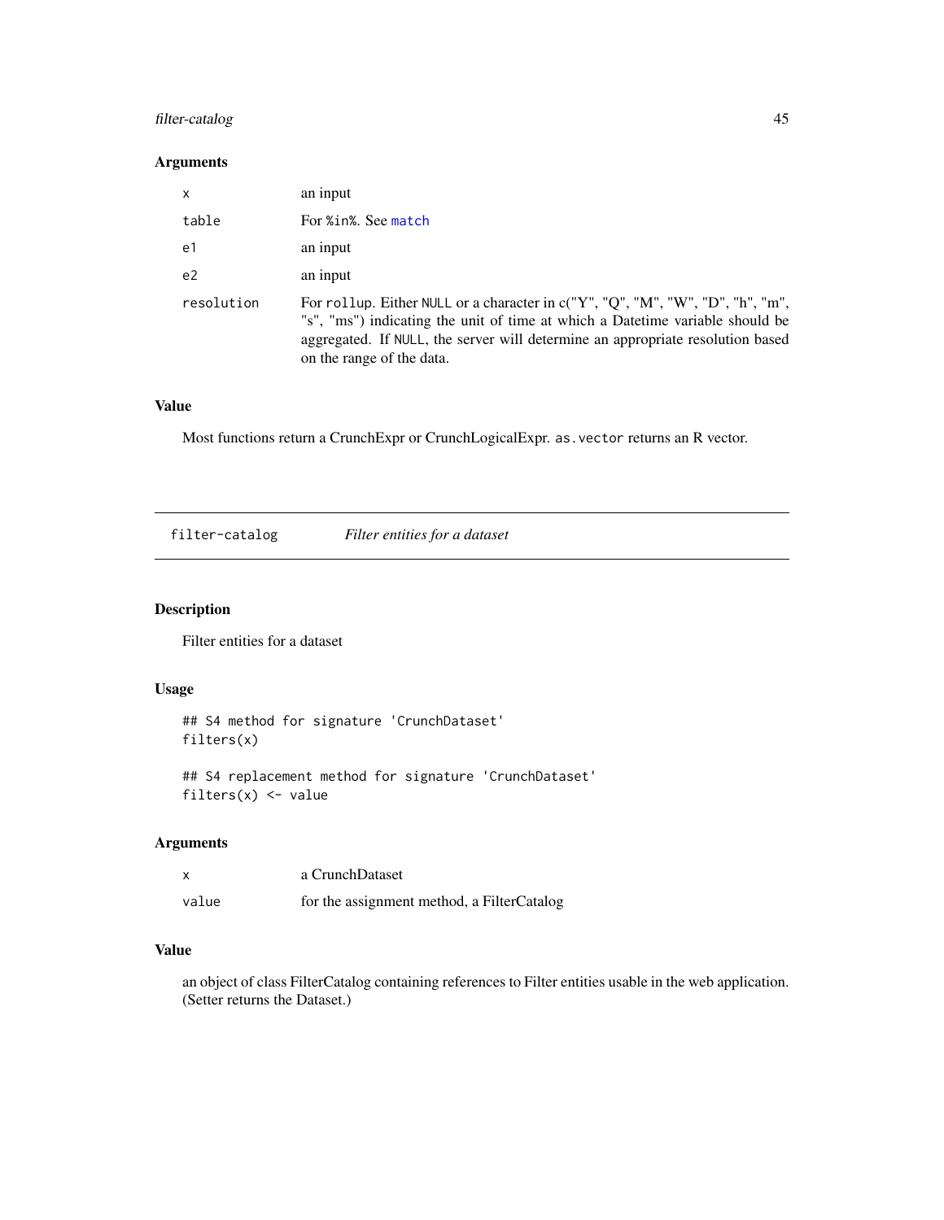### Arguments

| | |
|---|---|
| `x` | an input |
| `table` | For `%in%`. See `match` |
| `e1` | an input |
| `e2` | an input |
| `resolution` | For `rollup`. Either `NULL` or a character in c("Y", "Q", "M", "W", "D", "h", "m", "s", "ms") indicating the unit of time at which a Datetime variable should be aggregated. If `NULL`, the server will determine an appropriate resolution based on the range of the data. |

### Value

Most functions return a CrunchExpr or CrunchLogicalExpr. `as.vector` returns an R vector.

---

## filter-catalog — *Filter entities for a dataset*

### Description

Filter entities for a dataset

### Usage

```
## S4 method for signature 'CrunchDataset'
filters(x)

## S4 replacement method for signature 'CrunchDataset'
filters(x) <- value
```

### Arguments

| | |
|---|---|
| `x` | a CrunchDataset |
| `value` | for the assignment method, a FilterCatalog |

### Value

an object of class FilterCatalog containing references to Filter entities usable in the web application. (Setter returns the Dataset.)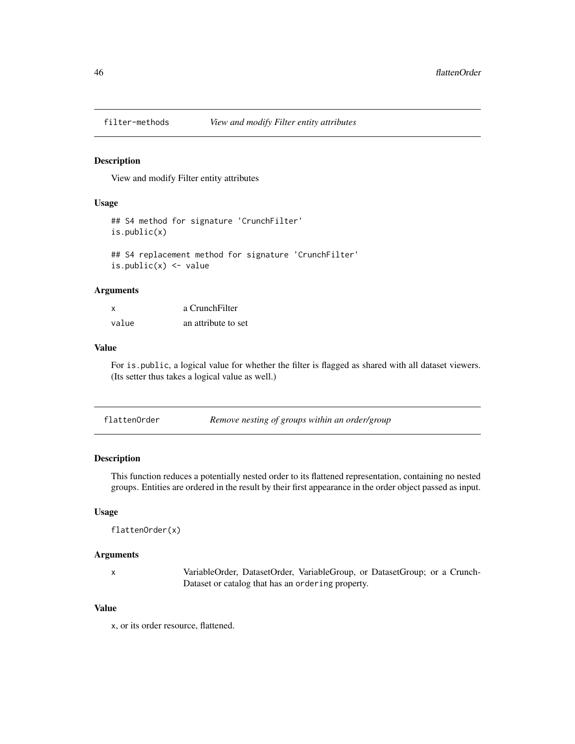## filter-methods *View and modify Filter entity attributes*

### Description

View and modify Filter entity attributes

### Usage

```
## S4 method for signature 'CrunchFilter'
is.public(x)

## S4 replacement method for signature 'CrunchFilter'
is.public(x) <- value
```

### Arguments

| | |
|---|---|
| x | a CrunchFilter |
| value | an attribute to set |

### Value

For `is.public`, a logical value for whether the filter is flagged as shared with all dataset viewers. (Its setter thus takes a logical value as well.)

## flattenOrder *Remove nesting of groups within an order/group*

### Description

This function reduces a potentially nested order to its flattened representation, containing no nested groups. Entities are ordered in the result by their first appearance in the order object passed as input.

### Usage

```
flattenOrder(x)
```

### Arguments

| | |
|---|---|
| x | VariableOrder, DatasetOrder, VariableGroup, or DatasetGroup; or a Crunch-Dataset or catalog that has an `ordering` property. |

### Value

`x`, or its order resource, flattened.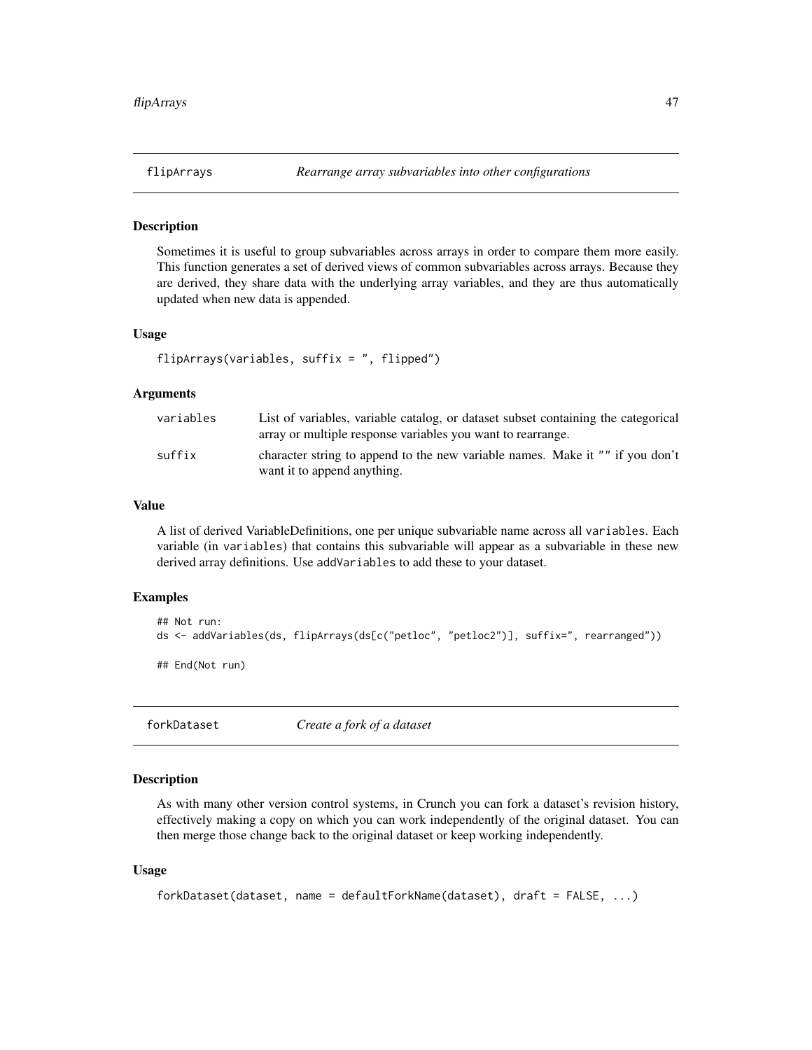## flipArrays — *Rearrange array subvariables into other configurations*

### Description

Sometimes it is useful to group subvariables across arrays in order to compare them more easily. This function generates a set of derived views of common subvariables across arrays. Because they are derived, they share data with the underlying array variables, and they are thus automatically updated when new data is appended.

### Usage

```
flipArrays(variables, suffix = ", flipped")
```

### Arguments

| | |
|---|---|
| variables | List of variables, variable catalog, or dataset subset containing the categorical array or multiple response variables you want to rearrange. |
| suffix | character string to append to the new variable names. Make it "" if you don't want it to append anything. |

### Value

A list of derived VariableDefinitions, one per unique subvariable name across all `variables`. Each variable (in `variables`) that contains this subvariable will appear as a subvariable in these new derived array definitions. Use `addVariables` to add these to your dataset.

### Examples

```
## Not run:
ds <- addVariables(ds, flipArrays(ds[c("petloc", "petloc2")], suffix=", rearranged"))

## End(Not run)
```

## forkDataset — *Create a fork of a dataset*

### Description

As with many other version control systems, in Crunch you can fork a dataset's revision history, effectively making a copy on which you can work independently of the original dataset. You can then merge those change back to the original dataset or keep working independently.

### Usage

```
forkDataset(dataset, name = defaultForkName(dataset), draft = FALSE, ...)
```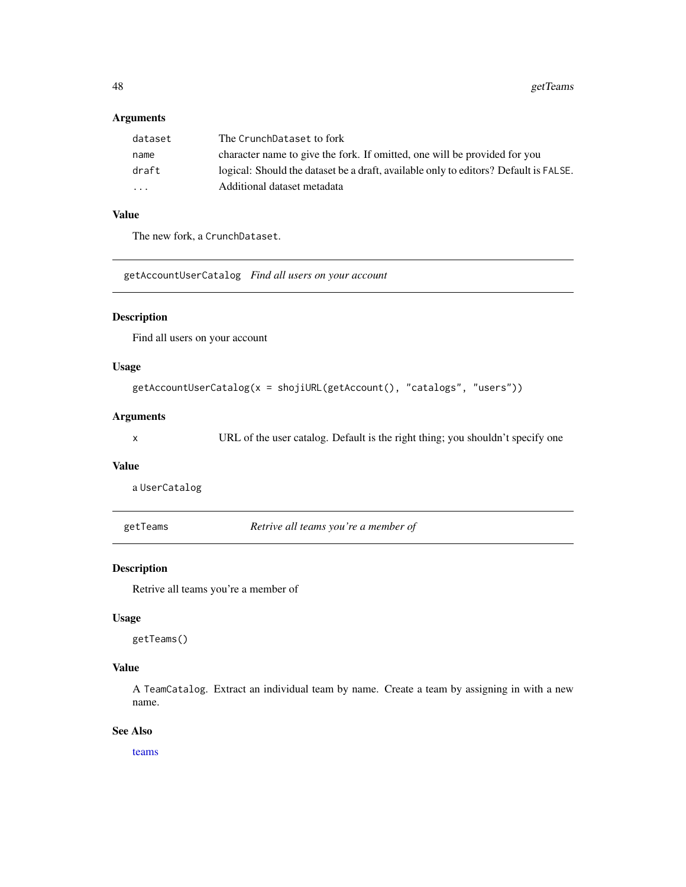### Arguments

| | |
|---|---|
| dataset | The CrunchDataset to fork |
| name | character name to give the fork. If omitted, one will be provided for you |
| draft | logical: Should the dataset be a draft, available only to editors? Default is FALSE. |
| ... | Additional dataset metadata |

### Value

The new fork, a CrunchDataset.

---

## getAccountUserCatalog    *Find all users on your account*

---

### Description

Find all users on your account

### Usage

```
getAccountUserCatalog(x = shojiURL(getAccount(), "catalogs", "users"))
```

### Arguments

| | |
|---|---|
| x | URL of the user catalog. Default is the right thing; you shouldn't specify one |

### Value

a UserCatalog

---

## getTeams    *Retrive all teams you're a member of*

---

### Description

Retrive all teams you're a member of

### Usage

```
getTeams()
```

### Value

A TeamCatalog. Extract an individual team by name. Create a team by assigning in with a new name.

### See Also

teams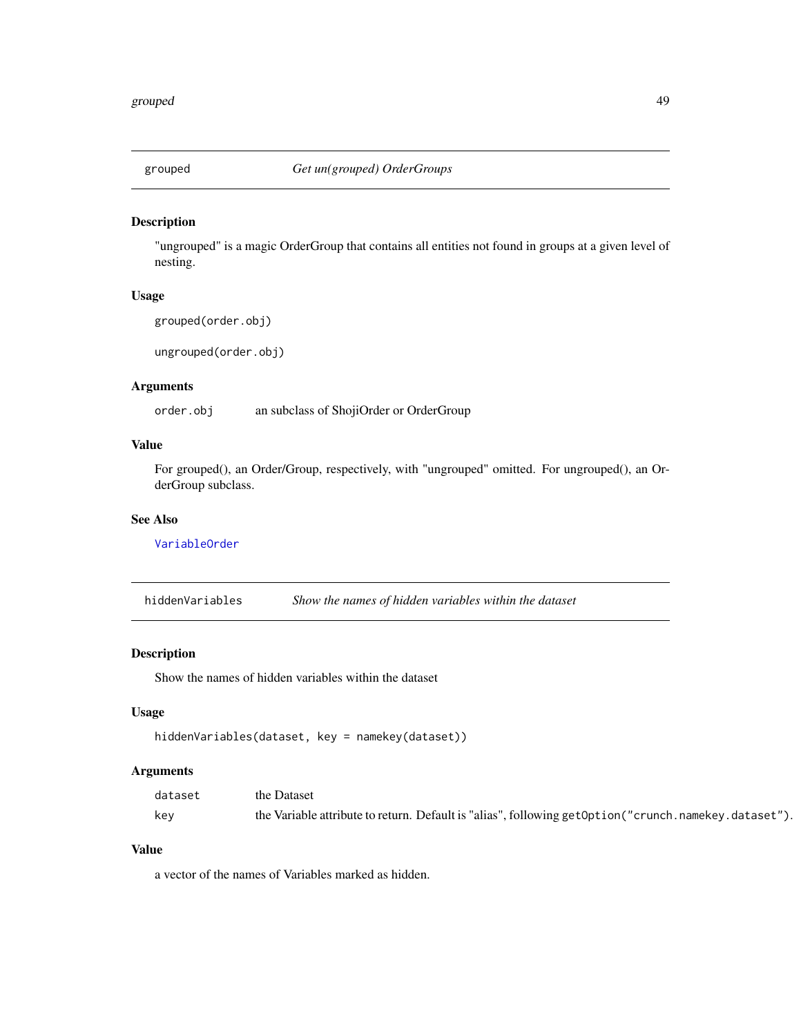## grouped — *Get un(grouped) OrderGroups*

### Description

"ungrouped" is a magic OrderGroup that contains all entities not found in groups at a given level of nesting.

### Usage

```
grouped(order.obj)

ungrouped(order.obj)
```

### Arguments

| | |
|---|---|
| `order.obj` | an subclass of ShojiOrder or OrderGroup |

### Value

For grouped(), an Order/Group, respectively, with "ungrouped" omitted. For ungrouped(), an OrderGroup subclass.

### See Also

`VariableOrder`

## hiddenVariables — *Show the names of hidden variables within the dataset*

### Description

Show the names of hidden variables within the dataset

### Usage

```
hiddenVariables(dataset, key = namekey(dataset))
```

### Arguments

| | |
|---|---|
| `dataset` | the Dataset |
| `key` | the Variable attribute to return. Default is "alias", following `getOption("crunch.namekey.dataset")`. |

### Value

a vector of the names of Variables marked as hidden.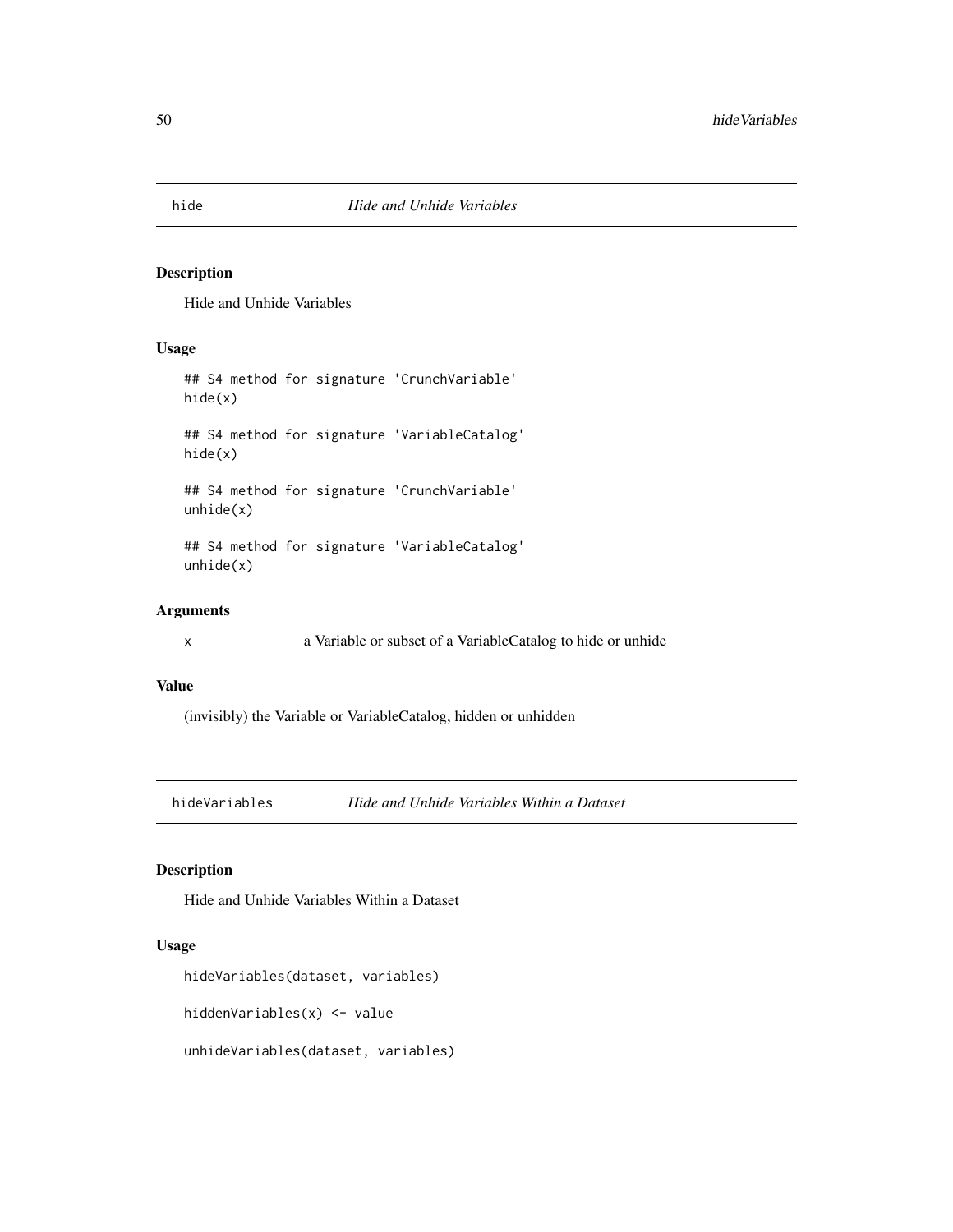## hide *Hide and Unhide Variables*

### Description

Hide and Unhide Variables

### Usage

```
## S4 method for signature 'CrunchVariable'
hide(x)

## S4 method for signature 'VariableCatalog'
hide(x)

## S4 method for signature 'CrunchVariable'
unhide(x)

## S4 method for signature 'VariableCatalog'
unhide(x)
```

### Arguments

| | |
|---|---|
| x | a Variable or subset of a VariableCatalog to hide or unhide |

### Value

(invisibly) the Variable or VariableCatalog, hidden or unhidden

## hideVariables *Hide and Unhide Variables Within a Dataset*

### Description

Hide and Unhide Variables Within a Dataset

### Usage

```
hideVariables(dataset, variables)

hiddenVariables(x) <- value

unhideVariables(dataset, variables)
```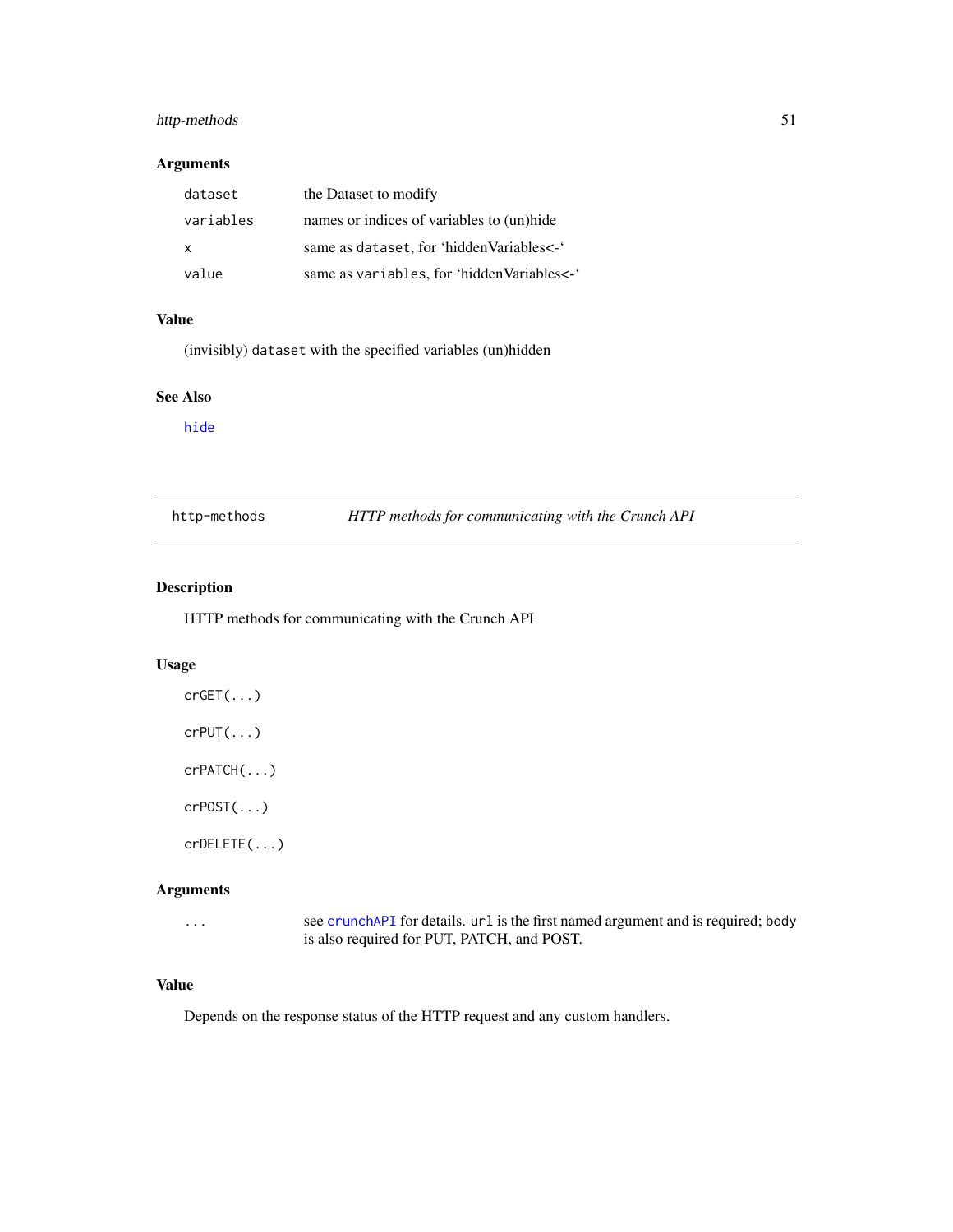### Arguments

| | |
|---|---|
| `dataset` | the Dataset to modify |
| `variables` | names or indices of variables to (un)hide |
| `x` | same as `dataset`, for 'hiddenVariables<-' |
| `value` | same as `variables`, for 'hiddenVariables<-' |

### Value

(invisibly) `dataset` with the specified variables (un)hidden

### See Also

`hide`

---

## http-methods — *HTTP methods for communicating with the Crunch API*

---

### Description

HTTP methods for communicating with the Crunch API

### Usage

```
crGET(...)

crPUT(...)

crPATCH(...)

crPOST(...)

crDELETE(...)
```

### Arguments

| | |
|---|---|
| `...` | see `crunchAPI` for details. `url` is the first named argument and is required; body is also required for PUT, PATCH, and POST. |

### Value

Depends on the response status of the HTTP request and any custom handlers.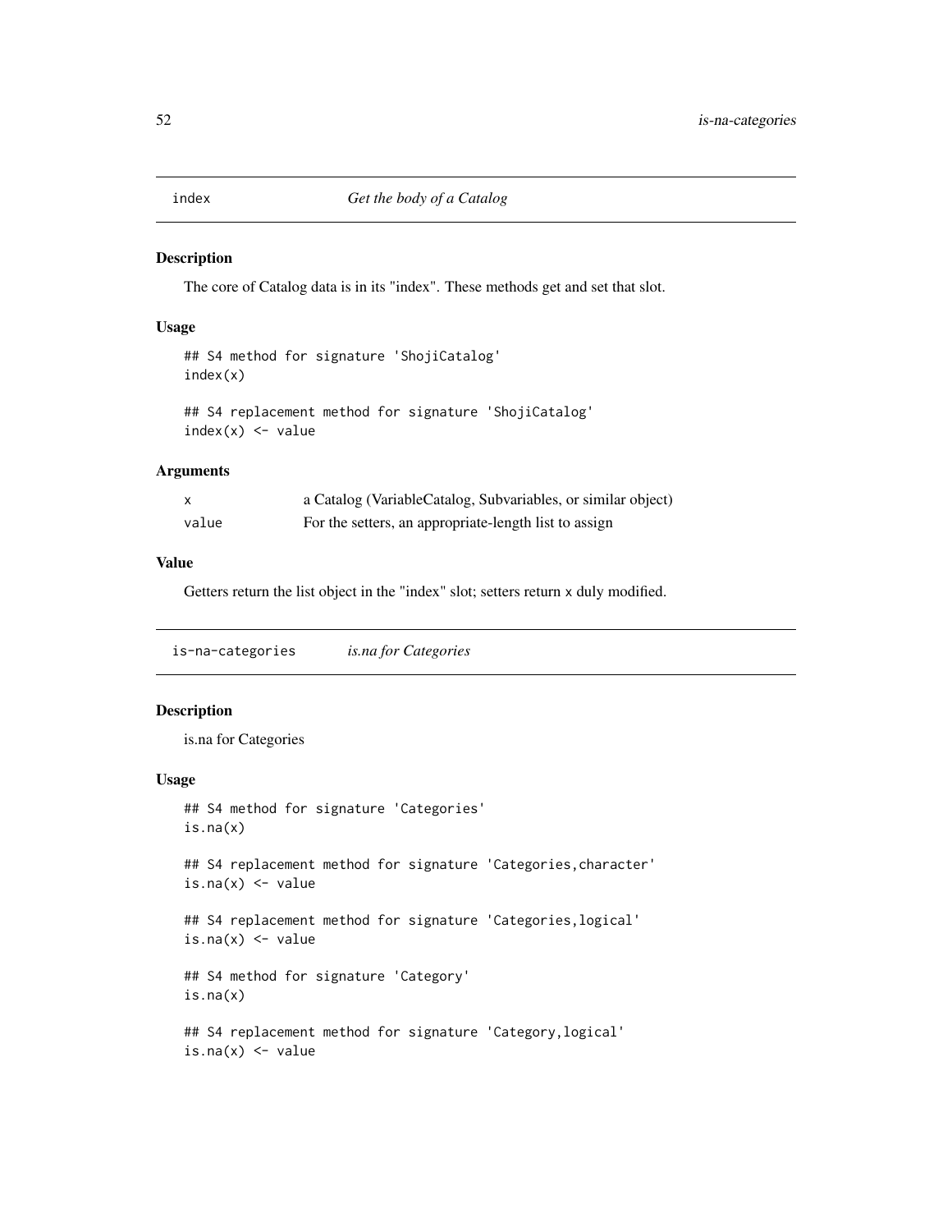## index *Get the body of a Catalog*

### Description

The core of Catalog data is in its "index". These methods get and set that slot.

### Usage

```
## S4 method for signature 'ShojiCatalog'
index(x)

## S4 replacement method for signature 'ShojiCatalog'
index(x) <- value
```

### Arguments

| | |
|---|---|
| x | a Catalog (VariableCatalog, Subvariables, or similar object) |
| value | For the setters, an appropriate-length list to assign |

### Value

Getters return the list object in the "index" slot; setters return x duly modified.

## is-na-categories *is.na for Categories*

### Description

is.na for Categories

### Usage

```
## S4 method for signature 'Categories'
is.na(x)

## S4 replacement method for signature 'Categories,character'
is.na(x) <- value

## S4 replacement method for signature 'Categories,logical'
is.na(x) <- value

## S4 method for signature 'Category'
is.na(x)

## S4 replacement method for signature 'Category,logical'
is.na(x) <- value
```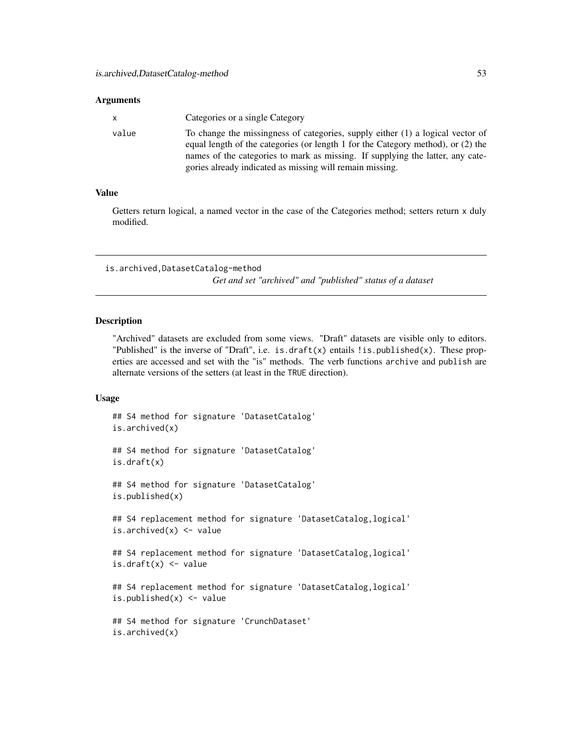### Arguments

| | |
|---|---|
| x | Categories or a single Category |
| value | To change the missingness of categories, supply either (1) a logical vector of equal length of the categories (or length 1 for the Category method), or (2) the names of the categories to mark as missing. If supplying the latter, any categories already indicated as missing will remain missing. |

### Value

Getters return logical, a named vector in the case of the Categories method; setters return x duly modified.

---

## is.archived,DatasetCatalog-method

*Get and set "archived" and "published" status of a dataset*

---

### Description

"Archived" datasets are excluded from some views. "Draft" datasets are visible only to editors. "Published" is the inverse of "Draft", i.e. is.draft(x) entails !is.published(x). These properties are accessed and set with the "is" methods. The verb functions archive and publish are alternate versions of the setters (at least in the TRUE direction).

### Usage

```
## S4 method for signature 'DatasetCatalog'
is.archived(x)

## S4 method for signature 'DatasetCatalog'
is.draft(x)

## S4 method for signature 'DatasetCatalog'
is.published(x)

## S4 replacement method for signature 'DatasetCatalog,logical'
is.archived(x) <- value

## S4 replacement method for signature 'DatasetCatalog,logical'
is.draft(x) <- value

## S4 replacement method for signature 'DatasetCatalog,logical'
is.published(x) <- value

## S4 method for signature 'CrunchDataset'
is.archived(x)
```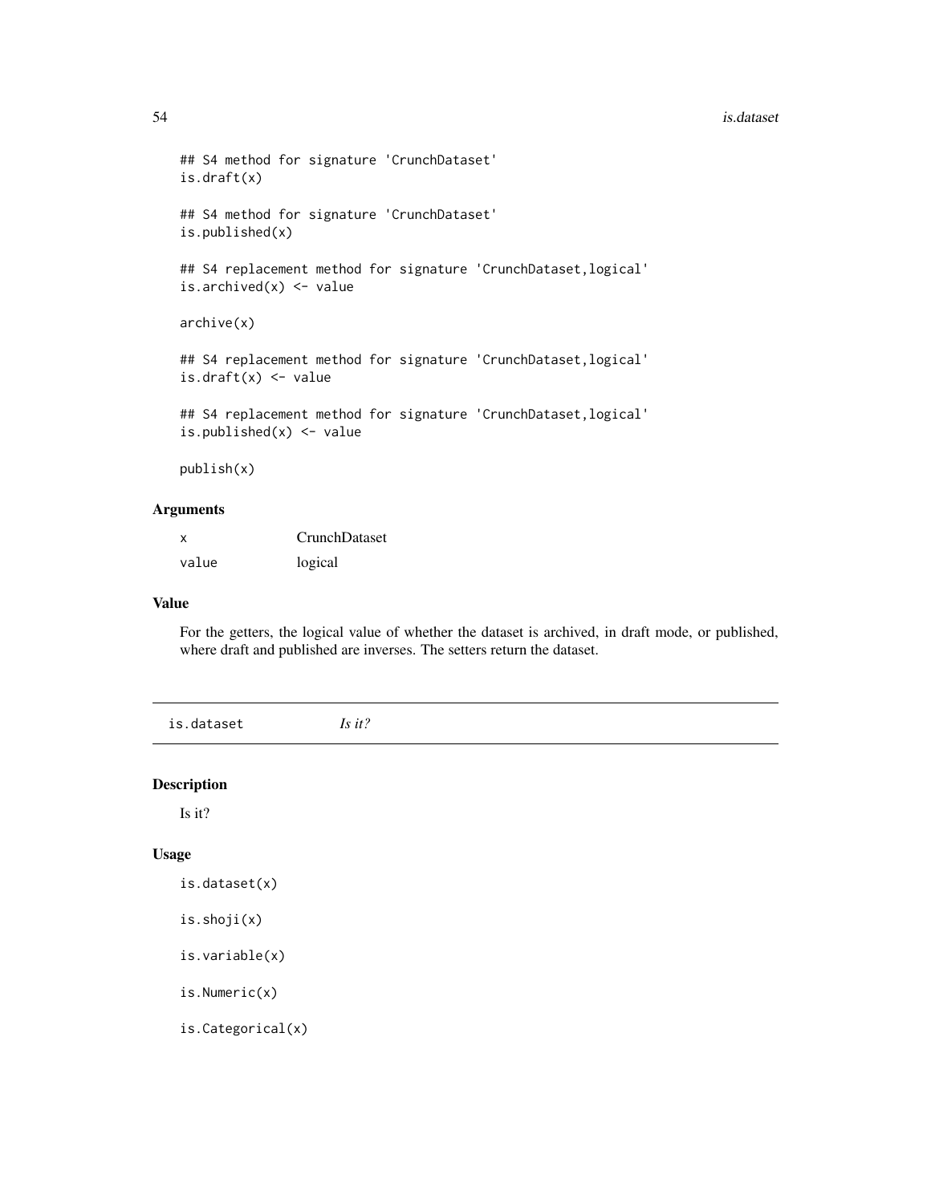```
## S4 method for signature 'CrunchDataset'
is.draft(x)

## S4 method for signature 'CrunchDataset'
is.published(x)

## S4 replacement method for signature 'CrunchDataset,logical'
is.archived(x) <- value

archive(x)

## S4 replacement method for signature 'CrunchDataset,logical'
is.draft(x) <- value

## S4 replacement method for signature 'CrunchDataset,logical'
is.published(x) <- value

publish(x)
```

### Arguments

| | |
|---|---|
| x | CrunchDataset |
| value | logical |

### Value

For the getters, the logical value of whether the dataset is archived, in draft mode, or published, where draft and published are inverses. The setters return the dataset.

---

## is.dataset *Is it?*

---

### Description

Is it?

### Usage

```
is.dataset(x)

is.shoji(x)

is.variable(x)

is.Numeric(x)

is.Categorical(x)
```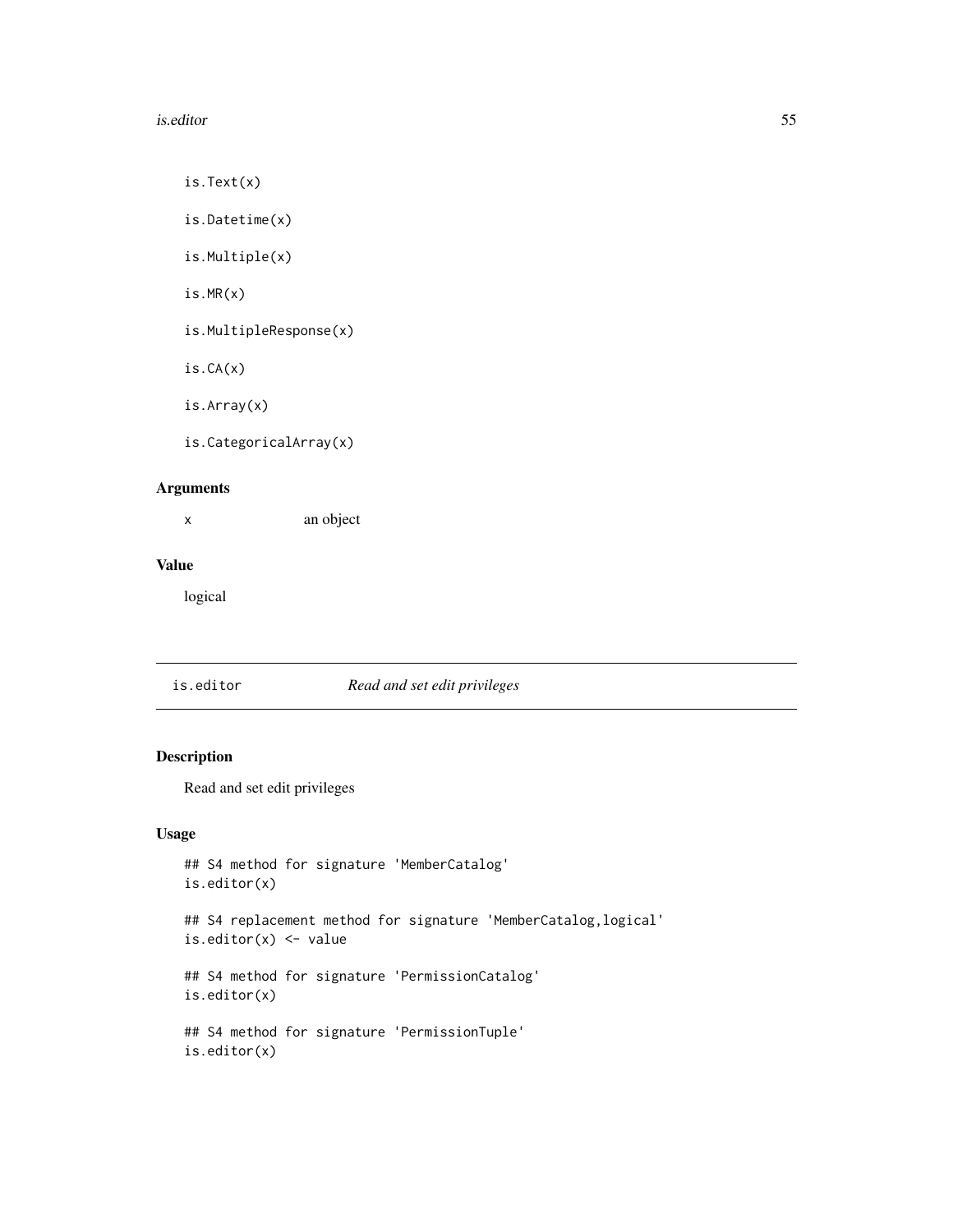```
is.Text(x)

is.Datetime(x)

is.Multiple(x)

is.MR(x)

is.MultipleResponse(x)

is.CA(x)

is.Array(x)

is.CategoricalArray(x)
```

## Arguments

| | |
|---|---|
| x | an object |

## Value

logical

# is.editor *Read and set edit privileges*

## Description

Read and set edit privileges

## Usage

```
## S4 method for signature 'MemberCatalog'
is.editor(x)

## S4 replacement method for signature 'MemberCatalog,logical'
is.editor(x) <- value

## S4 method for signature 'PermissionCatalog'
is.editor(x)

## S4 method for signature 'PermissionTuple'
is.editor(x)
```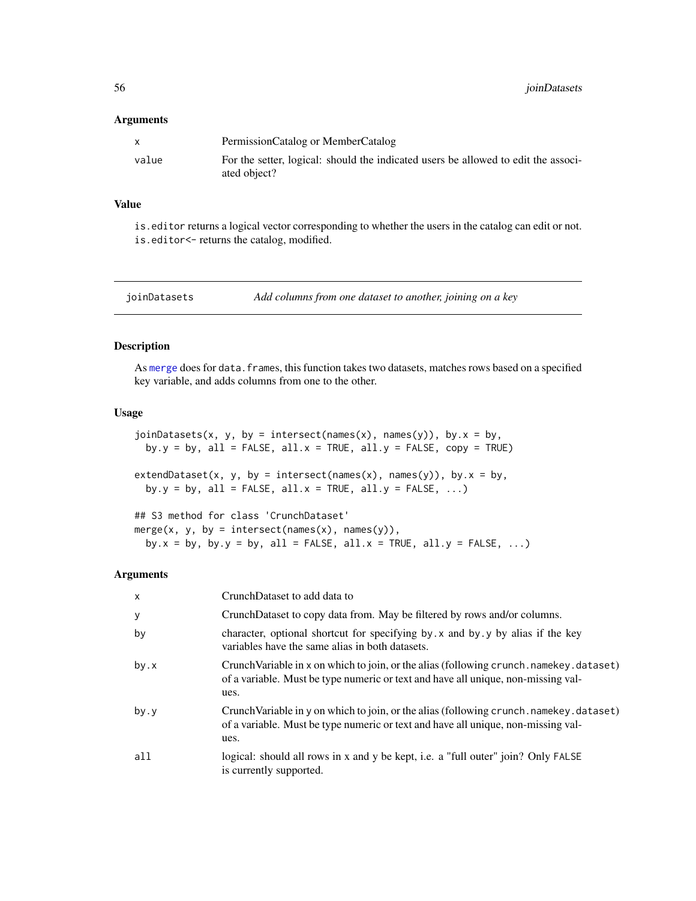## Arguments

| | |
|---|---|
| x | PermissionCatalog or MemberCatalog |
| value | For the setter, logical: should the indicated users be allowed to edit the associated object? |

## Value

is.editor returns a logical vector corresponding to whether the users in the catalog can edit or not. is.editor<- returns the catalog, modified.

---

# joinDatasets — *Add columns from one dataset to another, joining on a key*

## Description

As merge does for data.frames, this function takes two datasets, matches rows based on a specified key variable, and adds columns from one to the other.

## Usage

```
joinDatasets(x, y, by = intersect(names(x), names(y)), by.x = by,
  by.y = by, all = FALSE, all.x = TRUE, all.y = FALSE, copy = TRUE)

extendDataset(x, y, by = intersect(names(x), names(y)), by.x = by,
  by.y = by, all = FALSE, all.x = TRUE, all.y = FALSE, ...)

## S3 method for class 'CrunchDataset'
merge(x, y, by = intersect(names(x), names(y)),
  by.x = by, by.y = by, all = FALSE, all.x = TRUE, all.y = FALSE, ...)
```

## Arguments

| | |
|---|---|
| x | CrunchDataset to add data to |
| y | CrunchDataset to copy data from. May be filtered by rows and/or columns. |
| by | character, optional shortcut for specifying by.x and by.y by alias if the key variables have the same alias in both datasets. |
| by.x | CrunchVariable in x on which to join, or the alias (following crunch.namekey.dataset) of a variable. Must be type numeric or text and have all unique, non-missing values. |
| by.y | CrunchVariable in y on which to join, or the alias (following crunch.namekey.dataset) of a variable. Must be type numeric or text and have all unique, non-missing values. |
| all | logical: should all rows in x and y be kept, i.e. a "full outer" join? Only FALSE is currently supported. |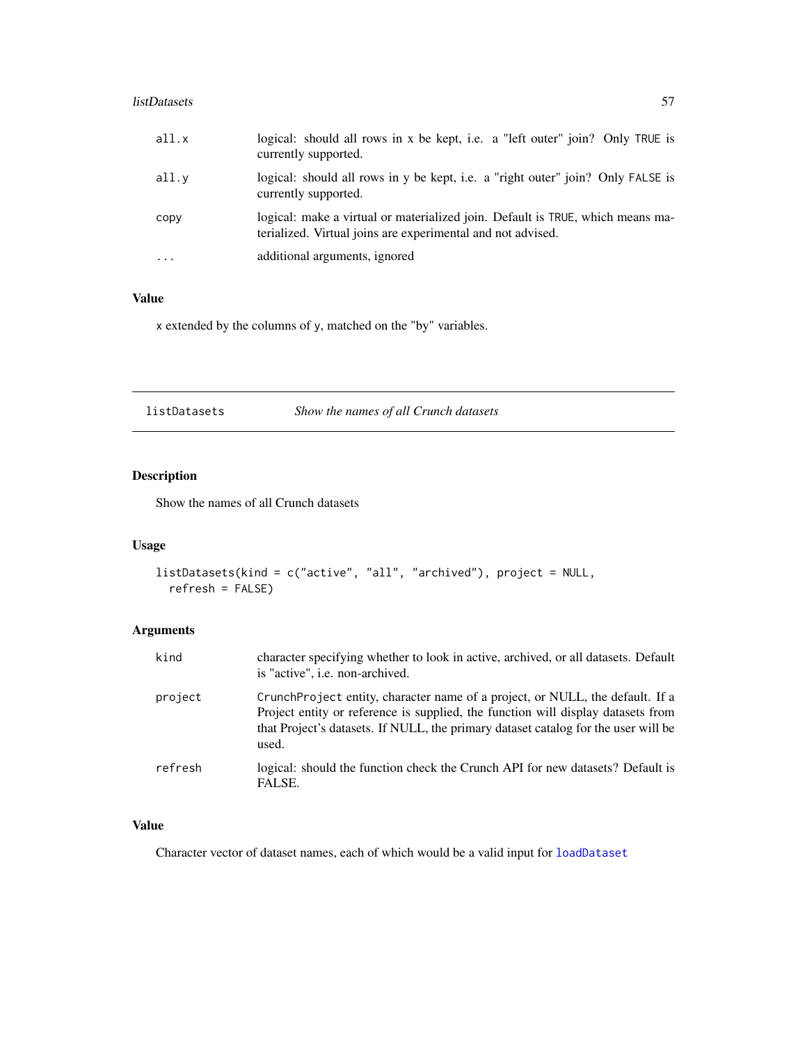| | |
|---|---|
| `all.x` | logical: should all rows in x be kept, i.e. a "left outer" join? Only `TRUE` is currently supported. |
| `all.y` | logical: should all rows in y be kept, i.e. a "right outer" join? Only `FALSE` is currently supported. |
| `copy` | logical: make a virtual or materialized join. Default is `TRUE`, which means materialized. Virtual joins are experimental and not advised. |
| `...` | additional arguments, ignored |

### Value

`x` extended by the columns of `y`, matched on the "by" variables.

---

## listDatasets — *Show the names of all Crunch datasets*

---

### Description

Show the names of all Crunch datasets

### Usage

```
listDatasets(kind = c("active", "all", "archived"), project = NULL,
  refresh = FALSE)
```

### Arguments

| | |
|---|---|
| `kind` | character specifying whether to look in active, archived, or all datasets. Default is "active", i.e. non-archived. |
| `project` | `CrunchProject` entity, character name of a project, or NULL, the default. If a Project entity or reference is supplied, the function will display datasets from that Project's datasets. If NULL, the primary dataset catalog for the user will be used. |
| `refresh` | logical: should the function check the Crunch API for new datasets? Default is FALSE. |

### Value

Character vector of dataset names, each of which would be a valid input for `loadDataset`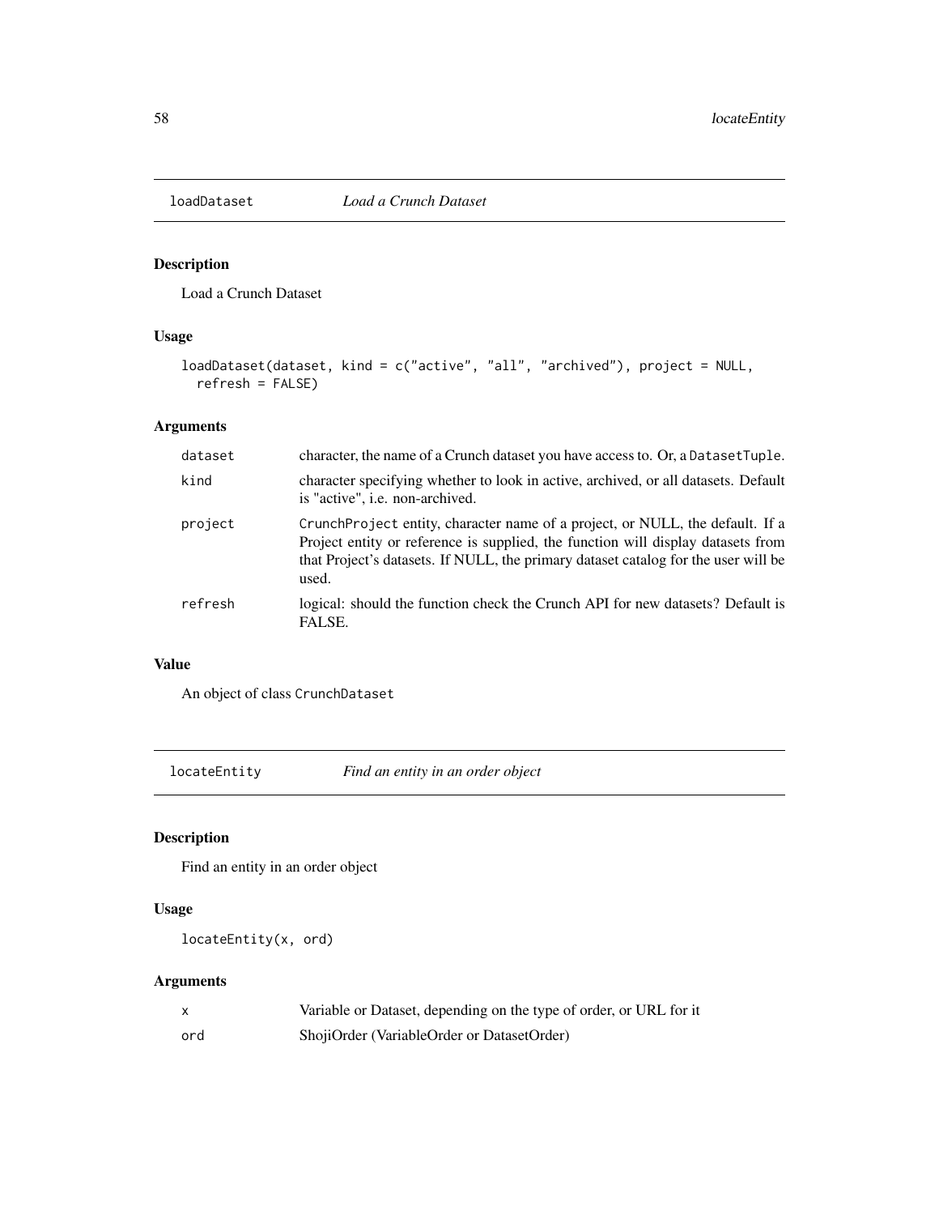## loadDataset — *Load a Crunch Dataset*

### Description

Load a Crunch Dataset

### Usage

```
loadDataset(dataset, kind = c("active", "all", "archived"), project = NULL,
  refresh = FALSE)
```

### Arguments

| | |
|---|---|
| dataset | character, the name of a Crunch dataset you have access to. Or, a `DatasetTuple`. |
| kind | character specifying whether to look in active, archived, or all datasets. Default is "active", i.e. non-archived. |
| project | `CrunchProject` entity, character name of a project, or NULL, the default. If a Project entity or reference is supplied, the function will display datasets from that Project's datasets. If NULL, the primary dataset catalog for the user will be used. |
| refresh | logical: should the function check the Crunch API for new datasets? Default is FALSE. |

### Value

An object of class `CrunchDataset`

## locateEntity — *Find an entity in an order object*

### Description

Find an entity in an order object

### Usage

```
locateEntity(x, ord)
```

### Arguments

| | |
|---|---|
| x | Variable or Dataset, depending on the type of order, or URL for it |
| ord | ShojiOrder (VariableOrder or DatasetOrder) |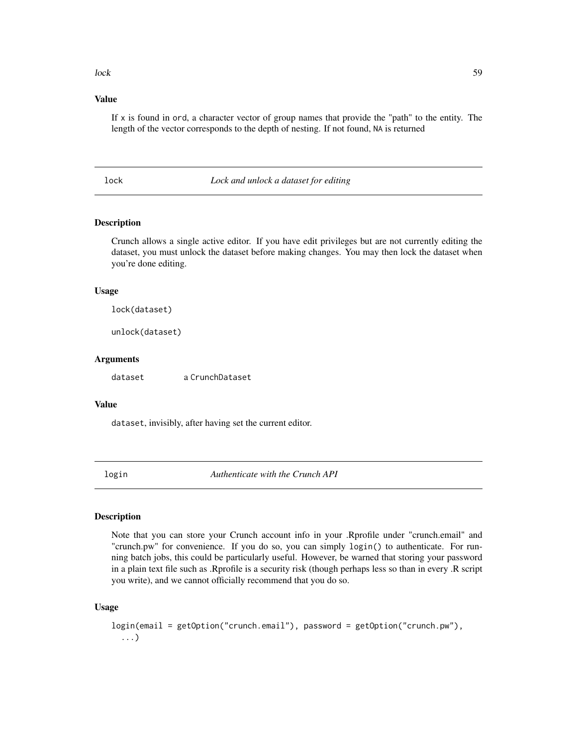### Value

If x is found in ord, a character vector of group names that provide the "path" to the entity. The length of the vector corresponds to the depth of nesting. If not found, NA is returned

## lock — *Lock and unlock a dataset for editing*

### Description

Crunch allows a single active editor. If you have edit privileges but are not currently editing the dataset, you must unlock the dataset before making changes. You may then lock the dataset when you're done editing.

### Usage

```
lock(dataset)

unlock(dataset)
```

### Arguments

| | |
|---|---|
| dataset | a CrunchDataset |

### Value

dataset, invisibly, after having set the current editor.

## login — *Authenticate with the Crunch API*

### Description

Note that you can store your Crunch account info in your .Rprofile under "crunch.email" and "crunch.pw" for convenience. If you do so, you can simply login() to authenticate. For running batch jobs, this could be particularly useful. However, be warned that storing your password in a plain text file such as .Rprofile is a security risk (though perhaps less so than in every .R script you write), and we cannot officially recommend that you do so.

### Usage

```
login(email = getOption("crunch.email"), password = getOption("crunch.pw"),
  ...)
```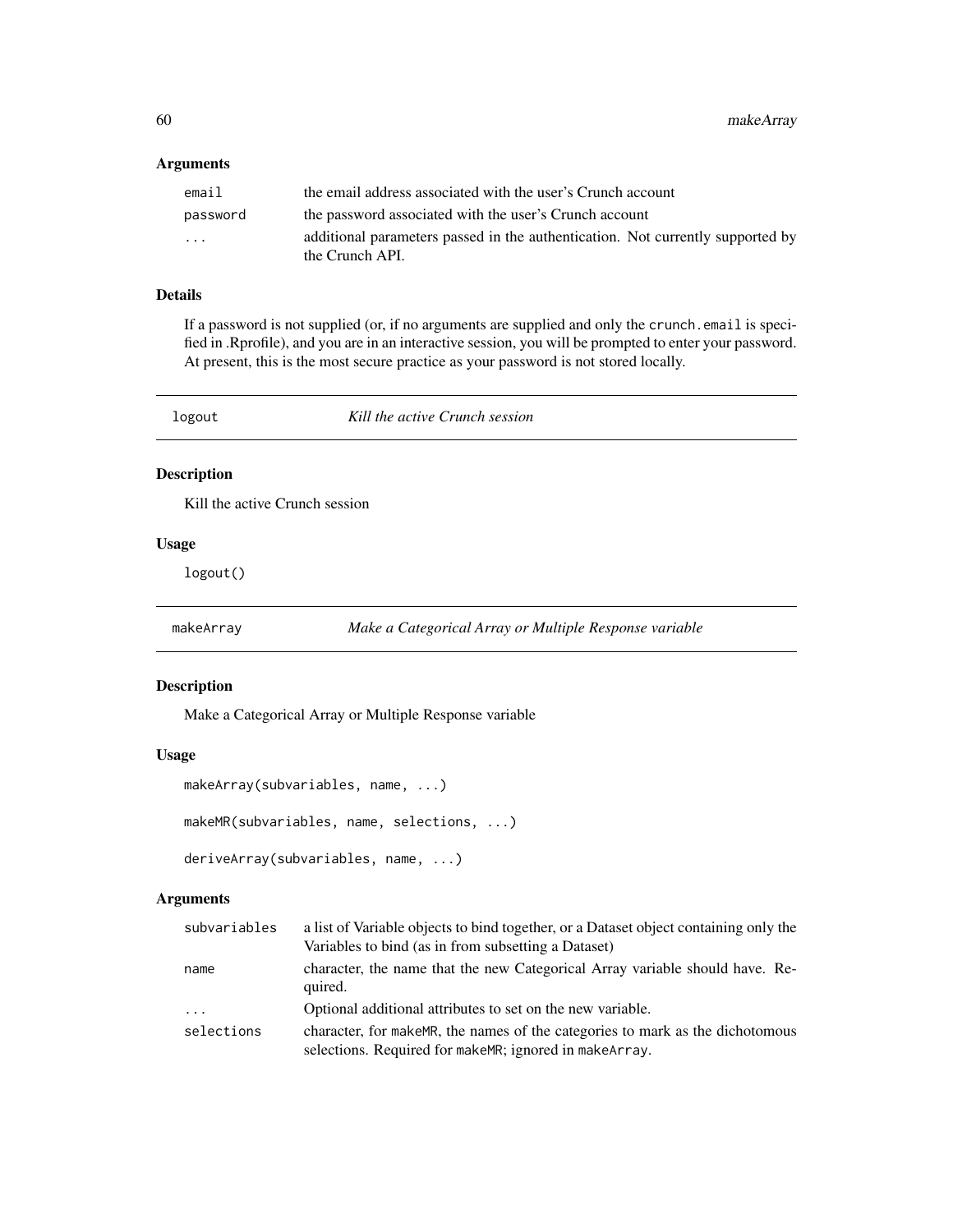### Arguments

| | |
|---|---|
| `email` | the email address associated with the user's Crunch account |
| `password` | the password associated with the user's Crunch account |
| `...` | additional parameters passed in the authentication. Not currently supported by the Crunch API. |

### Details

If a password is not supplied (or, if no arguments are supplied and only the `crunch.email` is specified in .Rprofile), and you are in an interactive session, you will be prompted to enter your password. At present, this is the most secure practice as your password is not stored locally.

---

## `logout` — *Kill the active Crunch session*

### Description

Kill the active Crunch session

### Usage

```
logout()
```

---

## `makeArray` — *Make a Categorical Array or Multiple Response variable*

### Description

Make a Categorical Array or Multiple Response variable

### Usage

```
makeArray(subvariables, name, ...)

makeMR(subvariables, name, selections, ...)

deriveArray(subvariables, name, ...)
```

### Arguments

| | |
|---|---|
| `subvariables` | a list of Variable objects to bind together, or a Dataset object containing only the Variables to bind (as in from subsetting a Dataset) |
| `name` | character, the name that the new Categorical Array variable should have. Required. |
| `...` | Optional additional attributes to set on the new variable. |
| `selections` | character, for `makeMR`, the names of the categories to mark as the dichotomous selections. Required for `makeMR`; ignored in `makeArray`. |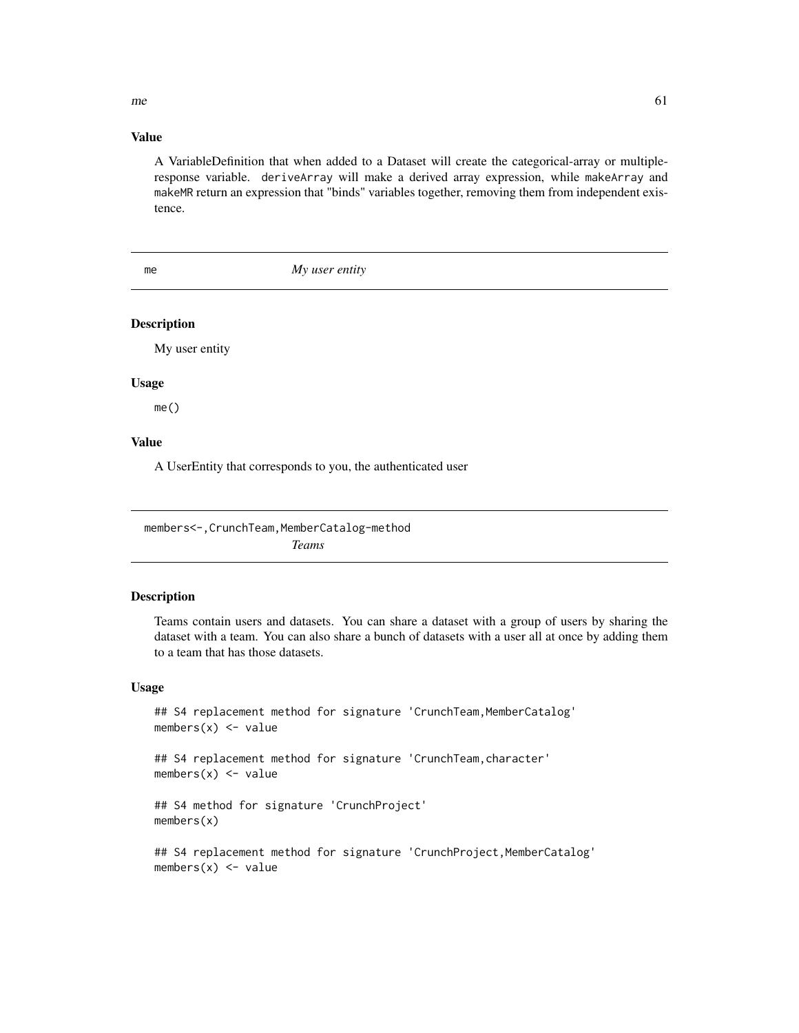### Value

A VariableDefinition that when added to a Dataset will create the categorical-array or multiple-response variable. `deriveArray` will make a derived array expression, while `makeArray` and `makeMR` return an expression that "binds" variables together, removing them from independent existence.

## me — *My user entity*

### Description

My user entity

### Usage

```
me()
```

### Value

A UserEntity that corresponds to you, the authenticated user

## members<-,CrunchTeam,MemberCatalog-method — *Teams*

### Description

Teams contain users and datasets. You can share a dataset with a group of users by sharing the dataset with a team. You can also share a bunch of datasets with a user all at once by adding them to a team that has those datasets.

### Usage

```
## S4 replacement method for signature 'CrunchTeam,MemberCatalog'
members(x) <- value

## S4 replacement method for signature 'CrunchTeam,character'
members(x) <- value

## S4 method for signature 'CrunchProject'
members(x)

## S4 replacement method for signature 'CrunchProject,MemberCatalog'
members(x) <- value
```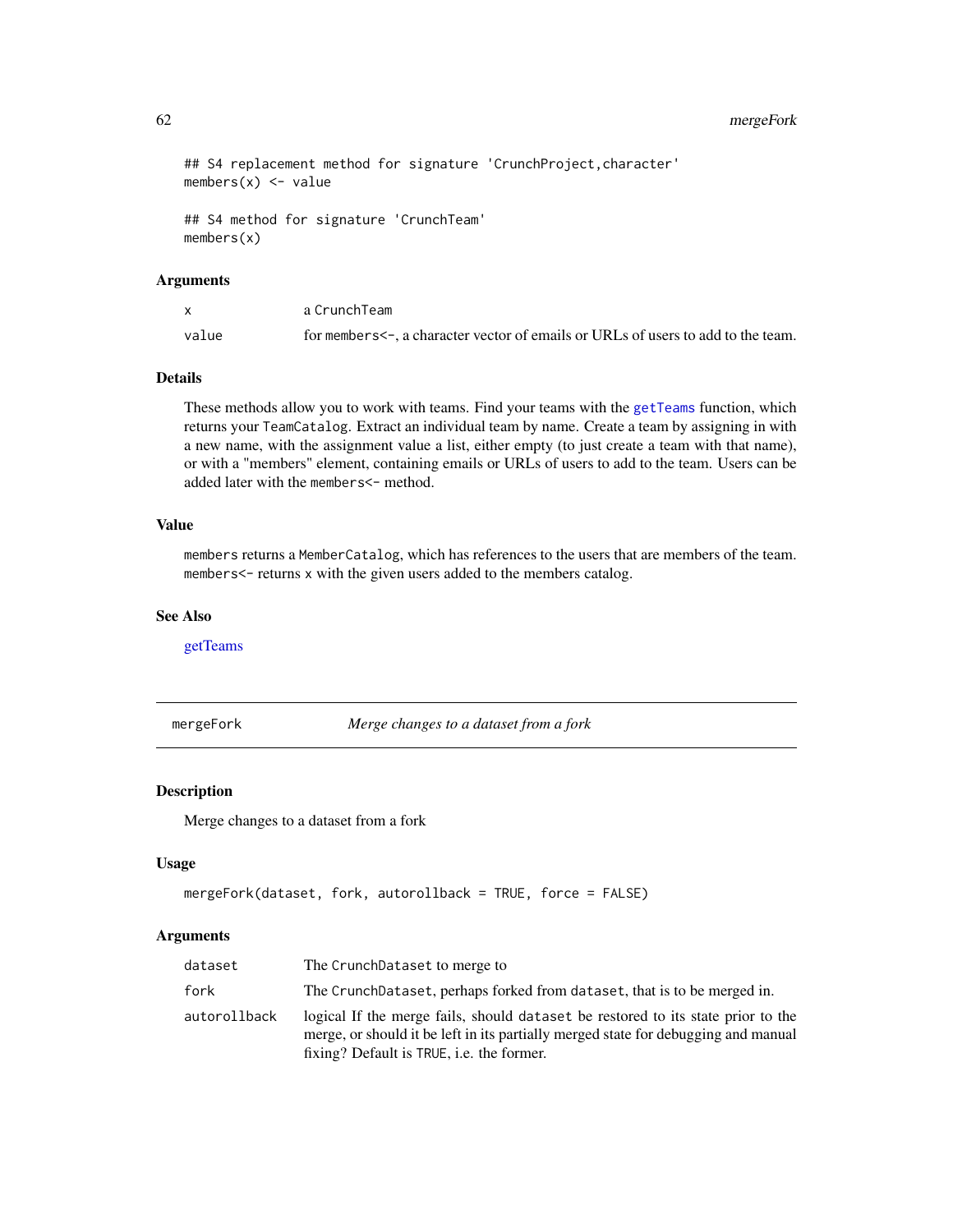```
## S4 replacement method for signature 'CrunchProject,character'
members(x) <- value

## S4 method for signature 'CrunchTeam'
members(x)
```

### Arguments

| | |
|---|---|
| x | a CrunchTeam |
| value | for members<-, a character vector of emails or URLs of users to add to the team. |

### Details

These methods allow you to work with teams. Find your teams with the getTeams function, which returns your TeamCatalog. Extract an individual team by name. Create a team by assigning in with a new name, with the assignment value a list, either empty (to just create a team with that name), or with a "members" element, containing emails or URLs of users to add to the team. Users can be added later with the members<- method.

### Value

members returns a MemberCatalog, which has references to the users that are members of the team. members<- returns x with the given users added to the members catalog.

### See Also

getTeams

---

## mergeFork — *Merge changes to a dataset from a fork*

### Description

Merge changes to a dataset from a fork

### Usage

```
mergeFork(dataset, fork, autorollback = TRUE, force = FALSE)
```

### Arguments

| | |
|---|---|
| dataset | The CrunchDataset to merge to |
| fork | The CrunchDataset, perhaps forked from dataset, that is to be merged in. |
| autorollback | logical If the merge fails, should dataset be restored to its state prior to the merge, or should it be left in its partially merged state for debugging and manual fixing? Default is TRUE, i.e. the former. |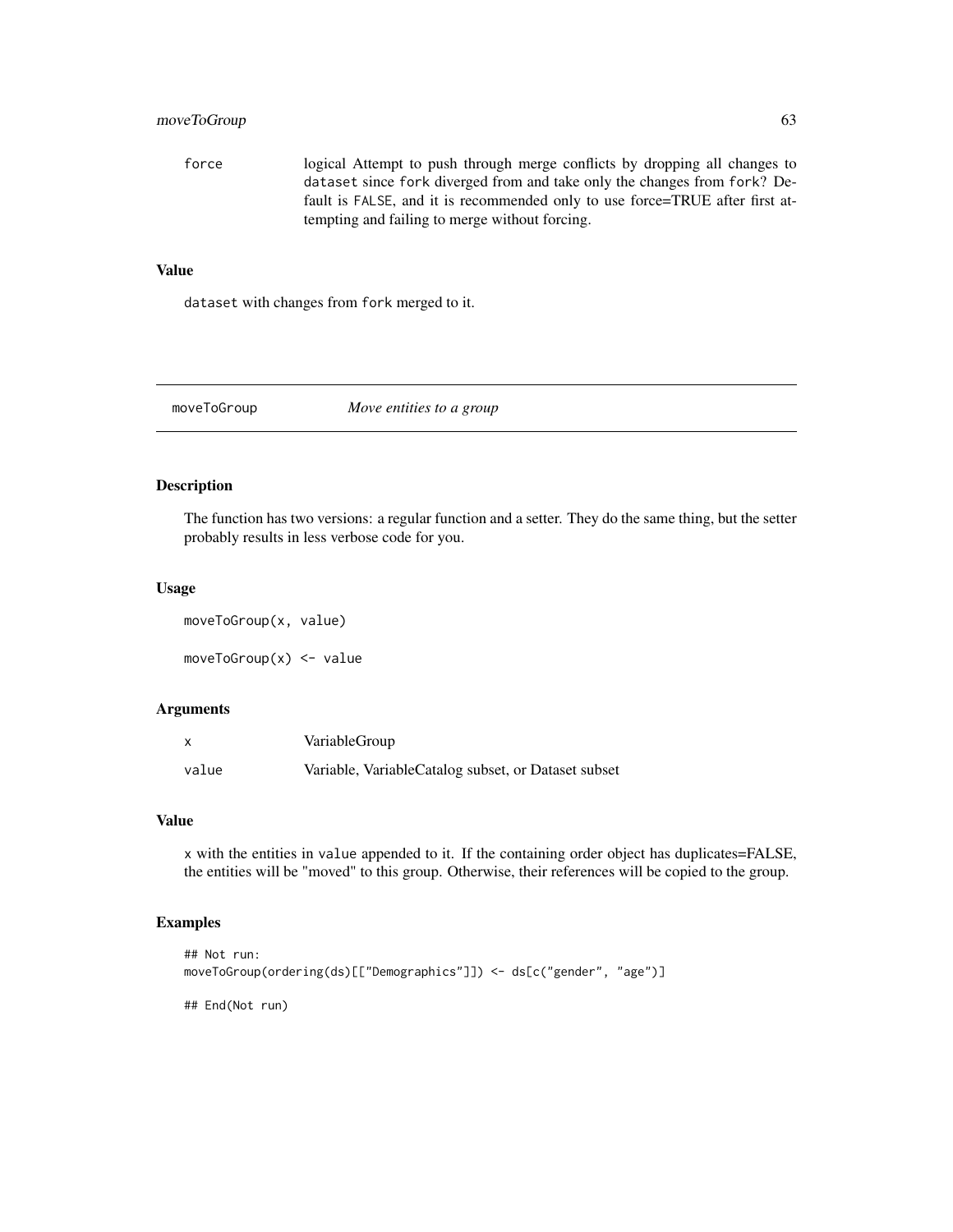| | |
|---|---|
| force | logical Attempt to push through merge conflicts by dropping all changes to dataset since fork diverged from and take only the changes from fork? Default is FALSE, and it is recommended only to use force=TRUE after first attempting and failing to merge without forcing. |

### Value

dataset with changes from fork merged to it.

---

## moveToGroup — *Move entities to a group*

---

### Description

The function has two versions: a regular function and a setter. They do the same thing, but the setter probably results in less verbose code for you.

### Usage

```
moveToGroup(x, value)

moveToGroup(x) <- value
```

### Arguments

| | |
|---|---|
| x | VariableGroup |
| value | Variable, VariableCatalog subset, or Dataset subset |

### Value

x with the entities in value appended to it. If the containing order object has duplicates=FALSE, the entities will be "moved" to this group. Otherwise, their references will be copied to the group.

### Examples

```
## Not run:
moveToGroup(ordering(ds)[["Demographics"]]) <- ds[c("gender", "age")]

## End(Not run)
```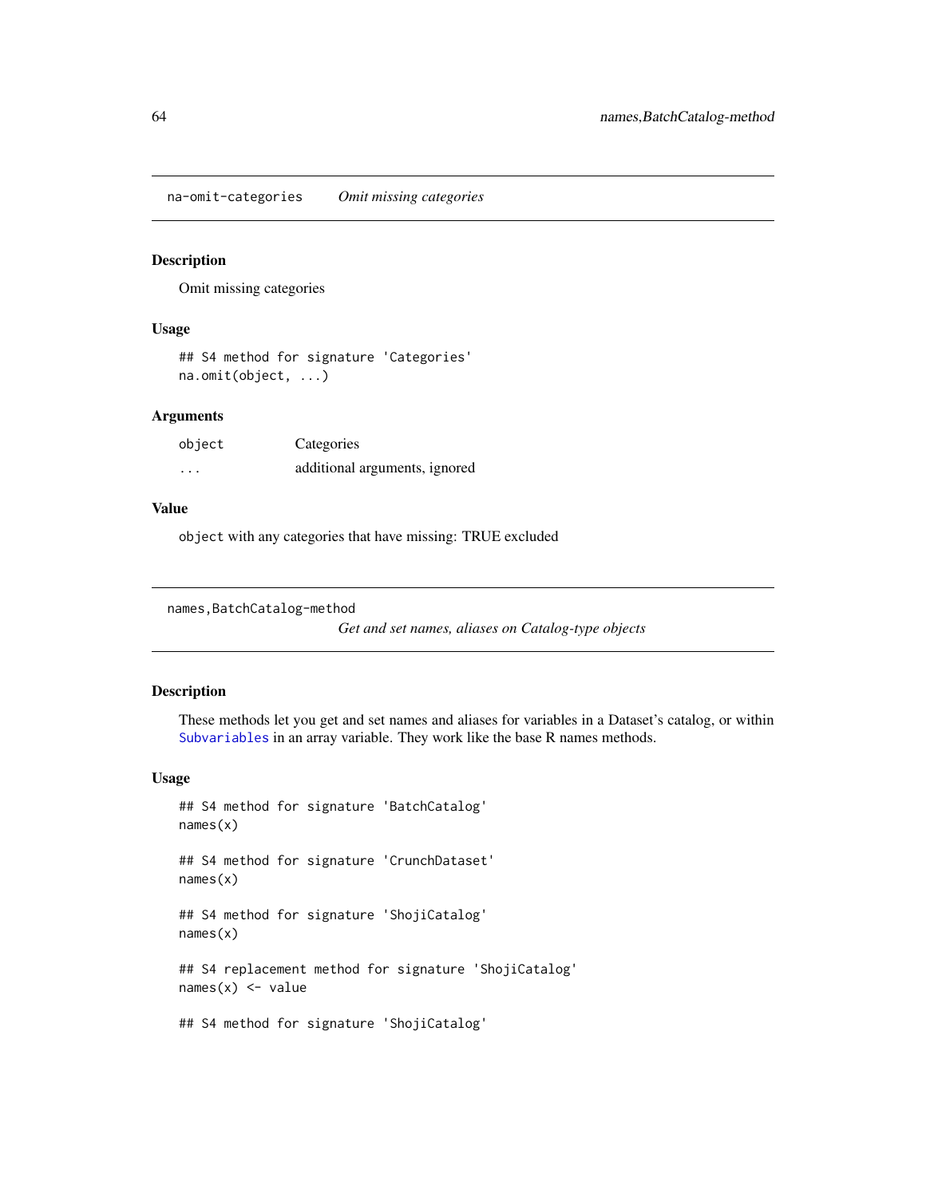## na-omit-categories    *Omit missing categories*

### Description

Omit missing categories

### Usage

```
## S4 method for signature 'Categories'
na.omit(object, ...)
```

### Arguments

| | |
|---|---|
| `object` | Categories |
| `...` | additional arguments, ignored |

### Value

`object` with any categories that have missing: TRUE excluded

## names,BatchCatalog-method    *Get and set names, aliases on Catalog-type objects*

### Description

These methods let you get and set names and aliases for variables in a Dataset's catalog, or within Subvariables in an array variable. They work like the base R names methods.

### Usage

```
## S4 method for signature 'BatchCatalog'
names(x)

## S4 method for signature 'CrunchDataset'
names(x)

## S4 method for signature 'ShojiCatalog'
names(x)

## S4 replacement method for signature 'ShojiCatalog'
names(x) <- value

## S4 method for signature 'ShojiCatalog'
```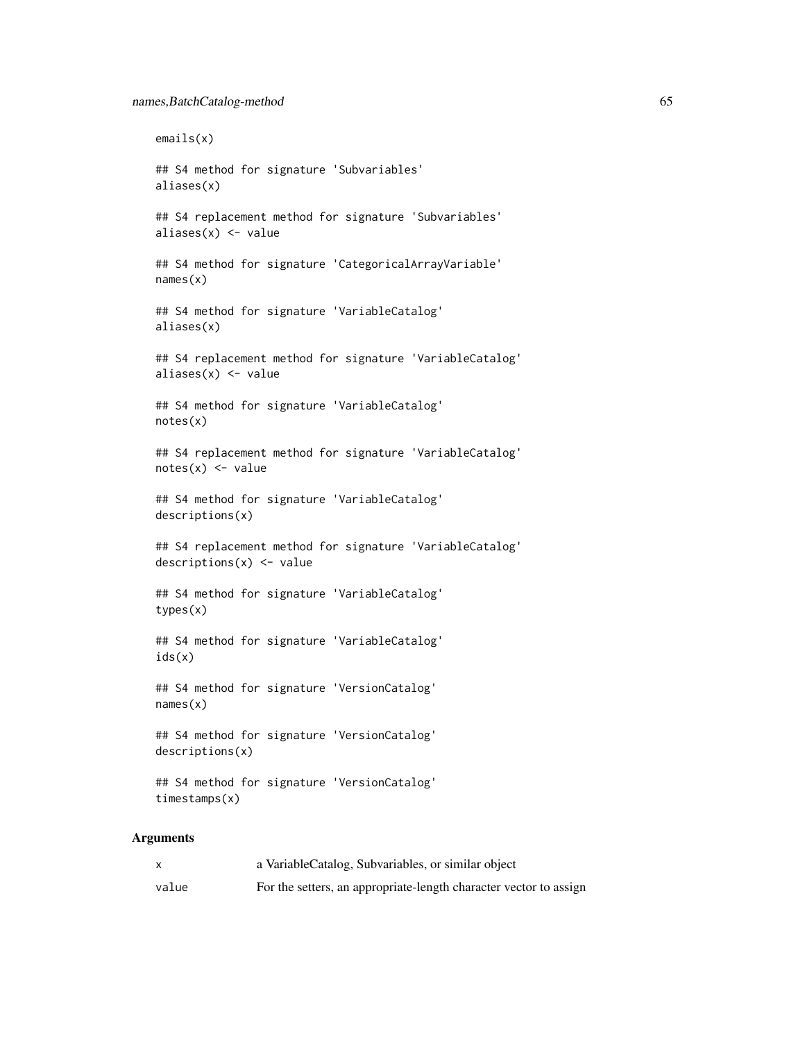```
emails(x)

## S4 method for signature 'Subvariables'
aliases(x)

## S4 replacement method for signature 'Subvariables'
aliases(x) <- value

## S4 method for signature 'CategoricalArrayVariable'
names(x)

## S4 method for signature 'VariableCatalog'
aliases(x)

## S4 replacement method for signature 'VariableCatalog'
aliases(x) <- value

## S4 method for signature 'VariableCatalog'
notes(x)

## S4 replacement method for signature 'VariableCatalog'
notes(x) <- value

## S4 method for signature 'VariableCatalog'
descriptions(x)

## S4 replacement method for signature 'VariableCatalog'
descriptions(x) <- value

## S4 method for signature 'VariableCatalog'
types(x)

## S4 method for signature 'VariableCatalog'
ids(x)

## S4 method for signature 'VersionCatalog'
names(x)

## S4 method for signature 'VersionCatalog'
descriptions(x)

## S4 method for signature 'VersionCatalog'
timestamps(x)
```

## Arguments

| | |
|---|---|
| x | a VariableCatalog, Subvariables, or similar object |
| value | For the setters, an appropriate-length character vector to assign |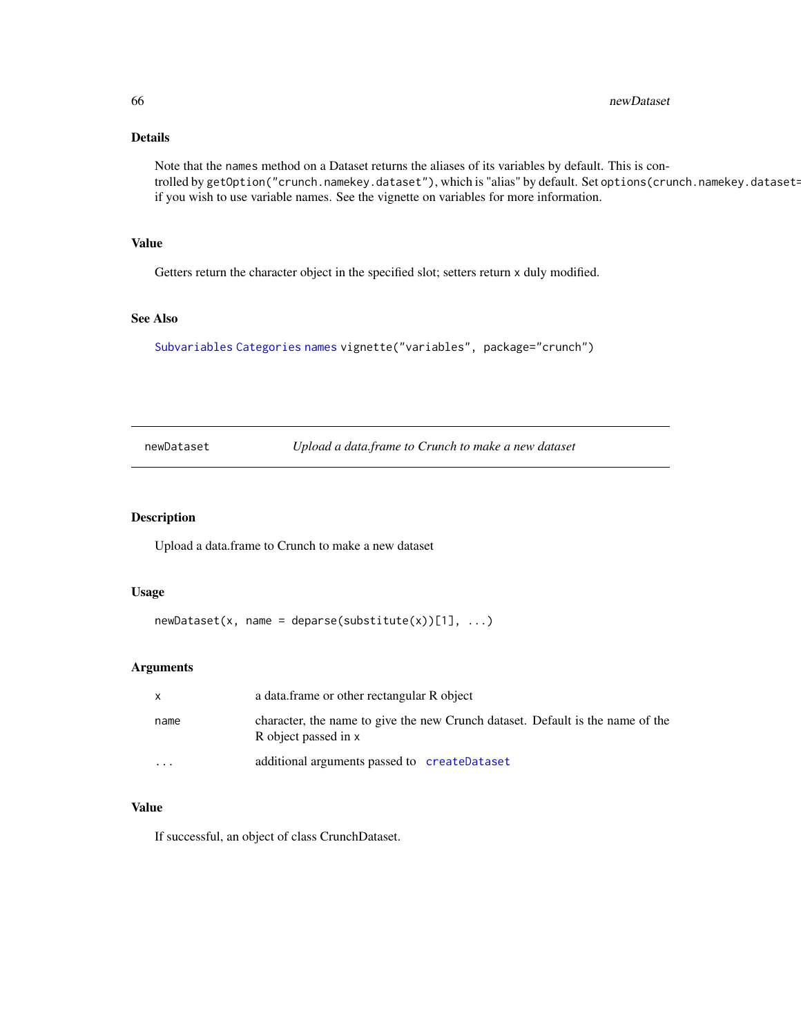### Details

Note that the `names` method on a Dataset returns the aliases of its variables by default. This is controlled by `getOption("crunch.namekey.dataset")`, which is "alias" by default. Set `options(crunch.namekey.dataset=` if you wish to use variable names. See the vignette on variables for more information.

### Value

Getters return the character object in the specified slot; setters return `x` duly modified.

### See Also

`Subvariables` `Categories` `names` `vignette("variables", package="crunch")`

---

## newDataset — *Upload a data.frame to Crunch to make a new dataset*

---

### Description

Upload a data.frame to Crunch to make a new dataset

### Usage

```
newDataset(x, name = deparse(substitute(x))[1], ...)
```

### Arguments

| | |
|---|---|
| `x` | a data.frame or other rectangular R object |
| `name` | character, the name to give the new Crunch dataset. Default is the name of the R object passed in `x` |
| `...` | additional arguments passed to `createDataset` |

### Value

If successful, an object of class CrunchDataset.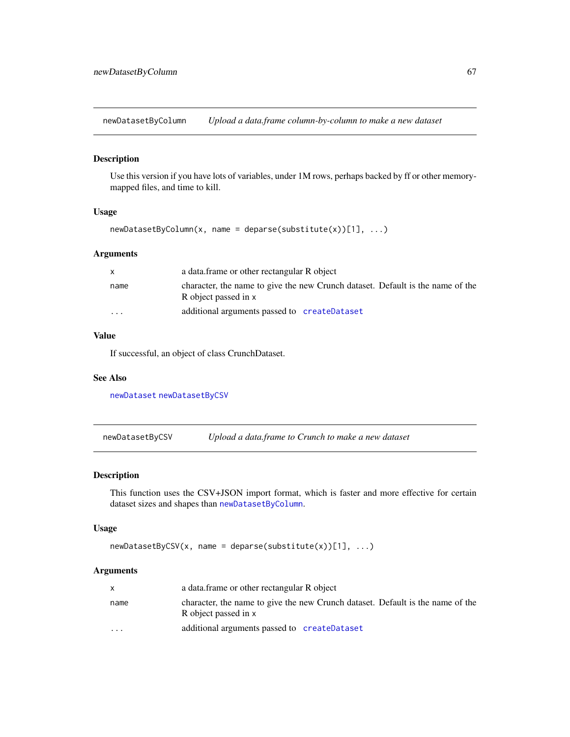## newDatasetByColumn — *Upload a data.frame column-by-column to make a new dataset*

### Description

Use this version if you have lots of variables, under 1M rows, perhaps backed by ff or other memory-mapped files, and time to kill.

### Usage

```
newDatasetByColumn(x, name = deparse(substitute(x))[1], ...)
```

### Arguments

| | |
|---|---|
| `x` | a data.frame or other rectangular R object |
| `name` | character, the name to give the new Crunch dataset. Default is the name of the R object passed in `x` |
| `...` | additional arguments passed to `createDataset` |

### Value

If successful, an object of class CrunchDataset.

### See Also

`newDataset` `newDatasetByCSV`

## newDatasetByCSV — *Upload a data.frame to Crunch to make a new dataset*

### Description

This function uses the CSV+JSON import format, which is faster and more effective for certain dataset sizes and shapes than `newDatasetByColumn`.

### Usage

```
newDatasetByCSV(x, name = deparse(substitute(x))[1], ...)
```

### Arguments

| | |
|---|---|
| `x` | a data.frame or other rectangular R object |
| `name` | character, the name to give the new Crunch dataset. Default is the name of the R object passed in `x` |
| `...` | additional arguments passed to `createDataset` |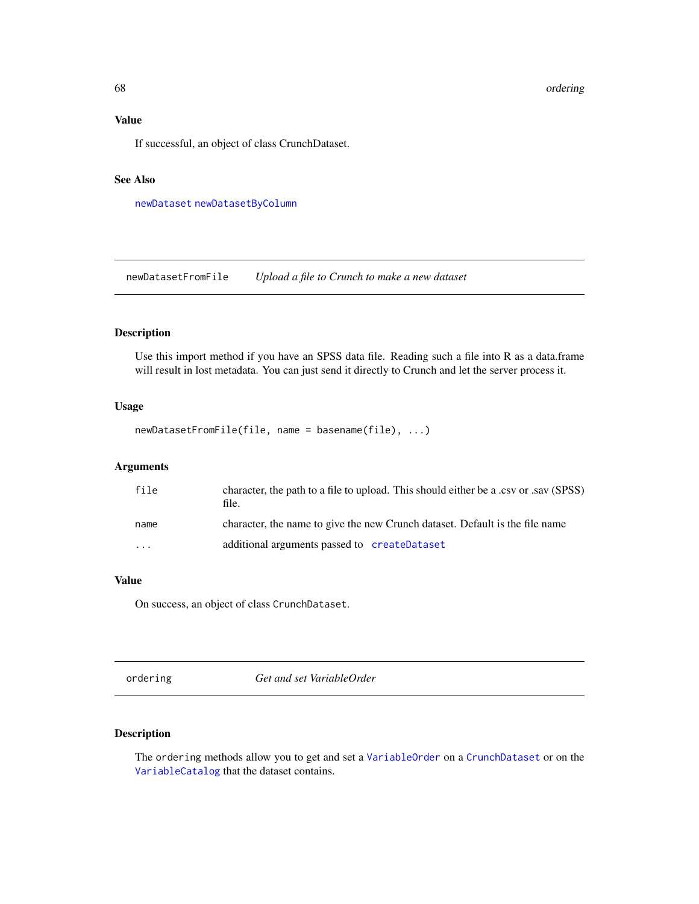### Value

If successful, an object of class CrunchDataset.

### See Also

`newDataset` `newDatasetByColumn`

---

## newDatasetFromFile — *Upload a file to Crunch to make a new dataset*

### Description

Use this import method if you have an SPSS data file. Reading such a file into R as a data.frame will result in lost metadata. You can just send it directly to Crunch and let the server process it.

### Usage

```
newDatasetFromFile(file, name = basename(file), ...)
```

### Arguments

| | |
|---|---|
| `file` | character, the path to a file to upload. This should either be a .csv or .sav (SPSS) file. |
| `name` | character, the name to give the new Crunch dataset. Default is the file name |
| `...` | additional arguments passed to `createDataset` |

### Value

On success, an object of class `CrunchDataset`.

---

## ordering — *Get and set VariableOrder*

### Description

The `ordering` methods allow you to get and set a `VariableOrder` on a `CrunchDataset` or on the `VariableCatalog` that the dataset contains.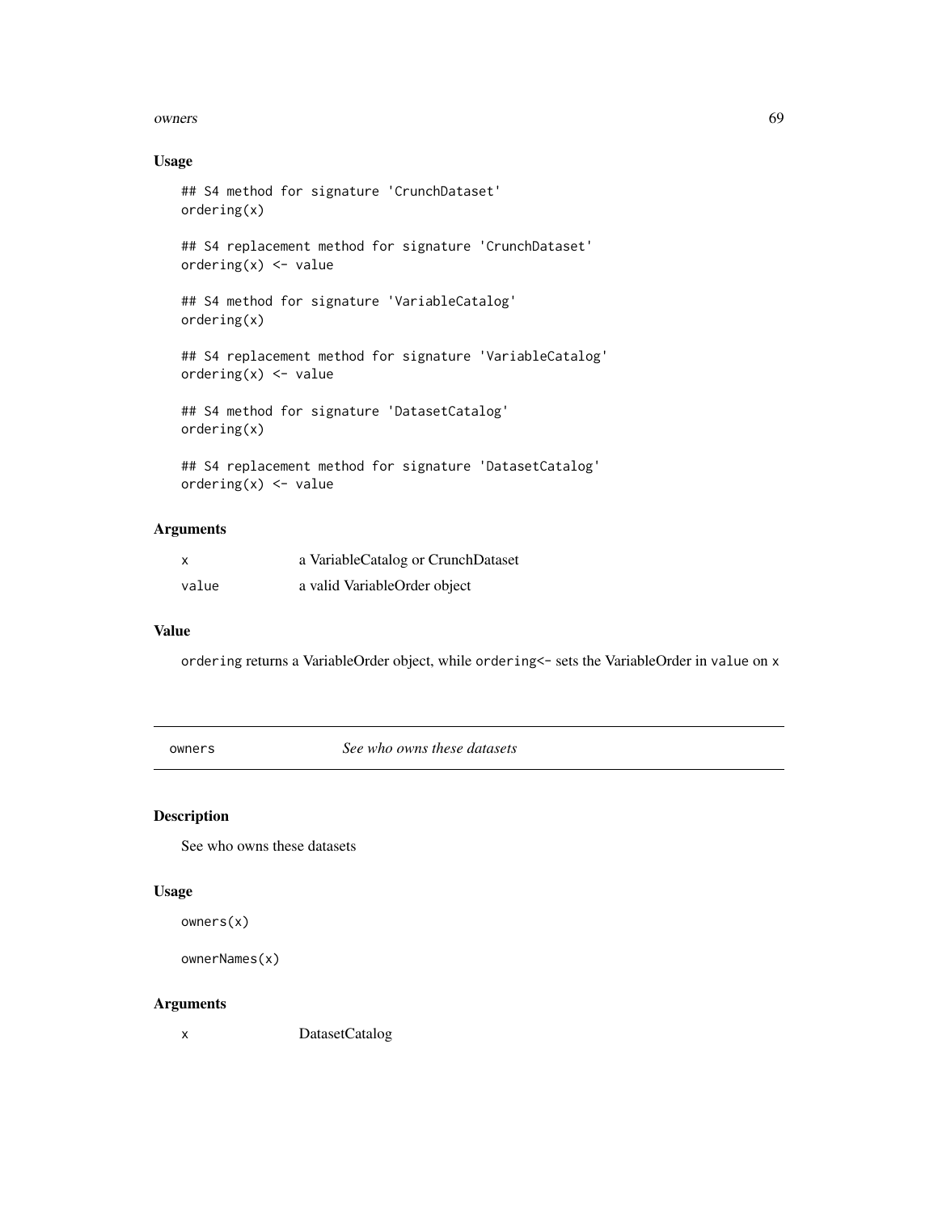### Usage

```
## S4 method for signature 'CrunchDataset'
ordering(x)

## S4 replacement method for signature 'CrunchDataset'
ordering(x) <- value

## S4 method for signature 'VariableCatalog'
ordering(x)

## S4 replacement method for signature 'VariableCatalog'
ordering(x) <- value

## S4 method for signature 'DatasetCatalog'
ordering(x)

## S4 replacement method for signature 'DatasetCatalog'
ordering(x) <- value
```

### Arguments

| | |
|---|---|
| x | a VariableCatalog or CrunchDataset |
| value | a valid VariableOrder object |

### Value

`ordering` returns a VariableOrder object, while `ordering<-` sets the VariableOrder in `value` on `x`

---

## owners — *See who owns these datasets*

---

### Description

See who owns these datasets

### Usage

```
owners(x)

ownerNames(x)
```

### Arguments

| | |
|---|---|
| x | DatasetCatalog |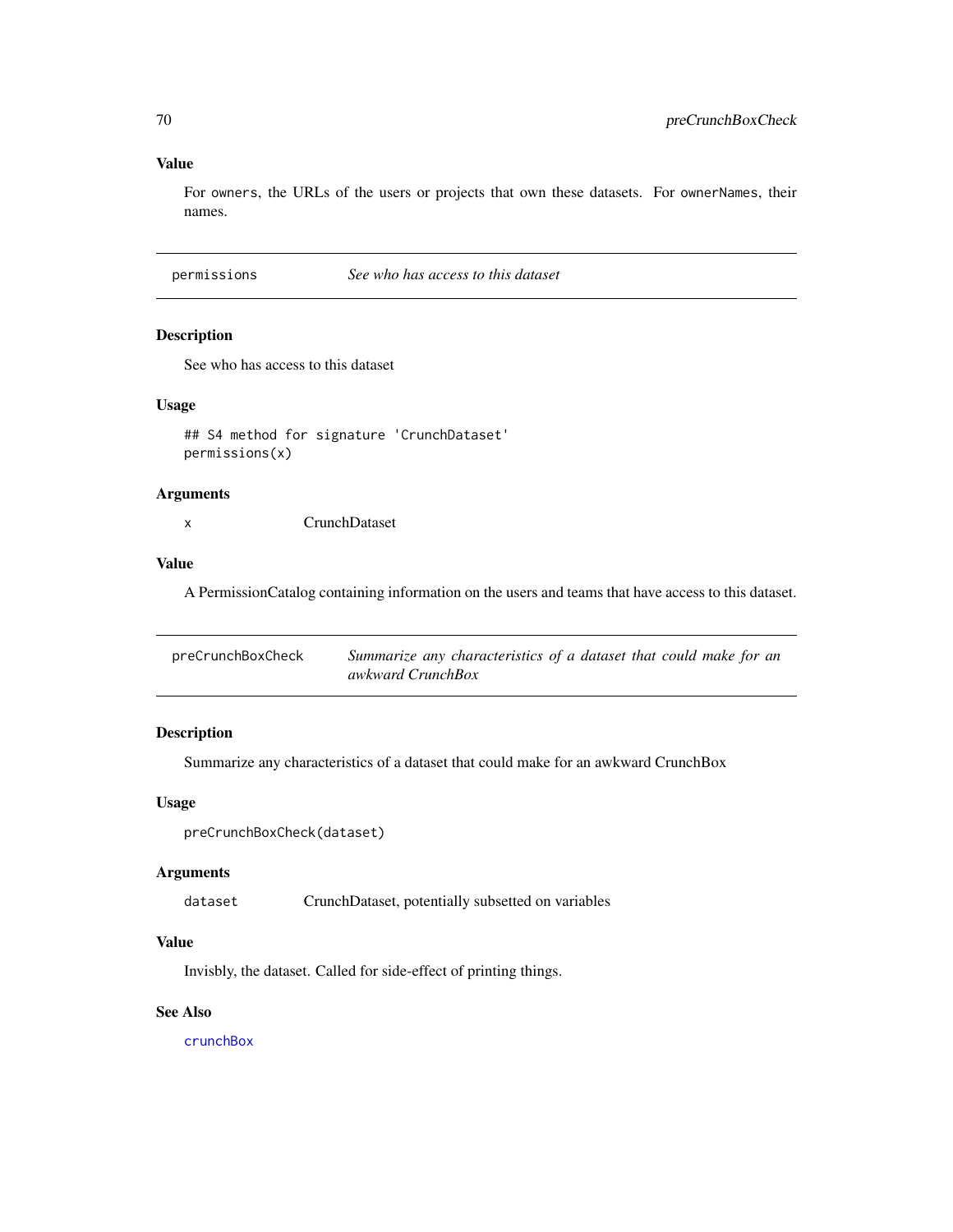### Value

For `owners`, the URLs of the users or projects that own these datasets. For `ownerNames`, their names.

---

## permissions — *See who has access to this dataset*

---

### Description

See who has access to this dataset

### Usage

```
## S4 method for signature 'CrunchDataset'
permissions(x)
```

### Arguments

| | |
|---|---|
| `x` | CrunchDataset |

### Value

A PermissionCatalog containing information on the users and teams that have access to this dataset.

---

## preCrunchBoxCheck — *Summarize any characteristics of a dataset that could make for an awkward CrunchBox*

---

### Description

Summarize any characteristics of a dataset that could make for an awkward CrunchBox

### Usage

```
preCrunchBoxCheck(dataset)
```

### Arguments

| | |
|---|---|
| `dataset` | CrunchDataset, potentially subsetted on variables |

### Value

Invisbly, the dataset. Called for side-effect of printing things.

### See Also

`crunchBox`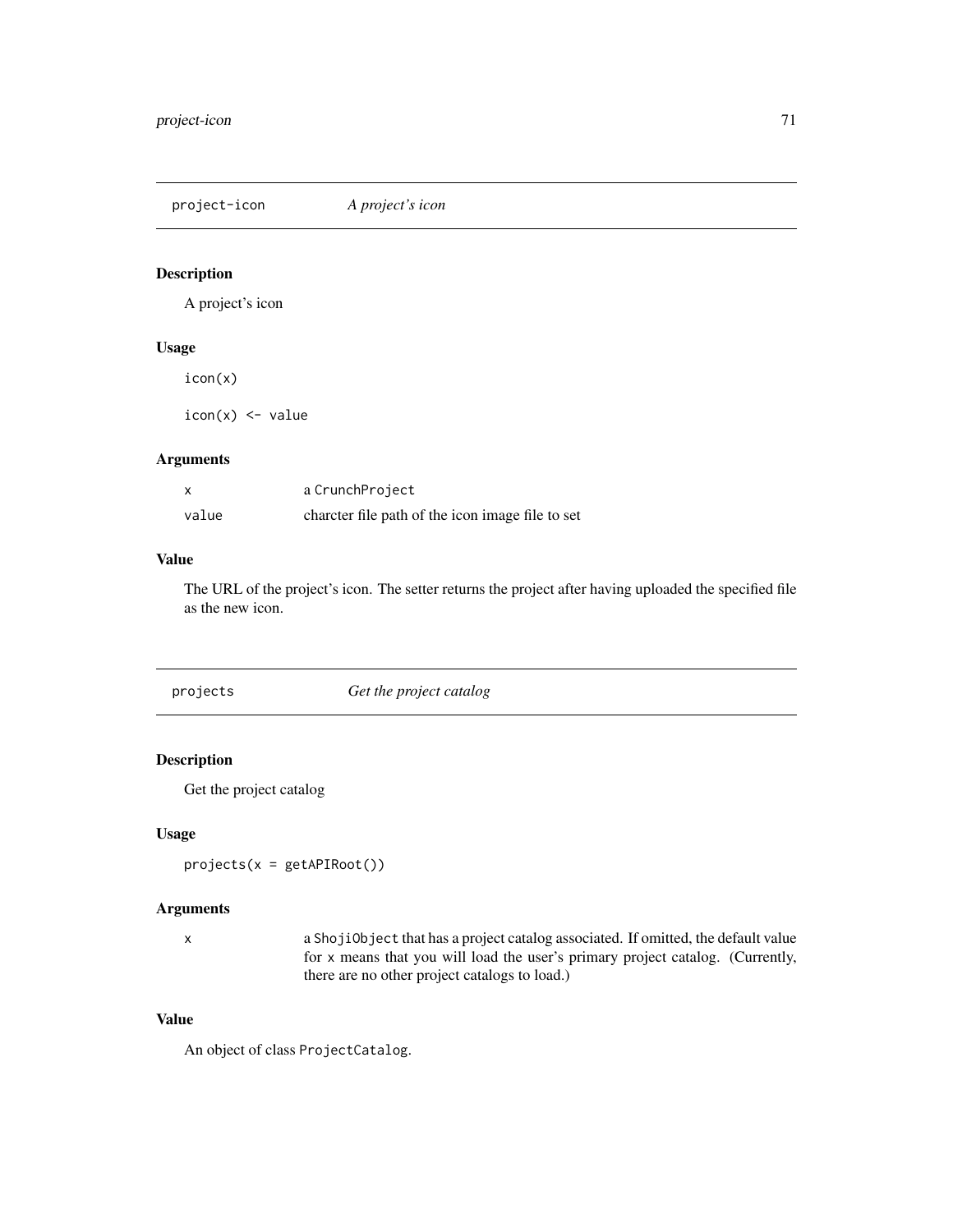## project-icon *A project's icon*

### Description

A project's icon

### Usage

```
icon(x)

icon(x) <- value
```

### Arguments

| | |
|---|---|
| x | a CrunchProject |
| value | charcter file path of the icon image file to set |

### Value

The URL of the project's icon. The setter returns the project after having uploaded the specified file as the new icon.

## projects *Get the project catalog*

### Description

Get the project catalog

### Usage

```
projects(x = getAPIRoot())
```

### Arguments

| | |
|---|---|
| x | a ShojiObject that has a project catalog associated. If omitted, the default value for x means that you will load the user's primary project catalog. (Currently, there are no other project catalogs to load.) |

### Value

An object of class ProjectCatalog.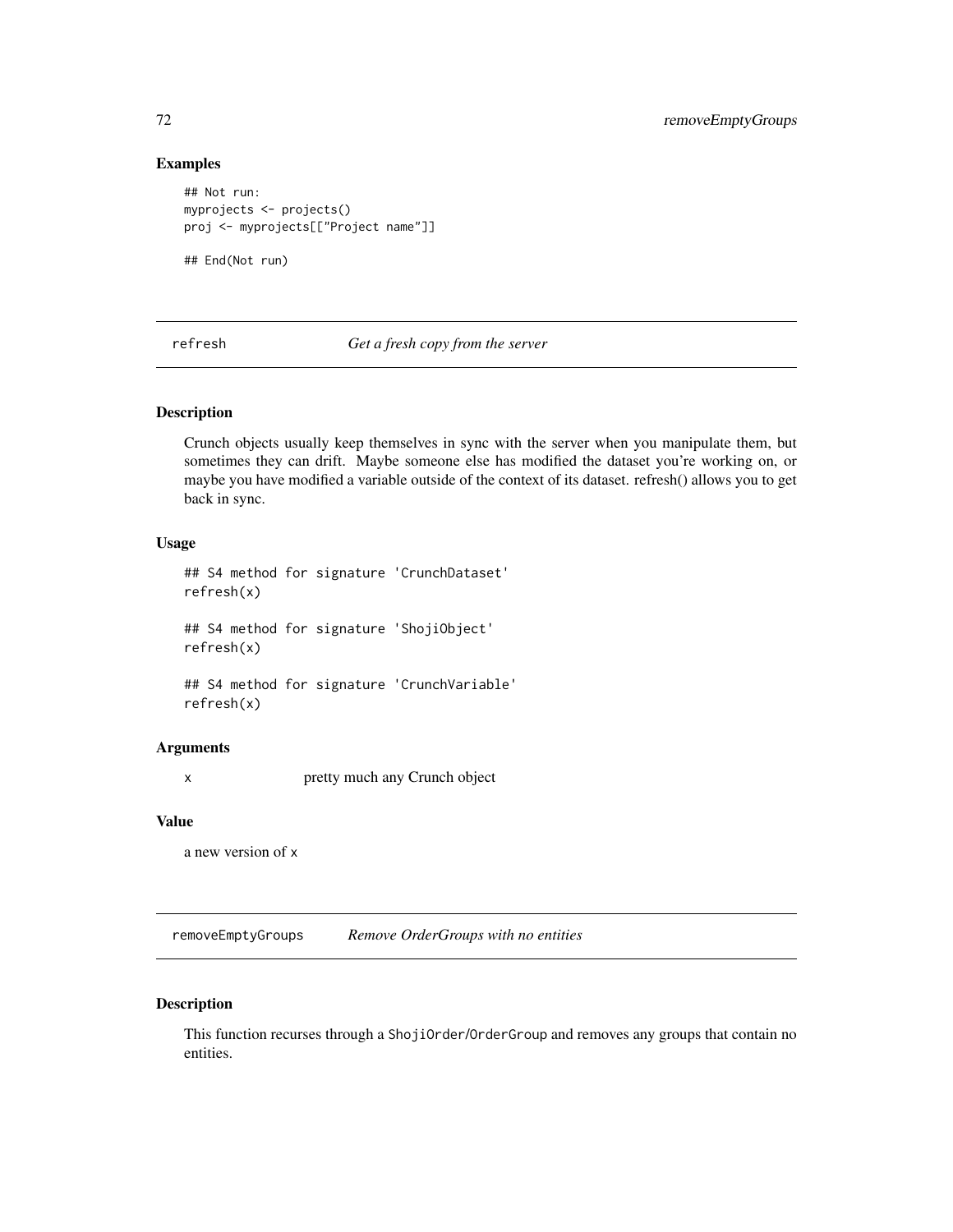## Examples

```
## Not run:
myprojects <- projects()
proj <- myprojects[["Project name"]]

## End(Not run)
```

## refresh — *Get a fresh copy from the server*

### Description

Crunch objects usually keep themselves in sync with the server when you manipulate them, but sometimes they can drift. Maybe someone else has modified the dataset you're working on, or maybe you have modified a variable outside of the context of its dataset. refresh() allows you to get back in sync.

### Usage

```
## S4 method for signature 'CrunchDataset'
refresh(x)

## S4 method for signature 'ShojiObject'
refresh(x)

## S4 method for signature 'CrunchVariable'
refresh(x)
```

### Arguments

| | |
|---|---|
| x | pretty much any Crunch object |

### Value

a new version of x

## removeEmptyGroups — *Remove OrderGroups with no entities*

### Description

This function recurses through a `ShojiOrder`/`OrderGroup` and removes any groups that contain no entities.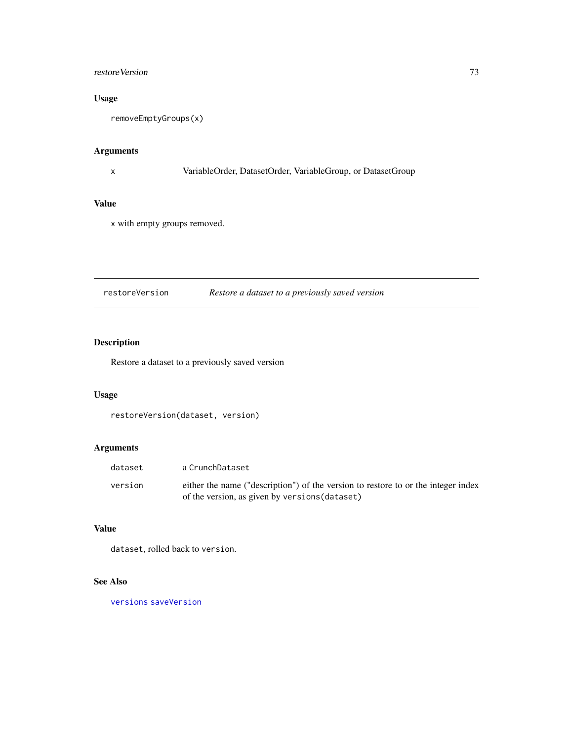## Usage

```
removeEmptyGroups(x)
```

## Arguments

| | |
|---|---|
| x | VariableOrder, DatasetOrder, VariableGroup, or DatasetGroup |

## Value

`x` with empty groups removed.

---

# restoreVersion — *Restore a dataset to a previously saved version*

---

## Description

Restore a dataset to a previously saved version

## Usage

```
restoreVersion(dataset, version)
```

## Arguments

| | |
|---|---|
| dataset | a `CrunchDataset` |
| version | either the name ("description") of the version to restore to or the integer index of the version, as given by `versions(dataset)` |

## Value

`dataset`, rolled back to `version`.

## See Also

`versions` `saveVersion`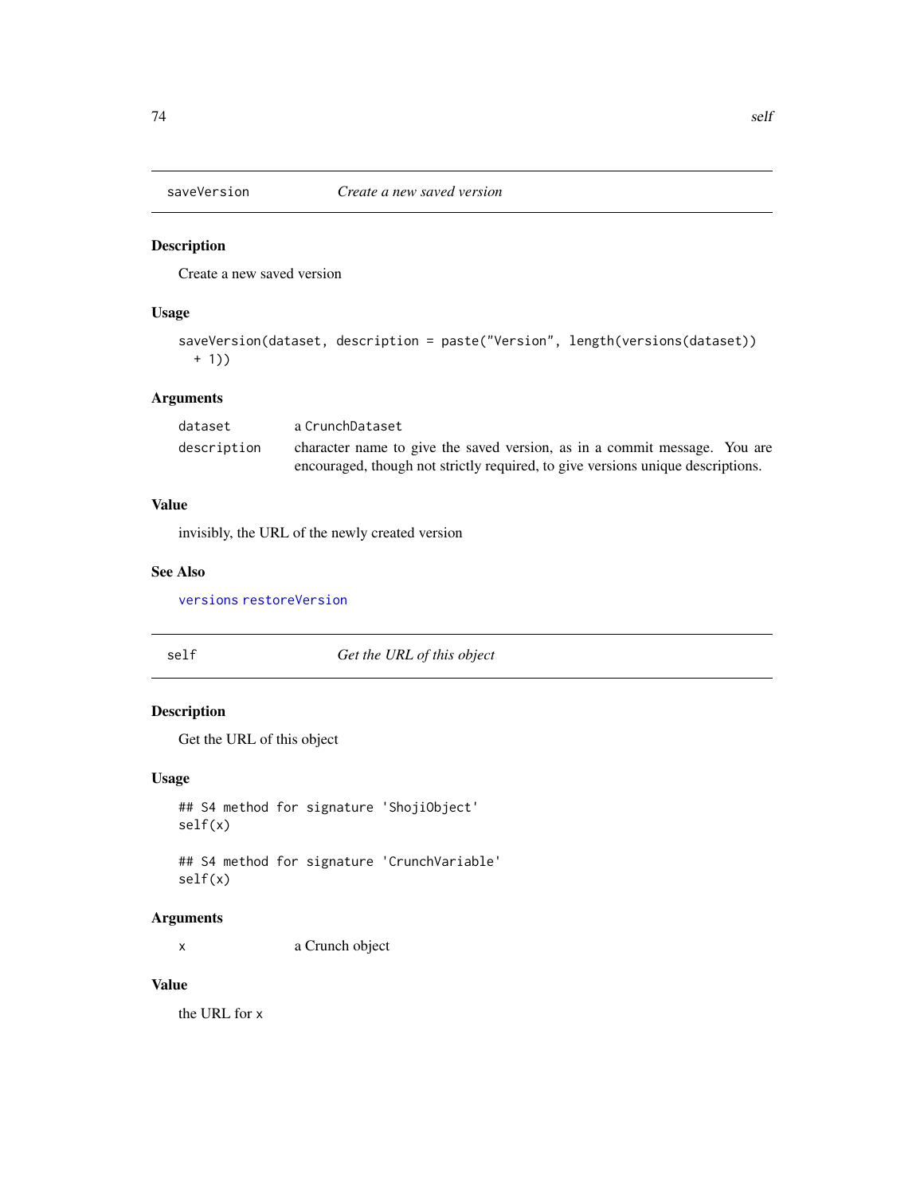## saveVersion — *Create a new saved version*

### Description

Create a new saved version

### Usage

```
saveVersion(dataset, description = paste("Version", length(versions(dataset))
  + 1))
```

### Arguments

| | |
|---|---|
| `dataset` | a `CrunchDataset` |
| `description` | character name to give the saved version, as in a commit message. You are encouraged, though not strictly required, to give versions unique descriptions. |

### Value

invisibly, the URL of the newly created version

### See Also

`versions` `restoreVersion`

## self — *Get the URL of this object*

### Description

Get the URL of this object

### Usage

```
## S4 method for signature 'ShojiObject'
self(x)

## S4 method for signature 'CrunchVariable'
self(x)
```

### Arguments

| | |
|---|---|
| `x` | a Crunch object |

### Value

the URL for `x`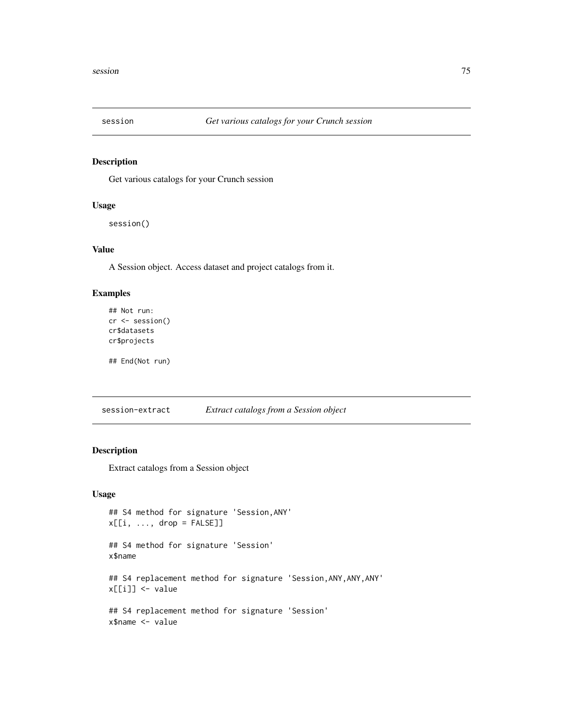## session — *Get various catalogs for your Crunch session*

### Description

Get various catalogs for your Crunch session

### Usage

```
session()
```

### Value

A Session object. Access dataset and project catalogs from it.

### Examples

```
## Not run:
cr <- session()
cr$datasets
cr$projects

## End(Not run)
```

## session-extract — *Extract catalogs from a Session object*

### Description

Extract catalogs from a Session object

### Usage

```
## S4 method for signature 'Session,ANY'
x[[i, ..., drop = FALSE]]

## S4 method for signature 'Session'
x$name

## S4 replacement method for signature 'Session,ANY,ANY,ANY'
x[[i]] <- value

## S4 replacement method for signature 'Session'
x$name <- value
```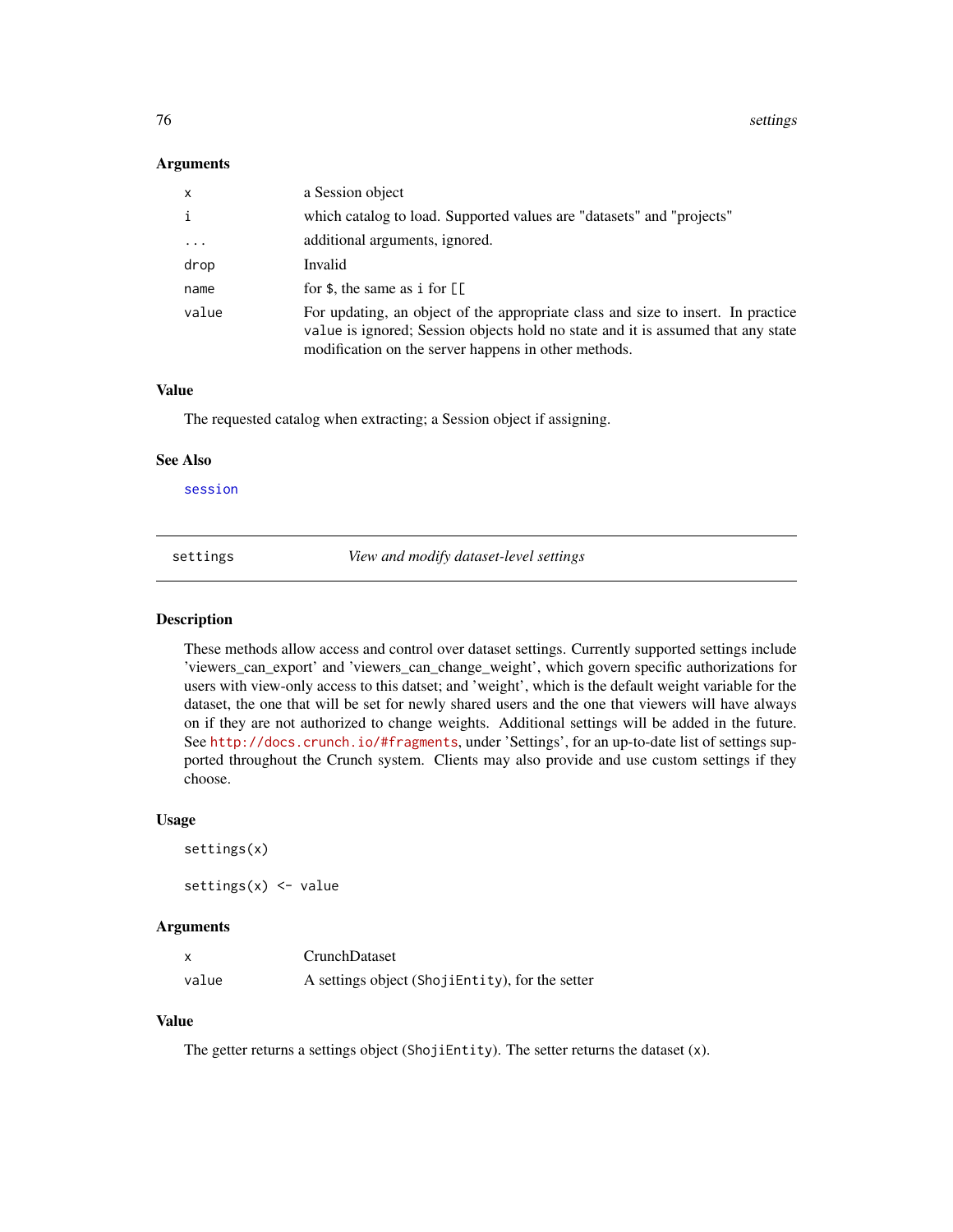### Arguments

| | |
|---|---|
| `x` | a Session object |
| `i` | which catalog to load. Supported values are "datasets" and "projects" |
| `...` | additional arguments, ignored. |
| `drop` | Invalid |
| `name` | for `$`, the same as `i` for `[[` |
| `value` | For updating, an object of the appropriate class and size to insert. In practice `value` is ignored; Session objects hold no state and it is assumed that any state modification on the server happens in other methods. |

### Value

The requested catalog when extracting; a Session object if assigning.

### See Also

`session`

---

## settings — *View and modify dataset-level settings*

### Description

These methods allow access and control over dataset settings. Currently supported settings include 'viewers_can_export' and 'viewers_can_change_weight', which govern specific authorizations for users with view-only access to this datset; and 'weight', which is the default weight variable for the dataset, the one that will be set for newly shared users and the one that viewers will have always on if they are not authorized to change weights. Additional settings will be added in the future. See `http://docs.crunch.io/#fragments`, under 'Settings', for an up-to-date list of settings supported throughout the Crunch system. Clients may also provide and use custom settings if they choose.

### Usage

```
settings(x)

settings(x) <- value
```

### Arguments

| | |
|---|---|
| `x` | CrunchDataset |
| `value` | A settings object (`ShojiEntity`), for the setter |

### Value

The getter returns a settings object (`ShojiEntity`). The setter returns the dataset (`x`).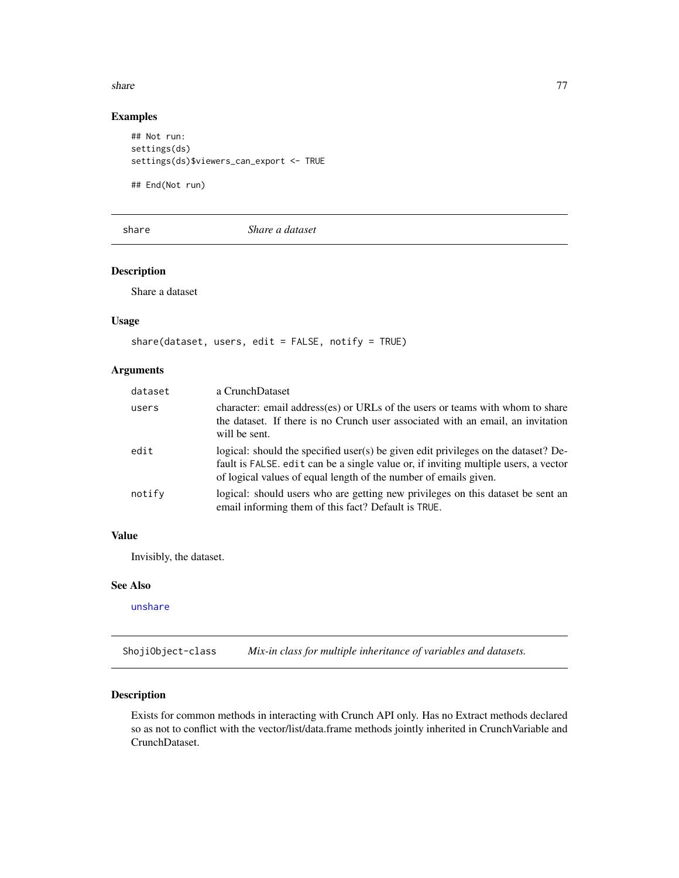## Examples

```
## Not run:
settings(ds)
settings(ds)$viewers_can_export <- TRUE

## End(Not run)
```

---

# share — *Share a dataset*

---

### Description

Share a dataset

### Usage

```
share(dataset, users, edit = FALSE, notify = TRUE)
```

### Arguments

| | |
|---|---|
| `dataset` | a CrunchDataset |
| `users` | character: email address(es) or URLs of the users or teams with whom to share the dataset. If there is no Crunch user associated with an email, an invitation will be sent. |
| `edit` | logical: should the specified user(s) be given edit privileges on the dataset? Default is `FALSE`. `edit` can be a single value or, if inviting multiple users, a vector of logical values of equal length of the number of emails given. |
| `notify` | logical: should users who are getting new privileges on this dataset be sent an email informing them of this fact? Default is `TRUE`. |

### Value

Invisibly, the dataset.

### See Also

unshare

---

# ShojiObject-class — *Mix-in class for multiple inheritance of variables and datasets.*

---

### Description

Exists for common methods in interacting with Crunch API only. Has no Extract methods declared so as not to conflict with the vector/list/data.frame methods jointly inherited in CrunchVariable and CrunchDataset.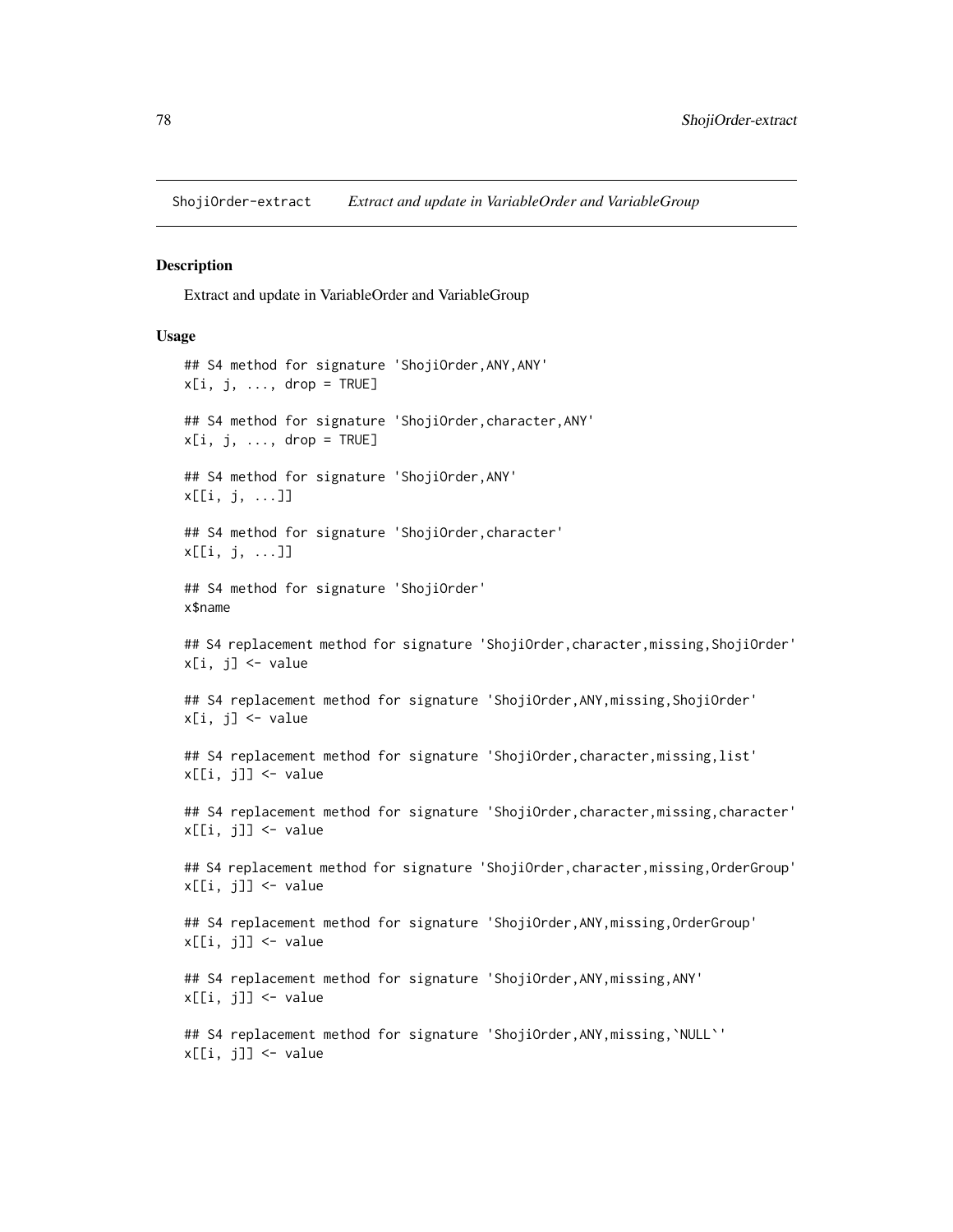ShojiOrder-extract *Extract and update in VariableOrder and VariableGroup*

## Description

Extract and update in VariableOrder and VariableGroup

## Usage

```
## S4 method for signature 'ShojiOrder,ANY,ANY'
x[i, j, ..., drop = TRUE]

## S4 method for signature 'ShojiOrder,character,ANY'
x[i, j, ..., drop = TRUE]

## S4 method for signature 'ShojiOrder,ANY'
x[[i, j, ...]]

## S4 method for signature 'ShojiOrder,character'
x[[i, j, ...]]

## S4 method for signature 'ShojiOrder'
x$name

## S4 replacement method for signature 'ShojiOrder,character,missing,ShojiOrder'
x[i, j] <- value

## S4 replacement method for signature 'ShojiOrder,ANY,missing,ShojiOrder'
x[i, j] <- value

## S4 replacement method for signature 'ShojiOrder,character,missing,list'
x[[i, j]] <- value

## S4 replacement method for signature 'ShojiOrder,character,missing,character'
x[[i, j]] <- value

## S4 replacement method for signature 'ShojiOrder,character,missing,OrderGroup'
x[[i, j]] <- value

## S4 replacement method for signature 'ShojiOrder,ANY,missing,OrderGroup'
x[[i, j]] <- value

## S4 replacement method for signature 'ShojiOrder,ANY,missing,ANY'
x[[i, j]] <- value

## S4 replacement method for signature 'ShojiOrder,ANY,missing,`NULL`'
x[[i, j]] <- value
```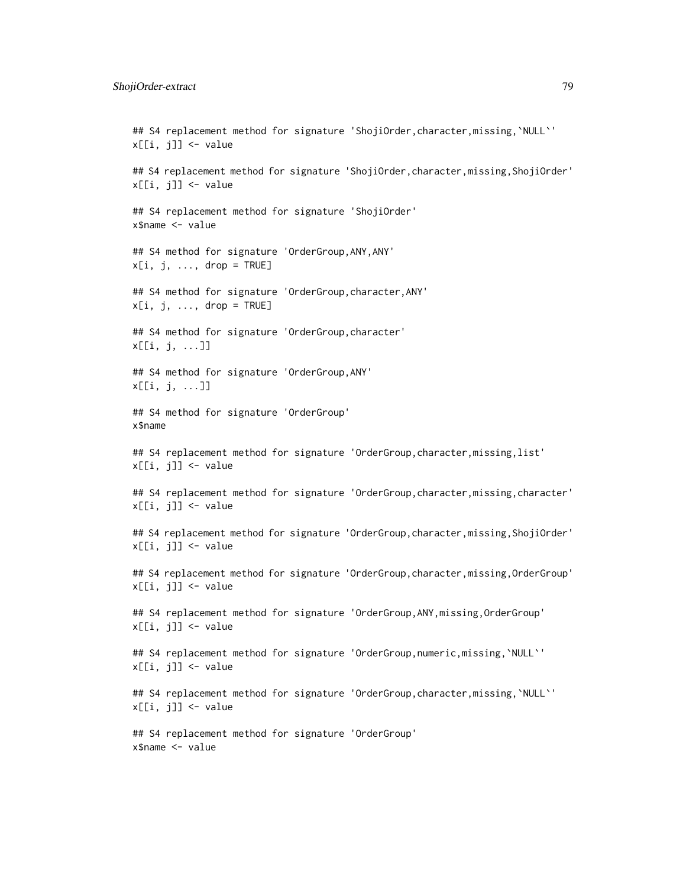```
## S4 replacement method for signature 'ShojiOrder,character,missing,`NULL`'
x[[i, j]] <- value

## S4 replacement method for signature 'ShojiOrder,character,missing,ShojiOrder'
x[[i, j]] <- value

## S4 replacement method for signature 'ShojiOrder'
x$name <- value

## S4 method for signature 'OrderGroup,ANY,ANY'
x[i, j, ..., drop = TRUE]

## S4 method for signature 'OrderGroup,character,ANY'
x[i, j, ..., drop = TRUE]

## S4 method for signature 'OrderGroup,character'
x[[i, j, ...]]

## S4 method for signature 'OrderGroup,ANY'
x[[i, j, ...]]

## S4 method for signature 'OrderGroup'
x$name

## S4 replacement method for signature 'OrderGroup,character,missing,list'
x[[i, j]] <- value

## S4 replacement method for signature 'OrderGroup,character,missing,character'
x[[i, j]] <- value

## S4 replacement method for signature 'OrderGroup,character,missing,ShojiOrder'
x[[i, j]] <- value

## S4 replacement method for signature 'OrderGroup,character,missing,OrderGroup'
x[[i, j]] <- value

## S4 replacement method for signature 'OrderGroup,ANY,missing,OrderGroup'
x[[i, j]] <- value

## S4 replacement method for signature 'OrderGroup,numeric,missing,`NULL`'
x[[i, j]] <- value

## S4 replacement method for signature 'OrderGroup,character,missing,`NULL`'
x[[i, j]] <- value

## S4 replacement method for signature 'OrderGroup'
x$name <- value
```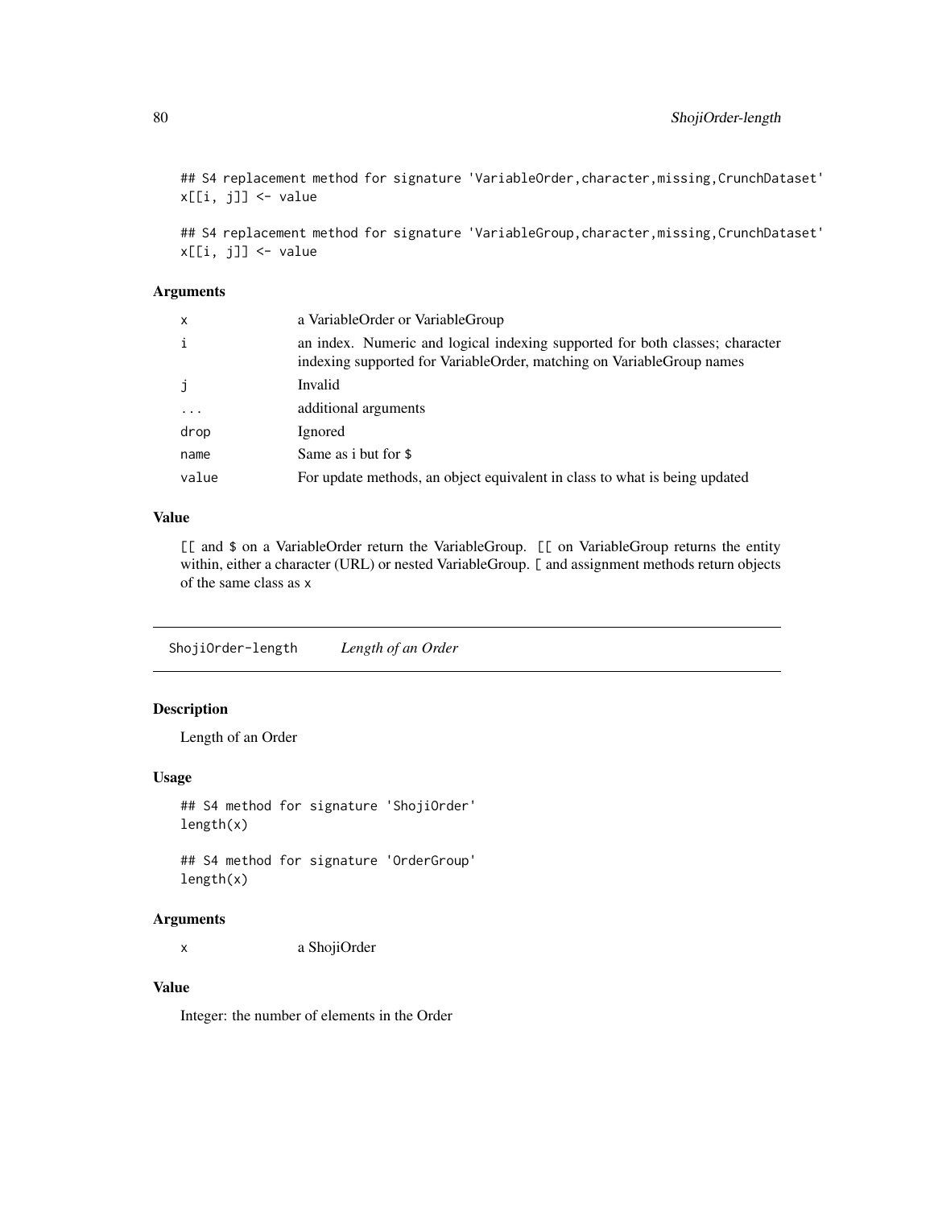```
## S4 replacement method for signature 'VariableOrder,character,missing,CrunchDataset'
x[[i, j]] <- value

## S4 replacement method for signature 'VariableGroup,character,missing,CrunchDataset'
x[[i, j]] <- value
```

### Arguments

| | |
|---|---|
| x | a VariableOrder or VariableGroup |
| i | an index. Numeric and logical indexing supported for both classes; character indexing supported for VariableOrder, matching on VariableGroup names |
| j | Invalid |
| ... | additional arguments |
| drop | Ignored |
| name | Same as i but for $ |
| value | For update methods, an object equivalent in class to what is being updated |

### Value

`[[` and `$` on a VariableOrder return the VariableGroup. `[[` on VariableGroup returns the entity within, either a character (URL) or nested VariableGroup. `[` and assignment methods return objects of the same class as `x`

---

## ShojiOrder-length &nbsp;&nbsp;&nbsp; *Length of an Order*

### Description

Length of an Order

### Usage

```
## S4 method for signature 'ShojiOrder'
length(x)

## S4 method for signature 'OrderGroup'
length(x)
```

### Arguments

| | |
|---|---|
| x | a ShojiOrder |

### Value

Integer: the number of elements in the Order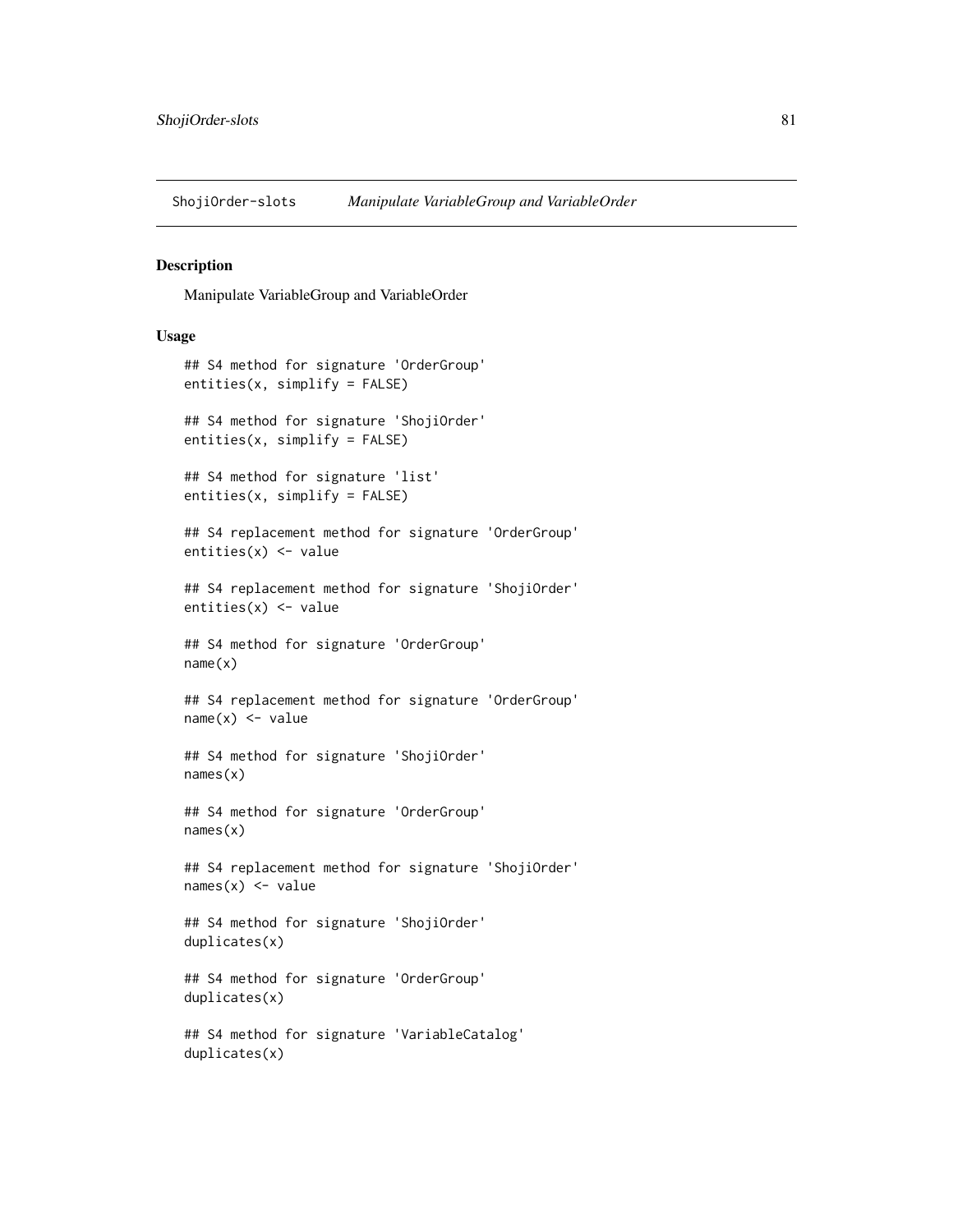ShojiOrder-slots *Manipulate VariableGroup and VariableOrder*

## Description

Manipulate VariableGroup and VariableOrder

## Usage

```
## S4 method for signature 'OrderGroup'
entities(x, simplify = FALSE)

## S4 method for signature 'ShojiOrder'
entities(x, simplify = FALSE)

## S4 method for signature 'list'
entities(x, simplify = FALSE)

## S4 replacement method for signature 'OrderGroup'
entities(x) <- value

## S4 replacement method for signature 'ShojiOrder'
entities(x) <- value

## S4 method for signature 'OrderGroup'
name(x)

## S4 replacement method for signature 'OrderGroup'
name(x) <- value

## S4 method for signature 'ShojiOrder'
names(x)

## S4 method for signature 'OrderGroup'
names(x)

## S4 replacement method for signature 'ShojiOrder'
names(x) <- value

## S4 method for signature 'ShojiOrder'
duplicates(x)

## S4 method for signature 'OrderGroup'
duplicates(x)

## S4 method for signature 'VariableCatalog'
duplicates(x)
```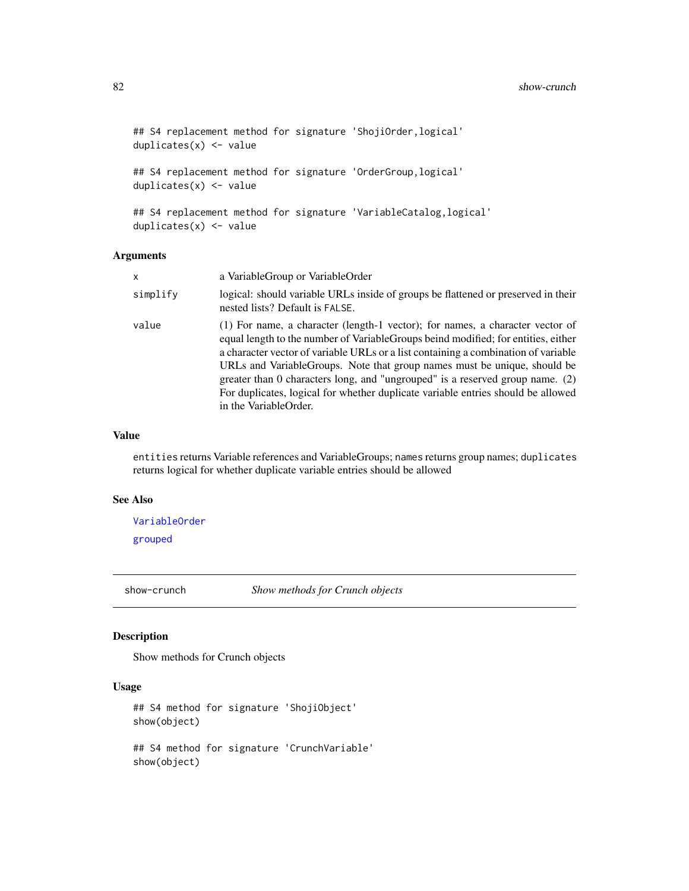```
## S4 replacement method for signature 'ShojiOrder,logical'
duplicates(x) <- value

## S4 replacement method for signature 'OrderGroup,logical'
duplicates(x) <- value

## S4 replacement method for signature 'VariableCatalog,logical'
duplicates(x) <- value
```

### Arguments

| | |
|---|---|
| x | a VariableGroup or VariableOrder |
| simplify | logical: should variable URLs inside of groups be flattened or preserved in their nested lists? Default is FALSE. |
| value | (1) For name, a character (length-1 vector); for names, a character vector of equal length to the number of VariableGroups beind modified; for entities, either a character vector of variable URLs or a list containing a combination of variable URLs and VariableGroups. Note that group names must be unique, should be greater than 0 characters long, and "ungrouped" is a reserved group name. (2) For duplicates, logical for whether duplicate variable entries should be allowed in the VariableOrder. |

### Value

`entities` returns Variable references and VariableGroups; `names` returns group names; `duplicates` returns logical for whether duplicate variable entries should be allowed

### See Also

VariableOrder

grouped

---

## show-crunch *Show methods for Crunch objects*

### Description

Show methods for Crunch objects

### Usage

```
## S4 method for signature 'ShojiObject'
show(object)

## S4 method for signature 'CrunchVariable'
show(object)
```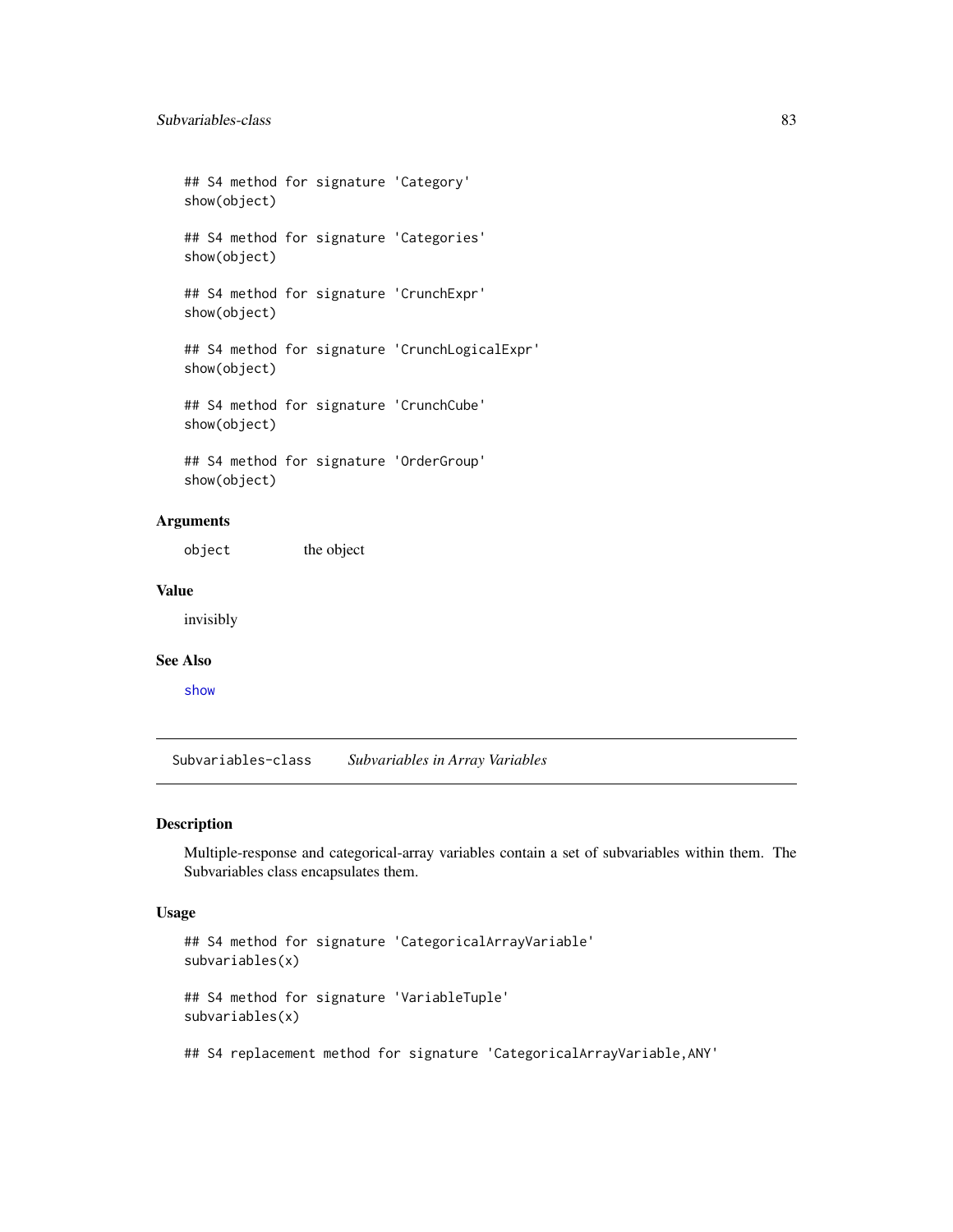```
## S4 method for signature 'Category'
show(object)

## S4 method for signature 'Categories'
show(object)

## S4 method for signature 'CrunchExpr'
show(object)

## S4 method for signature 'CrunchLogicalExpr'
show(object)

## S4 method for signature 'CrunchCube'
show(object)

## S4 method for signature 'OrderGroup'
show(object)
```

### Arguments

`object` the object

### Value

invisibly

### See Also

`show`

---

## Subvariables-class *Subvariables in Array Variables*

### Description

Multiple-response and categorical-array variables contain a set of subvariables within them. The Subvariables class encapsulates them.

### Usage

```
## S4 method for signature 'CategoricalArrayVariable'
subvariables(x)

## S4 method for signature 'VariableTuple'
subvariables(x)

## S4 replacement method for signature 'CategoricalArrayVariable,ANY'
```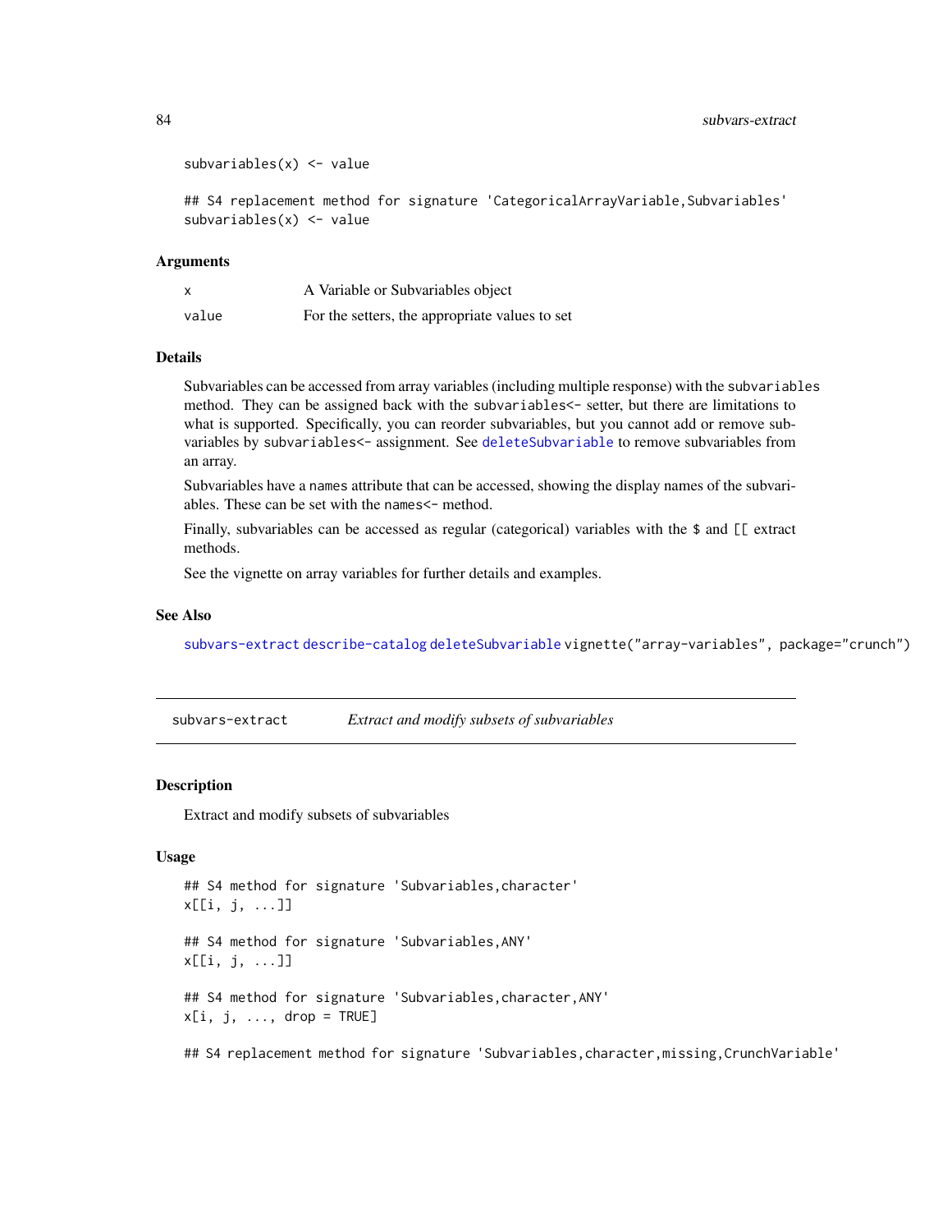```
subvariables(x) <- value

## S4 replacement method for signature 'CategoricalArrayVariable,Subvariables'
subvariables(x) <- value
```

### Arguments

| | |
|---|---|
| x | A Variable or Subvariables object |
| value | For the setters, the appropriate values to set |

### Details

Subvariables can be accessed from array variables (including multiple response) with the `subvariables` method. They can be assigned back with the `subvariables<-` setter, but there are limitations to what is supported. Specifically, you can reorder subvariables, but you cannot add or remove subvariables by `subvariables<-` assignment. See `deleteSubvariable` to remove subvariables from an array.

Subvariables have a `names` attribute that can be accessed, showing the display names of the subvariables. These can be set with the `names<-` method.

Finally, subvariables can be accessed as regular (categorical) variables with the `$` and `[[` extract methods.

See the vignette on array variables for further details and examples.

### See Also

`subvars-extract` `describe-catalog` `deleteSubvariable` `vignette("array-variables", package="crunch")`

---

## subvars-extract — *Extract and modify subsets of subvariables*

### Description

Extract and modify subsets of subvariables

### Usage

```
## S4 method for signature 'Subvariables,character'
x[[i, j, ...]]

## S4 method for signature 'Subvariables,ANY'
x[[i, j, ...]]

## S4 method for signature 'Subvariables,character,ANY'
x[i, j, ..., drop = TRUE]

## S4 replacement method for signature 'Subvariables,character,missing,CrunchVariable'
```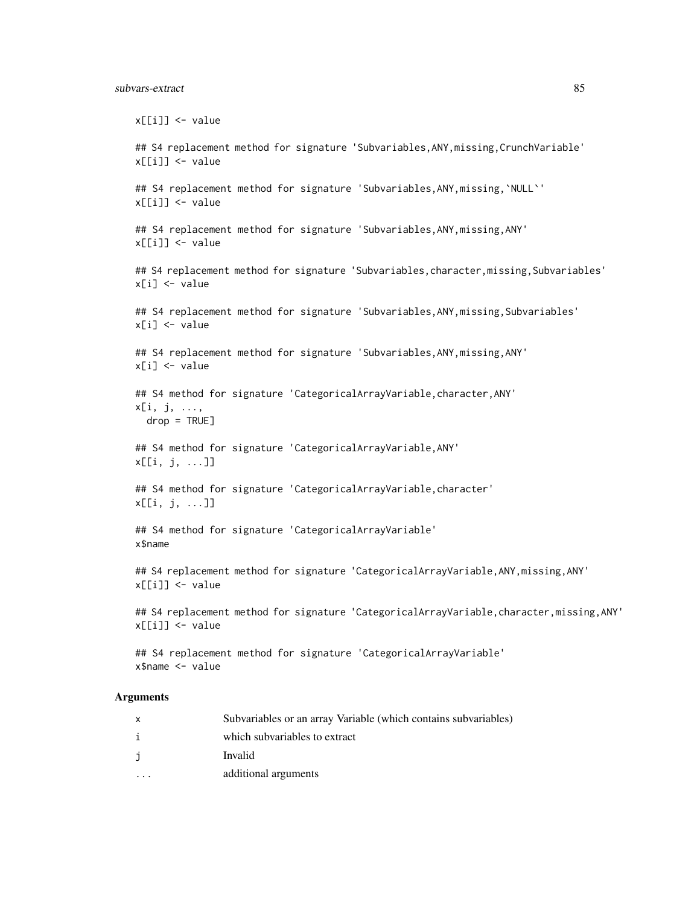```
x[[i]] <- value

## S4 replacement method for signature 'Subvariables,ANY,missing,CrunchVariable'
x[[i]] <- value

## S4 replacement method for signature 'Subvariables,ANY,missing,`NULL`'
x[[i]] <- value

## S4 replacement method for signature 'Subvariables,ANY,missing,ANY'
x[[i]] <- value

## S4 replacement method for signature 'Subvariables,character,missing,Subvariables'
x[i] <- value

## S4 replacement method for signature 'Subvariables,ANY,missing,Subvariables'
x[i] <- value

## S4 replacement method for signature 'Subvariables,ANY,missing,ANY'
x[i] <- value

## S4 method for signature 'CategoricalArrayVariable,character,ANY'
x[i, j, ...,
  drop = TRUE]

## S4 method for signature 'CategoricalArrayVariable,ANY'
x[[i, j, ...]]

## S4 method for signature 'CategoricalArrayVariable,character'
x[[i, j, ...]]

## S4 method for signature 'CategoricalArrayVariable'
x$name

## S4 replacement method for signature 'CategoricalArrayVariable,ANY,missing,ANY'
x[[i]] <- value

## S4 replacement method for signature 'CategoricalArrayVariable,character,missing,ANY'
x[[i]] <- value

## S4 replacement method for signature 'CategoricalArrayVariable'
x$name <- value
```

## Arguments

| | |
|---|---|
| x | Subvariables or an array Variable (which contains subvariables) |
| i | which subvariables to extract |
| j | Invalid |
| ... | additional arguments |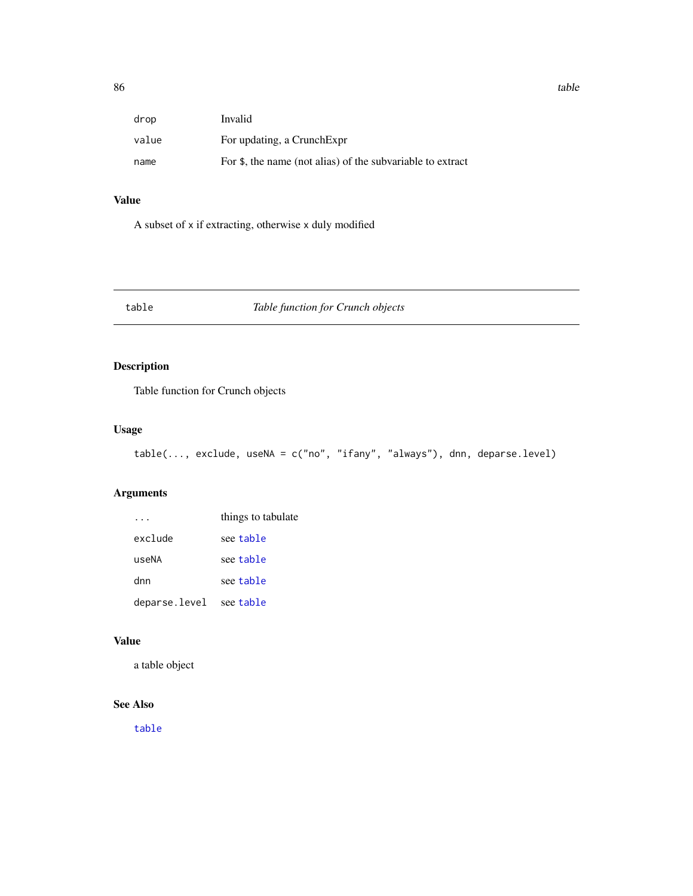| | |
|---|---|
| drop | Invalid |
| value | For updating, a CrunchExpr |
| name | For $, the name (not alias) of the subvariable to extract |

### Value

A subset of x if extracting, otherwise x duly modified

---

## table — *Table function for Crunch objects*

---

### Description

Table function for Crunch objects

### Usage

```
table(..., exclude, useNA = c("no", "ifany", "always"), dnn, deparse.level)
```

### Arguments

| | |
|---|---|
| ... | things to tabulate |
| exclude | see table |
| useNA | see table |
| dnn | see table |
| deparse.level | see table |

### Value

a table object

### See Also

table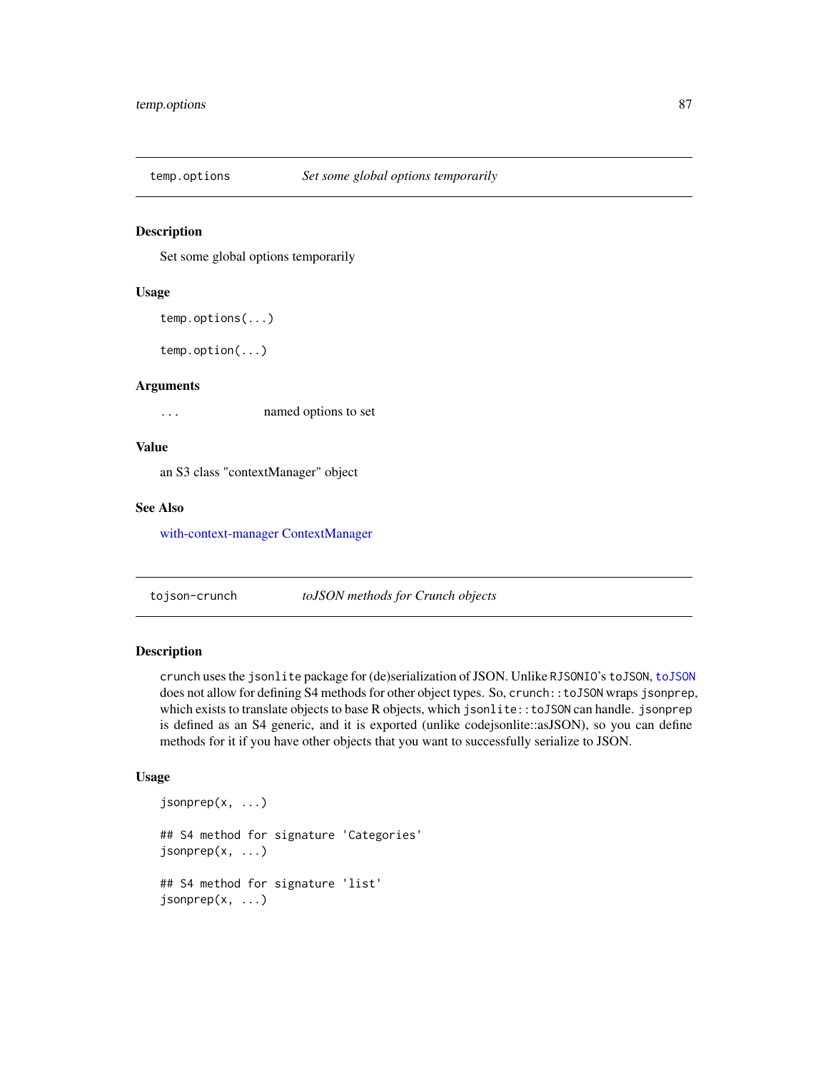## temp.options — *Set some global options temporarily*

### Description

Set some global options temporarily

### Usage

```
temp.options(...)

temp.option(...)
```

### Arguments

| | |
|---|---|
| ... | named options to set |

### Value

an S3 class "contextManager" object

### See Also

with-context-manager ContextManager

## tojson-crunch — *toJSON methods for Crunch objects*

### Description

`crunch` uses the `jsonlite` package for (de)serialization of JSON. Unlike `RJSONIO`'s `toJSON`, `toJSON` does not allow for defining S4 methods for other object types. So, `crunch::toJSON` wraps `jsonprep`, which exists to translate objects to base R objects, which `jsonlite::toJSON` can handle. `jsonprep` is defined as an S4 generic, and it is exported (unlike codejsonlite::asJSON), so you can define methods for it if you have other objects that you want to successfully serialize to JSON.

### Usage

```
jsonprep(x, ...)

## S4 method for signature 'Categories'
jsonprep(x, ...)

## S4 method for signature 'list'
jsonprep(x, ...)
```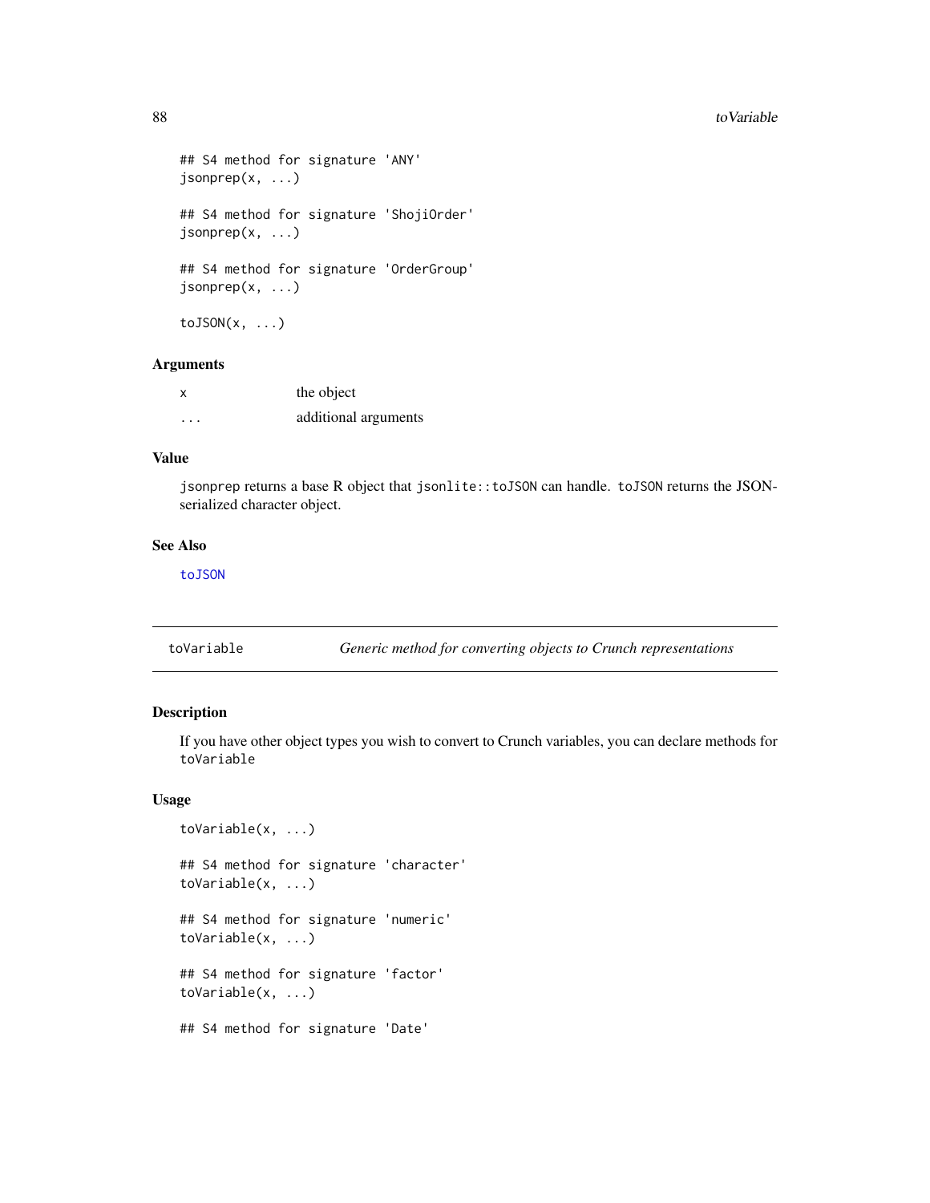```
## S4 method for signature 'ANY'
jsonprep(x, ...)

## S4 method for signature 'ShojiOrder'
jsonprep(x, ...)

## S4 method for signature 'OrderGroup'
jsonprep(x, ...)

toJSON(x, ...)
```

### Arguments

| | |
|---|---|
| x | the object |
| ... | additional arguments |

### Value

jsonprep returns a base R object that `jsonlite::toJSON` can handle. `toJSON` returns the JSON-serialized character object.

### See Also

toJSON

---

## toVariable — *Generic method for converting objects to Crunch representations*

### Description

If you have other object types you wish to convert to Crunch variables, you can declare methods for `toVariable`

### Usage

```
toVariable(x, ...)

## S4 method for signature 'character'
toVariable(x, ...)

## S4 method for signature 'numeric'
toVariable(x, ...)

## S4 method for signature 'factor'
toVariable(x, ...)

## S4 method for signature 'Date'
```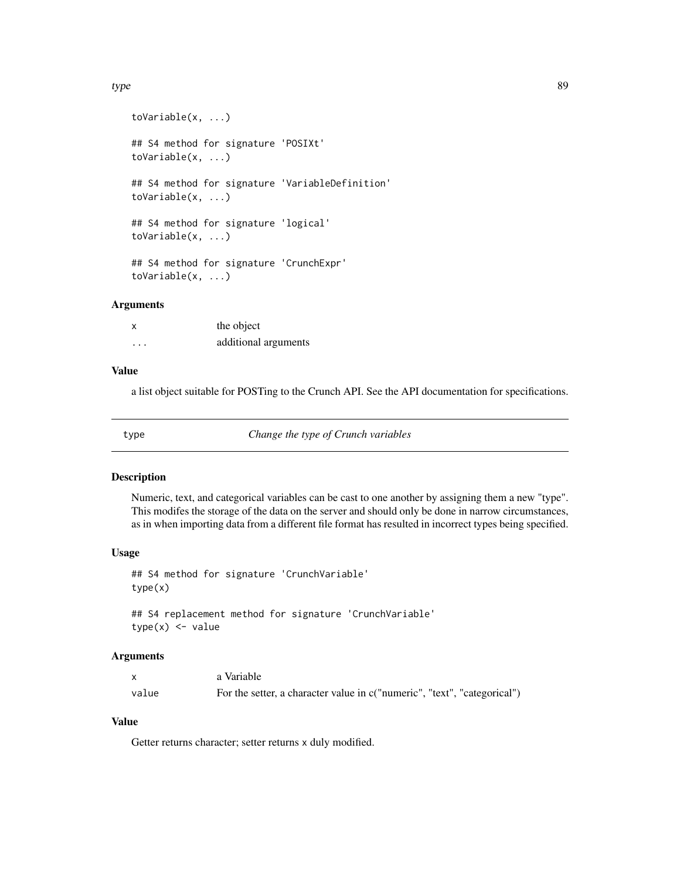```
toVariable(x, ...)

## S4 method for signature 'POSIXt'
toVariable(x, ...)

## S4 method for signature 'VariableDefinition'
toVariable(x, ...)

## S4 method for signature 'logical'
toVariable(x, ...)

## S4 method for signature 'CrunchExpr'
toVariable(x, ...)
```

### Arguments

| | |
|---|---|
| x | the object |
| ... | additional arguments |

### Value

a list object suitable for POSTing to the Crunch API. See the API documentation for specifications.

---

## type — *Change the type of Crunch variables*

---

### Description

Numeric, text, and categorical variables can be cast to one another by assigning them a new "type". This modifes the storage of the data on the server and should only be done in narrow circumstances, as in when importing data from a different file format has resulted in incorrect types being specified.

### Usage

```
## S4 method for signature 'CrunchVariable'
type(x)

## S4 replacement method for signature 'CrunchVariable'
type(x) <- value
```

### Arguments

| | |
|---|---|
| x | a Variable |
| value | For the setter, a character value in c("numeric", "text", "categorical") |

### Value

Getter returns character; setter returns x duly modified.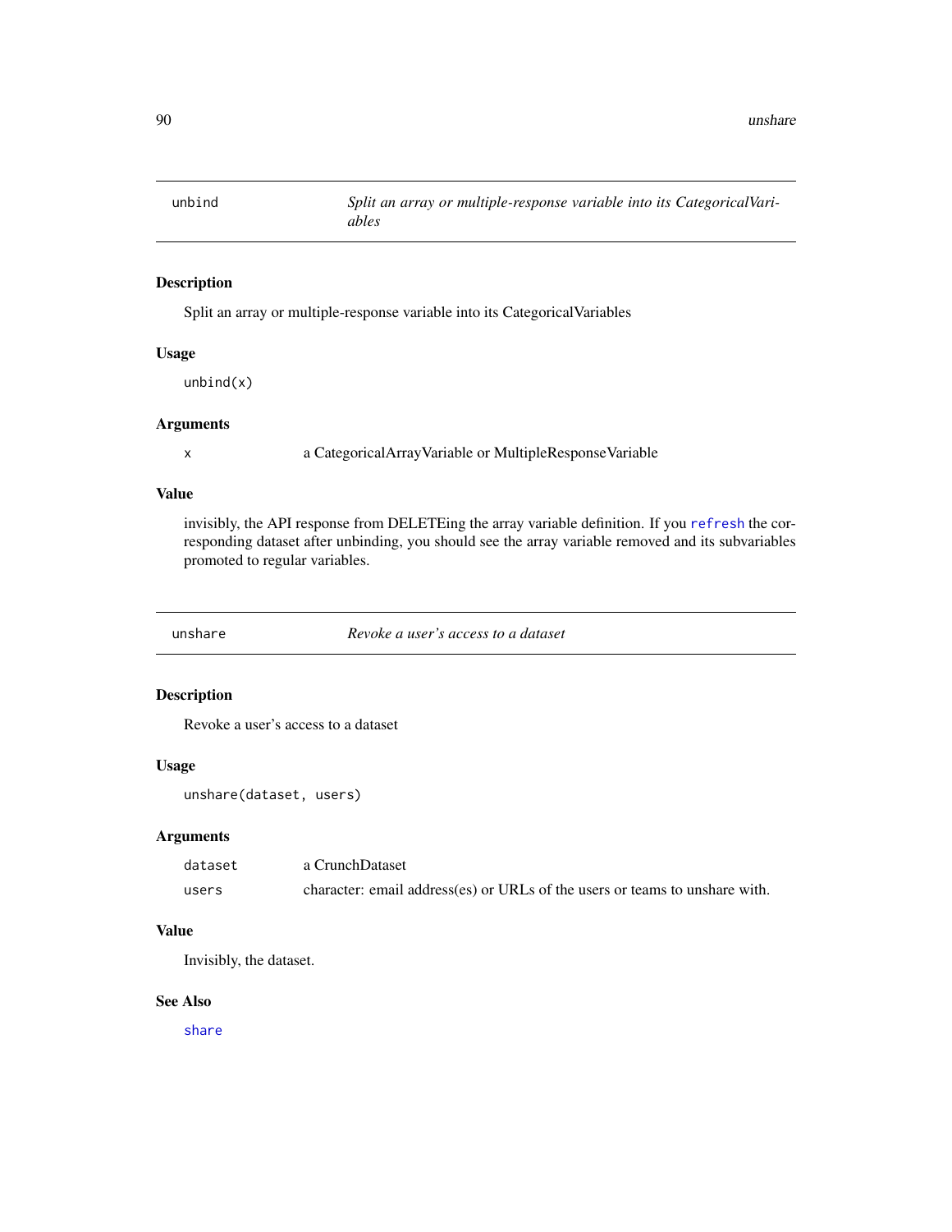## unbind — *Split an array or multiple-response variable into its CategoricalVariables*

### Description

Split an array or multiple-response variable into its CategoricalVariables

### Usage

```
unbind(x)
```

### Arguments

| | |
|---|---|
| `x` | a CategoricalArrayVariable or MultipleResponseVariable |

### Value

invisibly, the API response from DELETEing the array variable definition. If you `refresh` the corresponding dataset after unbinding, you should see the array variable removed and its subvariables promoted to regular variables.

## unshare — *Revoke a user's access to a dataset*

### Description

Revoke a user's access to a dataset

### Usage

```
unshare(dataset, users)
```

### Arguments

| | |
|---|---|
| `dataset` | a CrunchDataset |
| `users` | character: email address(es) or URLs of the users or teams to unshare with. |

### Value

Invisibly, the dataset.

### See Also

`share`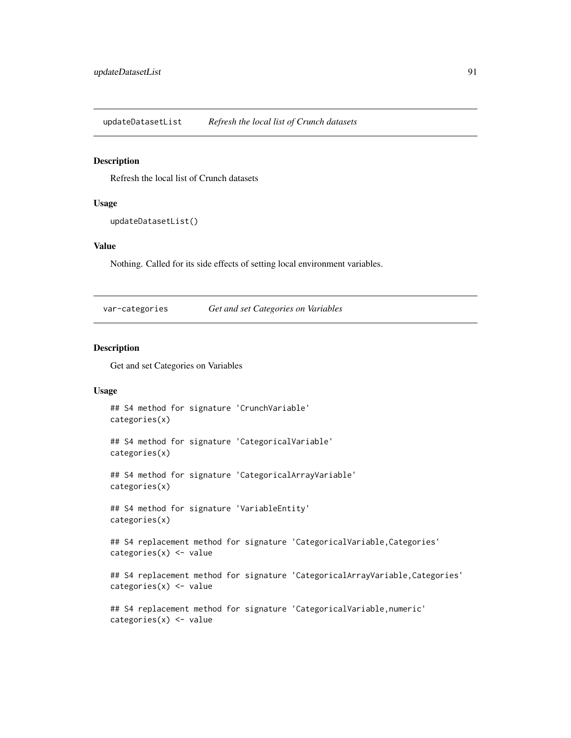## updateDatasetList — *Refresh the local list of Crunch datasets*

### Description

Refresh the local list of Crunch datasets

### Usage

```
updateDatasetList()
```

### Value

Nothing. Called for its side effects of setting local environment variables.

## var-categories — *Get and set Categories on Variables*

### Description

Get and set Categories on Variables

### Usage

```
## S4 method for signature 'CrunchVariable'
categories(x)

## S4 method for signature 'CategoricalVariable'
categories(x)

## S4 method for signature 'CategoricalArrayVariable'
categories(x)

## S4 method for signature 'VariableEntity'
categories(x)

## S4 replacement method for signature 'CategoricalVariable,Categories'
categories(x) <- value

## S4 replacement method for signature 'CategoricalArrayVariable,Categories'
categories(x) <- value

## S4 replacement method for signature 'CategoricalVariable,numeric'
categories(x) <- value
```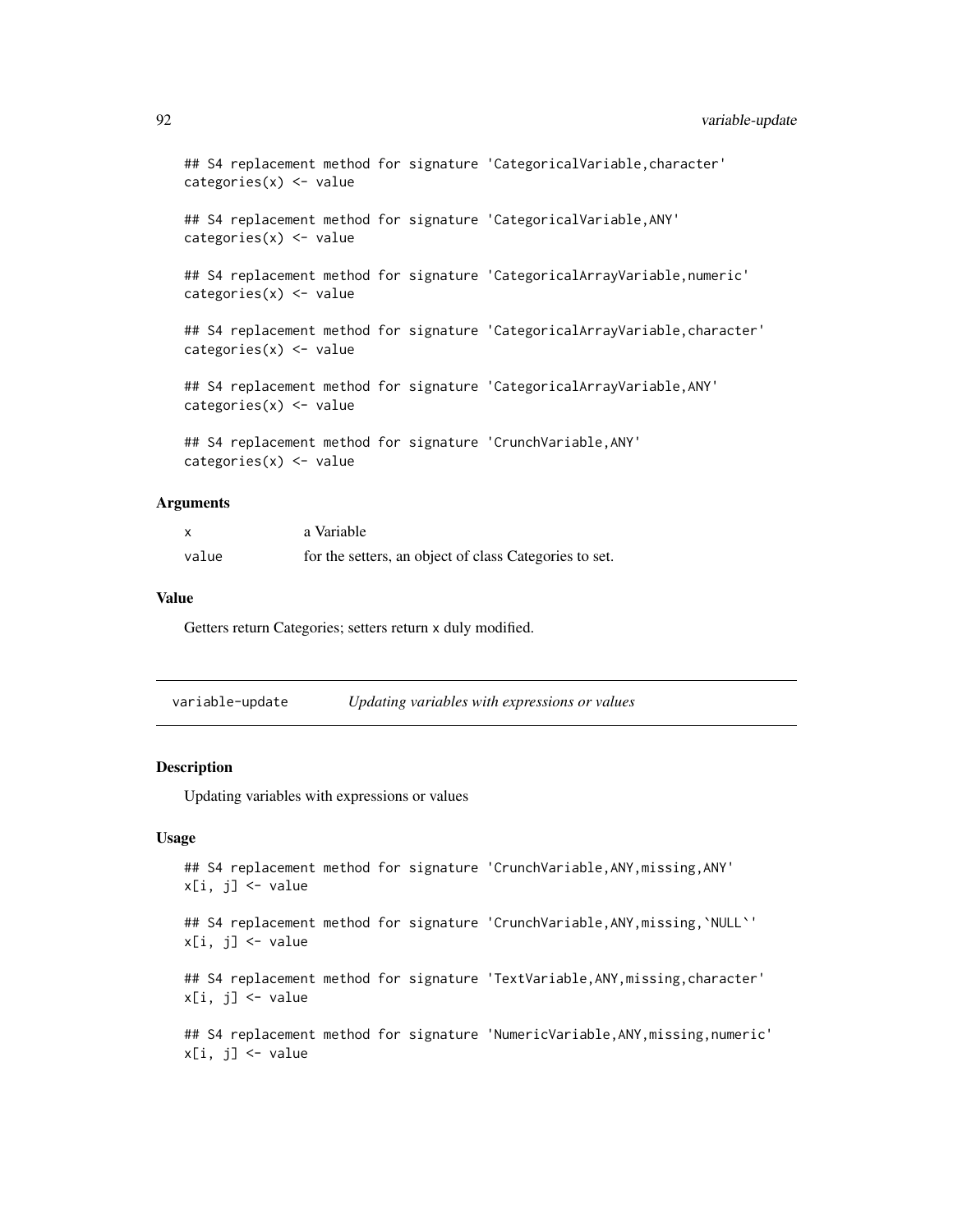```
## S4 replacement method for signature 'CategoricalVariable,character'
categories(x) <- value

## S4 replacement method for signature 'CategoricalVariable,ANY'
categories(x) <- value

## S4 replacement method for signature 'CategoricalArrayVariable,numeric'
categories(x) <- value

## S4 replacement method for signature 'CategoricalArrayVariable,character'
categories(x) <- value

## S4 replacement method for signature 'CategoricalArrayVariable,ANY'
categories(x) <- value

## S4 replacement method for signature 'CrunchVariable,ANY'
categories(x) <- value
```

### Arguments

| | |
|---|---|
| x | a Variable |
| value | for the setters, an object of class Categories to set. |

### Value

Getters return Categories; setters return x duly modified.

---

## variable-update — *Updating variables with expressions or values*

### Description

Updating variables with expressions or values

### Usage

```
## S4 replacement method for signature 'CrunchVariable,ANY,missing,ANY'
x[i, j] <- value

## S4 replacement method for signature 'CrunchVariable,ANY,missing,`NULL`'
x[i, j] <- value

## S4 replacement method for signature 'TextVariable,ANY,missing,character'
x[i, j] <- value

## S4 replacement method for signature 'NumericVariable,ANY,missing,numeric'
x[i, j] <- value
```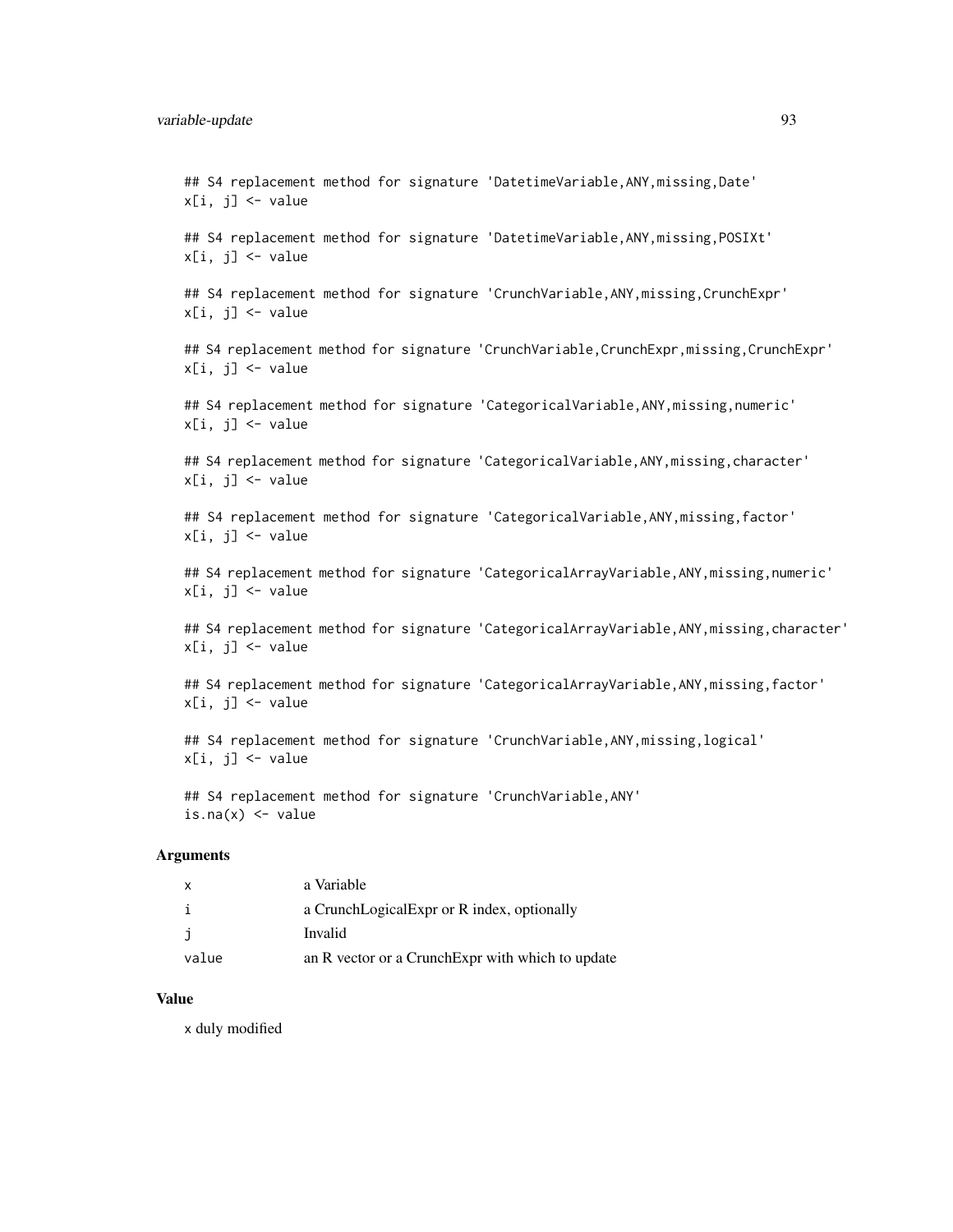```
## S4 replacement method for signature 'DatetimeVariable,ANY,missing,Date'
x[i, j] <- value

## S4 replacement method for signature 'DatetimeVariable,ANY,missing,POSIXt'
x[i, j] <- value

## S4 replacement method for signature 'CrunchVariable,ANY,missing,CrunchExpr'
x[i, j] <- value

## S4 replacement method for signature 'CrunchVariable,CrunchExpr,missing,CrunchExpr'
x[i, j] <- value

## S4 replacement method for signature 'CategoricalVariable,ANY,missing,numeric'
x[i, j] <- value

## S4 replacement method for signature 'CategoricalVariable,ANY,missing,character'
x[i, j] <- value

## S4 replacement method for signature 'CategoricalVariable,ANY,missing,factor'
x[i, j] <- value

## S4 replacement method for signature 'CategoricalArrayVariable,ANY,missing,numeric'
x[i, j] <- value

## S4 replacement method for signature 'CategoricalArrayVariable,ANY,missing,character'
x[i, j] <- value

## S4 replacement method for signature 'CategoricalArrayVariable,ANY,missing,factor'
x[i, j] <- value

## S4 replacement method for signature 'CrunchVariable,ANY,missing,logical'
x[i, j] <- value

## S4 replacement method for signature 'CrunchVariable,ANY'
is.na(x) <- value
```

## Arguments

| | |
|---|---|
| `x` | a Variable |
| `i` | a CrunchLogicalExpr or R index, optionally |
| `j` | Invalid |
| `value` | an R vector or a CrunchExpr with which to update |

## Value

x duly modified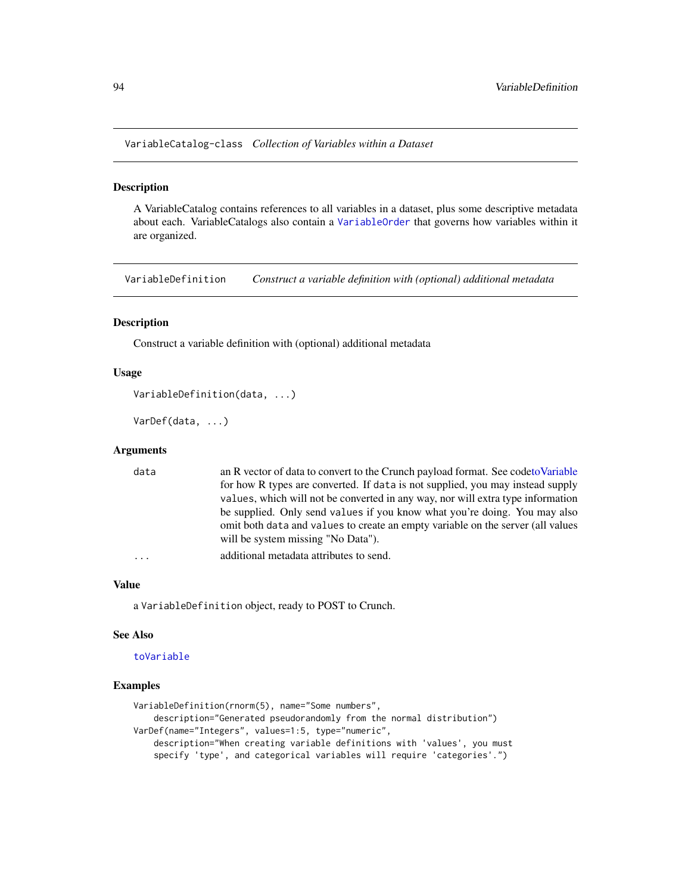## VariableCatalog-class *Collection of Variables within a Dataset*

### Description

A VariableCatalog contains references to all variables in a dataset, plus some descriptive metadata about each. VariableCatalogs also contain a `VariableOrder` that governs how variables within it are organized.

## VariableDefinition *Construct a variable definition with (optional) additional metadata*

### Description

Construct a variable definition with (optional) additional metadata

### Usage

```
VariableDefinition(data, ...)

VarDef(data, ...)
```

### Arguments

| | |
|---|---|
| `data` | an R vector of data to convert to the Crunch payload format. See codetoVariable for how R types are converted. If `data` is not supplied, you may instead supply `values`, which will not be converted in any way, nor will extra type information be supplied. Only send `values` if you know what you're doing. You may also omit both `data` and `values` to create an empty variable on the server (all values will be system missing "No Data"). |
| `...` | additional metadata attributes to send. |

### Value

a `VariableDefinition` object, ready to POST to Crunch.

### See Also

`toVariable`

### Examples

```
VariableDefinition(rnorm(5), name="Some numbers",
    description="Generated pseudorandomly from the normal distribution")
VarDef(name="Integers", values=1:5, type="numeric",
    description="When creating variable definitions with 'values', you must
    specify 'type', and categorical variables will require 'categories'.")
```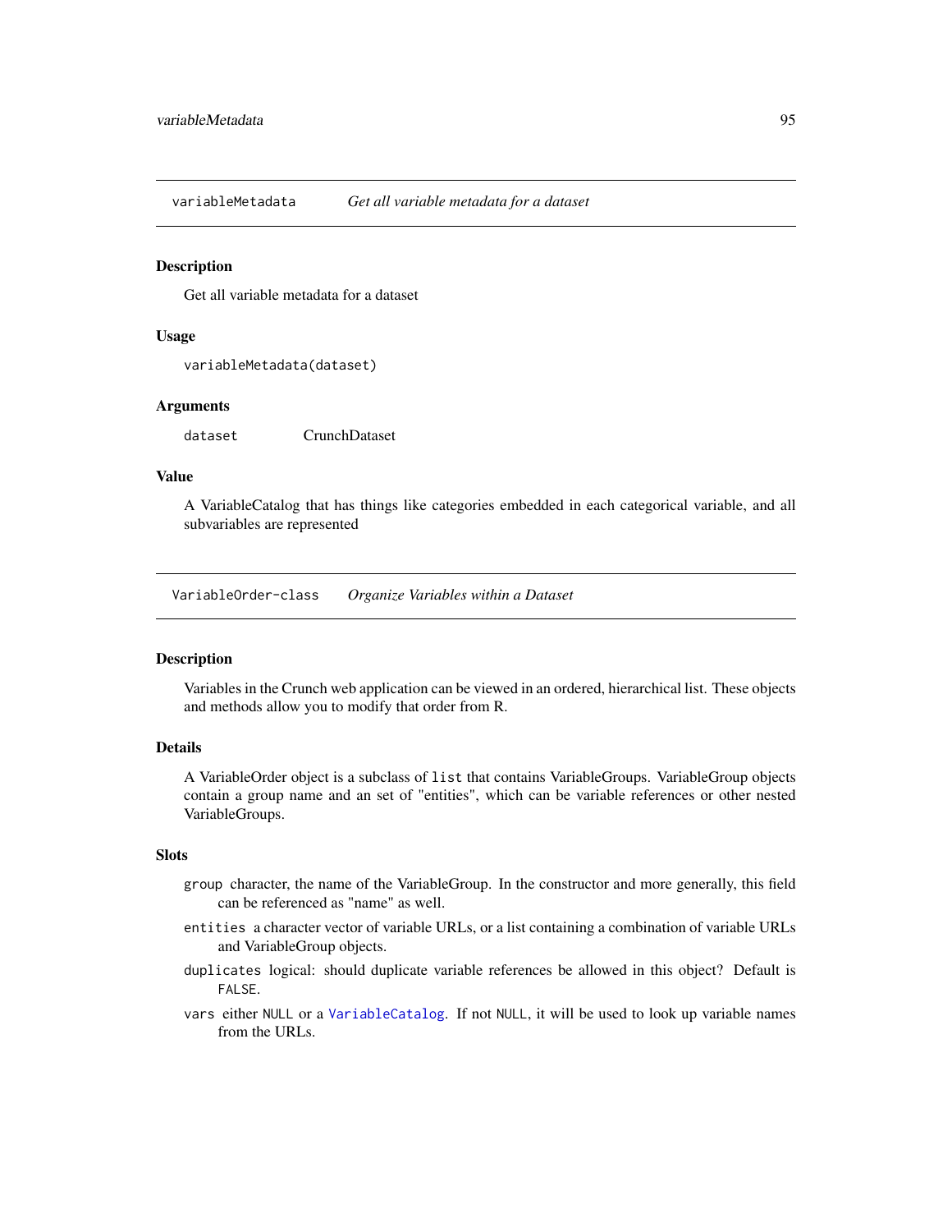## variableMetadata    *Get all variable metadata for a dataset*

### Description

Get all variable metadata for a dataset

### Usage

```
variableMetadata(dataset)
```

### Arguments

| | |
|---|---|
| `dataset` | CrunchDataset |

### Value

A VariableCatalog that has things like categories embedded in each categorical variable, and all subvariables are represented

## VariableOrder-class    *Organize Variables within a Dataset*

### Description

Variables in the Crunch web application can be viewed in an ordered, hierarchical list. These objects and methods allow you to modify that order from R.

### Details

A VariableOrder object is a subclass of `list` that contains VariableGroups. VariableGroup objects contain a group name and an set of "entities", which can be variable references or other nested VariableGroups.

### Slots

- `group` character, the name of the VariableGroup. In the constructor and more generally, this field can be referenced as "name" as well.
- `entities` a character vector of variable URLs, or a list containing a combination of variable URLs and VariableGroup objects.
- `duplicates` logical: should duplicate variable references be allowed in this object? Default is `FALSE`.
- `vars` either `NULL` or a `VariableCatalog`. If not `NULL`, it will be used to look up variable names from the URLs.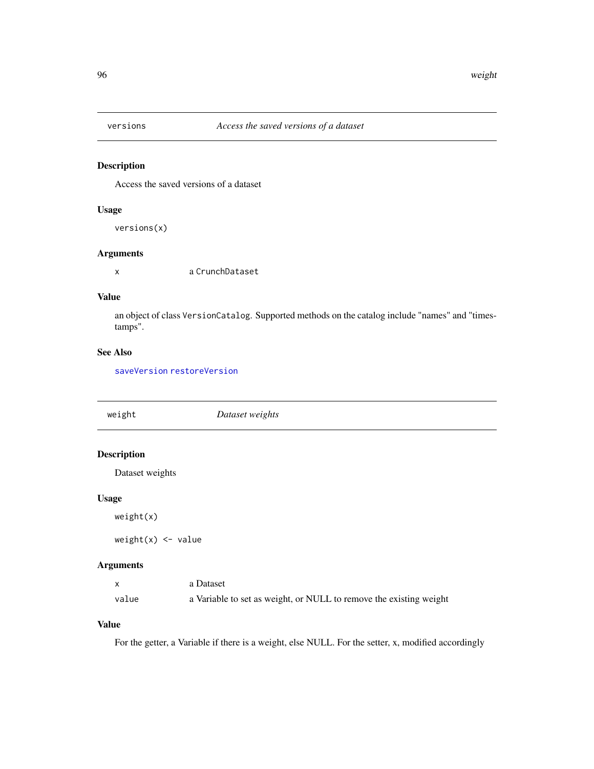## versions — *Access the saved versions of a dataset*

### Description

Access the saved versions of a dataset

### Usage

```
versions(x)
```

### Arguments

| | |
|---|---|
| x | a `CrunchDataset` |

### Value

an object of class `VersionCatalog`. Supported methods on the catalog include "names" and "timestamps".

### See Also

saveVersion restoreVersion

## weight — *Dataset weights*

### Description

Dataset weights

### Usage

```
weight(x)

weight(x) <- value
```

### Arguments

| | |
|---|---|
| x | a Dataset |
| value | a Variable to set as weight, or NULL to remove the existing weight |

### Value

For the getter, a Variable if there is a weight, else NULL. For the setter, x, modified accordingly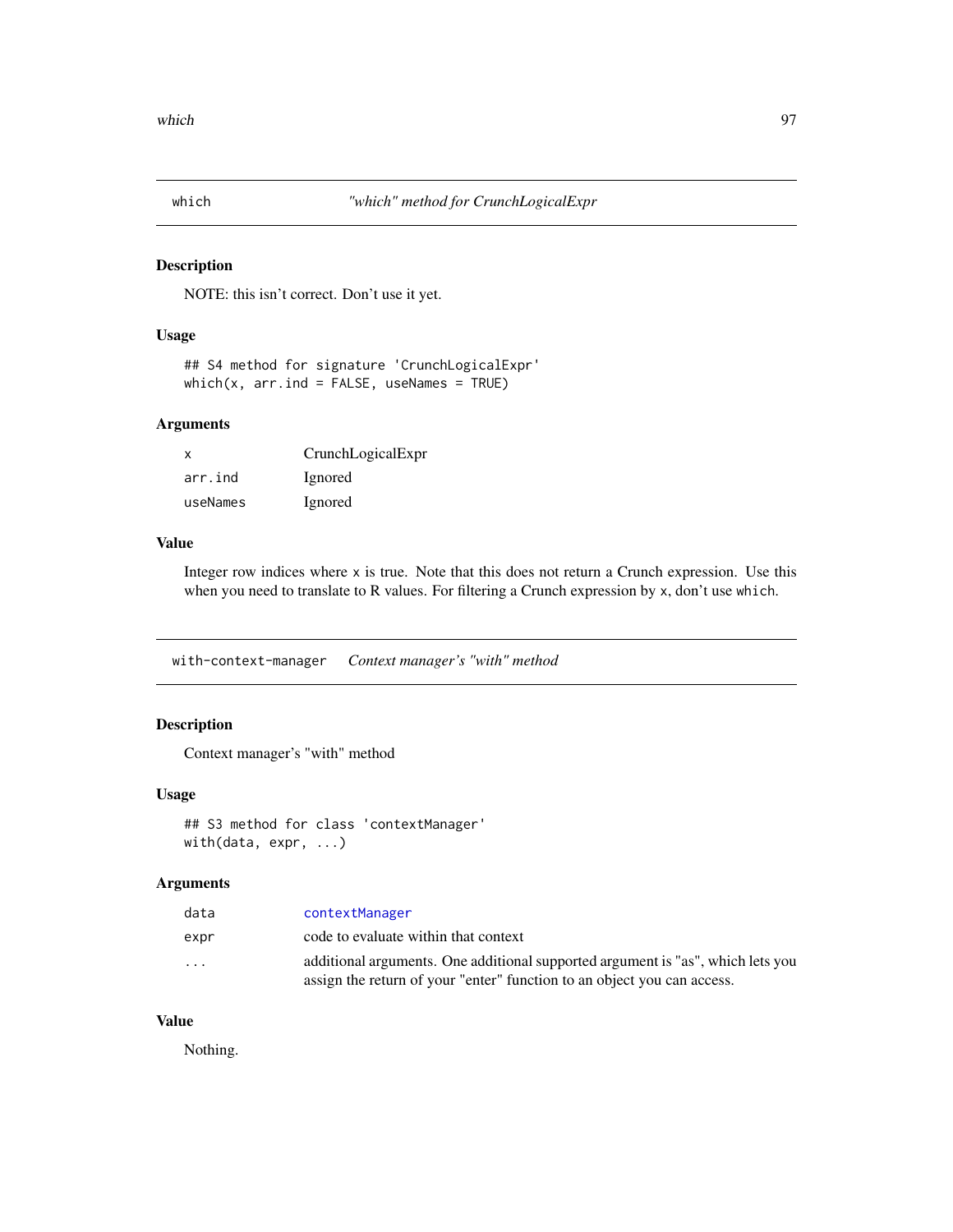## which — *"which" method for CrunchLogicalExpr*

### Description

NOTE: this isn't correct. Don't use it yet.

### Usage

```
## S4 method for signature 'CrunchLogicalExpr'
which(x, arr.ind = FALSE, useNames = TRUE)
```

### Arguments

| | |
|---|---|
| `x` | CrunchLogicalExpr |
| `arr.ind` | Ignored |
| `useNames` | Ignored |

### Value

Integer row indices where `x` is true. Note that this does not return a Crunch expression. Use this when you need to translate to R values. For filtering a Crunch expression by `x`, don't use `which`.

## with-context-manager — *Context manager's "with" method*

### Description

Context manager's "with" method

### Usage

```
## S3 method for class 'contextManager'
with(data, expr, ...)
```

### Arguments

| | |
|---|---|
| `data` | `contextManager` |
| `expr` | code to evaluate within that context |
| `...` | additional arguments. One additional supported argument is "as", which lets you assign the return of your "enter" function to an object you can access. |

### Value

Nothing.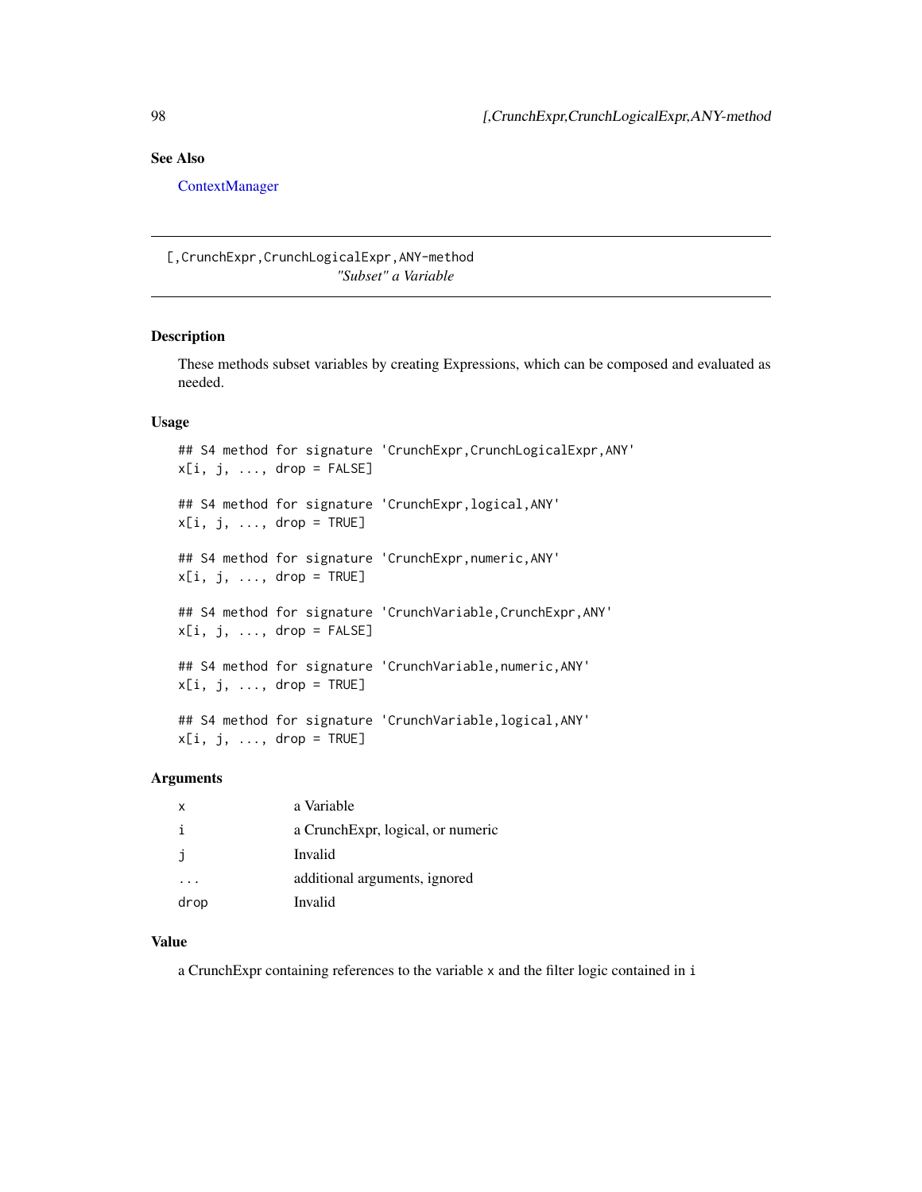## See Also

ContextManager

---

## [,CrunchExpr,CrunchLogicalExpr,ANY-method

*"Subset" a Variable*

---

### Description

These methods subset variables by creating Expressions, which can be composed and evaluated as needed.

### Usage

```
## S4 method for signature 'CrunchExpr,CrunchLogicalExpr,ANY'
x[i, j, ..., drop = FALSE]

## S4 method for signature 'CrunchExpr,logical,ANY'
x[i, j, ..., drop = TRUE]

## S4 method for signature 'CrunchExpr,numeric,ANY'
x[i, j, ..., drop = TRUE]

## S4 method for signature 'CrunchVariable,CrunchExpr,ANY'
x[i, j, ..., drop = FALSE]

## S4 method for signature 'CrunchVariable,numeric,ANY'
x[i, j, ..., drop = TRUE]

## S4 method for signature 'CrunchVariable,logical,ANY'
x[i, j, ..., drop = TRUE]
```

### Arguments

| | |
|---|---|
| x | a Variable |
| i | a CrunchExpr, logical, or numeric |
| j | Invalid |
| ... | additional arguments, ignored |
| drop | Invalid |

### Value

a CrunchExpr containing references to the variable `x` and the filter logic contained in `i`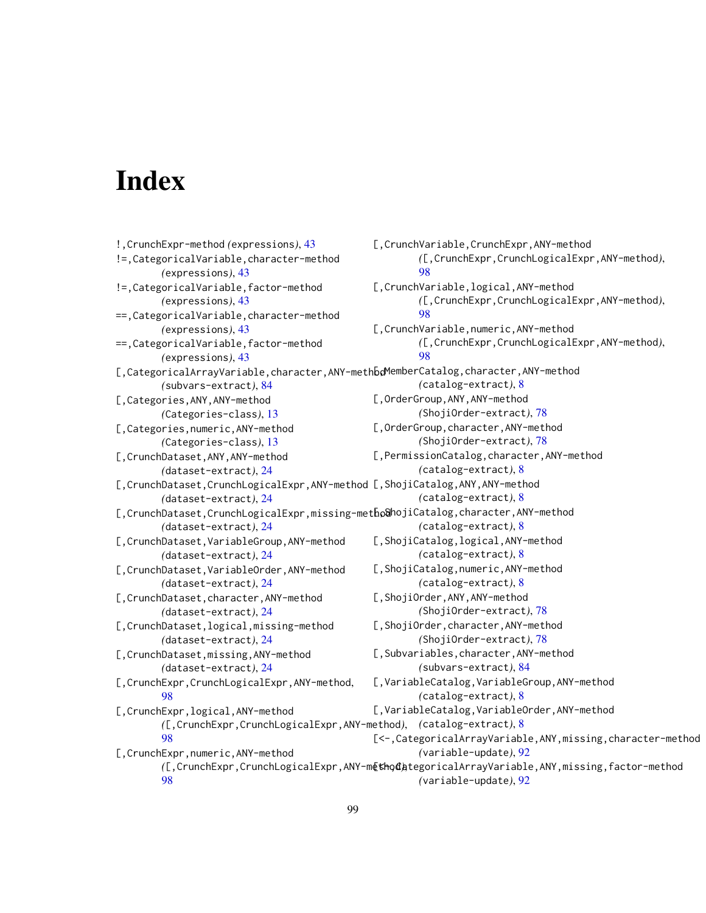# Index

!,CrunchExpr-method *(*expressions*)*, 43
!=,CategoricalVariable,character-method *(*expressions*)*, 43
!=,CategoricalVariable,factor-method *(*expressions*)*, 43
==,CategoricalVariable,character-method *(*expressions*)*, 43
==,CategoricalVariable,factor-method *(*expressions*)*, 43
[,CategoricalArrayVariable,character,ANY-method *(*subvars-extract*)*, 84
[,Categories,ANY,ANY-method *(*Categories-class*)*, 13
[,Categories,numeric,ANY-method *(*Categories-class*)*, 13
[,CrunchDataset,ANY,ANY-method *(*dataset-extract*)*, 24
[,CrunchDataset,CrunchLogicalExpr,ANY-method *(*dataset-extract*)*, 24
[,CrunchDataset,CrunchLogicalExpr,missing-method *(*dataset-extract*)*, 24
[,CrunchDataset,VariableGroup,ANY-method *(*dataset-extract*)*, 24
[,CrunchDataset,VariableOrder,ANY-method *(*dataset-extract*)*, 24
[,CrunchDataset,character,ANY-method *(*dataset-extract*)*, 24
[,CrunchDataset,logical,missing-method *(*dataset-extract*)*, 24
[,CrunchDataset,missing,ANY-method *(*dataset-extract*)*, 24
[,CrunchExpr,CrunchLogicalExpr,ANY-method, 98
[,CrunchExpr,logical,ANY-method *(*[,CrunchExpr,CrunchLogicalExpr,ANY-method*)*, 98
[,CrunchExpr,numeric,ANY-method *(*[,CrunchExpr,CrunchLogicalExpr,ANY-method*)*, 98
[,CrunchVariable,CrunchExpr,ANY-method *(*[,CrunchExpr,CrunchLogicalExpr,ANY-method*)*, 98
[,CrunchVariable,logical,ANY-method *(*[,CrunchExpr,CrunchLogicalExpr,ANY-method*)*, 98
[,CrunchVariable,numeric,ANY-method *(*[,CrunchExpr,CrunchLogicalExpr,ANY-method*)*, 98
[,MemberCatalog,character,ANY-method *(*catalog-extract*)*, 8
[,OrderGroup,ANY,ANY-method *(*ShojiOrder-extract*)*, 78
[,OrderGroup,character,ANY-method *(*ShojiOrder-extract*)*, 78
[,PermissionCatalog,character,ANY-method *(*catalog-extract*)*, 8
[,ShojiCatalog,ANY,ANY-method *(*catalog-extract*)*, 8
[,ShojiCatalog,character,ANY-method *(*catalog-extract*)*, 8
[,ShojiCatalog,logical,ANY-method *(*catalog-extract*)*, 8
[,ShojiCatalog,numeric,ANY-method *(*catalog-extract*)*, 8
[,ShojiOrder,ANY,ANY-method *(*ShojiOrder-extract*)*, 78
[,ShojiOrder,character,ANY-method *(*ShojiOrder-extract*)*, 78
[,Subvariables,character,ANY-method *(*subvars-extract*)*, 84
[,VariableCatalog,VariableGroup,ANY-method *(*catalog-extract*)*, 8
[,VariableCatalog,VariableOrder,ANY-method *(*catalog-extract*)*, 8
[<-,CategoricalArrayVariable,ANY,missing,character-method *(*variable-update*)*, 92
[<-,CategoricalArrayVariable,ANY,missing,factor-method *(*variable-update*)*, 92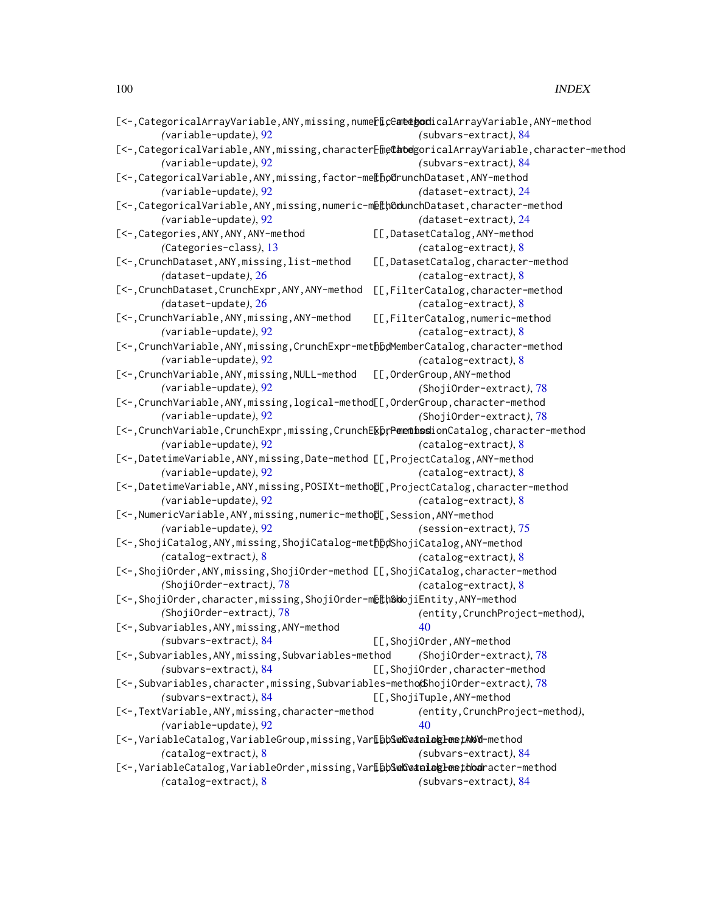[<-,CategoricalArrayVariable,ANY,missing,numeric-method
    *(variable-update)*, 92
[<-,CategoricalVariable,ANY,missing,character-method
    *(variable-update)*, 92
[<-,CategoricalVariable,ANY,missing,factor-method
    *(variable-update)*, 92
[<-,CategoricalVariable,ANY,missing,numeric-method
    *(variable-update)*, 92
[<-,Categories,ANY,ANY,ANY-method
    *(Categories-class)*, 13
[<-,CrunchDataset,ANY,missing,list-method
    *(dataset-update)*, 26
[<-,CrunchDataset,CrunchExpr,ANY,ANY-method
    *(dataset-update)*, 26
[<-,CrunchVariable,ANY,missing,ANY-method
    *(variable-update)*, 92
[<-,CrunchVariable,ANY,missing,CrunchExpr-method
    *(variable-update)*, 92
[<-,CrunchVariable,ANY,missing,NULL-method
    *(variable-update)*, 92
[<-,CrunchVariable,ANY,missing,logical-method
    *(variable-update)*, 92
[<-,CrunchVariable,CrunchExpr,missing,CrunchExpr-method
    *(variable-update)*, 92
[<-,DatetimeVariable,ANY,missing,Date-method
    *(variable-update)*, 92
[<-,DatetimeVariable,ANY,missing,POSIXt-method
    *(variable-update)*, 92
[<-,NumericVariable,ANY,missing,numeric-method
    *(variable-update)*, 92
[<-,ShojiCatalog,ANY,missing,ShojiCatalog-method
    *(catalog-extract)*, 8
[<-,ShojiOrder,ANY,missing,ShojiOrder-method
    *(ShojiOrder-extract)*, 78
[<-,ShojiOrder,character,missing,ShojiOrder-method
    *(ShojiOrder-extract)*, 78
[<-,Subvariables,ANY,missing,ANY-method
    *(subvars-extract)*, 84
[<-,Subvariables,ANY,missing,Subvariables-method
    *(subvars-extract)*, 84
[<-,Subvariables,character,missing,Subvariables-method
    *(subvars-extract)*, 84
[<-,TextVariable,ANY,missing,character-method
    *(variable-update)*, 92
[<-,VariableCatalog,VariableGroup,missing,VariableCatalog-method
    *(catalog-extract)*, 8
[<-,VariableCatalog,VariableOrder,missing,VariableCatalog-method
    *(catalog-extract)*, 8
[[,CategoricalArrayVariable,ANY-method
    *(subvars-extract)*, 84
[[,CategoricalArrayVariable,character-method
    *(subvars-extract)*, 84
[[,CrunchDataset,ANY-method
    *(dataset-extract)*, 24
[[,CrunchDataset,character-method
    *(dataset-extract)*, 24
[[,DatasetCatalog,ANY-method
    *(catalog-extract)*, 8
[[,DatasetCatalog,character-method
    *(catalog-extract)*, 8
[[,FilterCatalog,character-method
    *(catalog-extract)*, 8
[[,FilterCatalog,numeric-method
    *(catalog-extract)*, 8
[[,MemberCatalog,character-method
    *(catalog-extract)*, 8
[[,OrderGroup,ANY-method
    *(ShojiOrder-extract)*, 78
[[,OrderGroup,character-method
    *(ShojiOrder-extract)*, 78
[[,PermissionCatalog,character-method
    *(catalog-extract)*, 8
[[,ProjectCatalog,ANY-method
    *(catalog-extract)*, 8
[[,ProjectCatalog,character-method
    *(catalog-extract)*, 8
[[,Session,ANY-method
    *(session-extract)*, 75
[[,ShojiCatalog,ANY-method
    *(catalog-extract)*, 8
[[,ShojiCatalog,character-method
    *(catalog-extract)*, 8
[[,ShojiEntity,ANY-method
    *(entity,CrunchProject-method)*, 40
[[,ShojiOrder,ANY-method
    *(ShojiOrder-extract)*, 78
[[,ShojiOrder,character-method
    *(ShojiOrder-extract)*, 78
[[,ShojiTuple,ANY-method
    *(entity,CrunchProject-method)*, 40
[[,Subvariables,ANY-method
    *(subvars-extract)*, 84
[[,Subvariables,character-method
    *(subvars-extract)*, 84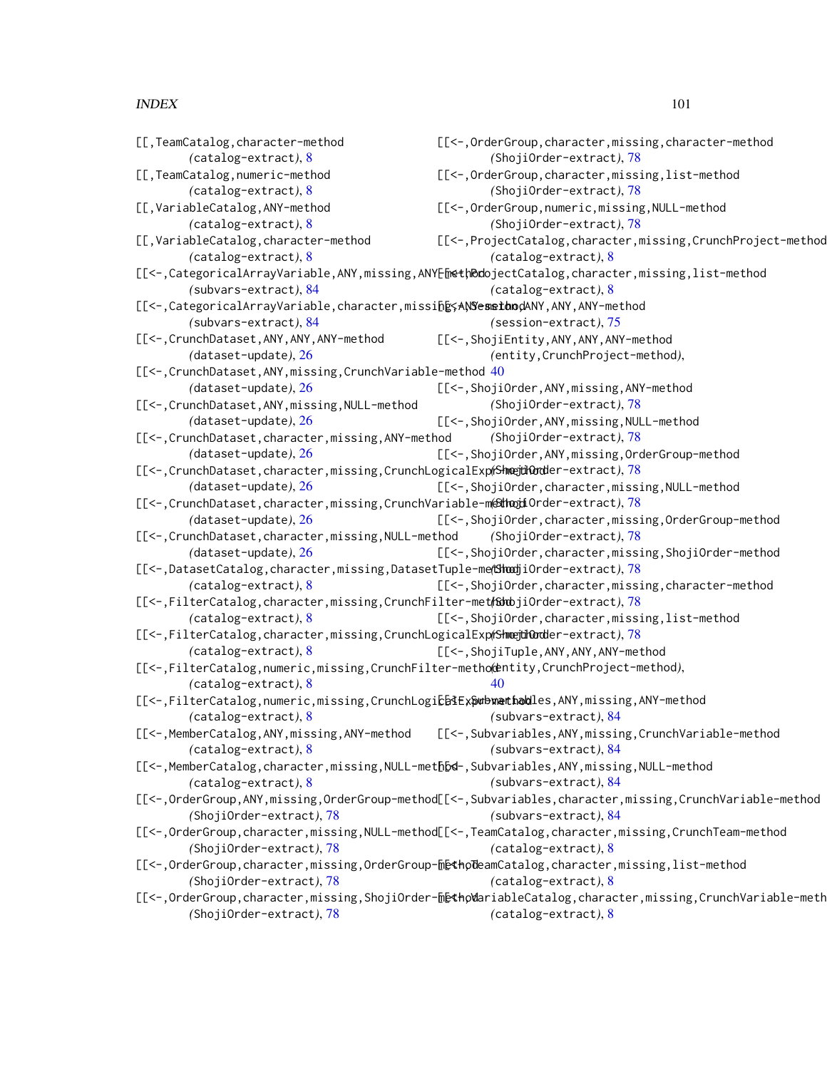[[,TeamCatalog,character-method (catalog-extract), 8
[[,TeamCatalog,numeric-method (catalog-extract), 8
[[,VariableCatalog,ANY-method (catalog-extract), 8
[[,VariableCatalog,character-method (catalog-extract), 8
[[<-,CategoricalArrayVariable,ANY,missing,ANY-method (subvars-extract), 84
[[<-,CategoricalArrayVariable,character,missing,ANY-method (subvars-extract), 84
[[<-,CrunchDataset,ANY,ANY,ANY-method (dataset-update), 26
[[<-,CrunchDataset,ANY,missing,CrunchVariable-method (dataset-update), 26
[[<-,CrunchDataset,ANY,missing,NULL-method (dataset-update), 26
[[<-,CrunchDataset,character,missing,ANY-method (dataset-update), 26
[[<-,CrunchDataset,character,missing,CrunchLogicalExpr-method (dataset-update), 26
[[<-,CrunchDataset,character,missing,CrunchVariable-method (dataset-update), 26
[[<-,CrunchDataset,character,missing,NULL-method (dataset-update), 26
[[<-,DatasetCatalog,character,missing,DatasetTuple-method (catalog-extract), 8
[[<-,FilterCatalog,character,missing,CrunchFilter-method (catalog-extract), 8
[[<-,FilterCatalog,character,missing,CrunchLogicalExpr-method (catalog-extract), 8
[[<-,FilterCatalog,numeric,missing,CrunchFilter-method (catalog-extract), 8
[[<-,FilterCatalog,numeric,missing,CrunchLogicalExpr-method (catalog-extract), 8
[[<-,MemberCatalog,ANY,missing,ANY-method (catalog-extract), 8
[[<-,MemberCatalog,character,missing,NULL-method (catalog-extract), 8
[[<-,OrderGroup,ANY,missing,OrderGroup-method (ShojiOrder-extract), 78
[[<-,OrderGroup,character,missing,NULL-method (ShojiOrder-extract), 78
[[<-,OrderGroup,character,missing,OrderGroup-method (ShojiOrder-extract), 78
[[<-,OrderGroup,character,missing,ShojiOrder-method (ShojiOrder-extract), 78
[[<-,OrderGroup,character,missing,character-method (ShojiOrder-extract), 78
[[<-,OrderGroup,character,missing,list-method (ShojiOrder-extract), 78
[[<-,OrderGroup,numeric,missing,NULL-method (ShojiOrder-extract), 78
[[<-,ProjectCatalog,character,missing,CrunchProject-method (catalog-extract), 8
[[<-,ProjectCatalog,character,missing,list-method (catalog-extract), 8
[[<-,Session,ANY,ANY,ANY-method (session-extract), 75
[[<-,ShojiEntity,ANY,ANY,ANY-method (entity,CrunchProject-method), 40
[[<-,ShojiOrder,ANY,missing,ANY-method (ShojiOrder-extract), 78
[[<-,ShojiOrder,ANY,missing,NULL-method (ShojiOrder-extract), 78
[[<-,ShojiOrder,ANY,missing,OrderGroup-method (ShojiOrder-extract), 78
[[<-,ShojiOrder,character,missing,NULL-method (ShojiOrder-extract), 78
[[<-,ShojiOrder,character,missing,OrderGroup-method (ShojiOrder-extract), 78
[[<-,ShojiOrder,character,missing,ShojiOrder-method (ShojiOrder-extract), 78
[[<-,ShojiOrder,character,missing,character-method (ShojiOrder-extract), 78
[[<-,ShojiOrder,character,missing,list-method (ShojiOrder-extract), 78
[[<-,ShojiTuple,ANY,ANY,ANY-method (entity,CrunchProject-method), 40
[[<-,Subvariables,ANY,missing,ANY-method (subvars-extract), 84
[[<-,Subvariables,ANY,missing,CrunchVariable-method (subvars-extract), 84
[[<-,Subvariables,ANY,missing,NULL-method (subvars-extract), 84
[[<-,Subvariables,character,missing,CrunchVariable-method (subvars-extract), 84
[[<-,TeamCatalog,character,missing,CrunchTeam-method (catalog-extract), 8
[[<-,TeamCatalog,character,missing,list-method (catalog-extract), 8
[[<-,VariableCatalog,character,missing,CrunchVariable-method (catalog-extract), 8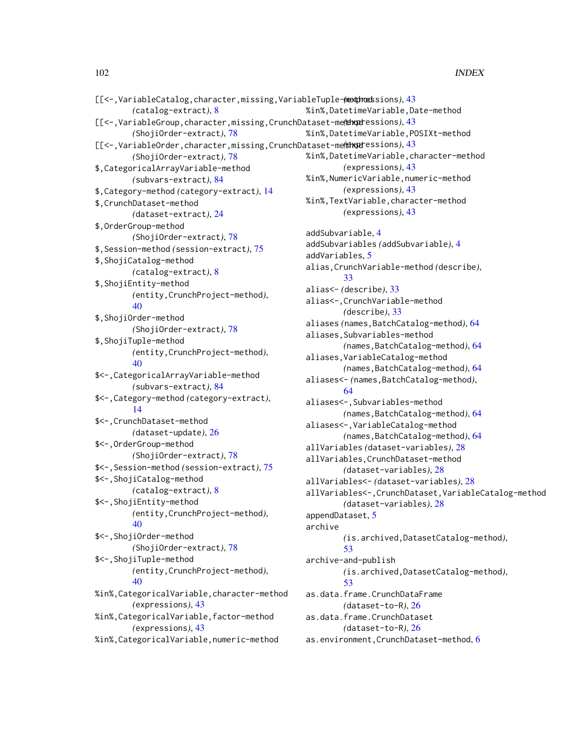[[<-,VariableCatalog,character,missing,VariableTuple-method
(catalog-extract), 8
[[<-,VariableGroup,character,missing,CrunchDataset-method
(ShojiOrder-extract), 78
[[<-,VariableOrder,character,missing,CrunchDataset-method
(ShojiOrder-extract), 78
$,CategoricalArrayVariable-method
(subvars-extract), 84
$,Category-method (category-extract), 14
$,CrunchDataset-method
(dataset-extract), 24
$,OrderGroup-method
(ShojiOrder-extract), 78
$,Session-method (session-extract), 75
$,ShojiCatalog-method
(catalog-extract), 8
$,ShojiEntity-method
(entity,CrunchProject-method),
40
$,ShojiOrder-method
(ShojiOrder-extract), 78
$,ShojiTuple-method
(entity,CrunchProject-method),
40
$<-,CategoricalArrayVariable-method
(subvars-extract), 84
$<-,Category-method (category-extract),
14
$<-,CrunchDataset-method
(dataset-update), 26
$<-,OrderGroup-method
(ShojiOrder-extract), 78
$<-,Session-method (session-extract), 75
$<-,ShojiCatalog-method
(catalog-extract), 8
$<-,ShojiEntity-method
(entity,CrunchProject-method),
40
$<-,ShojiOrder-method
(ShojiOrder-extract), 78
$<-,ShojiTuple-method
(entity,CrunchProject-method),
40
%in%,CategoricalVariable,character-method
(expressions), 43
%in%,CategoricalVariable,factor-method
(expressions), 43
%in%,CategoricalVariable,numeric-method
(expressions), 43
%in%,DatetimeVariable,Date-method
(expressions), 43
%in%,DatetimeVariable,POSIXt-method
(expressions), 43
%in%,DatetimeVariable,character-method
(expressions), 43
%in%,NumericVariable,numeric-method
(expressions), 43
%in%,TextVariable,character-method
(expressions), 43

addSubvariable, 4
addSubvariables (addSubvariable), 4
addVariables, 5
alias,CrunchVariable-method (describe),
33
alias<- (describe), 33
alias<-,CrunchVariable-method
(describe), 33
aliases (names,BatchCatalog-method), 64
aliases,Subvariables-method
(names,BatchCatalog-method), 64
aliases,VariableCatalog-method
(names,BatchCatalog-method), 64
aliases<- (names,BatchCatalog-method),
64
aliases<-,Subvariables-method
(names,BatchCatalog-method), 64
aliases<-,VariableCatalog-method
(names,BatchCatalog-method), 64
allVariables (dataset-variables), 28
allVariables,CrunchDataset-method
(dataset-variables), 28
allVariables<- (dataset-variables), 28
allVariables<-,CrunchDataset,VariableCatalog-method
(dataset-variables), 28
appendDataset, 5
archive
(is.archived,DatasetCatalog-method),
53
archive-and-publish
(is.archived,DatasetCatalog-method),
53
as.data.frame.CrunchDataFrame
(dataset-to-R), 26
as.data.frame.CrunchDataset
(dataset-to-R), 26
as.environment,CrunchDataset-method, 6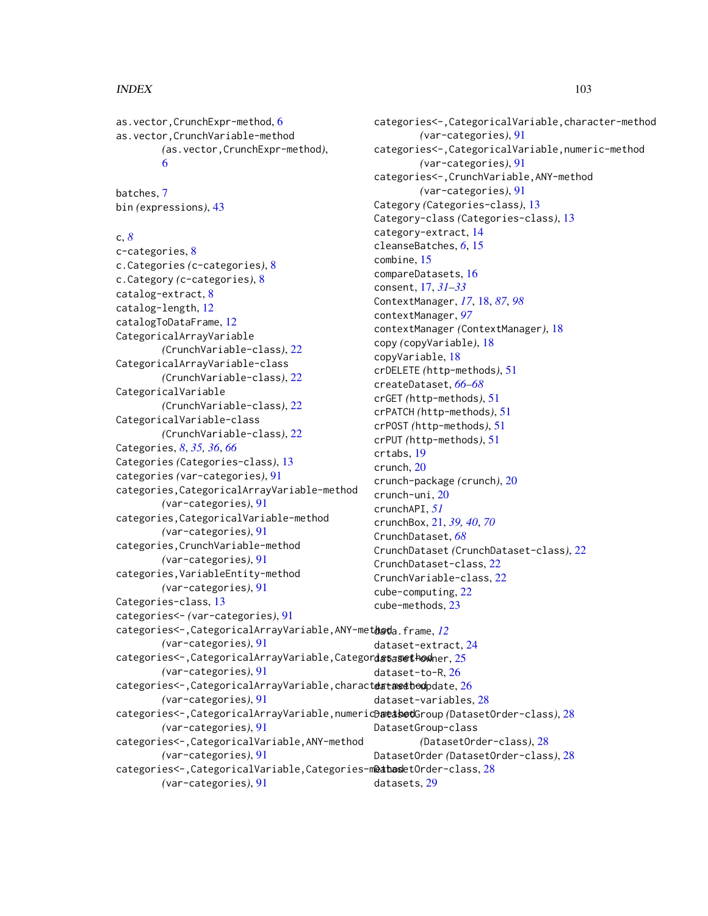as.vector,CrunchExpr-method, 6
as.vector,CrunchVariable-method (as.vector,CrunchExpr-method), 6

batches, 7
bin (expressions), 43

c, *8*
c-categories, 8
c.Categories (c-categories), 8
c.Category (c-categories), 8
catalog-extract, 8
catalog-length, 12
catalogToDataFrame, 12
CategoricalArrayVariable (CrunchVariable-class), 22
CategoricalArrayVariable-class (CrunchVariable-class), 22
CategoricalVariable (CrunchVariable-class), 22
CategoricalVariable-class (CrunchVariable-class), 22
Categories, *8*, *35, 36*, *66*
Categories (Categories-class), 13
categories (var-categories), 91
categories,CategoricalArrayVariable-method (var-categories), 91
categories,CategoricalVariable-method (var-categories), 91
categories,CrunchVariable-method (var-categories), 91
categories,VariableEntity-method (var-categories), 91
Categories-class, 13
categories<- (var-categories), 91
categories<-,CategoricalArrayVariable,ANY-method (var-categories), 91
categories<-,CategoricalArrayVariable,Categories-method (var-categories), 91
categories<-,CategoricalArrayVariable,character-method (var-categories), 91
categories<-,CategoricalArrayVariable,numeric-method (var-categories), 91
categories<-,CategoricalVariable,ANY-method (var-categories), 91
categories<-,CategoricalVariable,Categories-method (var-categories), 91
categories<-,CategoricalVariable,character-method (var-categories), 91
categories<-,CategoricalVariable,numeric-method (var-categories), 91
categories<-,CrunchVariable,ANY-method (var-categories), 91
Category (Categories-class), 13
Category-class (Categories-class), 13
category-extract, 14
cleanseBatches, *6*, 15
combine, 15
compareDatasets, 16
consent, 17, *31–33*
ContextManager, *17*, 18, *87*, *98*
contextManager, *97*
contextManager (ContextManager), 18
copy (copyVariable), 18
copyVariable, 18
crDELETE (http-methods), 51
createDataset, *66–68*
crGET (http-methods), 51
crPATCH (http-methods), 51
crPOST (http-methods), 51
crPUT (http-methods), 51
crtabs, 19
crunch, 20
crunch-package (crunch), 20
crunch-uni, 20
crunchAPI, *51*
crunchBox, 21, *39, 40*, *70*
CrunchDataset, *68*
CrunchDataset (CrunchDataset-class), 22
CrunchDataset-class, 22
CrunchVariable-class, 22
cube-computing, 22
cube-methods, 23

data.frame, *12*
dataset-extract, 24
dataset-owner, 25
dataset-to-R, 26
datasetUpdate, 26
dataset-variables, 28
DatasetGroup (DatasetOrder-class), 28
DatasetGroup-class (DatasetOrder-class), 28
DatasetOrder (DatasetOrder-class), 28
DatasetOrder-class, 28
datasets, 29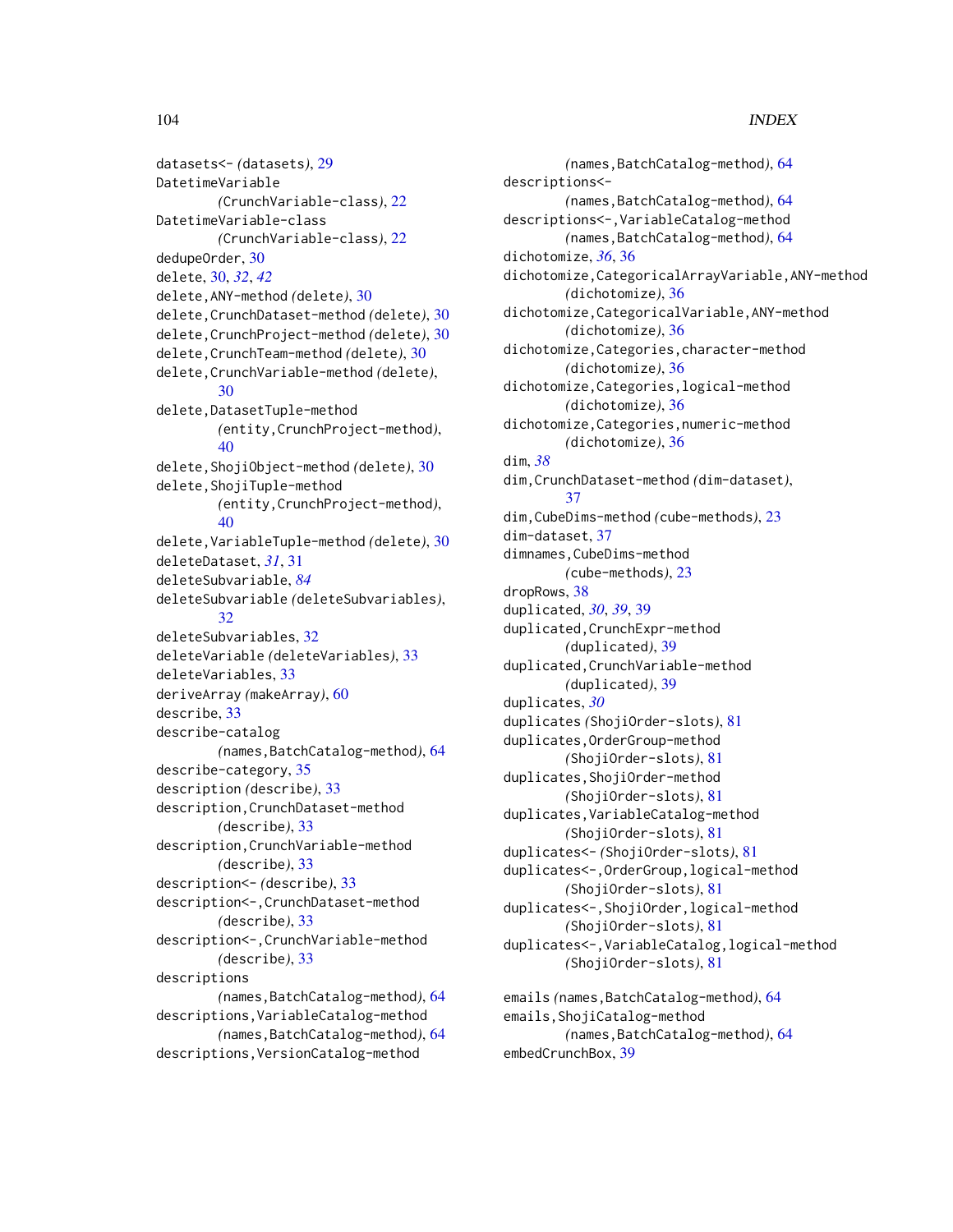datasets<- *(datasets)*, 29
DatetimeVariable
    *(CrunchVariable-class)*, 22
DatetimeVariable-class
    *(CrunchVariable-class)*, 22
dedupeOrder, 30
delete, 30, *32*, *42*
delete,ANY-method *(delete)*, 30
delete,CrunchDataset-method *(delete)*, 30
delete,CrunchProject-method *(delete)*, 30
delete,CrunchTeam-method *(delete)*, 30
delete,CrunchVariable-method *(delete)*,
    30
delete,DatasetTuple-method
    *(entity,CrunchProject-method)*,
    40
delete,ShojiObject-method *(delete)*, 30
delete,ShojiTuple-method
    *(entity,CrunchProject-method)*,
    40
delete,VariableTuple-method *(delete)*, 30
deleteDataset, *31*, 31
deleteSubvariable, *84*
deleteSubvariable *(deleteSubvariables)*,
    32
deleteSubvariables, 32
deleteVariable *(deleteVariables)*, 33
deleteVariables, 33
deriveArray *(makeArray)*, 60
describe, 33
describe-catalog
    *(names,BatchCatalog-method)*, 64
describe-category, 35
description *(describe)*, 33
description,CrunchDataset-method
    *(describe)*, 33
description,CrunchVariable-method
    *(describe)*, 33
description<- *(describe)*, 33
description<-,CrunchDataset-method
    *(describe)*, 33
description<-,CrunchVariable-method
    *(describe)*, 33
descriptions
    *(names,BatchCatalog-method)*, 64
descriptions,VariableCatalog-method
    *(names,BatchCatalog-method)*, 64
descriptions,VersionCatalog-method
    *(names,BatchCatalog-method)*, 64
descriptions<-
    *(names,BatchCatalog-method)*, 64
descriptions<-,VariableCatalog-method
    *(names,BatchCatalog-method)*, 64
dichotomize, *36*, 36
dichotomize,CategoricalArrayVariable,ANY-method
    *(dichotomize)*, 36
dichotomize,CategoricalVariable,ANY-method
    *(dichotomize)*, 36
dichotomize,Categories,character-method
    *(dichotomize)*, 36
dichotomize,Categories,logical-method
    *(dichotomize)*, 36
dichotomize,Categories,numeric-method
    *(dichotomize)*, 36
dim, *38*
dim,CrunchDataset-method *(dim-dataset)*,
    37
dim,CubeDims-method *(cube-methods)*, 23
dim-dataset, 37
dimnames,CubeDims-method
    *(cube-methods)*, 23
dropRows, 38
duplicated, *30*, *39*, 39
duplicated,CrunchExpr-method
    *(duplicated)*, 39
duplicated,CrunchVariable-method
    *(duplicated)*, 39
duplicates, *30*
duplicates *(ShojiOrder-slots)*, 81
duplicates,OrderGroup-method
    *(ShojiOrder-slots)*, 81
duplicates,ShojiOrder-method
    *(ShojiOrder-slots)*, 81
duplicates,VariableCatalog-method
    *(ShojiOrder-slots)*, 81
duplicates<- *(ShojiOrder-slots)*, 81
duplicates<-,OrderGroup,logical-method
    *(ShojiOrder-slots)*, 81
duplicates<-,ShojiOrder,logical-method
    *(ShojiOrder-slots)*, 81
duplicates<-,VariableCatalog,logical-method
    *(ShojiOrder-slots)*, 81

emails *(names,BatchCatalog-method)*, 64
emails,ShojiCatalog-method
    *(names,BatchCatalog-method)*, 64
embedCrunchBox, 39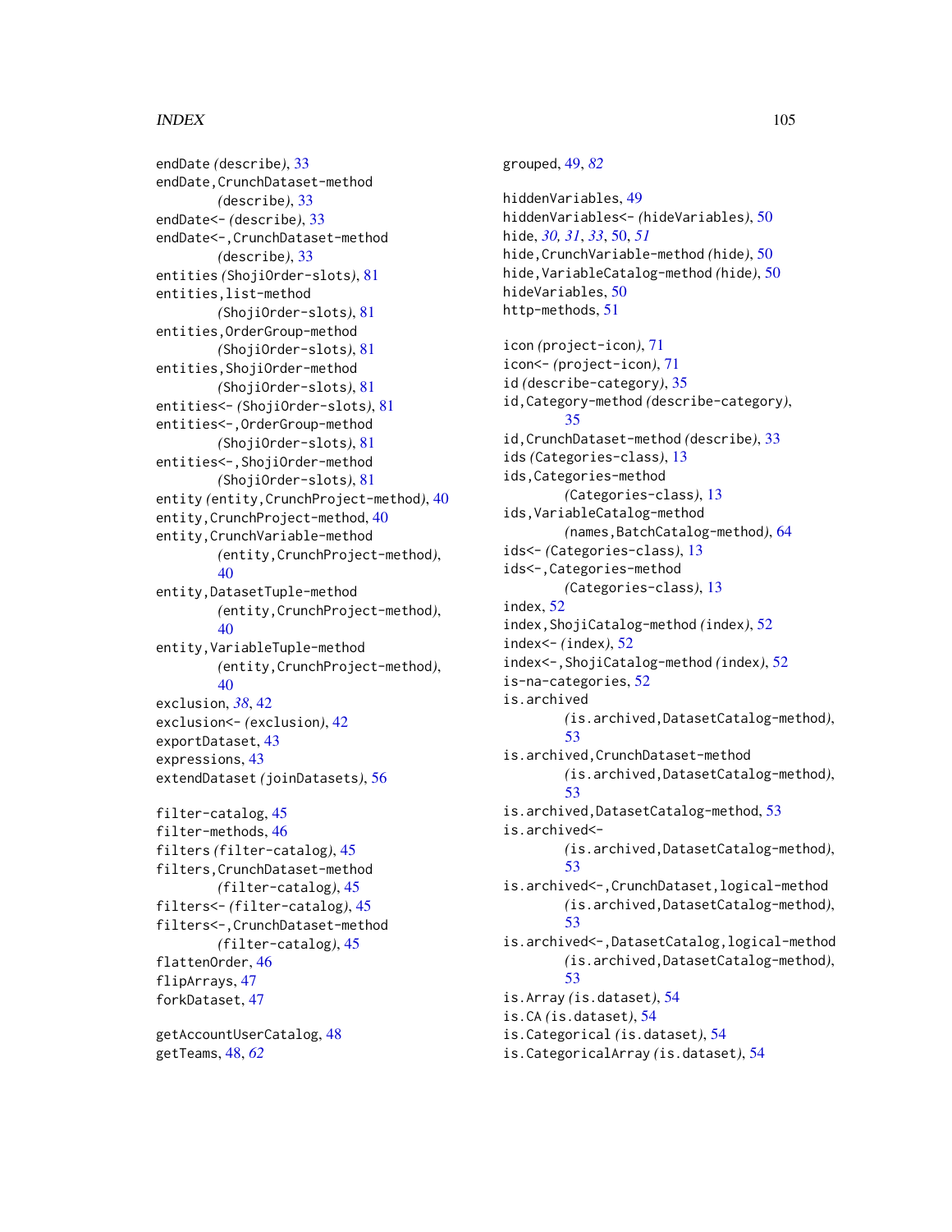endDate *(describe)*, 33
endDate,CrunchDataset-method *(describe)*, 33
endDate<- *(describe)*, 33
endDate<-,CrunchDataset-method *(describe)*, 33
entities *(ShojiOrder-slots)*, 81
entities,list-method *(ShojiOrder-slots)*, 81
entities,OrderGroup-method *(ShojiOrder-slots)*, 81
entities,ShojiOrder-method *(ShojiOrder-slots)*, 81
entities<- *(ShojiOrder-slots)*, 81
entities<-,OrderGroup-method *(ShojiOrder-slots)*, 81
entities<-,ShojiOrder-method *(ShojiOrder-slots)*, 81
entity *(entity,CrunchProject-method)*, 40
entity,CrunchProject-method, 40
entity,CrunchVariable-method *(entity,CrunchProject-method)*, 40
entity,DatasetTuple-method *(entity,CrunchProject-method)*, 40
entity,VariableTuple-method *(entity,CrunchProject-method)*, 40
exclusion, *38*, 42
exclusion<- *(exclusion)*, 42
exportDataset, 43
expressions, 43
extendDataset *(joinDatasets)*, 56

filter-catalog, 45
filter-methods, 46
filters *(filter-catalog)*, 45
filters,CrunchDataset-method *(filter-catalog)*, 45
filters<- *(filter-catalog)*, 45
filters<-,CrunchDataset-method *(filter-catalog)*, 45
flattenOrder, 46
flipArrays, 47
forkDataset, 47

getAccountUserCatalog, 48
getTeams, 48, *62*

grouped, 49, *82*

hiddenVariables, 49
hiddenVariables<- *(hideVariables)*, 50
hide, *30, 31, 33*, 50, *51*
hide,CrunchVariable-method *(hide)*, 50
hide,VariableCatalog-method *(hide)*, 50
hideVariables, 50
http-methods, 51

icon *(project-icon)*, 71
icon<- *(project-icon)*, 71
id *(describe-category)*, 35
id,Category-method *(describe-category)*, 35
id,CrunchDataset-method *(describe)*, 33
ids *(Categories-class)*, 13
ids,Categories-method *(Categories-class)*, 13
ids,VariableCatalog-method *(names,BatchCatalog-method)*, 64
ids<- *(Categories-class)*, 13
ids<-,Categories-method *(Categories-class)*, 13
index, 52
index,ShojiCatalog-method *(index)*, 52
index<- *(index)*, 52
index<-,ShojiCatalog-method *(index)*, 52
is-na-categories, 52
is.archived *(is.archived,DatasetCatalog-method)*, 53
is.archived,CrunchDataset-method *(is.archived,DatasetCatalog-method)*, 53
is.archived,DatasetCatalog-method, 53
is.archived<- *(is.archived,DatasetCatalog-method)*, 53
is.archived<-,CrunchDataset,logical-method *(is.archived,DatasetCatalog-method)*, 53
is.archived<-,DatasetCatalog,logical-method *(is.archived,DatasetCatalog-method)*, 53
is.Array *(is.dataset)*, 54
is.CA *(is.dataset)*, 54
is.Categorical *(is.dataset)*, 54
is.CategoricalArray *(is.dataset)*, 54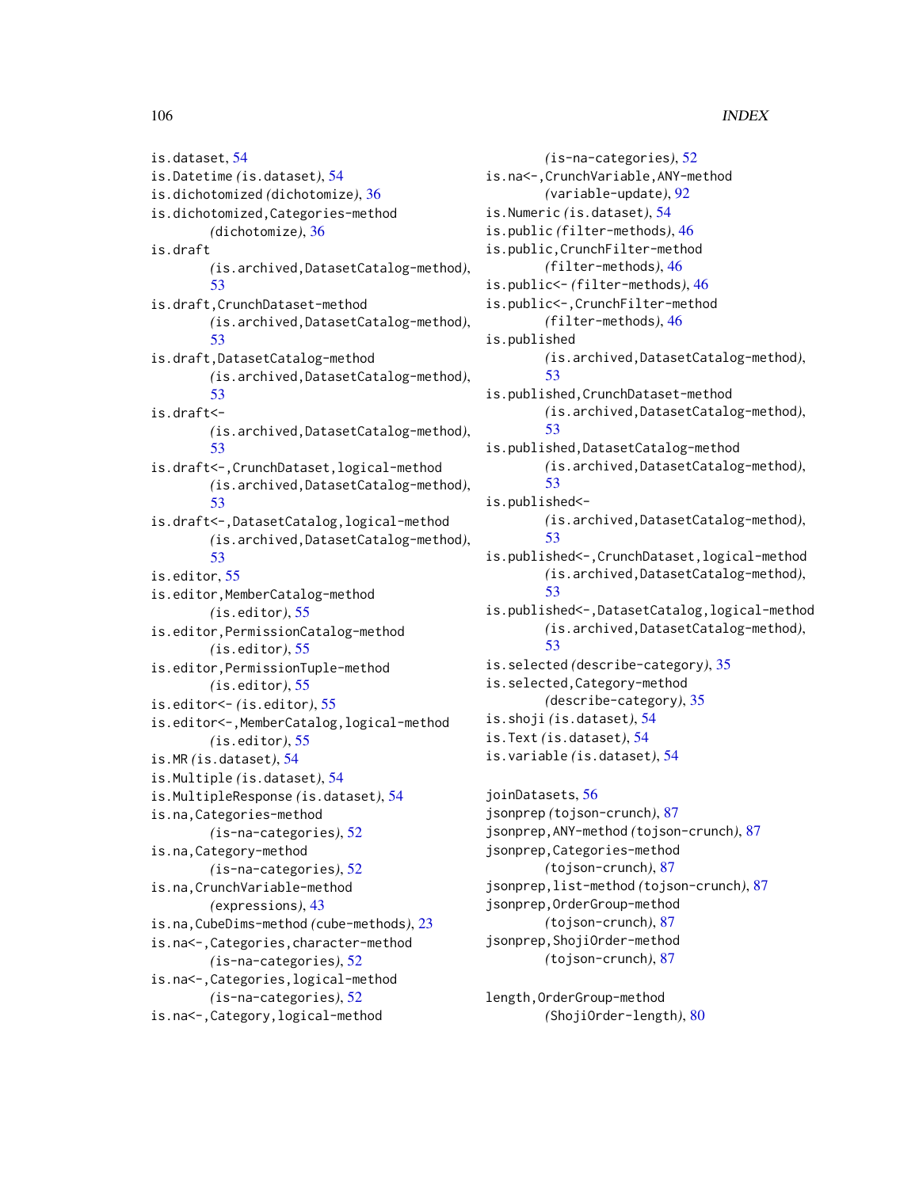is.dataset, 54
is.Datetime *(is.dataset)*, 54
is.dichotomized *(dichotomize)*, 36
is.dichotomized,Categories-method *(dichotomize)*, 36
is.draft *(is.archived,DatasetCatalog-method)*, 53
is.draft,CrunchDataset-method *(is.archived,DatasetCatalog-method)*, 53
is.draft,DatasetCatalog-method *(is.archived,DatasetCatalog-method)*, 53
is.draft<- *(is.archived,DatasetCatalog-method)*, 53
is.draft<-,CrunchDataset,logical-method *(is.archived,DatasetCatalog-method)*, 53
is.draft<-,DatasetCatalog,logical-method *(is.archived,DatasetCatalog-method)*, 53
is.editor, 55
is.editor,MemberCatalog-method *(is.editor)*, 55
is.editor,PermissionCatalog-method *(is.editor)*, 55
is.editor,PermissionTuple-method *(is.editor)*, 55
is.editor<- *(is.editor)*, 55
is.editor<-,MemberCatalog,logical-method *(is.editor)*, 55
is.MR *(is.dataset)*, 54
is.Multiple *(is.dataset)*, 54
is.MultipleResponse *(is.dataset)*, 54
is.na,Categories-method *(is-na-categories)*, 52
is.na,Category-method *(is-na-categories)*, 52
is.na,CrunchVariable-method *(expressions)*, 43
is.na,CubeDims-method *(cube-methods)*, 23
is.na<-,Categories,character-method *(is-na-categories)*, 52
is.na<-,Categories,logical-method *(is-na-categories)*, 52
is.na<-,Category,logical-method *(is-na-categories)*, 52
is.na<-,CrunchVariable,ANY-method *(variable-update)*, 92
is.Numeric *(is.dataset)*, 54
is.public *(filter-methods)*, 46
is.public,CrunchFilter-method *(filter-methods)*, 46
is.public<- *(filter-methods)*, 46
is.public<-,CrunchFilter-method *(filter-methods)*, 46
is.published *(is.archived,DatasetCatalog-method)*, 53
is.published,CrunchDataset-method *(is.archived,DatasetCatalog-method)*, 53
is.published,DatasetCatalog-method *(is.archived,DatasetCatalog-method)*, 53
is.published<- *(is.archived,DatasetCatalog-method)*, 53
is.published<-,CrunchDataset,logical-method *(is.archived,DatasetCatalog-method)*, 53
is.published<-,DatasetCatalog,logical-method *(is.archived,DatasetCatalog-method)*, 53
is.selected *(describe-category)*, 35
is.selected,Category-method *(describe-category)*, 35
is.shoji *(is.dataset)*, 54
is.Text *(is.dataset)*, 54
is.variable *(is.dataset)*, 54

joinDatasets, 56
jsonprep *(tojson-crunch)*, 87
jsonprep,ANY-method *(tojson-crunch)*, 87
jsonprep,Categories-method *(tojson-crunch)*, 87
jsonprep,list-method *(tojson-crunch)*, 87
jsonprep,OrderGroup-method *(tojson-crunch)*, 87
jsonprep,ShojiOrder-method *(tojson-crunch)*, 87

length,OrderGroup-method *(ShojiOrder-length)*, 80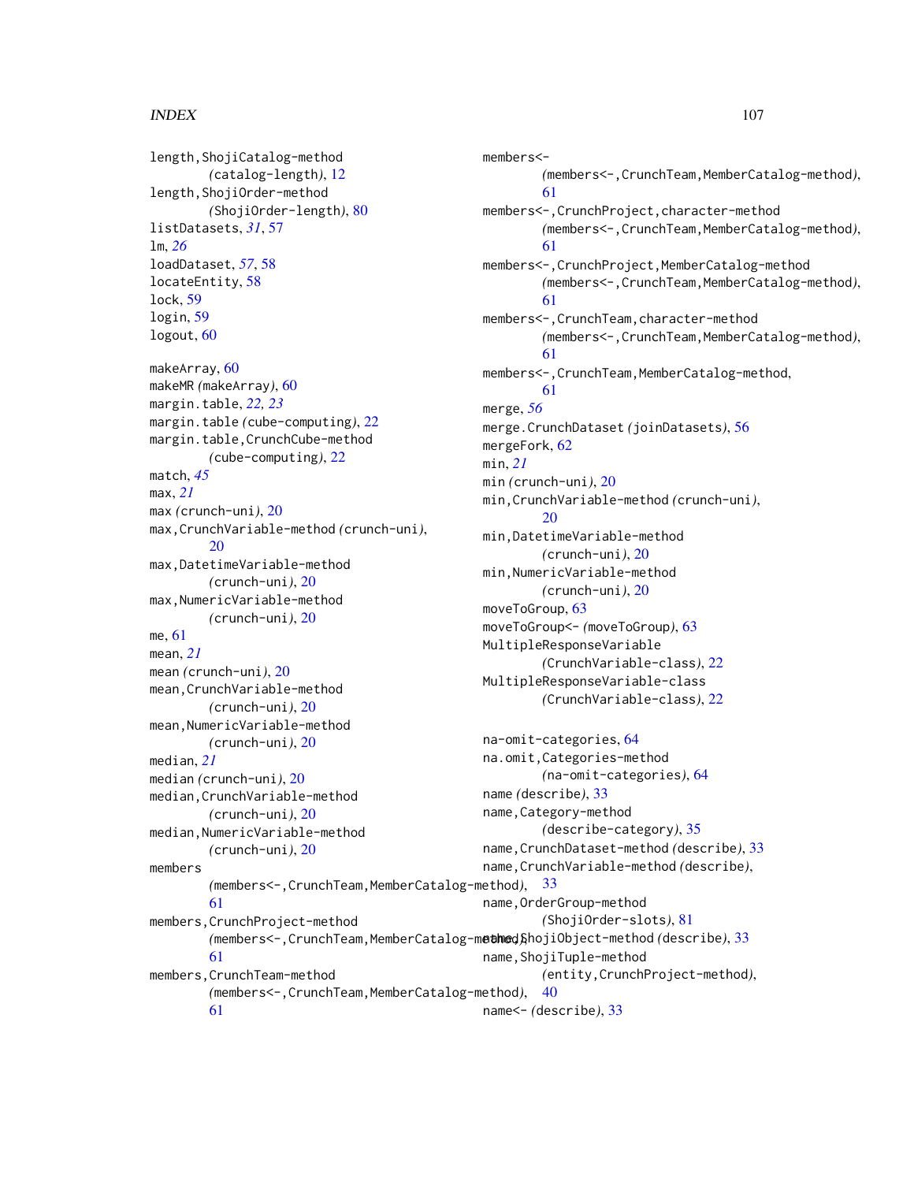length,ShojiCatalog-method (catalog-length), 12
length,ShojiOrder-method (ShojiOrder-length), 80
listDatasets, *31*, 57
lm, *26*
loadDataset, *57*, 58
locateEntity, 58
lock, 59
login, 59
logout, 60

makeArray, 60
makeMR *(makeArray)*, 60
margin.table, *22, 23*
margin.table *(cube-computing)*, 22
margin.table,CrunchCube-method *(cube-computing)*, 22
match, *45*
max, *21*
max *(crunch-uni)*, 20
max,CrunchVariable-method *(crunch-uni)*, 20
max,DatetimeVariable-method *(crunch-uni)*, 20
max,NumericVariable-method *(crunch-uni)*, 20
me, 61
mean, *21*
mean *(crunch-uni)*, 20
mean,CrunchVariable-method *(crunch-uni)*, 20
mean,NumericVariable-method *(crunch-uni)*, 20
median, *21*
median *(crunch-uni)*, 20
median,CrunchVariable-method *(crunch-uni)*, 20
median,NumericVariable-method *(crunch-uni)*, 20
members *(members<-,CrunchTeam,MemberCatalog-method)*, 61
members,CrunchProject-method *(members<-,CrunchTeam,MemberCatalog-method)*, 61
members,CrunchTeam-method *(members<-,CrunchTeam,MemberCatalog-method)*, 61
members<- *(members<-,CrunchTeam,MemberCatalog-method)*, 61
members<-,CrunchProject,character-method *(members<-,CrunchTeam,MemberCatalog-method)*, 61
members<-,CrunchProject,MemberCatalog-method *(members<-,CrunchTeam,MemberCatalog-method)*, 61
members<-,CrunchTeam,character-method *(members<-,CrunchTeam,MemberCatalog-method)*, 61
members<-,CrunchTeam,MemberCatalog-method, 61
merge, *56*
merge.CrunchDataset *(joinDatasets)*, 56
mergeFork, 62
min, *21*
min *(crunch-uni)*, 20
min,CrunchVariable-method *(crunch-uni)*, 20
min,DatetimeVariable-method *(crunch-uni)*, 20
min,NumericVariable-method *(crunch-uni)*, 20
moveToGroup, 63
moveToGroup<- *(moveToGroup)*, 63
MultipleResponseVariable *(CrunchVariable-class)*, 22
MultipleResponseVariable-class *(CrunchVariable-class)*, 22

na-omit-categories, 64
na.omit,Categories-method *(na-omit-categories)*, 64
name *(describe)*, 33
name,Category-method *(describe-category)*, 35
name,CrunchDataset-method *(describe)*, 33
name,CrunchVariable-method *(describe)*, 33
name,OrderGroup-method *(ShojiOrder-slots)*, 81
name,ShojiObject-method *(describe)*, 33
name,ShojiTuple-method *(entity,CrunchProject-method)*, 40
name<- *(describe)*, 33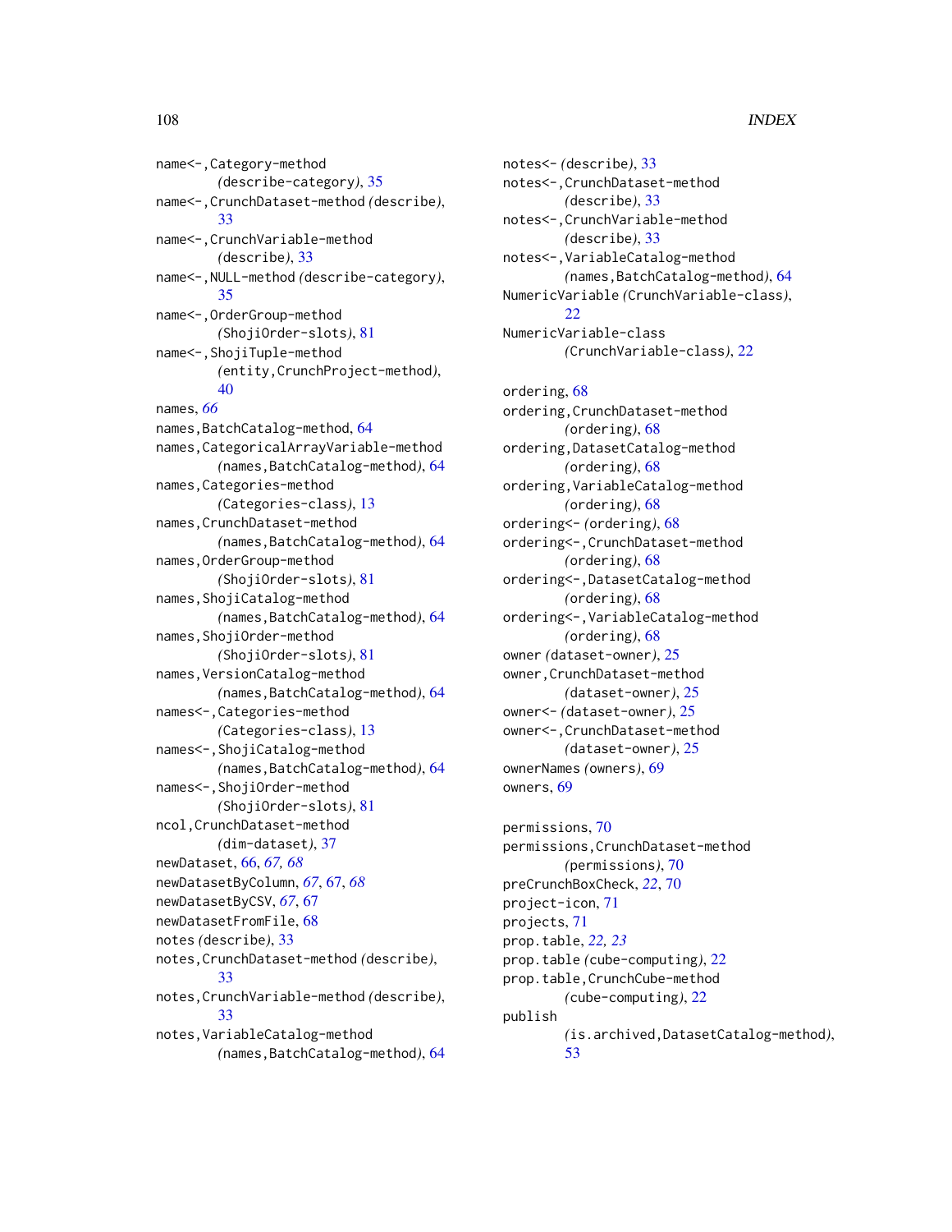name<-,Category-method
  *(describe-category)*, 35
name<-,CrunchDataset-method *(describe)*, 33
name<-,CrunchVariable-method
  *(describe)*, 33
name<-,NULL-method *(describe-category)*, 35
name<-,OrderGroup-method
  *(ShojiOrder-slots)*, 81
name<-,ShojiTuple-method
  *(entity,CrunchProject-method)*, 40
names, *66*
names,BatchCatalog-method, 64
names,CategoricalArrayVariable-method
  *(names,BatchCatalog-method)*, 64
names,Categories-method
  *(Categories-class)*, 13
names,CrunchDataset-method
  *(names,BatchCatalog-method)*, 64
names,OrderGroup-method
  *(ShojiOrder-slots)*, 81
names,ShojiCatalog-method
  *(names,BatchCatalog-method)*, 64
names,ShojiOrder-method
  *(ShojiOrder-slots)*, 81
names,VersionCatalog-method
  *(names,BatchCatalog-method)*, 64
names<-,Categories-method
  *(Categories-class)*, 13
names<-,ShojiCatalog-method
  *(names,BatchCatalog-method)*, 64
names<-,ShojiOrder-method
  *(ShojiOrder-slots)*, 81
ncol,CrunchDataset-method
  *(dim-dataset)*, 37
newDataset, 66, *67, 68*
newDatasetByColumn, *67*, 67, *68*
newDatasetByCSV, *67*, 67
newDatasetFromFile, 68
notes *(describe)*, 33
notes,CrunchDataset-method *(describe)*, 33
notes,CrunchVariable-method *(describe)*, 33
notes,VariableCatalog-method
  *(names,BatchCatalog-method)*, 64
notes<- *(describe)*, 33
notes<-,CrunchDataset-method
  *(describe)*, 33
notes<-,CrunchVariable-method
  *(describe)*, 33
notes<-,VariableCatalog-method
  *(names,BatchCatalog-method)*, 64
NumericVariable *(CrunchVariable-class)*, 22
NumericVariable-class
  *(CrunchVariable-class)*, 22

ordering, 68
ordering,CrunchDataset-method
  *(ordering)*, 68
ordering,DatasetCatalog-method
  *(ordering)*, 68
ordering,VariableCatalog-method
  *(ordering)*, 68
ordering<- *(ordering)*, 68
ordering<-,CrunchDataset-method
  *(ordering)*, 68
ordering<-,DatasetCatalog-method
  *(ordering)*, 68
ordering<-,VariableCatalog-method
  *(ordering)*, 68
owner *(dataset-owner)*, 25
owner,CrunchDataset-method
  *(dataset-owner)*, 25
owner<- *(dataset-owner)*, 25
owner<-,CrunchDataset-method
  *(dataset-owner)*, 25
ownerNames *(owners)*, 69
owners, 69

permissions, 70
permissions,CrunchDataset-method
  *(permissions)*, 70
preCrunchBoxCheck, *22*, 70
project-icon, 71
projects, 71
prop.table, *22, 23*
prop.table *(cube-computing)*, 22
prop.table,CrunchCube-method
  *(cube-computing)*, 22
publish
  *(is.archived,DatasetCatalog-method)*, 53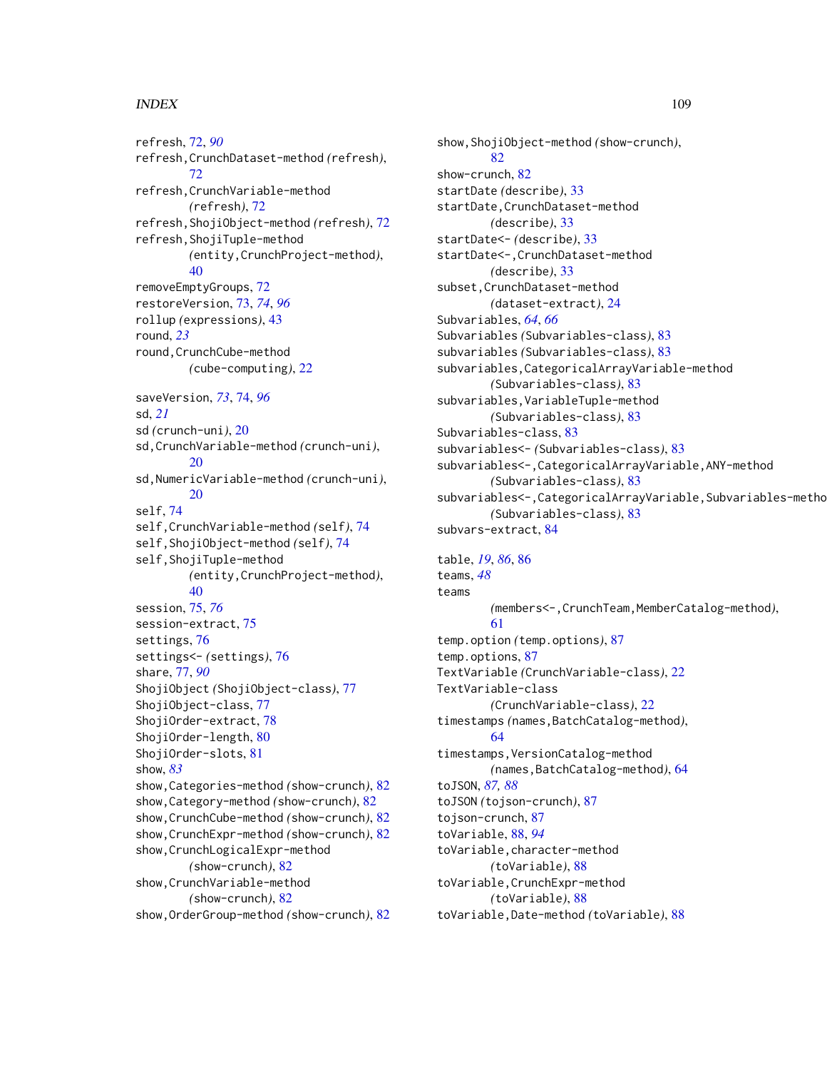refresh, 72, *90*
refresh,CrunchDataset-method *(*refresh*)*, 72
refresh,CrunchVariable-method *(*refresh*)*, 72
refresh,ShojiObject-method *(*refresh*)*, 72
refresh,ShojiTuple-method *(*entity,CrunchProject-method*)*, 40
removeEmptyGroups, 72
restoreVersion, 73, *74*, *96*
rollup *(*expressions*)*, 43
round, *23*
round,CrunchCube-method *(*cube-computing*)*, 22

saveVersion, *73*, 74, *96*
sd, *21*
sd *(*crunch-uni*)*, 20
sd,CrunchVariable-method *(*crunch-uni*)*, 20
sd,NumericVariable-method *(*crunch-uni*)*, 20
self, 74
self,CrunchVariable-method *(*self*)*, 74
self,ShojiObject-method *(*self*)*, 74
self,ShojiTuple-method *(*entity,CrunchProject-method*)*, 40
session, 75, *76*
session-extract, 75
settings, 76
settings<- *(*settings*)*, 76
share, 77, *90*
ShojiObject *(*ShojiObject-class*)*, 77
ShojiObject-class, 77
ShojiOrder-extract, 78
ShojiOrder-length, 80
ShojiOrder-slots, 81
show, *83*
show,Categories-method *(*show-crunch*)*, 82
show,Category-method *(*show-crunch*)*, 82
show,CrunchCube-method *(*show-crunch*)*, 82
show,CrunchExpr-method *(*show-crunch*)*, 82
show,CrunchLogicalExpr-method *(*show-crunch*)*, 82
show,CrunchVariable-method *(*show-crunch*)*, 82
show,OrderGroup-method *(*show-crunch*)*, 82
show,ShojiObject-method *(*show-crunch*)*, 82
show-crunch, 82
startDate *(*describe*)*, 33
startDate,CrunchDataset-method *(*describe*)*, 33
startDate<- *(*describe*)*, 33
startDate<-,CrunchDataset-method *(*describe*)*, 33
subset,CrunchDataset-method *(*dataset-extract*)*, 24
Subvariables, *64*, *66*
Subvariables *(*Subvariables-class*)*, 83
subvariables *(*Subvariables-class*)*, 83
subvariables,CategoricalArrayVariable-method *(*Subvariables-class*)*, 83
subvariables,VariableTuple-method *(*Subvariables-class*)*, 83
Subvariables-class, 83
subvariables<- *(*Subvariables-class*)*, 83
subvariables<-,CategoricalArrayVariable,ANY-method *(*Subvariables-class*)*, 83
subvariables<-,CategoricalArrayVariable,Subvariables-metho *(*Subvariables-class*)*, 83
subvars-extract, 84

table, *19*, *86*, 86
teams, *48*
teams *(*members<-,CrunchTeam,MemberCatalog-method*)*, 61
temp.option *(*temp.options*)*, 87
temp.options, 87
TextVariable *(*CrunchVariable-class*)*, 22
TextVariable-class *(*CrunchVariable-class*)*, 22
timestamps *(*names,BatchCatalog-method*)*, 64
timestamps,VersionCatalog-method *(*names,BatchCatalog-method*)*, 64
toJSON, *87*, *88*
toJSON *(*tojson-crunch*)*, 87
tojson-crunch, 87
toVariable, 88, *94*
toVariable,character-method *(*toVariable*)*, 88
toVariable,CrunchExpr-method *(*toVariable*)*, 88
toVariable,Date-method *(*toVariable*)*, 88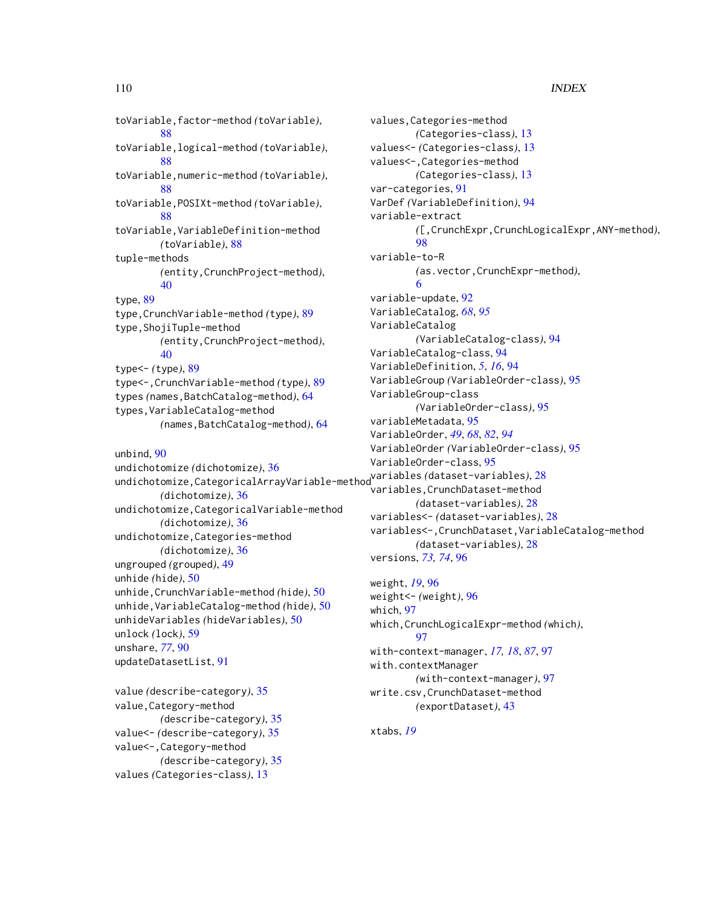toVariable,factor-method (toVariable), 88
toVariable,logical-method (toVariable), 88
toVariable,numeric-method (toVariable), 88
toVariable,POSIXt-method (toVariable), 88
toVariable,VariableDefinition-method (toVariable), 88
tuple-methods (entity,CrunchProject-method), 40
type, 89
type,CrunchVariable-method (type), 89
type,ShojiTuple-method (entity,CrunchProject-method), 40
type<- (type), 89
type<-,CrunchVariable-method (type), 89
types (names,BatchCatalog-method), 64
types,VariableCatalog-method (names,BatchCatalog-method), 64

unbind, 90
undichotomize (dichotomize), 36
undichotomize,CategoricalArrayVariable-method (dichotomize), 36
undichotomize,CategoricalVariable-method (dichotomize), 36
undichotomize,Categories-method (dichotomize), 36
ungrouped (grouped), 49
unhide (hide), 50
unhide,CrunchVariable-method (hide), 50
unhide,VariableCatalog-method (hide), 50
unhideVariables (hideVariables), 50
unlock (lock), 59
unshare, *77*, 90
updateDatasetList, 91

value (describe-category), 35
value,Category-method (describe-category), 35
value<- (describe-category), 35
value<-,Category-method (describe-category), 35
values (Categories-class), 13
values,Categories-method (Categories-class), 13
values<- (Categories-class), 13
values<-,Categories-method (Categories-class), 13
var-categories, 91
VarDef (VariableDefinition), 94
variable-extract ([,CrunchExpr,CrunchLogicalExpr,ANY-method), 98
variable-to-R (as.vector,CrunchExpr-method), 6
variable-update, 92
VariableCatalog, *68*, *95*
VariableCatalog (VariableCatalog-class), 94
VariableCatalog-class, 94
VariableDefinition, *5*, *16*, 94
VariableGroup (VariableOrder-class), 95
VariableGroup-class (VariableOrder-class), 95
variableMetadata, 95
VariableOrder, *49*, *68*, *82*, *94*
VariableOrder (VariableOrder-class), 95
VariableOrder-class, 95
variables (dataset-variables), 28
variables,CrunchDataset-method (dataset-variables), 28
variables<- (dataset-variables), 28
variables<-,CrunchDataset,VariableCatalog-method (dataset-variables), 28
versions, *73, 74*, 96

weight, *19*, 96
weight<- (weight), 96
which, 97
which,CrunchLogicalExpr-method (which), 97
with-context-manager, *17, 18*, *87*, 97
with.contextManager (with-context-manager), 97
write.csv,CrunchDataset-method (exportDataset), 43

xtabs, *19*